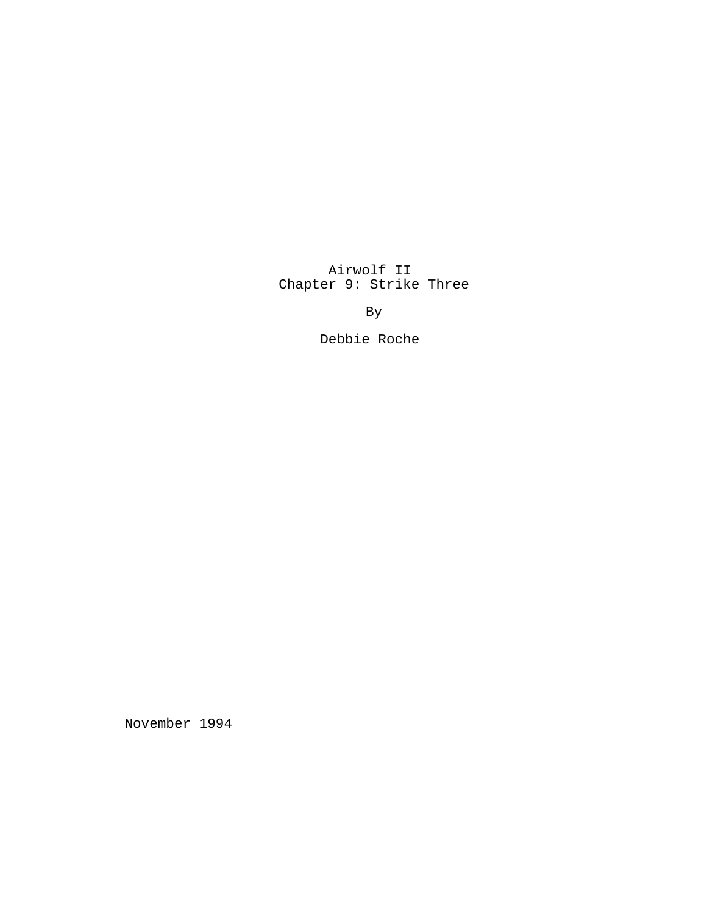# Airwolf II
## Chapter 9: Strike Three

By

Debbie Roche

November 1994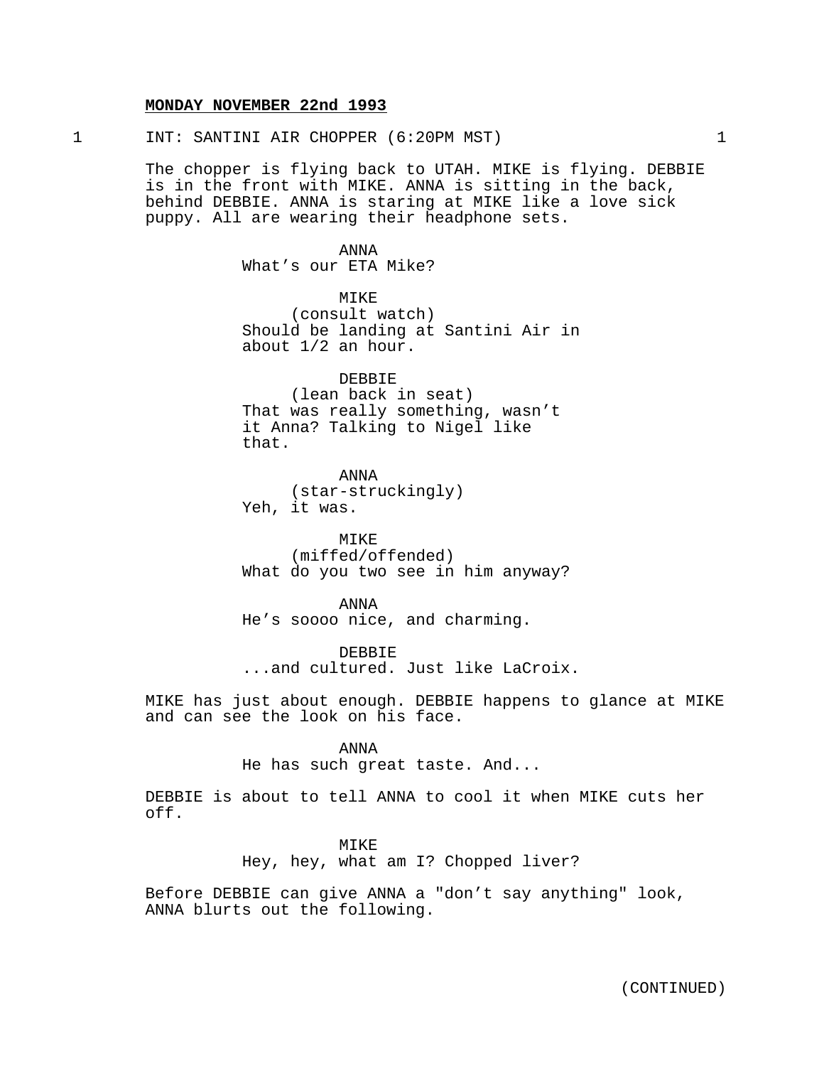**MONDAY NOVEMBER 22nd 1993**

1 INT: SANTINI AIR CHOPPER (6:20PM MST) 1

The chopper is flying back to UTAH. MIKE is flying. DEBBIE is in the front with MIKE. ANNA is sitting in the back, behind DEBBIE. ANNA is staring at MIKE like a love sick puppy. All are wearing their headphone sets.

ANNA
What's our ETA Mike?

MIKE
(consult watch)
Should be landing at Santini Air in about 1/2 an hour.

DEBBIE
(lean back in seat)
That was really something, wasn't it Anna? Talking to Nigel like that.

ANNA
(star-struckingly)
Yeh, it was.

MIKE
(miffed/offended)
What do you two see in him anyway?

ANNA
He's soooo nice, and charming.

DEBBIE
...and cultured. Just like LaCroix.

MIKE has just about enough. DEBBIE happens to glance at MIKE and can see the look on his face.

ANNA
He has such great taste. And...

DEBBIE is about to tell ANNA to cool it when MIKE cuts her off.

MIKE
Hey, hey, what am I? Chopped liver?

Before DEBBIE can give ANNA a "don't say anything" look, ANNA blurts out the following.

(CONTINUED)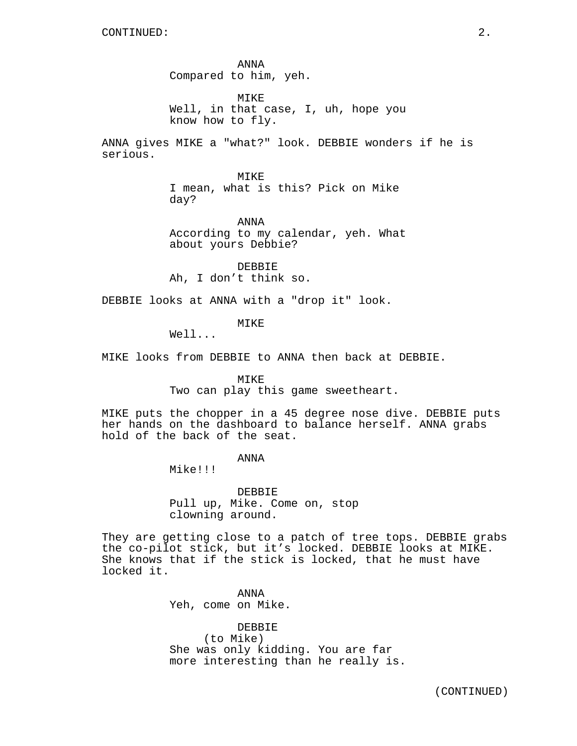ANNA
Compared to him, yeh.

MIKE
Well, in that case, I, uh, hope you know how to fly.

ANNA gives MIKE a "what?" look. DEBBIE wonders if he is serious.

MIKE
I mean, what is this? Pick on Mike day?

ANNA
According to my calendar, yeh. What about yours Debbie?

DEBBIE
Ah, I don’t think so.

DEBBIE looks at ANNA with a "drop it" look.

MIKE
Well...

MIKE looks from DEBBIE to ANNA then back at DEBBIE.

MIKE
Two can play this game sweetheart.

MIKE puts the chopper in a 45 degree nose dive. DEBBIE puts her hands on the dashboard to balance herself. ANNA grabs hold of the back of the seat.

ANNA
Mike!!!

DEBBIE
Pull up, Mike. Come on, stop clowning around.

They are getting close to a patch of tree tops. DEBBIE grabs the co-pilot stick, but it’s locked. DEBBIE looks at MIKE. She knows that if the stick is locked, that he must have locked it.

ANNA
Yeh, come on Mike.

DEBBIE
(to Mike)
She was only kidding. You are far more interesting than he really is.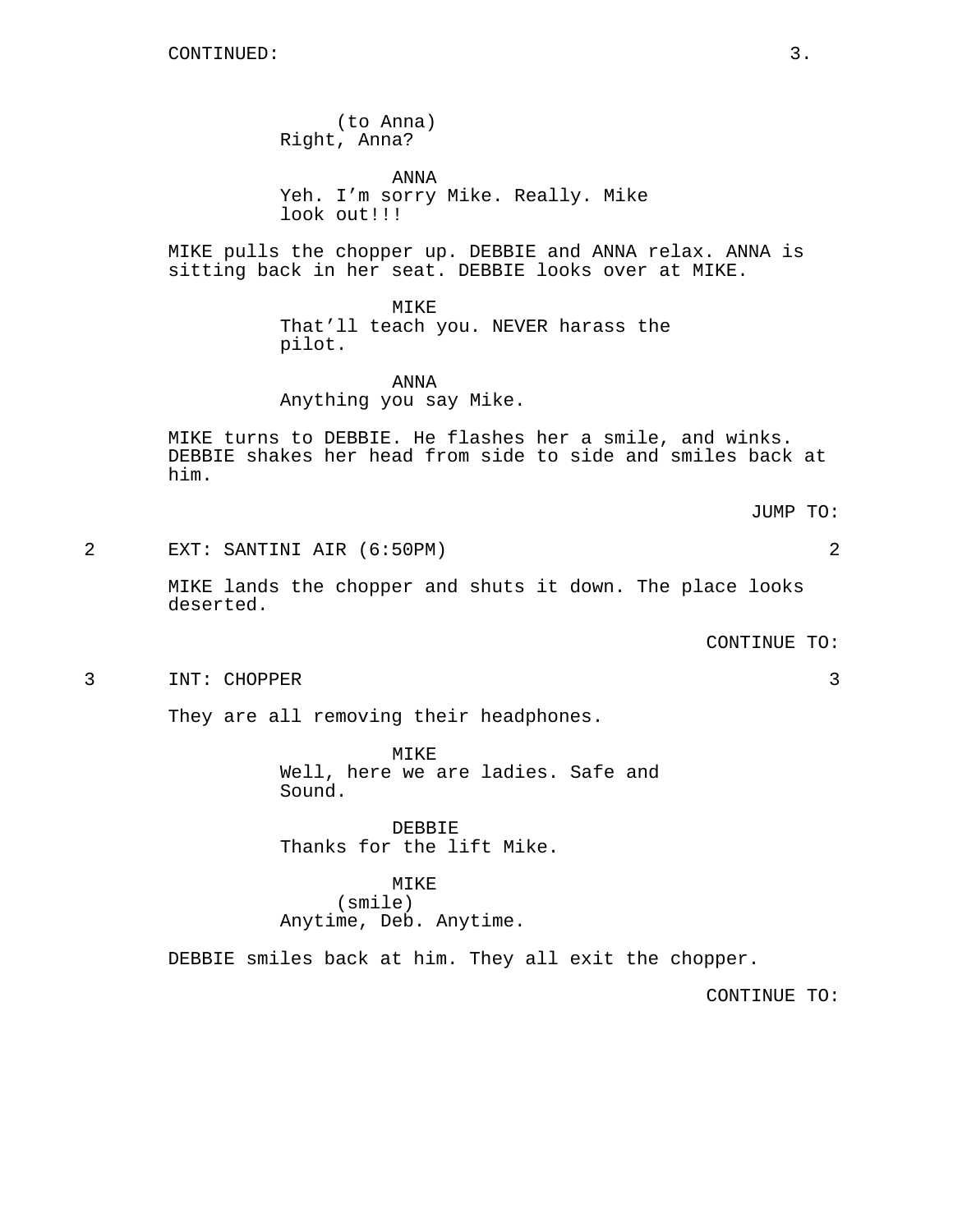CONTINUED:

(to Anna)
Right, Anna?

ANNA
Yeh. I’m sorry Mike. Really. Mike look out!!!

MIKE pulls the chopper up. DEBBIE and ANNA relax. ANNA is sitting back in her seat. DEBBIE looks over at MIKE.

MIKE
That’ll teach you. NEVER harass the pilot.

ANNA
Anything you say Mike.

MIKE turns to DEBBIE. He flashes her a smile, and winks. DEBBIE shakes her head from side to side and smiles back at him.

JUMP TO:

2 EXT: SANTINI AIR (6:50PM) 2

MIKE lands the chopper and shuts it down. The place looks deserted.

CONTINUE TO:

3 INT: CHOPPER 3

They are all removing their headphones.

MIKE
Well, here we are ladies. Safe and Sound.

DEBBIE
Thanks for the lift Mike.

MIKE
(smile)
Anytime, Deb. Anytime.

DEBBIE smiles back at him. They all exit the chopper.

CONTINUE TO: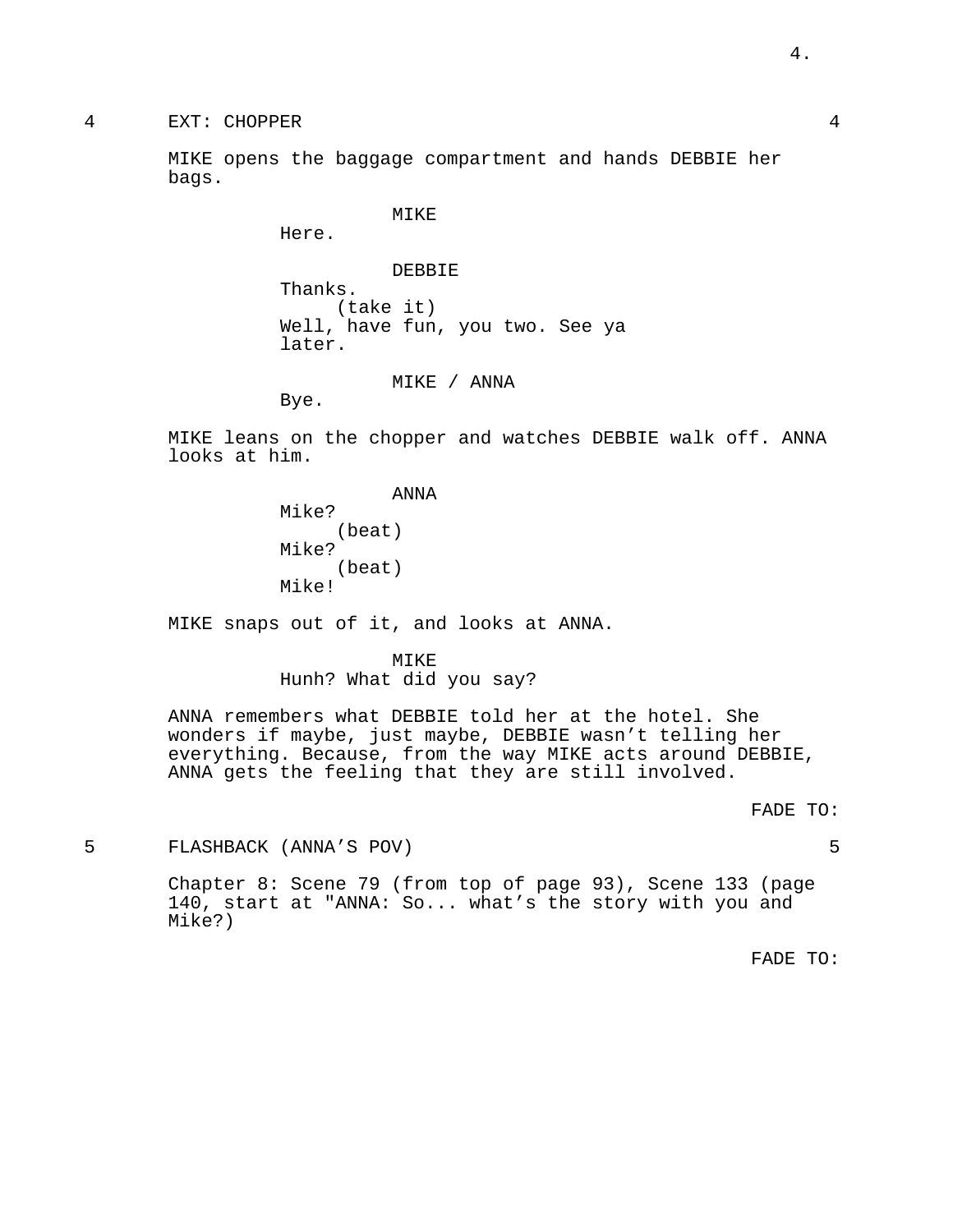4 EXT: CHOPPER 4

MIKE opens the baggage compartment and hands DEBBIE her bags.

MIKE
Here.

DEBBIE
Thanks.
(take it)
Well, have fun, you two. See ya later.

MIKE / ANNA
Bye.

MIKE leans on the chopper and watches DEBBIE walk off. ANNA looks at him.

ANNA
Mike?
(beat)
Mike?
(beat)
Mike!

MIKE snaps out of it, and looks at ANNA.

MIKE
Hunh? What did you say?

ANNA remembers what DEBBIE told her at the hotel. She wonders if maybe, just maybe, DEBBIE wasn't telling her everything. Because, from the way MIKE acts around DEBBIE, ANNA gets the feeling that they are still involved.

FADE TO:

5 FLASHBACK (ANNA'S POV) 5

Chapter 8: Scene 79 (from top of page 93), Scene 133 (page 140, start at "ANNA: So... what's the story with you and Mike?)

FADE TO: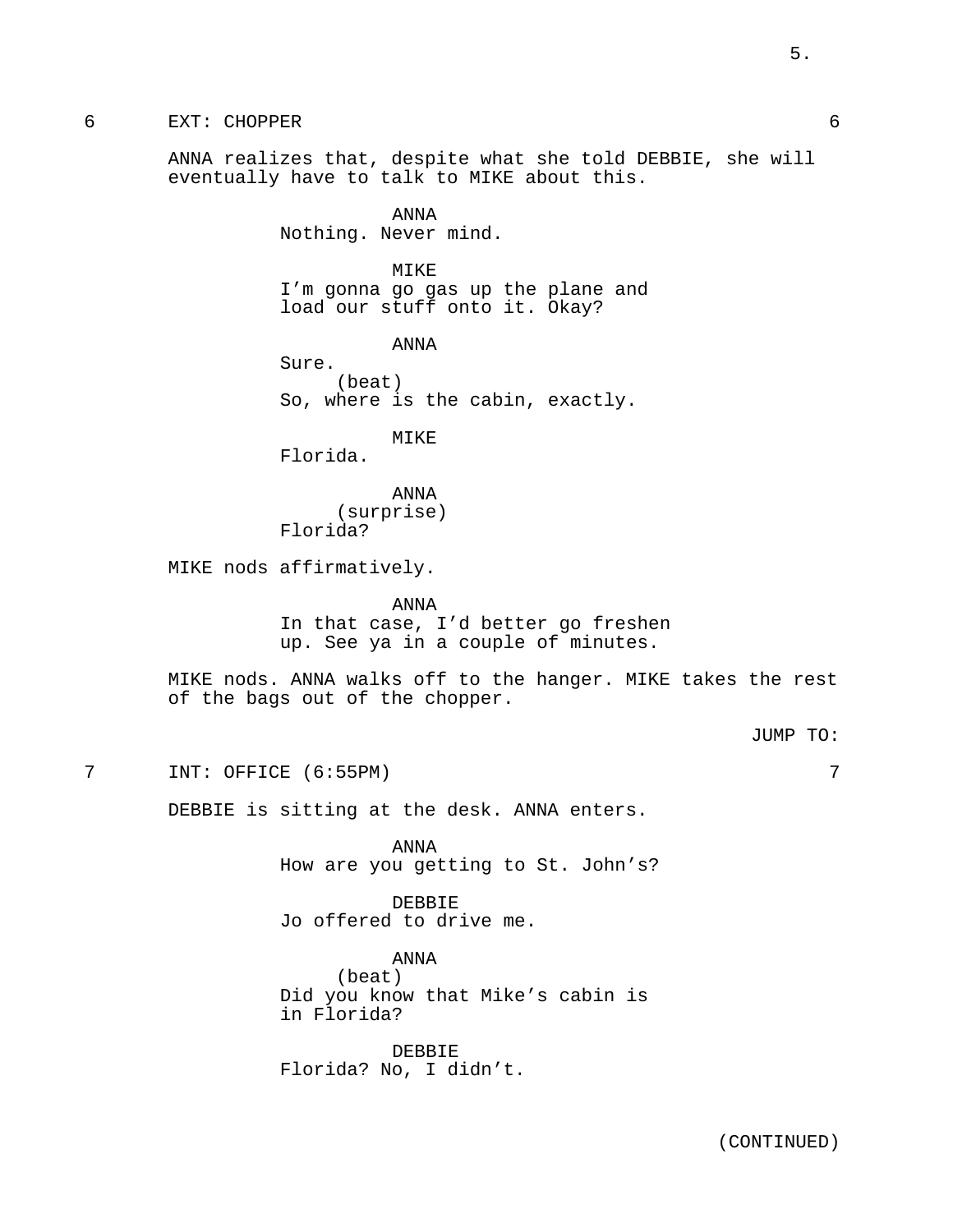6 EXT: CHOPPER 6

ANNA realizes that, despite what she told DEBBIE, she will eventually have to talk to MIKE about this.

ANNA
Nothing. Never mind.

MIKE
I'm gonna go gas up the plane and load our stuff onto it. Okay?

ANNA
Sure.
(beat)
So, where is the cabin, exactly.

MIKE
Florida.

ANNA
(surprise)
Florida?

MIKE nods affirmatively.

ANNA
In that case, I'd better go freshen up. See ya in a couple of minutes.

MIKE nods. ANNA walks off to the hanger. MIKE takes the rest of the bags out of the chopper.

JUMP TO:

7 INT: OFFICE (6:55PM) 7

DEBBIE is sitting at the desk. ANNA enters.

ANNA
How are you getting to St. John's?

DEBBIE
Jo offered to drive me.

ANNA
(beat)
Did you know that Mike's cabin is in Florida?

DEBBIE
Florida? No, I didn't.

(CONTINUED)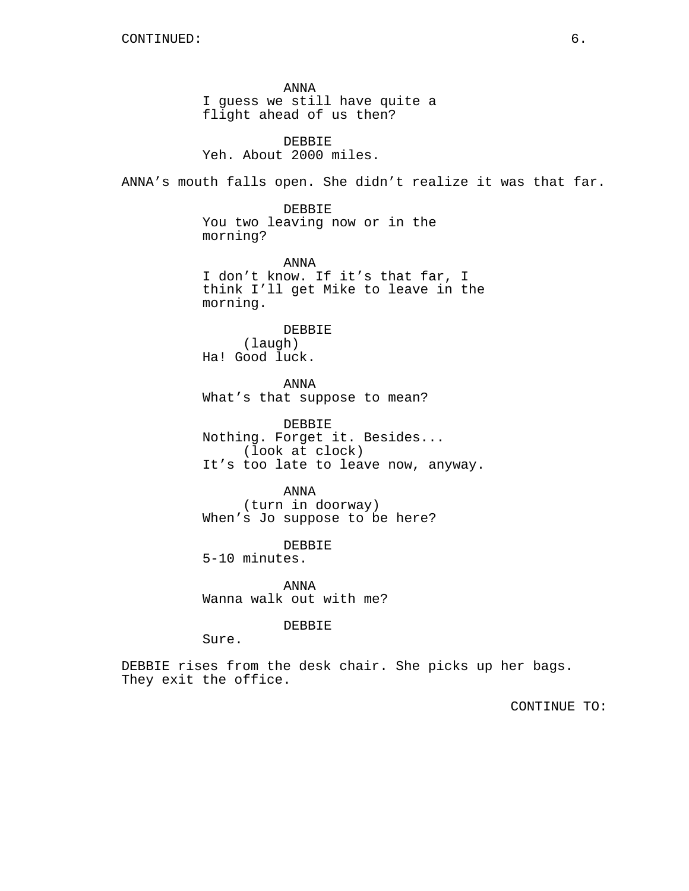CONTINUED:

ANNA
I guess we still have quite a flight ahead of us then?

DEBBIE
Yeh. About 2000 miles.

ANNA's mouth falls open. She didn't realize it was that far.

DEBBIE
You two leaving now or in the morning?

ANNA
I don't know. If it's that far, I think I'll get Mike to leave in the morning.

DEBBIE
(laugh)
Ha! Good luck.

ANNA
What's that suppose to mean?

DEBBIE
Nothing. Forget it. Besides...
(look at clock)
It's too late to leave now, anyway.

ANNA
(turn in doorway)
When's Jo suppose to be here?

DEBBIE
5-10 minutes.

ANNA
Wanna walk out with me?

DEBBIE
Sure.

DEBBIE rises from the desk chair. She picks up her bags. They exit the office.

CONTINUE TO: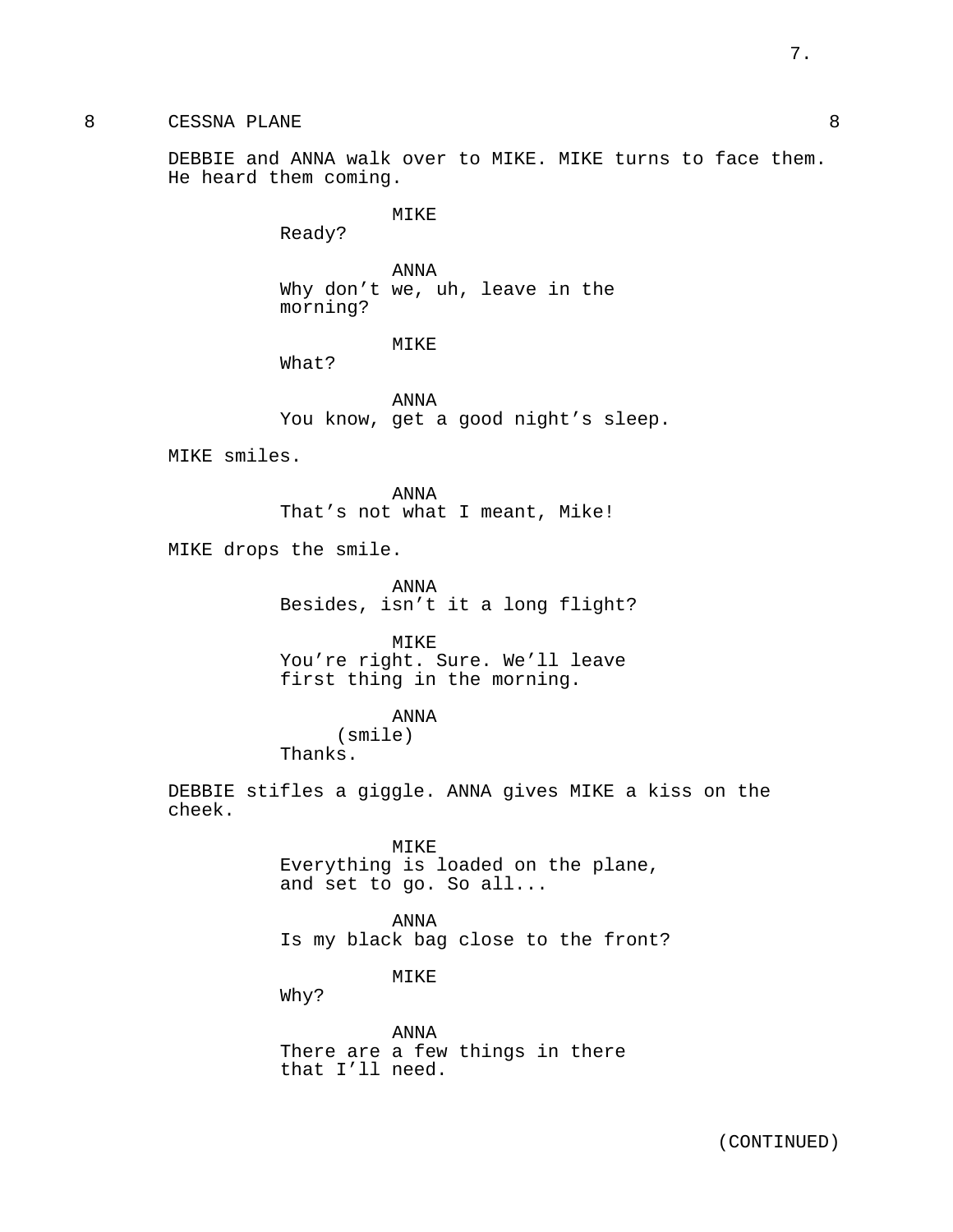8 CESSNA PLANE 8

DEBBIE and ANNA walk over to MIKE. MIKE turns to face them. He heard them coming.

MIKE
Ready?

ANNA
Why don't we, uh, leave in the morning?

MIKE
What?

ANNA
You know, get a good night's sleep.

MIKE smiles.

ANNA
That's not what I meant, Mike!

MIKE drops the smile.

ANNA
Besides, isn't it a long flight?

MIKE
You're right. Sure. We'll leave first thing in the morning.

ANNA
(smile)
Thanks.

DEBBIE stifles a giggle. ANNA gives MIKE a kiss on the cheek.

MIKE
Everything is loaded on the plane, and set to go. So all...

ANNA
Is my black bag close to the front?

MIKE
Why?

ANNA
There are a few things in there that I'll need.

(CONTINUED)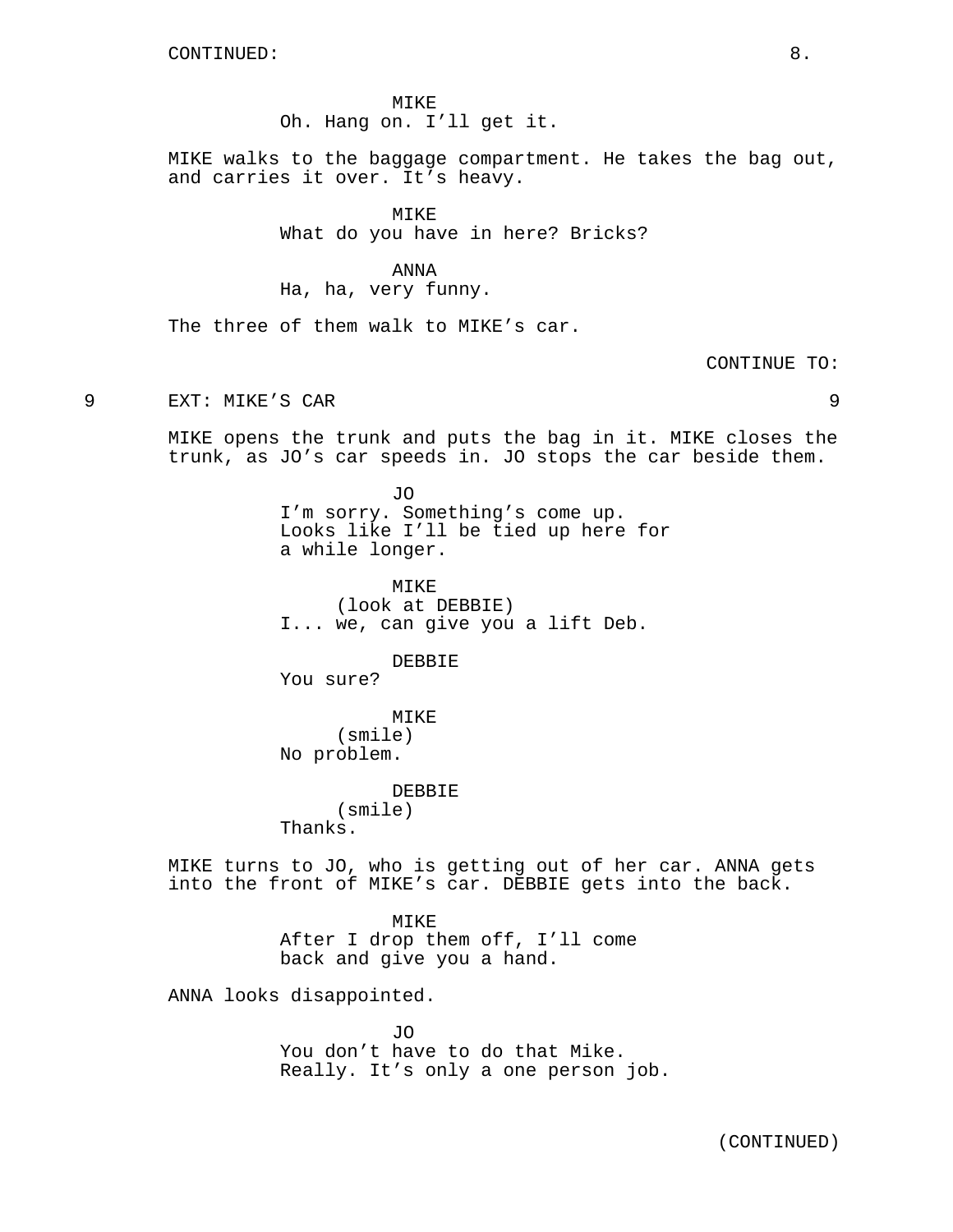CONTINUED:

MIKE
Oh. Hang on. I'll get it.

MIKE walks to the baggage compartment. He takes the bag out, and carries it over. It's heavy.

MIKE
What do you have in here? Bricks?

ANNA
Ha, ha, very funny.

The three of them walk to MIKE's car.

CONTINUE TO:

9 EXT: MIKE'S CAR 9

MIKE opens the trunk and puts the bag in it. MIKE closes the trunk, as JO's car speeds in. JO stops the car beside them.

JO
I'm sorry. Something's come up. Looks like I'll be tied up here for a while longer.

MIKE
(look at DEBBIE)
I... we, can give you a lift Deb.

DEBBIE
You sure?

MIKE
(smile)
No problem.

DEBBIE
(smile)
Thanks.

MIKE turns to JO, who is getting out of her car. ANNA gets into the front of MIKE's car. DEBBIE gets into the back.

MIKE
After I drop them off, I'll come back and give you a hand.

ANNA looks disappointed.

JO
You don't have to do that Mike. Really. It's only a one person job.

(CONTINUED)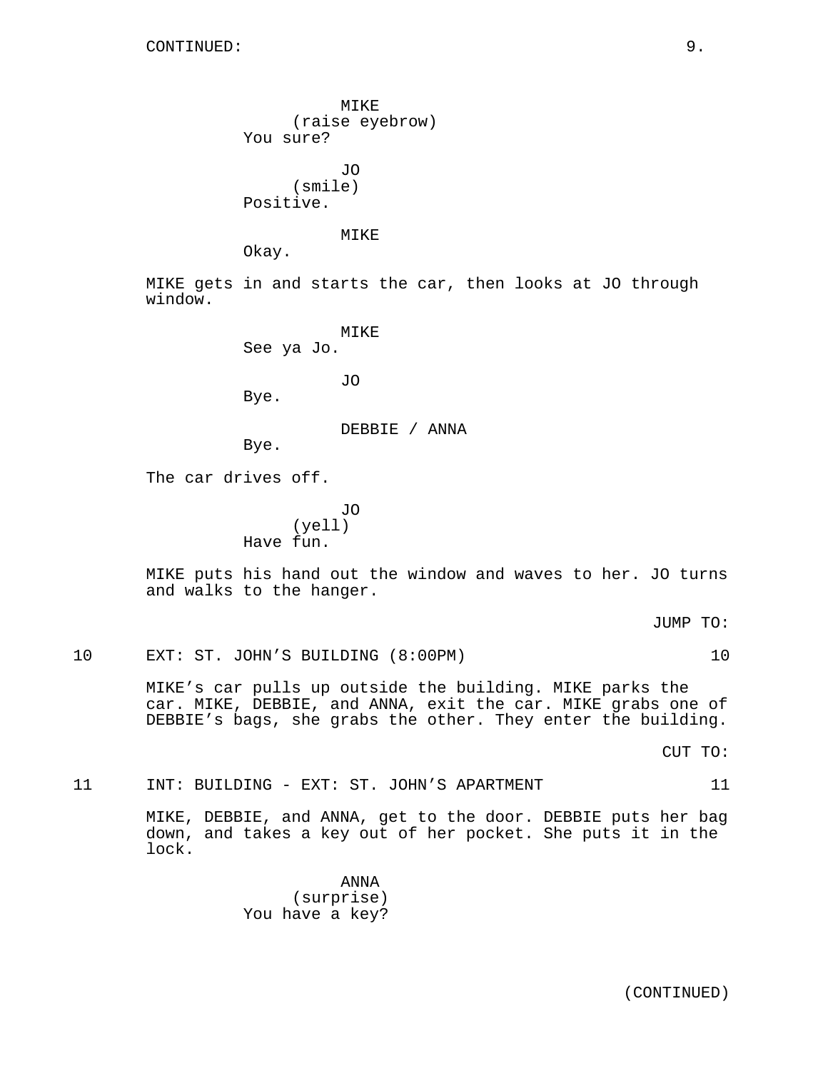CONTINUED:

MIKE
(raise eyebrow)
You sure?

JO
(smile)
Positive.

MIKE
Okay.

MIKE gets in and starts the car, then looks at JO through window.

MIKE
See ya Jo.

JO
Bye.

DEBBIE / ANNA
Bye.

The car drives off.

JO
(yell)
Have fun.

MIKE puts his hand out the window and waves to her. JO turns and walks to the hanger.

JUMP TO:

10 EXT: ST. JOHN'S BUILDING (8:00PM) 10

MIKE's car pulls up outside the building. MIKE parks the car. MIKE, DEBBIE, and ANNA, exit the car. MIKE grabs one of DEBBIE's bags, she grabs the other. They enter the building.

CUT TO:

11 INT: BUILDING - EXT: ST. JOHN'S APARTMENT 11

MIKE, DEBBIE, and ANNA, get to the door. DEBBIE puts her bag down, and takes a key out of her pocket. She puts it in the lock.

ANNA
(surprise)
You have a key?

(CONTINUED)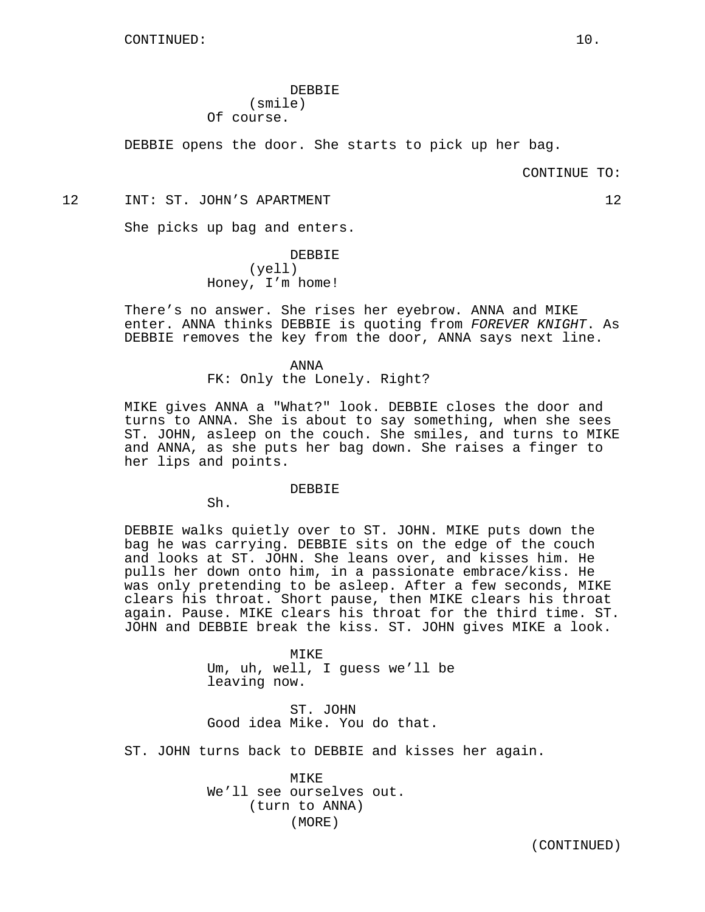CONTINUED:

DEBBIE
(smile)
Of course.

DEBBIE opens the door. She starts to pick up her bag.

CONTINUE TO:

12 INT: ST. JOHN'S APARTMENT 12

She picks up bag and enters.

DEBBIE
(yell)
Honey, I'm home!

There's no answer. She rises her eyebrow. ANNA and MIKE enter. ANNA thinks DEBBIE is quoting from *FOREVER KNIGHT*. As DEBBIE removes the key from the door, ANNA says next line.

ANNA
FK: Only the Lonely. Right?

MIKE gives ANNA a "What?" look. DEBBIE closes the door and turns to ANNA. She is about to say something, when she sees ST. JOHN, asleep on the couch. She smiles, and turns to MIKE and ANNA, as she puts her bag down. She raises a finger to her lips and points.

DEBBIE
Sh.

DEBBIE walks quietly over to ST. JOHN. MIKE puts down the bag he was carrying. DEBBIE sits on the edge of the couch and looks at ST. JOHN. She leans over, and kisses him. He pulls her down onto him, in a passionate embrace/kiss. He was only pretending to be asleep. After a few seconds, MIKE clears his throat. Short pause, then MIKE clears his throat again. Pause. MIKE clears his throat for the third time. ST. JOHN and DEBBIE break the kiss. ST. JOHN gives MIKE a look.

MIKE
Um, uh, well, I guess we'll be leaving now.

ST. JOHN
Good idea Mike. You do that.

ST. JOHN turns back to DEBBIE and kisses her again.

MIKE
We'll see ourselves out.
(turn to ANNA)
(MORE)

(CONTINUED)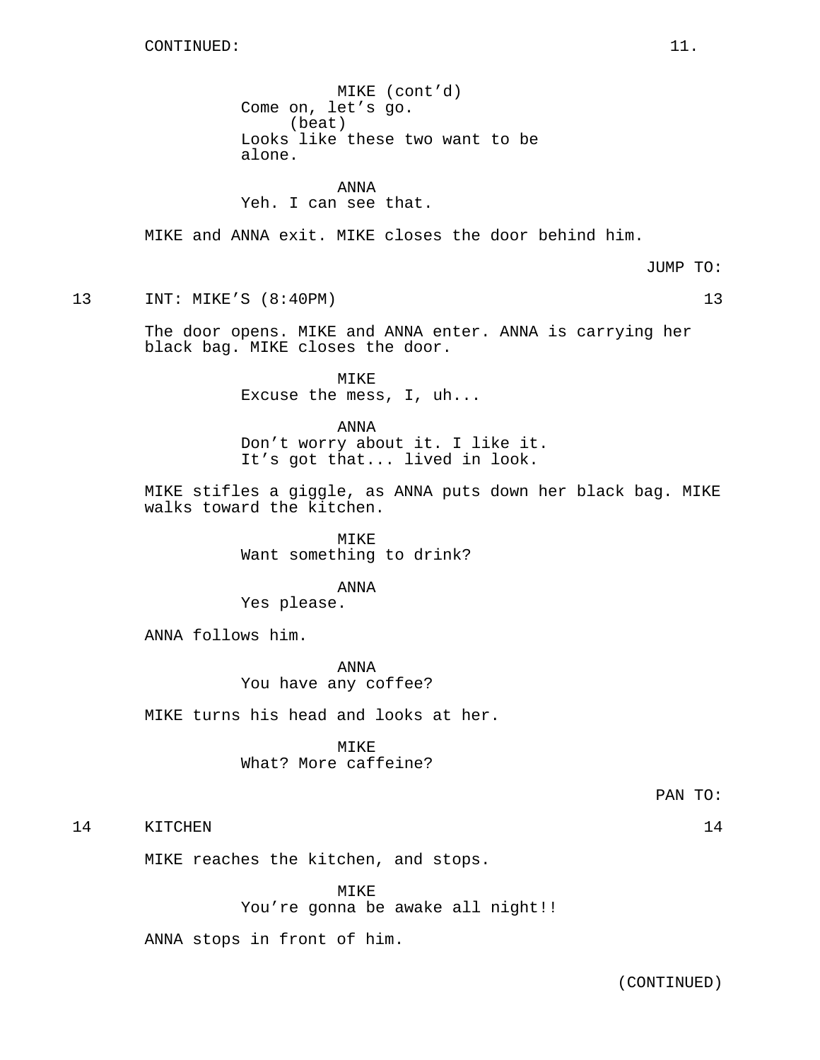CONTINUED:

MIKE (cont'd)
Come on, let's go.
(beat)
Looks like these two want to be alone.

ANNA
Yeh. I can see that.

MIKE and ANNA exit. MIKE closes the door behind him.

JUMP TO:

13 INT: MIKE'S (8:40PM) 13

The door opens. MIKE and ANNA enter. ANNA is carrying her black bag. MIKE closes the door.

MIKE
Excuse the mess, I, uh...

ANNA
Don't worry about it. I like it. It's got that... lived in look.

MIKE stifles a giggle, as ANNA puts down her black bag. MIKE walks toward the kitchen.

MIKE
Want something to drink?

ANNA
Yes please.

ANNA follows him.

ANNA
You have any coffee?

MIKE turns his head and looks at her.

MIKE
What? More caffeine?

PAN TO:

14 KITCHEN 14

MIKE reaches the kitchen, and stops.

MIKE
You're gonna be awake all night!!

ANNA stops in front of him.

(CONTINUED)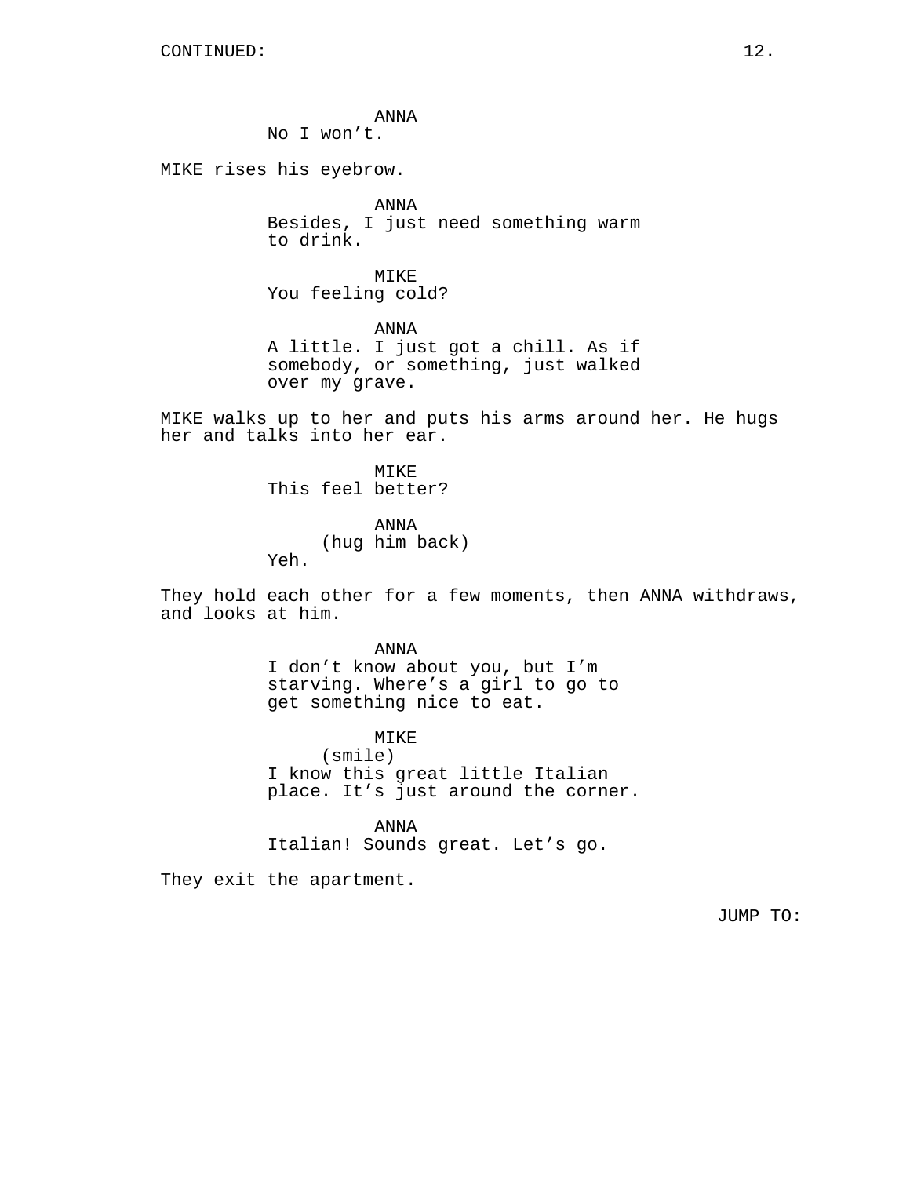CONTINUED:

ANNA
No I won't.

MIKE rises his eyebrow.

ANNA
Besides, I just need something warm to drink.

MIKE
You feeling cold?

ANNA
A little. I just got a chill. As if somebody, or something, just walked over my grave.

MIKE walks up to her and puts his arms around her. He hugs her and talks into her ear.

MIKE
This feel better?

ANNA
(hug him back)
Yeh.

They hold each other for a few moments, then ANNA withdraws, and looks at him.

ANNA
I don't know about you, but I'm starving. Where's a girl to go to get something nice to eat.

MIKE
(smile)
I know this great little Italian place. It's just around the corner.

ANNA
Italian! Sounds great. Let's go.

They exit the apartment.

JUMP TO: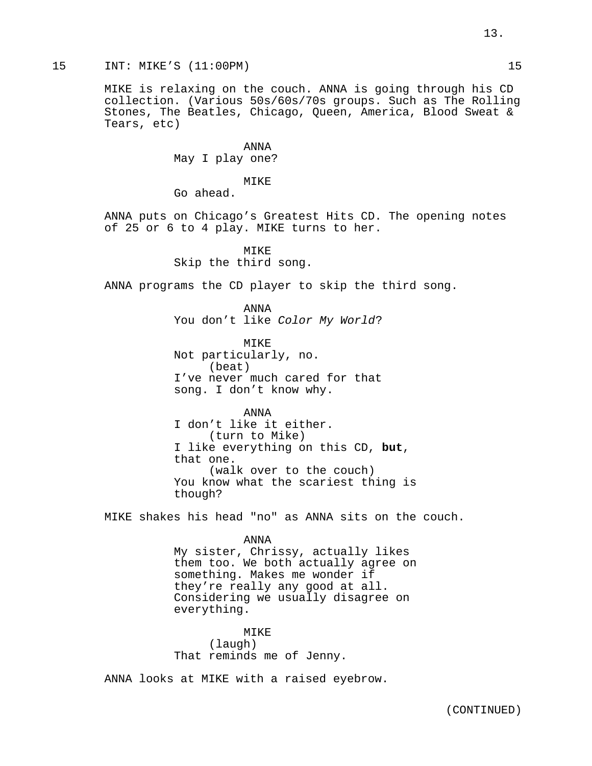15 INT: MIKE'S (11:00PM) 15

MIKE is relaxing on the couch. ANNA is going through his CD collection. (Various 50s/60s/70s groups. Such as The Rolling Stones, The Beatles, Chicago, Queen, America, Blood Sweat & Tears, etc)

ANNA
May I play one?

MIKE
Go ahead.

ANNA puts on Chicago's Greatest Hits CD. The opening notes of 25 or 6 to 4 play. MIKE turns to her.

MIKE
Skip the third song.

ANNA programs the CD player to skip the third song.

ANNA
You don't like *Color My World*?

MIKE
Not particularly, no.
(beat)
I've never much cared for that song. I don't know why.

ANNA
I don't like it either.
(turn to Mike)
I like everything on this CD, **but**, that one.
(walk over to the couch)
You know what the scariest thing is though?

MIKE shakes his head "no" as ANNA sits on the couch.

ANNA
My sister, Chrissy, actually likes them too. We both actually agree on something. Makes me wonder if they're really any good at all. Considering we usually disagree on everything.

MIKE
(laugh)
That reminds me of Jenny.

ANNA looks at MIKE with a raised eyebrow.

(CONTINUED)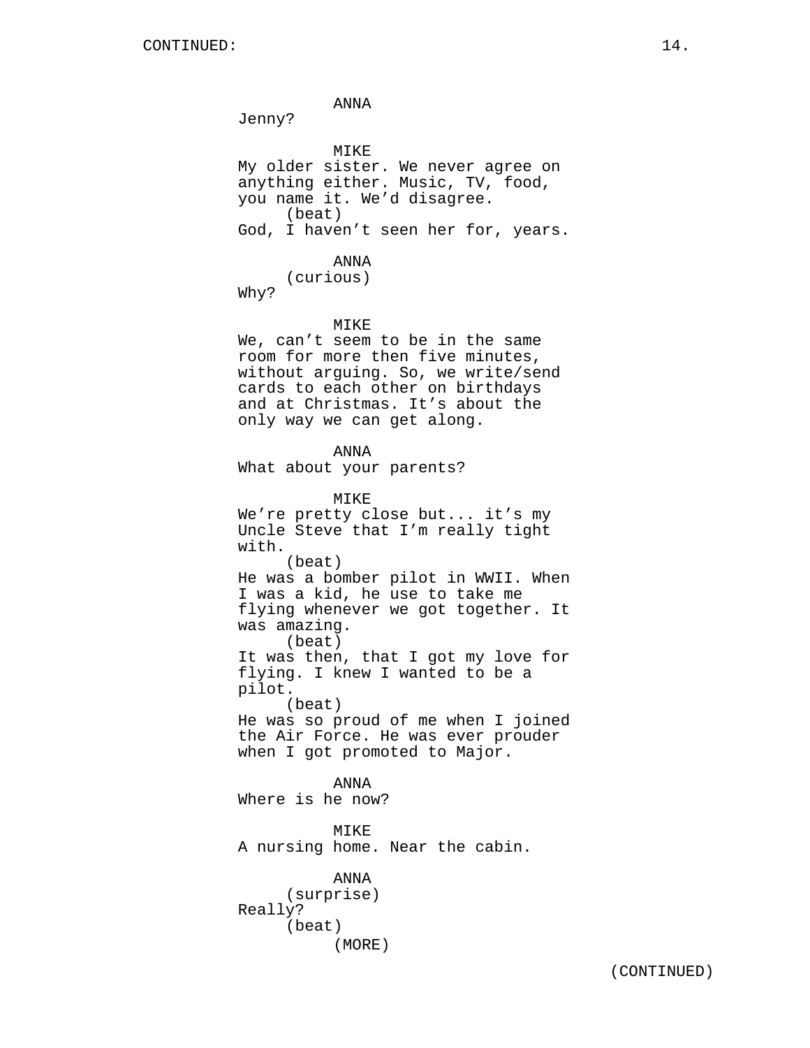CONTINUED:

ANNA
Jenny?

MIKE
My older sister. We never agree on anything either. Music, TV, food, you name it. We'd disagree.
(beat)
God, I haven't seen her for, years.

ANNA
(curious)
Why?

MIKE
We, can't seem to be in the same room for more then five minutes, without arguing. So, we write/send cards to each other on birthdays and at Christmas. It's about the only way we can get along.

ANNA
What about your parents?

MIKE
We're pretty close but... it's my Uncle Steve that I'm really tight with.
(beat)
He was a bomber pilot in WWII. When I was a kid, he use to take me flying whenever we got together. It was amazing.
(beat)
It was then, that I got my love for flying. I knew I wanted to be a pilot.
(beat)
He was so proud of me when I joined the Air Force. He was ever prouder when I got promoted to Major.

ANNA
Where is he now?

MIKE
A nursing home. Near the cabin.

ANNA
(surprise)
Really?
(beat)
(MORE)

(CONTINUED)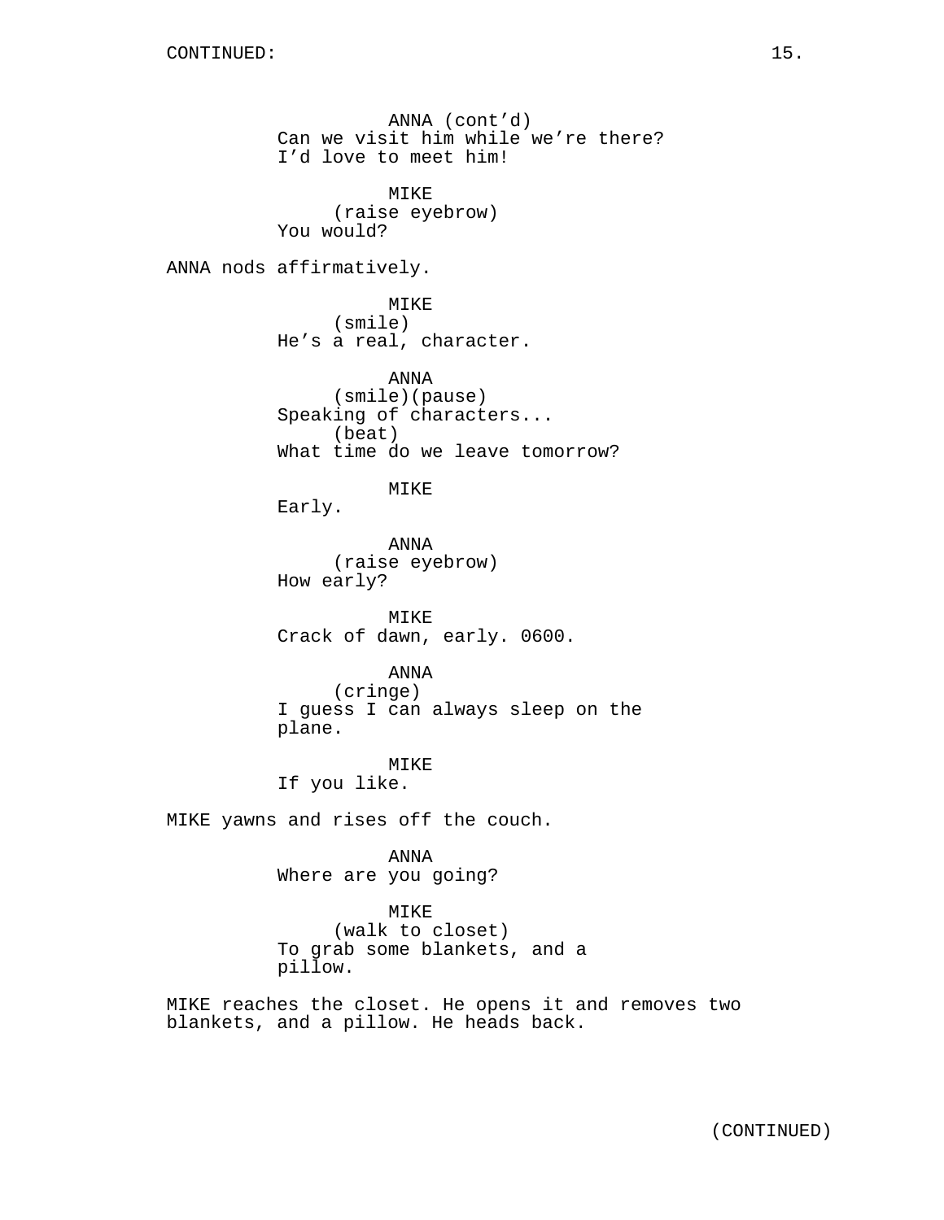ANNA (cont'd)
Can we visit him while we're there? I'd love to meet him!

MIKE
(raise eyebrow)
You would?

ANNA nods affirmatively.

MIKE
(smile)
He's a real, character.

ANNA
(smile)(pause)
Speaking of characters...
(beat)
What time do we leave tomorrow?

MIKE
Early.

ANNA
(raise eyebrow)
How early?

MIKE
Crack of dawn, early. 0600.

ANNA
(cringe)
I guess I can always sleep on the plane.

MIKE
If you like.

MIKE yawns and rises off the couch.

ANNA
Where are you going?

MIKE
(walk to closet)
To grab some blankets, and a pillow.

MIKE reaches the closet. He opens it and removes two blankets, and a pillow. He heads back.

(CONTINUED)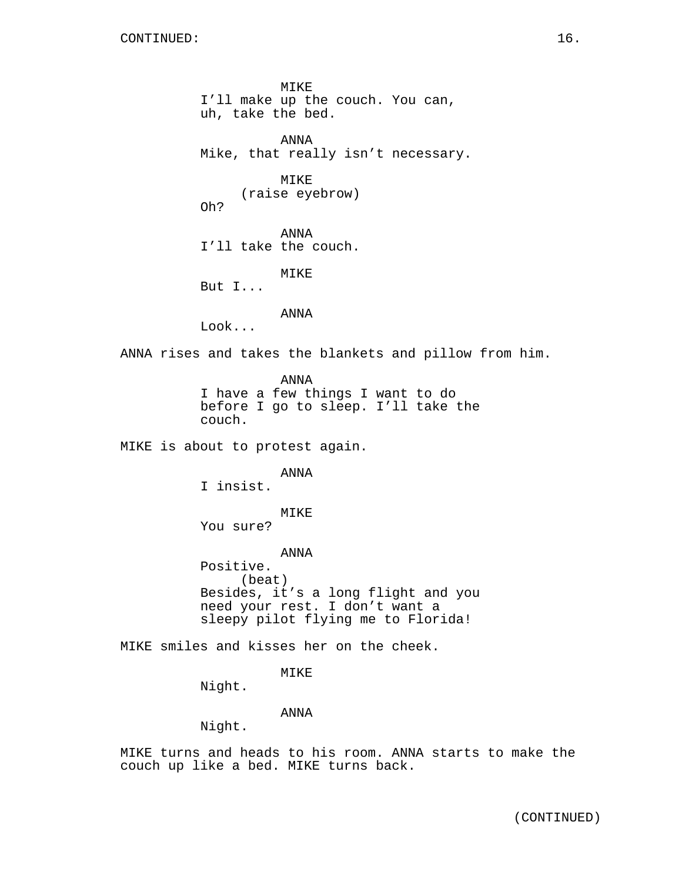MIKE
I'll make up the couch. You can, uh, take the bed.

ANNA
Mike, that really isn't necessary.

MIKE
(raise eyebrow)
Oh?

ANNA
I'll take the couch.

MIKE
But I...

ANNA
Look...

ANNA rises and takes the blankets and pillow from him.

ANNA
I have a few things I want to do before I go to sleep. I'll take the couch.

MIKE is about to protest again.

ANNA
I insist.

MIKE
You sure?

ANNA
Positive.
(beat)
Besides, it's a long flight and you need your rest. I don't want a sleepy pilot flying me to Florida!

MIKE smiles and kisses her on the cheek.

MIKE
Night.

ANNA
Night.

MIKE turns and heads to his room. ANNA starts to make the couch up like a bed. MIKE turns back.

(CONTINUED)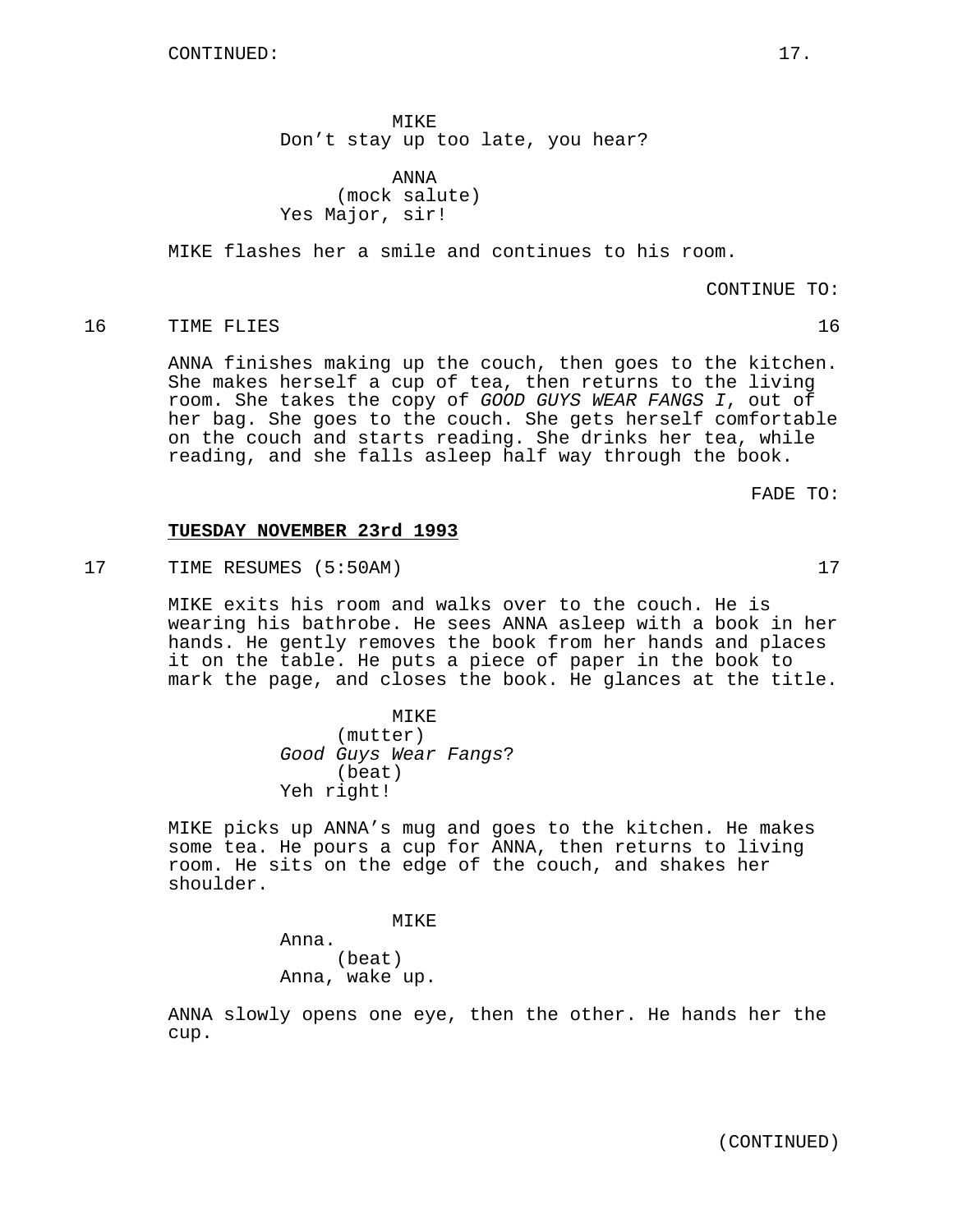CONTINUED:

MIKE
Don't stay up too late, you hear?

ANNA
(mock salute)
Yes Major, sir!

MIKE flashes her a smile and continues to his room.

CONTINUE TO:

16 TIME FLIES 16

ANNA finishes making up the couch, then goes to the kitchen. She makes herself a cup of tea, then returns to the living room. She takes the copy of *GOOD GUYS WEAR FANGS I*, out of her bag. She goes to the couch. She gets herself comfortable on the couch and starts reading. She drinks her tea, while reading, and she falls asleep half way through the book.

FADE TO:

**TUESDAY NOVEMBER 23rd 1993**

17 TIME RESUMES (5:50AM) 17

MIKE exits his room and walks over to the couch. He is wearing his bathrobe. He sees ANNA asleep with a book in her hands. He gently removes the book from her hands and places it on the table. He puts a piece of paper in the book to mark the page, and closes the book. He glances at the title.

MIKE
(mutter)
*Good Guys Wear Fangs*?
(beat)
Yeh right!

MIKE picks up ANNA's mug and goes to the kitchen. He makes some tea. He pours a cup for ANNA, then returns to living room. He sits on the edge of the couch, and shakes her shoulder.

MIKE
Anna.
(beat)
Anna, wake up.

ANNA slowly opens one eye, then the other. He hands her the cup.

(CONTINUED)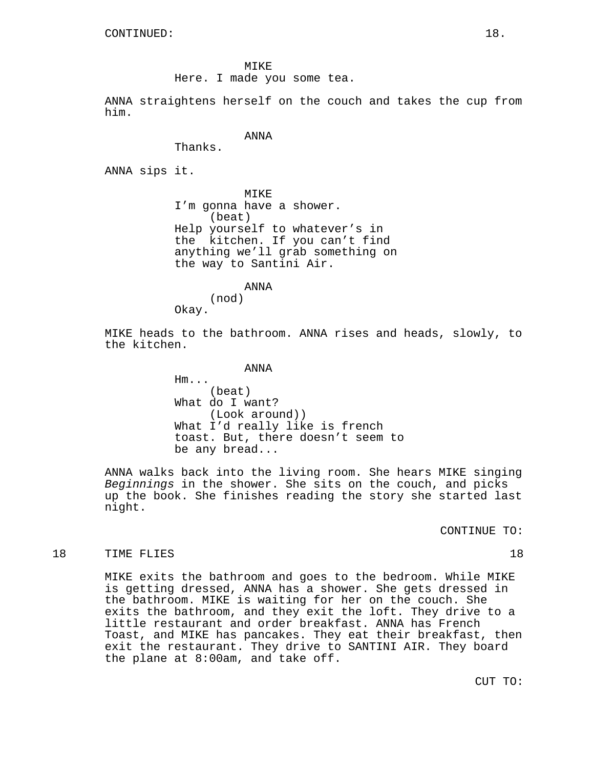CONTINUED:

MIKE
Here. I made you some tea.

ANNA straightens herself on the couch and takes the cup from him.

ANNA
Thanks.

ANNA sips it.

MIKE
I'm gonna have a shower.
(beat)
Help yourself to whatever's in the  kitchen. If you can't find anything we'll grab something on the way to Santini Air.

ANNA
(nod)
Okay.

MIKE heads to the bathroom. ANNA rises and heads, slowly, to the kitchen.

ANNA
Hm...
(beat)
What do I want?
(Look around))
What I'd really like is french toast. But, there doesn't seem to be any bread...

ANNA walks back into the living room. She hears MIKE singing *Beginnings* in the shower. She sits on the couch, and picks up the book. She finishes reading the story she started last night.

CONTINUE TO:

18 TIME FLIES 18

MIKE exits the bathroom and goes to the bedroom. While MIKE is getting dressed, ANNA has a shower. She gets dressed in the bathroom. MIKE is waiting for her on the couch. She exits the bathroom, and they exit the loft. They drive to a little restaurant and order breakfast. ANNA has French Toast, and MIKE has pancakes. They eat their breakfast, then exit the restaurant. They drive to SANTINI AIR. They board the plane at 8:00am, and take off.

CUT TO: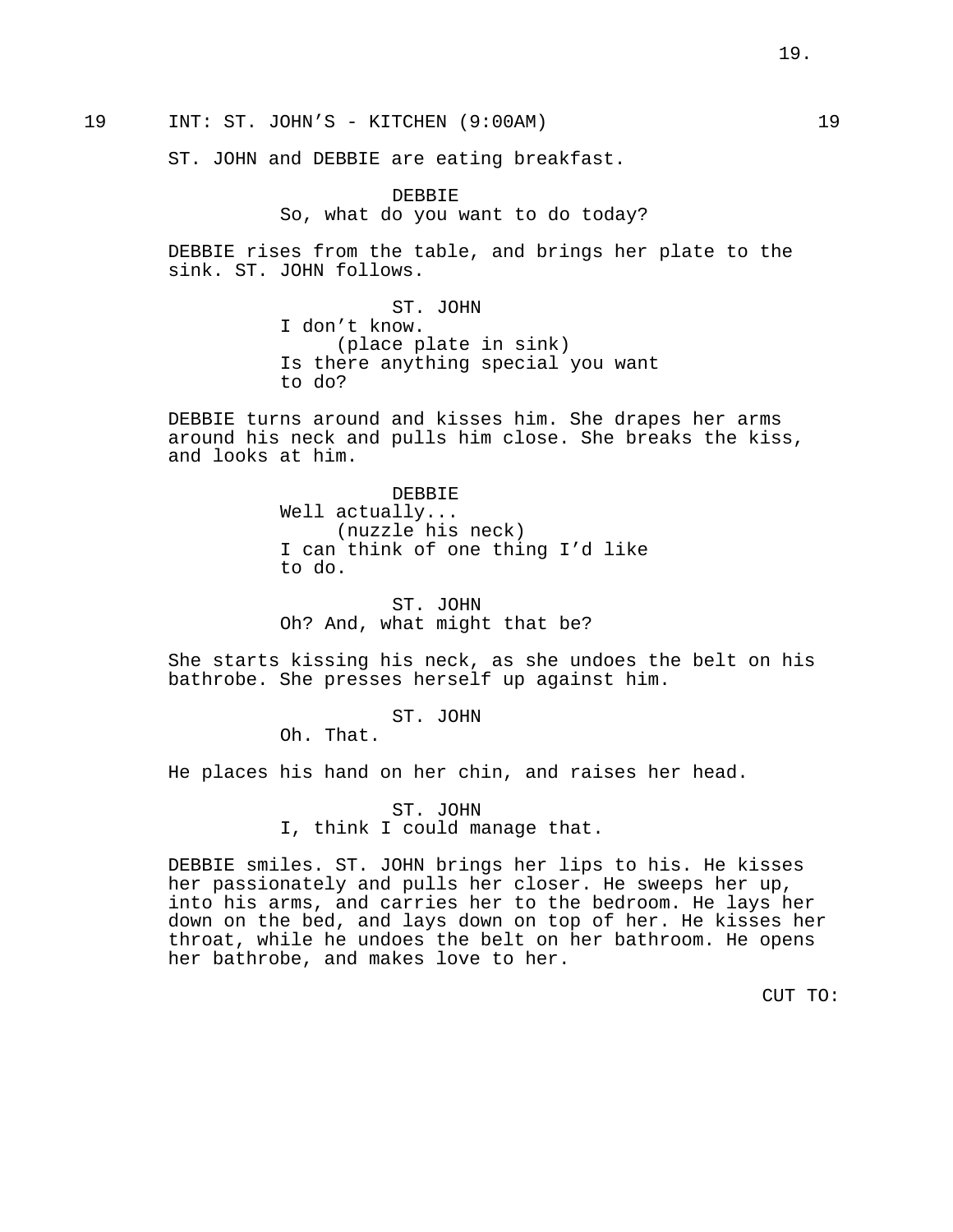19 INT: ST. JOHN'S - KITCHEN (9:00AM) 19

ST. JOHN and DEBBIE are eating breakfast.

DEBBIE
So, what do you want to do today?

DEBBIE rises from the table, and brings her plate to the sink. ST. JOHN follows.

ST. JOHN
I don't know.
(place plate in sink)
Is there anything special you want to do?

DEBBIE turns around and kisses him. She drapes her arms around his neck and pulls him close. She breaks the kiss, and looks at him.

DEBBIE
Well actually...
(nuzzle his neck)
I can think of one thing I'd like to do.

ST. JOHN
Oh? And, what might that be?

She starts kissing his neck, as she undoes the belt on his bathrobe. She presses herself up against him.

ST. JOHN
Oh. That.

He places his hand on her chin, and raises her head.

ST. JOHN
I, think I could manage that.

DEBBIE smiles. ST. JOHN brings her lips to his. He kisses her passionately and pulls her closer. He sweeps her up, into his arms, and carries her to the bedroom. He lays her down on the bed, and lays down on top of her. He kisses her throat, while he undoes the belt on her bathroom. He opens her bathrobe, and makes love to her.

CUT TO: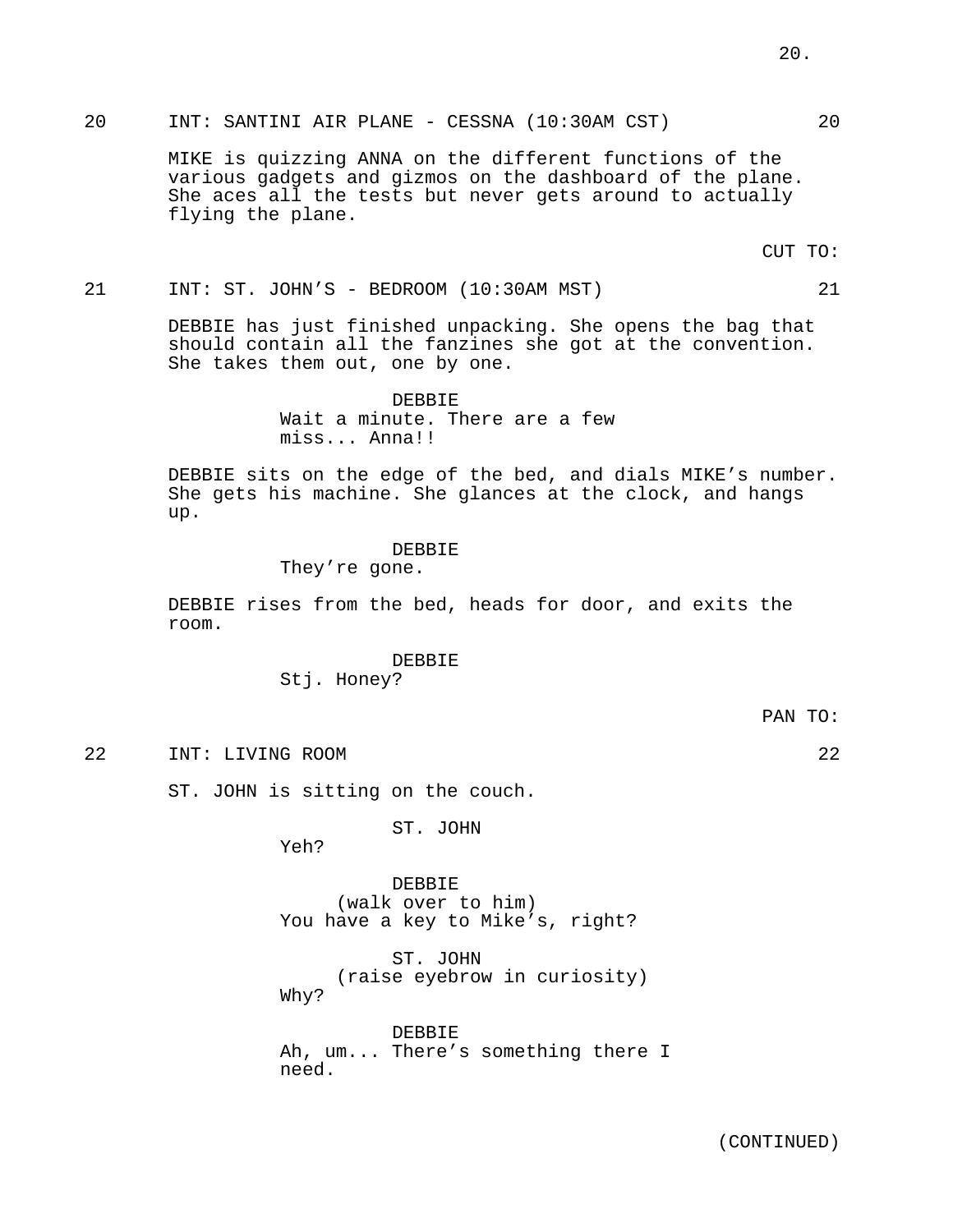20 INT: SANTINI AIR PLANE - CESSNA (10:30AM CST) 20

MIKE is quizzing ANNA on the different functions of the various gadgets and gizmos on the dashboard of the plane. She aces all the tests but never gets around to actually flying the plane.

CUT TO:

21 INT: ST. JOHN'S - BEDROOM (10:30AM MST) 21

DEBBIE has just finished unpacking. She opens the bag that should contain all the fanzines she got at the convention. She takes them out, one by one.

DEBBIE
Wait a minute. There are a few miss... Anna!!

DEBBIE sits on the edge of the bed, and dials MIKE's number. She gets his machine. She glances at the clock, and hangs up.

DEBBIE
They're gone.

DEBBIE rises from the bed, heads for door, and exits the room.

DEBBIE
Stj. Honey?

PAN TO:

22 INT: LIVING ROOM 22

ST. JOHN is sitting on the couch.

ST. JOHN
Yeh?

DEBBIE
(walk over to him)
You have a key to Mike's, right?

ST. JOHN
(raise eyebrow in curiosity)
Why?

DEBBIE
Ah, um... There's something there I need.

(CONTINUED)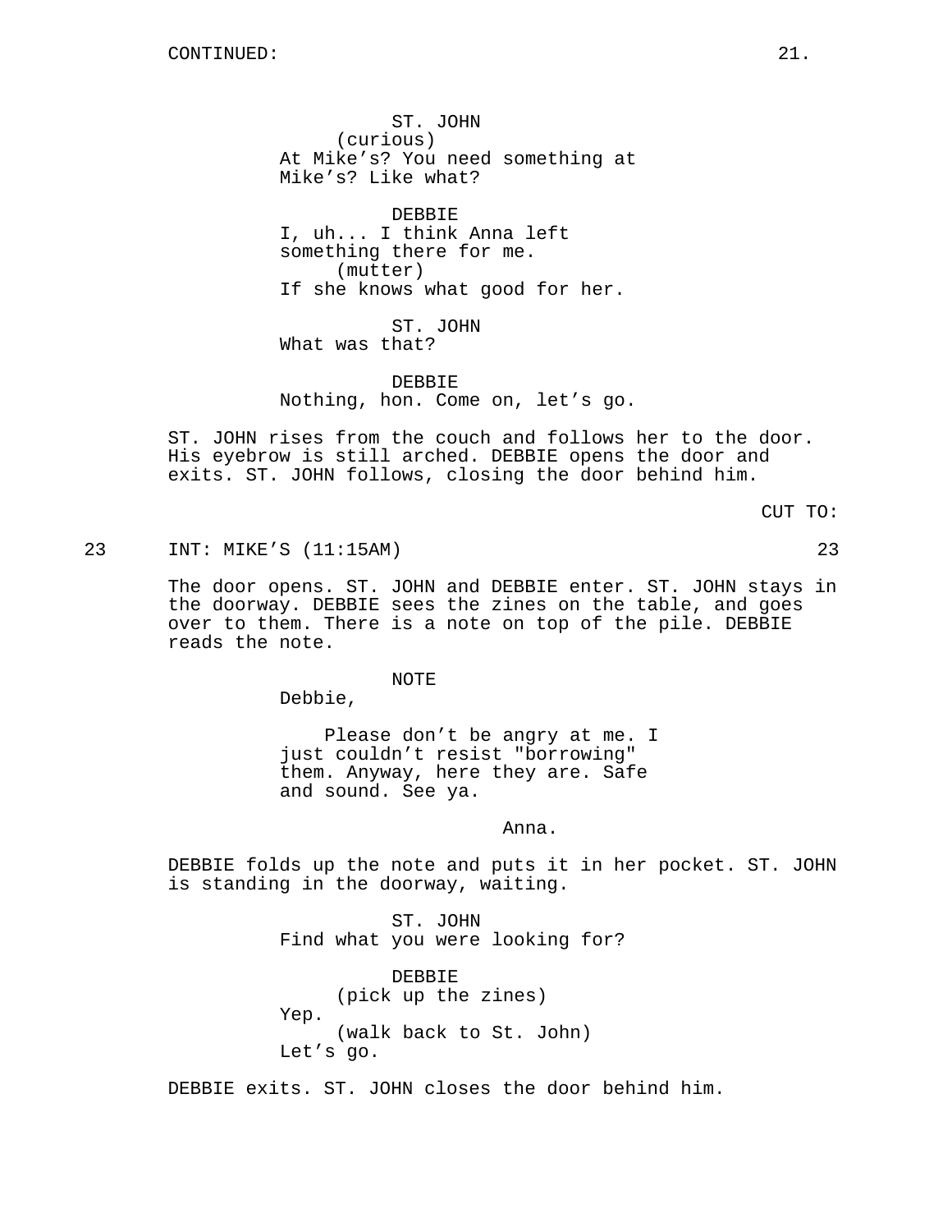CONTINUED:

ST. JOHN
(curious)
At Mike's? You need something at Mike's? Like what?

DEBBIE
I, uh... I think Anna left something there for me.
(mutter)
If she knows what good for her.

ST. JOHN
What was that?

DEBBIE
Nothing, hon. Come on, let's go.

ST. JOHN rises from the couch and follows her to the door. His eyebrow is still arched. DEBBIE opens the door and exits. ST. JOHN follows, closing the door behind him.

CUT TO:

23 INT: MIKE'S (11:15AM) 23

The door opens. ST. JOHN and DEBBIE enter. ST. JOHN stays in the doorway. DEBBIE sees the zines on the table, and goes over to them. There is a note on top of the pile. DEBBIE reads the note.

NOTE
Debbie,

Please don't be angry at me. I just couldn't resist "borrowing" them. Anyway, here they are. Safe and sound. See ya.

Anna.

DEBBIE folds up the note and puts it in her pocket. ST. JOHN is standing in the doorway, waiting.

ST. JOHN
Find what you were looking for?

DEBBIE
(pick up the zines)
Yep.
(walk back to St. John)
Let's go.

DEBBIE exits. ST. JOHN closes the door behind him.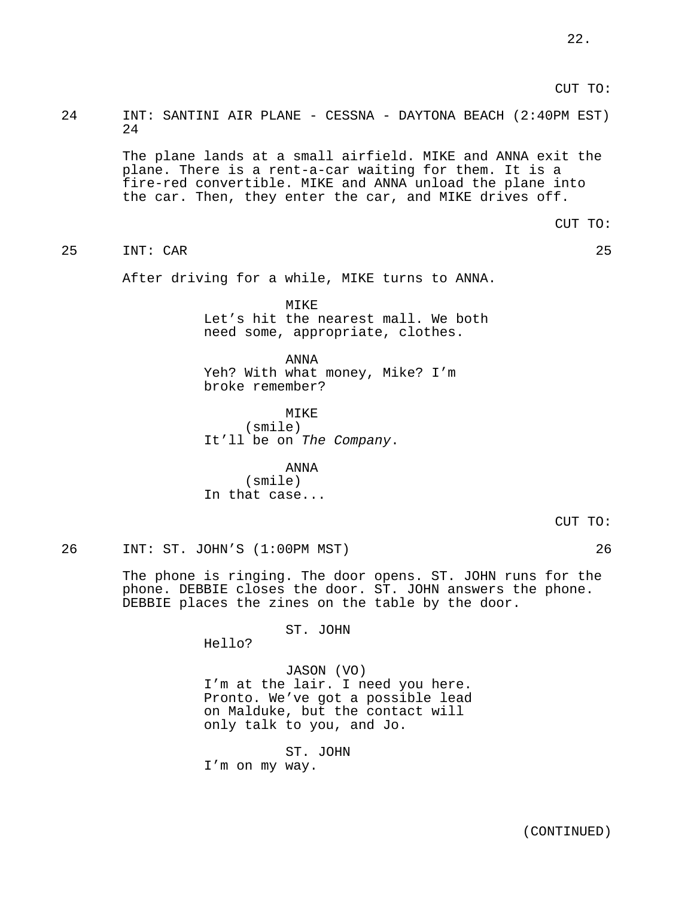CUT TO:

24 INT: SANTINI AIR PLANE - CESSNA - DAYTONA BEACH (2:40PM EST) 24

The plane lands at a small airfield. MIKE and ANNA exit the plane. There is a rent-a-car waiting for them. It is a fire-red convertible. MIKE and ANNA unload the plane into the car. Then, they enter the car, and MIKE drives off.

CUT TO:

25 INT: CAR 25

After driving for a while, MIKE turns to ANNA.

MIKE
Let's hit the nearest mall. We both need some, appropriate, clothes.

ANNA
Yeh? With what money, Mike? I'm broke remember?

MIKE
(smile)
It'll be on *The Company*.

ANNA
(smile)
In that case...

CUT TO:

26 INT: ST. JOHN'S (1:00PM MST) 26

The phone is ringing. The door opens. ST. JOHN runs for the phone. DEBBIE closes the door. ST. JOHN answers the phone. DEBBIE places the zines on the table by the door.

ST. JOHN
Hello?

JASON (VO)
I'm at the lair. I need you here. Pronto. We've got a possible lead on Malduke, but the contact will only talk to you, and Jo.

ST. JOHN
I'm on my way.

(CONTINUED)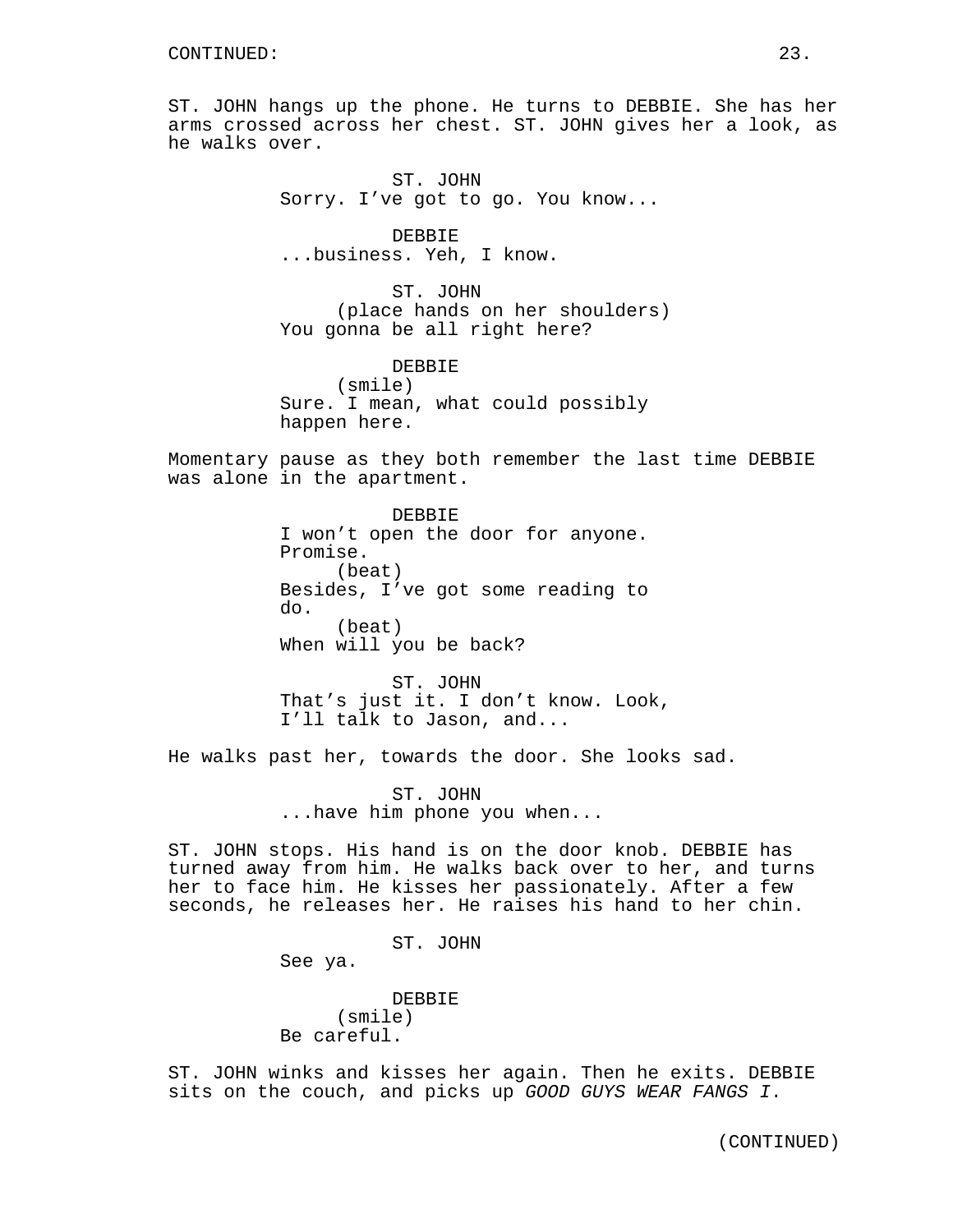CONTINUED:

ST. JOHN hangs up the phone. He turns to DEBBIE. She has her arms crossed across her chest. ST. JOHN gives her a look, as he walks over.

ST. JOHN
Sorry. I've got to go. You know...

DEBBIE
...business. Yeh, I know.

ST. JOHN
(place hands on her shoulders)
You gonna be all right here?

DEBBIE
(smile)
Sure. I mean, what could possibly happen here.

Momentary pause as they both remember the last time DEBBIE was alone in the apartment.

DEBBIE
I won't open the door for anyone. Promise.
(beat)
Besides, I've got some reading to do.
(beat)
When will you be back?

ST. JOHN
That's just it. I don't know. Look, I'll talk to Jason, and...

He walks past her, towards the door. She looks sad.

ST. JOHN
...have him phone you when...

ST. JOHN stops. His hand is on the door knob. DEBBIE has turned away from him. He walks back over to her, and turns her to face him. He kisses her passionately. After a few seconds, he releases her. He raises his hand to her chin.

ST. JOHN
See ya.

DEBBIE
(smile)
Be careful.

ST. JOHN winks and kisses her again. Then he exits. DEBBIE sits on the couch, and picks up *GOOD GUYS WEAR FANGS I*.

(CONTINUED)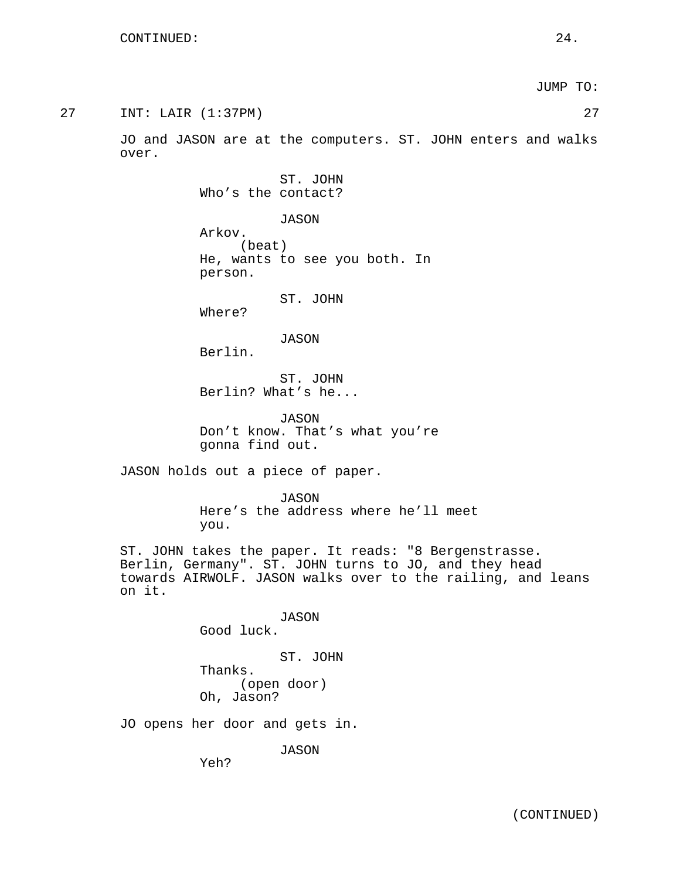CONTINUED:

JUMP TO:

27 INT: LAIR (1:37PM) 27

JO and JASON are at the computers. ST. JOHN enters and walks over.

ST. JOHN
Who's the contact?

JASON
Arkov.
(beat)
He, wants to see you both. In person.

ST. JOHN
Where?

JASON
Berlin.

ST. JOHN
Berlin? What's he...

JASON
Don't know. That's what you're gonna find out.

JASON holds out a piece of paper.

JASON
Here's the address where he'll meet you.

ST. JOHN takes the paper. It reads: "8 Bergenstrasse. Berlin, Germany". ST. JOHN turns to JO, and they head towards AIRWOLF. JASON walks over to the railing, and leans on it.

JASON
Good luck.

ST. JOHN
Thanks.
(open door)
Oh, Jason?

JO opens her door and gets in.

JASON
Yeh?

(CONTINUED)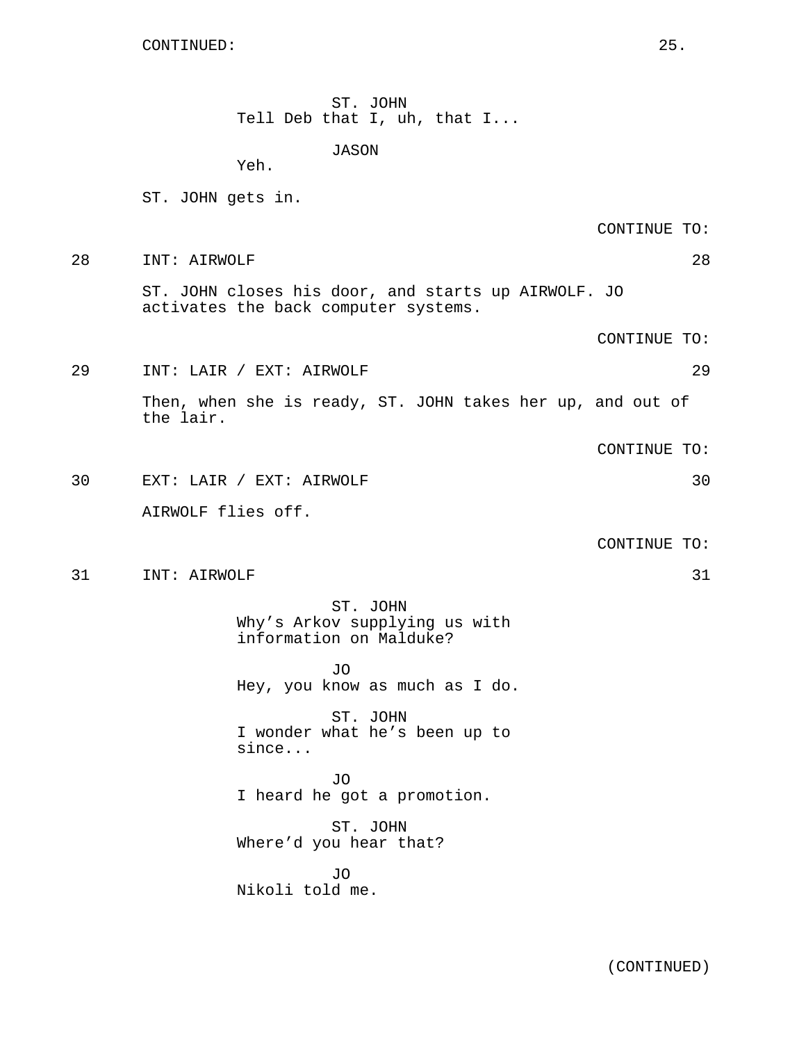CONTINUED:

ST. JOHN
Tell Deb that I, uh, that I...

JASON
Yeh.

ST. JOHN gets in.

CONTINUE TO:

28 INT: AIRWOLF 28

ST. JOHN closes his door, and starts up AIRWOLF. JO activates the back computer systems.

CONTINUE TO:

29 INT: LAIR / EXT: AIRWOLF 29

Then, when she is ready, ST. JOHN takes her up, and out of the lair.

CONTINUE TO:

30 EXT: LAIR / EXT: AIRWOLF 30

AIRWOLF flies off.

CONTINUE TO:

31 INT: AIRWOLF 31

ST. JOHN
Why's Arkov supplying us with information on Malduke?

JO
Hey, you know as much as I do.

ST. JOHN
I wonder what he's been up to since...

JO
I heard he got a promotion.

ST. JOHN
Where'd you hear that?

JO
Nikoli told me.

(CONTINUED)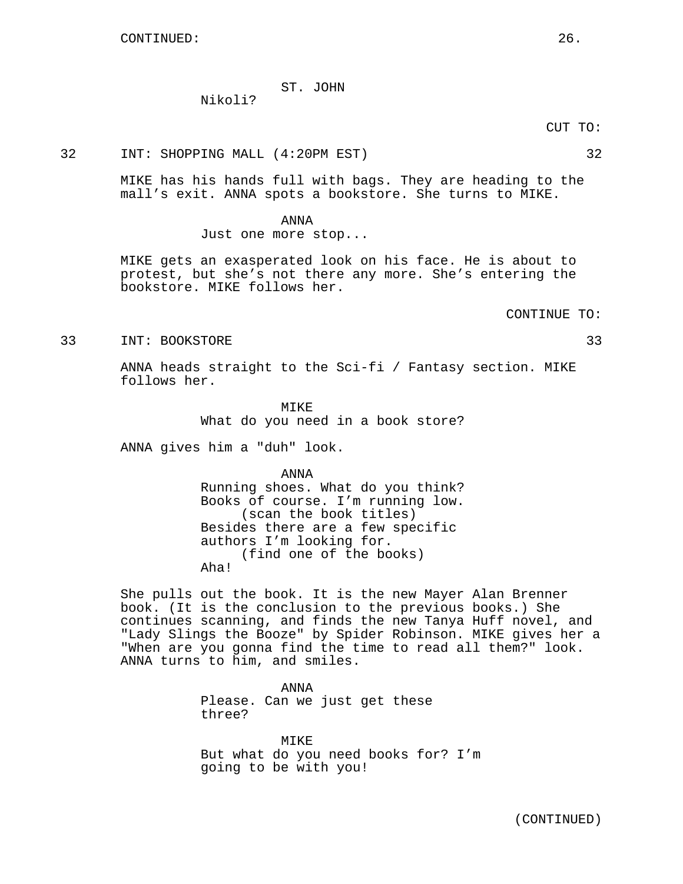CONTINUED:

ST. JOHN
Nikoli?

CUT TO:

32 INT: SHOPPING MALL (4:20PM EST) 32

MIKE has his hands full with bags. They are heading to the mall’s exit. ANNA spots a bookstore. She turns to MIKE.

ANNA
Just one more stop...

MIKE gets an exasperated look on his face. He is about to protest, but she’s not there any more. She’s entering the bookstore. MIKE follows her.

CONTINUE TO:

33 INT: BOOKSTORE 33

ANNA heads straight to the Sci-fi / Fantasy section. MIKE follows her.

MIKE
What do you need in a book store?

ANNA gives him a "duh" look.

ANNA
Running shoes. What do you think? Books of course. I’m running low.
(scan the book titles)
Besides there are a few specific authors I’m looking for.
(find one of the books)
Aha!

She pulls out the book. It is the new Mayer Alan Brenner book. (It is the conclusion to the previous books.) She continues scanning, and finds the new Tanya Huff novel, and "Lady Slings the Booze" by Spider Robinson. MIKE gives her a "When are you gonna find the time to read all them?" look. ANNA turns to him, and smiles.

ANNA
Please. Can we just get these three?

MIKE
But what do you need books for? I’m going to be with you!

(CONTINUED)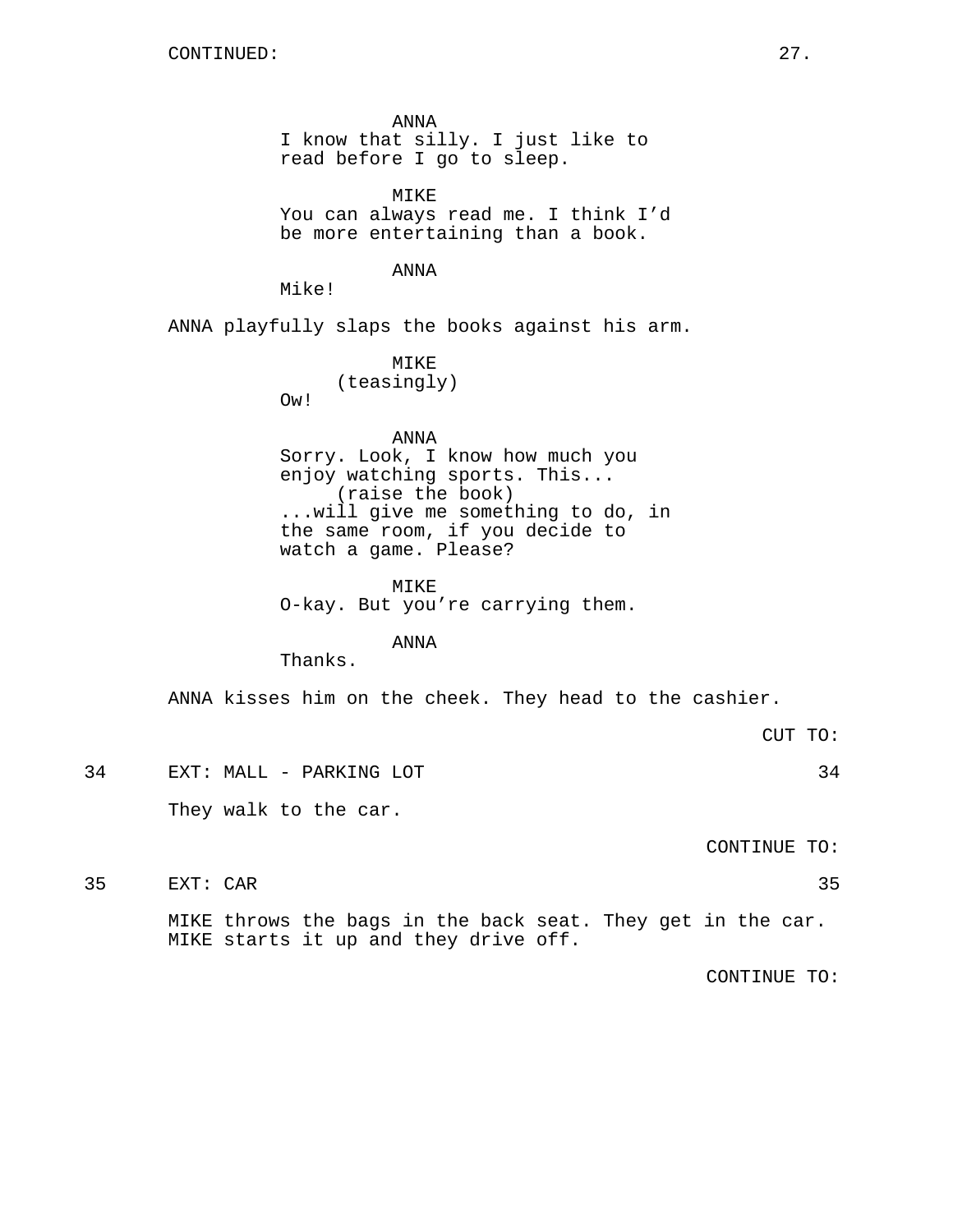CONTINUED:

ANNA
I know that silly. I just like to read before I go to sleep.

MIKE
You can always read me. I think I'd be more entertaining than a book.

ANNA
Mike!

ANNA playfully slaps the books against his arm.

MIKE
(teasingly)
Ow!

ANNA
Sorry. Look, I know how much you enjoy watching sports. This...
(raise the book)
...will give me something to do, in the same room, if you decide to watch a game. Please?

MIKE
O-kay. But you're carrying them.

ANNA
Thanks.

ANNA kisses him on the cheek. They head to the cashier.

CUT TO:

34 EXT: MALL - PARKING LOT 34

They walk to the car.

CONTINUE TO:

35 EXT: CAR 35

MIKE throws the bags in the back seat. They get in the car. MIKE starts it up and they drive off.

CONTINUE TO: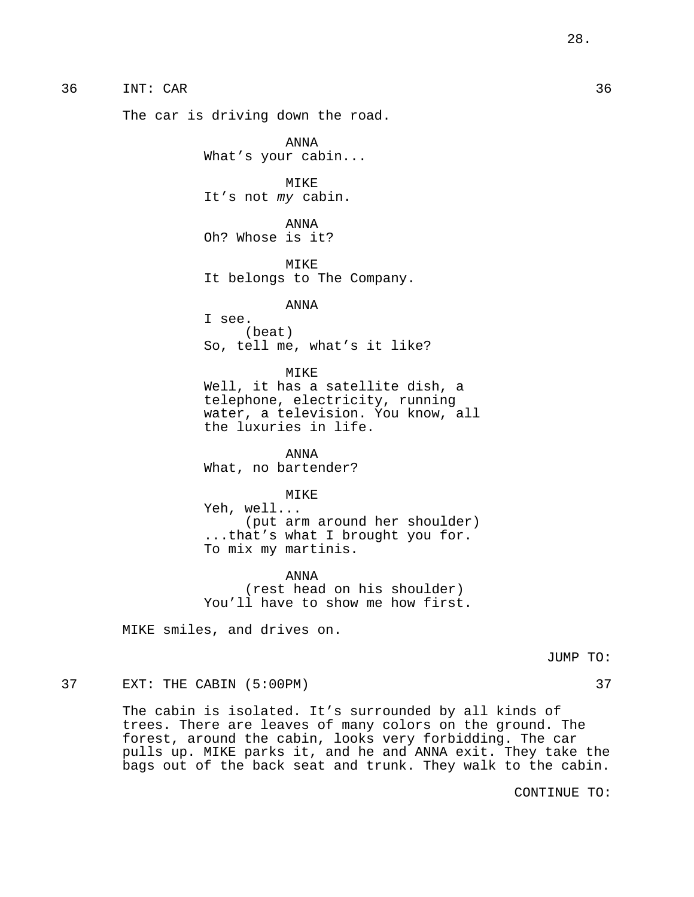36 INT: CAR 36

The car is driving down the road.

ANNA
What's your cabin...

MIKE
It's not *my* cabin.

ANNA
Oh? Whose is it?

MIKE
It belongs to The Company.

ANNA
I see.
(beat)
So, tell me, what's it like?

MIKE
Well, it has a satellite dish, a telephone, electricity, running water, a television. You know, all the luxuries in life.

ANNA
What, no bartender?

MIKE
Yeh, well...
(put arm around her shoulder)
...that's what I brought you for. To mix my martinis.

ANNA
(rest head on his shoulder)
You'll have to show me how first.

MIKE smiles, and drives on.

JUMP TO:

37 EXT: THE CABIN (5:00PM) 37

The cabin is isolated. It's surrounded by all kinds of trees. There are leaves of many colors on the ground. The forest, around the cabin, looks very forbidding. The car pulls up. MIKE parks it, and he and ANNA exit. They take the bags out of the back seat and trunk. They walk to the cabin.

CONTINUE TO: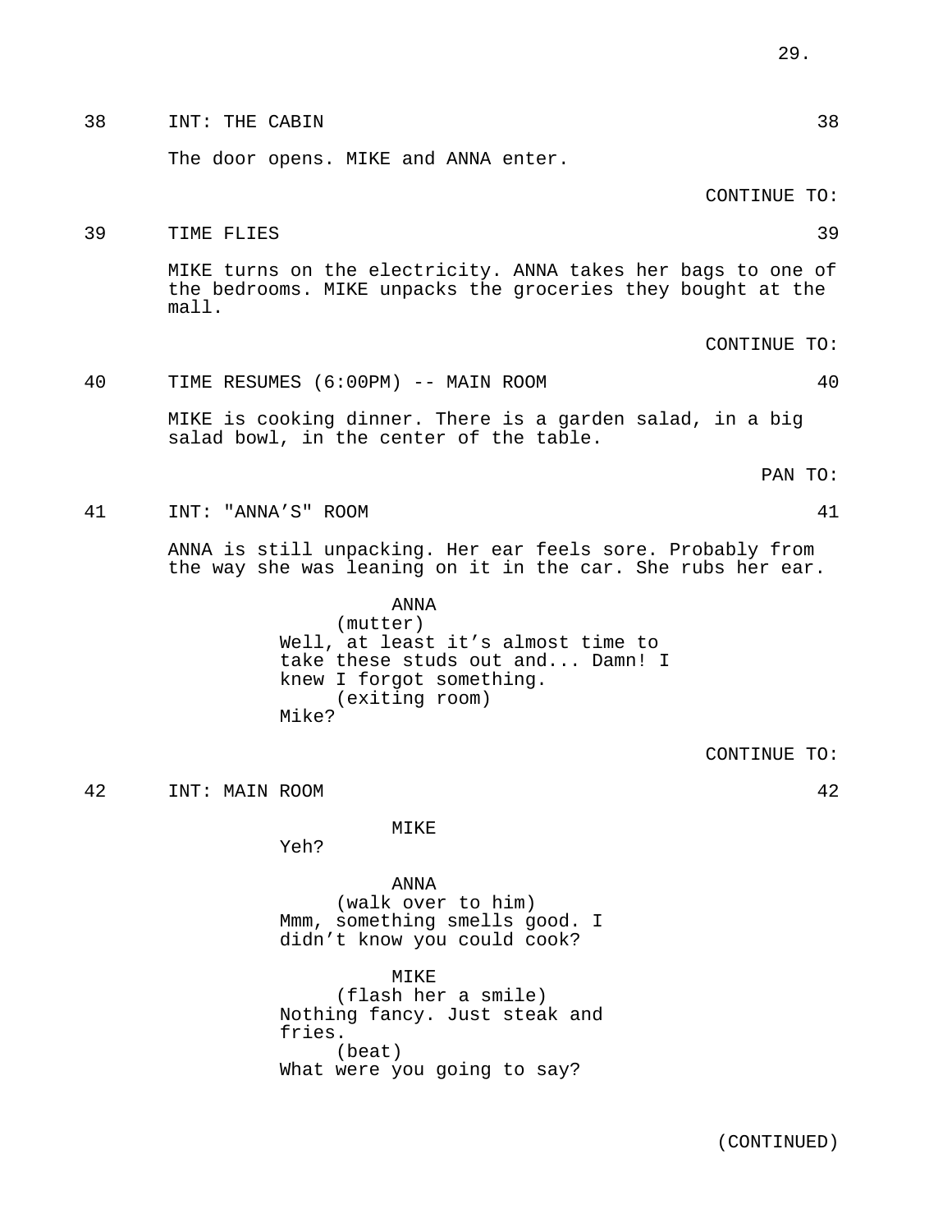38 INT: THE CABIN 38

The door opens. MIKE and ANNA enter.

CONTINUE TO:

39 TIME FLIES 39

MIKE turns on the electricity. ANNA takes her bags to one of the bedrooms. MIKE unpacks the groceries they bought at the mall.

CONTINUE TO:

40 TIME RESUMES (6:00PM) -- MAIN ROOM 40

MIKE is cooking dinner. There is a garden salad, in a big salad bowl, in the center of the table.

PAN TO:

41 INT: "ANNA'S" ROOM 41

ANNA is still unpacking. Her ear feels sore. Probably from the way she was leaning on it in the car. She rubs her ear.

ANNA
(mutter)
Well, at least it's almost time to take these studs out and... Damn! I knew I forgot something.
(exiting room)
Mike?

CONTINUE TO:

42 INT: MAIN ROOM 42

MIKE
Yeh?

ANNA
(walk over to him)
Mmm, something smells good. I didn't know you could cook?

MIKE
(flash her a smile)
Nothing fancy. Just steak and fries.
(beat)
What were you going to say?

(CONTINUED)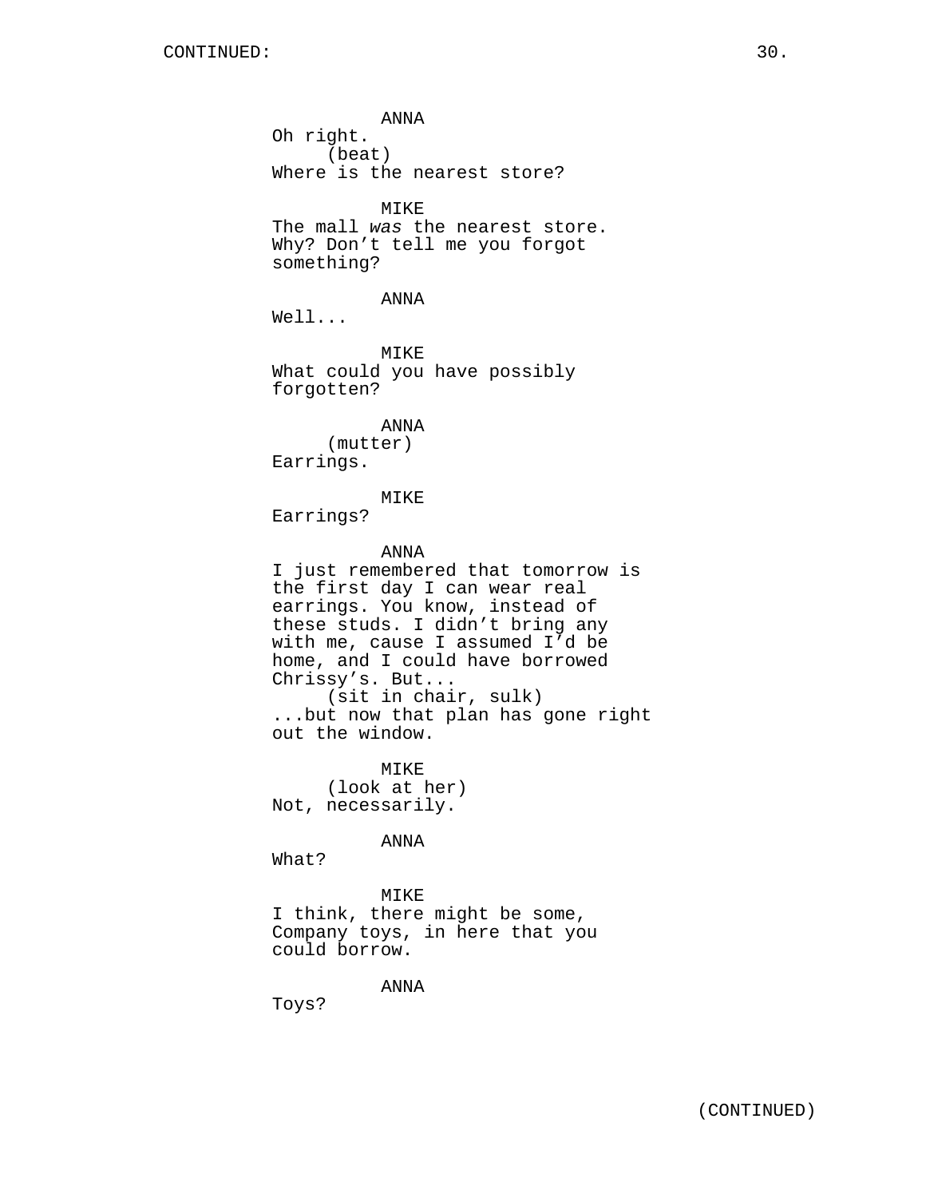ANNA
Oh right.
(beat)
Where is the nearest store?

MIKE
The mall *was* the nearest store.
Why? Don't tell me you forgot
something?

ANNA
Well...

MIKE
What could you have possibly
forgotten?

ANNA
(mutter)
Earrings.

MIKE
Earrings?

ANNA
I just remembered that tomorrow is
the first day I can wear real
earrings. You know, instead of
these studs. I didn't bring any
with me, cause I assumed I'd be
home, and I could have borrowed
Chrissy's. But...
(sit in chair, sulk)
...but now that plan has gone right
out the window.

MIKE
(look at her)
Not, necessarily.

ANNA
What?

MIKE
I think, there might be some,
Company toys, in here that you
could borrow.

ANNA
Toys?

(CONTINUED)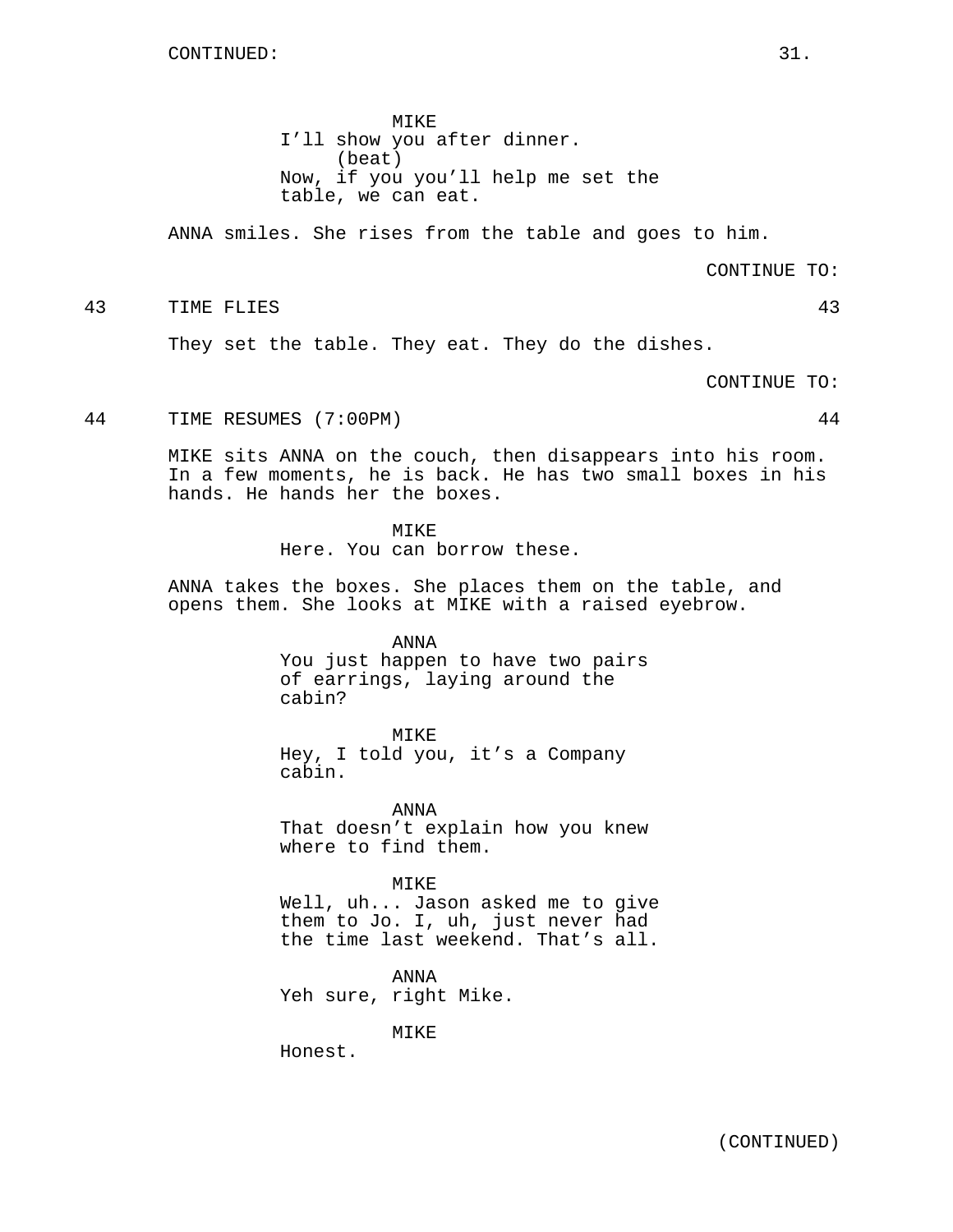CONTINUED:

MIKE
I'll show you after dinner.
(beat)
Now, if you you'll help me set the table, we can eat.

ANNA smiles. She rises from the table and goes to him.

CONTINUE TO:

43 TIME FLIES 43

They set the table. They eat. They do the dishes.

CONTINUE TO:

44 TIME RESUMES (7:00PM) 44

MIKE sits ANNA on the couch, then disappears into his room. In a few moments, he is back. He has two small boxes in his hands. He hands her the boxes.

MIKE
Here. You can borrow these.

ANNA takes the boxes. She places them on the table, and opens them. She looks at MIKE with a raised eyebrow.

ANNA
You just happen to have two pairs of earrings, laying around the cabin?

MIKE
Hey, I told you, it's a Company cabin.

ANNA
That doesn't explain how you knew where to find them.

MIKE
Well, uh... Jason asked me to give them to Jo. I, uh, just never had the time last weekend. That's all.

ANNA
Yeh sure, right Mike.

MIKE
Honest.

(CONTINUED)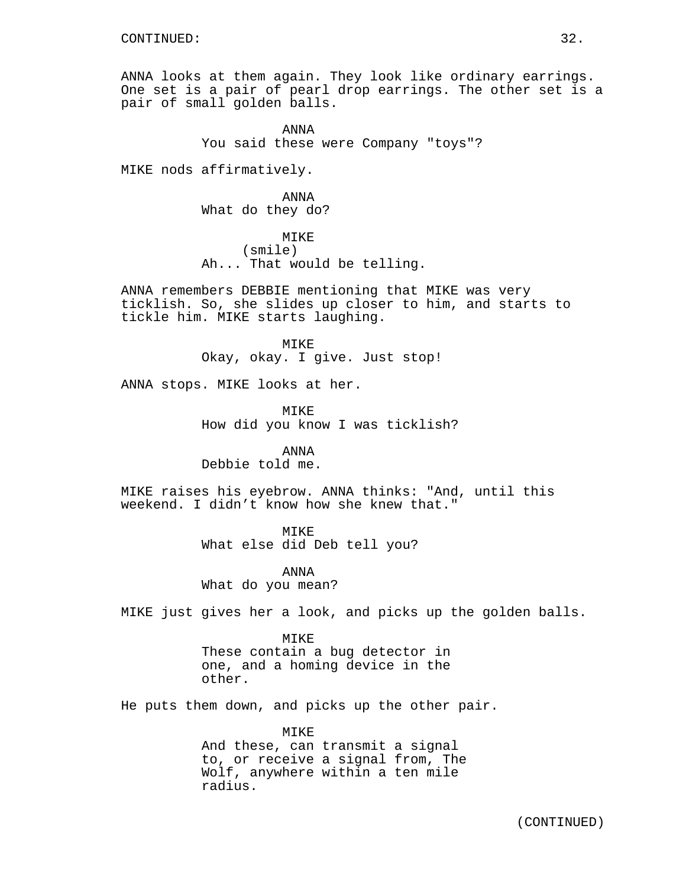CONTINUED:

ANNA looks at them again. They look like ordinary earrings. One set is a pair of pearl drop earrings. The other set is a pair of small golden balls.

ANNA
You said these were Company "toys"?

MIKE nods affirmatively.

ANNA
What do they do?

MIKE
(smile)
Ah... That would be telling.

ANNA remembers DEBBIE mentioning that MIKE was very ticklish. So, she slides up closer to him, and starts to tickle him. MIKE starts laughing.

MIKE
Okay, okay. I give. Just stop!

ANNA stops. MIKE looks at her.

MIKE
How did you know I was ticklish?

ANNA
Debbie told me.

MIKE raises his eyebrow. ANNA thinks: "And, until this weekend. I didn't know how she knew that."

MIKE
What else did Deb tell you?

ANNA
What do you mean?

MIKE just gives her a look, and picks up the golden balls.

MIKE
These contain a bug detector in one, and a homing device in the other.

He puts them down, and picks up the other pair.

MIKE
And these, can transmit a signal to, or receive a signal from, The Wolf, anywhere within a ten mile radius.

(CONTINUED)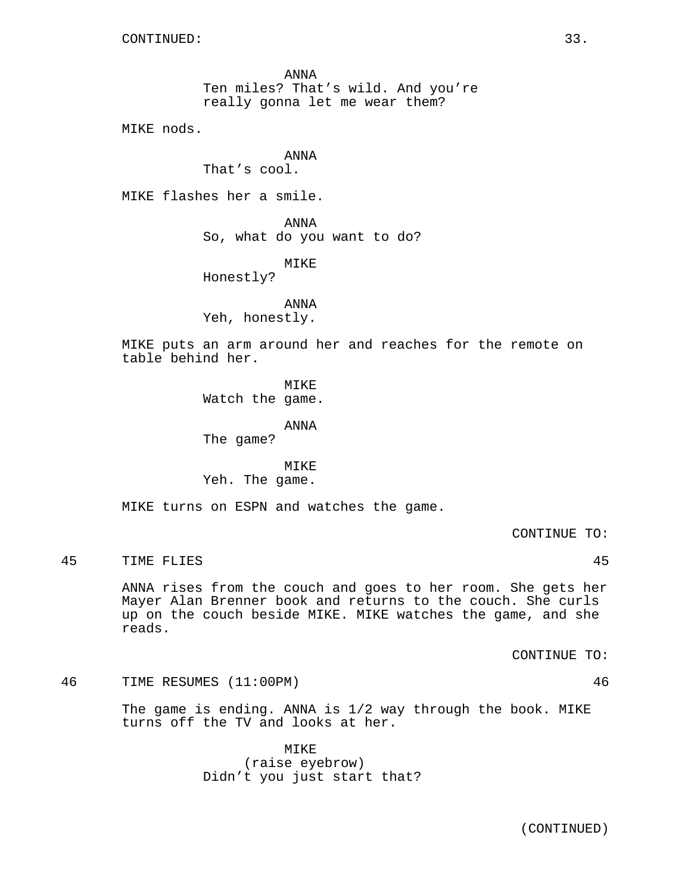CONTINUED:

ANNA
Ten miles? That's wild. And you're really gonna let me wear them?

MIKE nods.

ANNA
That's cool.

MIKE flashes her a smile.

ANNA
So, what do you want to do?

MIKE
Honestly?

ANNA
Yeh, honestly.

MIKE puts an arm around her and reaches for the remote on table behind her.

MIKE
Watch the game.

ANNA
The game?

MIKE
Yeh. The game.

MIKE turns on ESPN and watches the game.

CONTINUE TO:

45 TIME FLIES 45

ANNA rises from the couch and goes to her room. She gets her Mayer Alan Brenner book and returns to the couch. She curls up on the couch beside MIKE. MIKE watches the game, and she reads.

CONTINUE TO:

46 TIME RESUMES (11:00PM) 46

The game is ending. ANNA is 1/2 way through the book. MIKE turns off the TV and looks at her.

MIKE
(raise eyebrow)
Didn't you just start that?

(CONTINUED)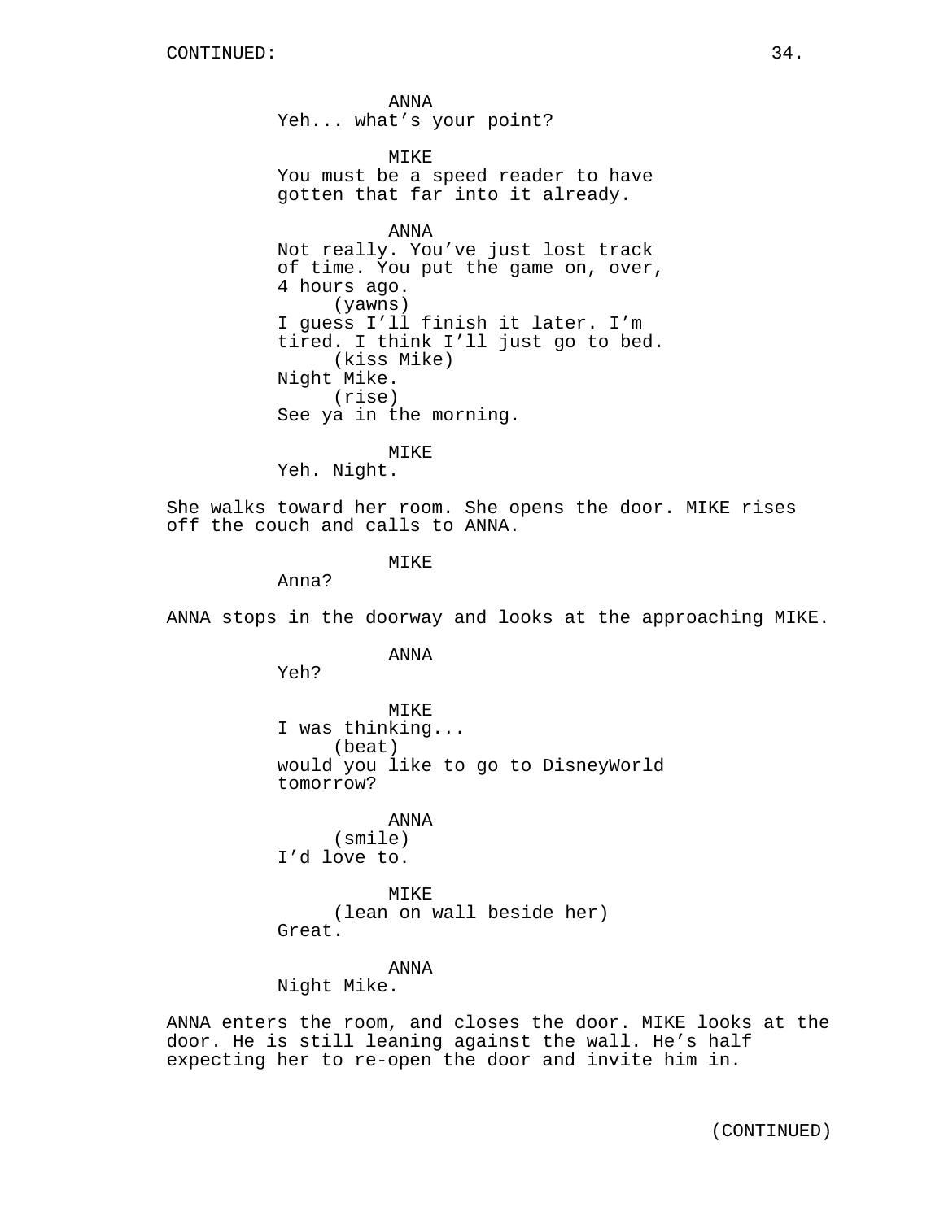CONTINUED:

ANNA
Yeh... what's your point?

MIKE
You must be a speed reader to have gotten that far into it already.

ANNA
Not really. You've just lost track of time. You put the game on, over, 4 hours ago.
(yawns)
I guess I'll finish it later. I'm tired. I think I'll just go to bed.
(kiss Mike)
Night Mike.
(rise)
See ya in the morning.

MIKE
Yeh. Night.

She walks toward her room. She opens the door. MIKE rises off the couch and calls to ANNA.

MIKE
Anna?

ANNA stops in the doorway and looks at the approaching MIKE.

ANNA
Yeh?

MIKE
I was thinking...
(beat)
would you like to go to DisneyWorld tomorrow?

ANNA
(smile)
I'd love to.

MIKE
(lean on wall beside her)
Great.

ANNA
Night Mike.

ANNA enters the room, and closes the door. MIKE looks at the door. He is still leaning against the wall. He's half expecting her to re-open the door and invite him in.

(CONTINUED)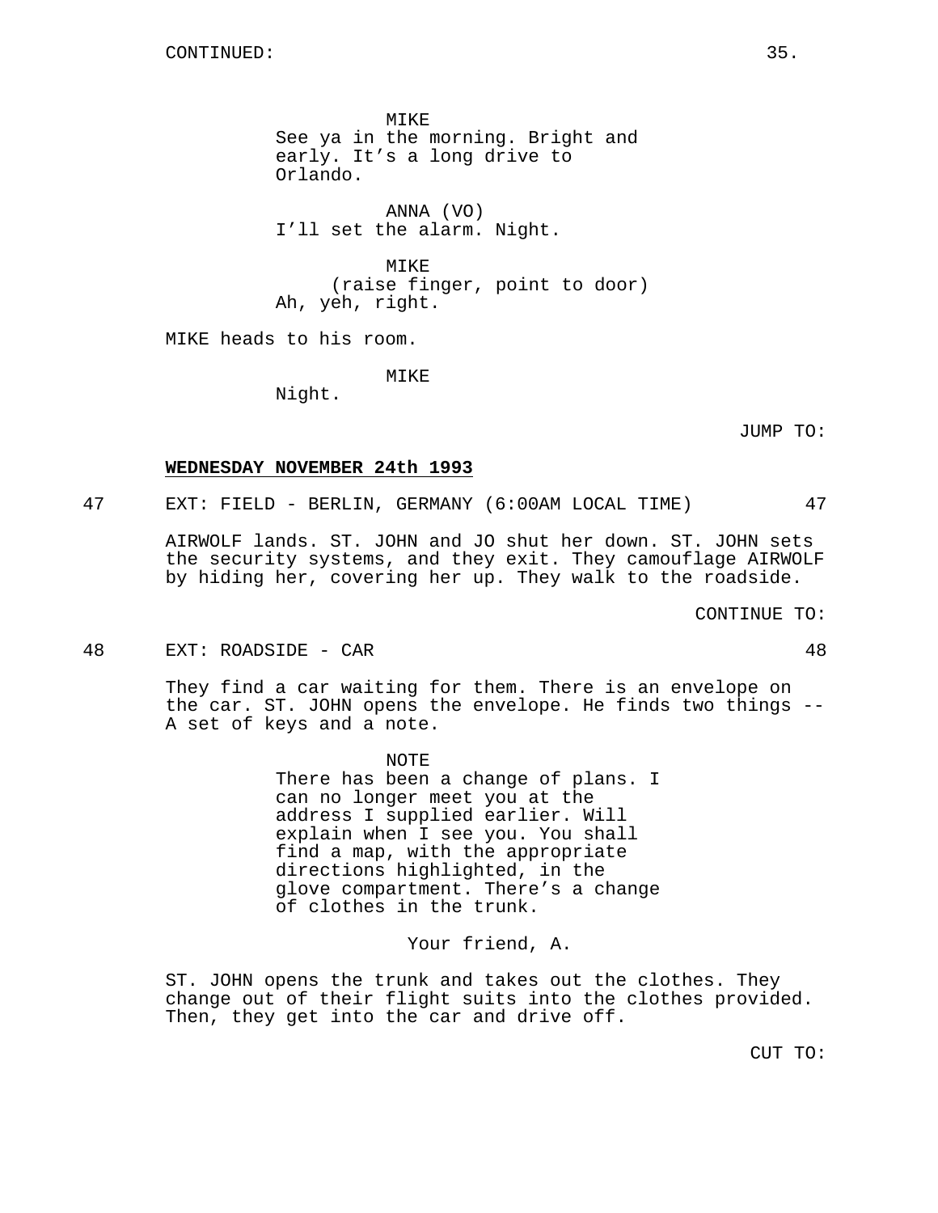CONTINUED:

MIKE
See ya in the morning. Bright and early. It's a long drive to Orlando.

ANNA (VO)
I'll set the alarm. Night.

MIKE
(raise finger, point to door)
Ah, yeh, right.

MIKE heads to his room.

MIKE
Night.

JUMP TO:

**WEDNESDAY NOVEMBER 24th 1993**

47 EXT: FIELD - BERLIN, GERMANY (6:00AM LOCAL TIME) 47

AIRWOLF lands. ST. JOHN and JO shut her down. ST. JOHN sets the security systems, and they exit. They camouflage AIRWOLF by hiding her, covering her up. They walk to the roadside.

CONTINUE TO:

48 EXT: ROADSIDE - CAR 48

They find a car waiting for them. There is an envelope on the car. ST. JOHN opens the envelope. He finds two things -- A set of keys and a note.

NOTE
There has been a change of plans. I can no longer meet you at the address I supplied earlier. Will explain when I see you. You shall find a map, with the appropriate directions highlighted, in the glove compartment. There's a change of clothes in the trunk.

Your friend, A.

ST. JOHN opens the trunk and takes out the clothes. They change out of their flight suits into the clothes provided. Then, they get into the car and drive off.

CUT TO: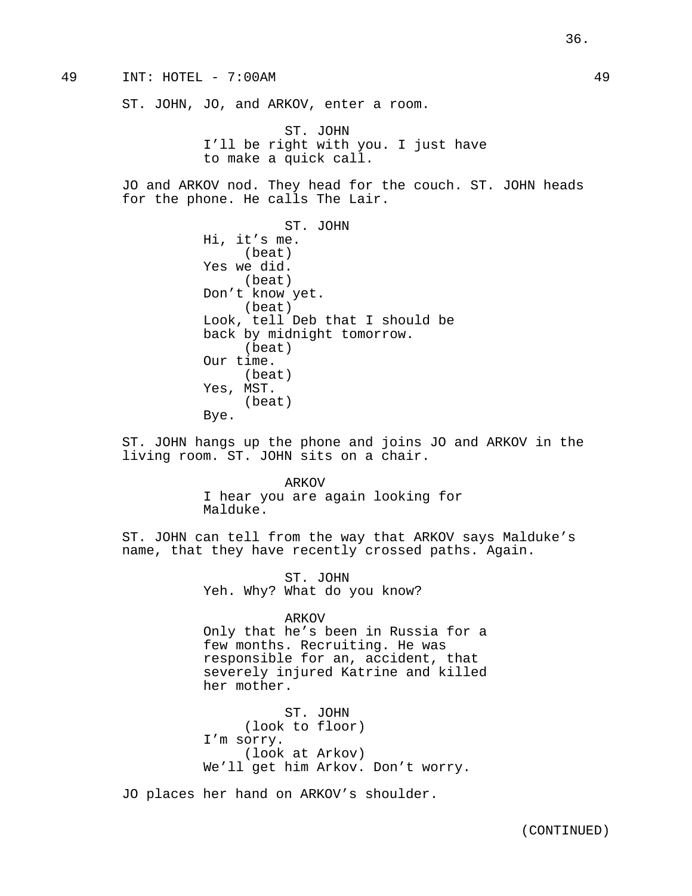49 INT: HOTEL - 7:00AM 49

ST. JOHN, JO, and ARKOV, enter a room.

ST. JOHN
I'll be right with you. I just have to make a quick call.

JO and ARKOV nod. They head for the couch. ST. JOHN heads for the phone. He calls The Lair.

ST. JOHN
Hi, it's me.
(beat)
Yes we did.
(beat)
Don't know yet.
(beat)
Look, tell Deb that I should be back by midnight tomorrow.
(beat)
Our time.
(beat)
Yes, MST.
(beat)
Bye.

ST. JOHN hangs up the phone and joins JO and ARKOV in the living room. ST. JOHN sits on a chair.

ARKOV
I hear you are again looking for Malduke.

ST. JOHN can tell from the way that ARKOV says Malduke's name, that they have recently crossed paths. Again.

ST. JOHN
Yeh. Why? What do you know?

ARKOV
Only that he's been in Russia for a few months. Recruiting. He was responsible for an, accident, that severely injured Katrine and killed her mother.

ST. JOHN
(look to floor)
I'm sorry.
(look at Arkov)
We'll get him Arkov. Don't worry.

JO places her hand on ARKOV's shoulder.

(CONTINUED)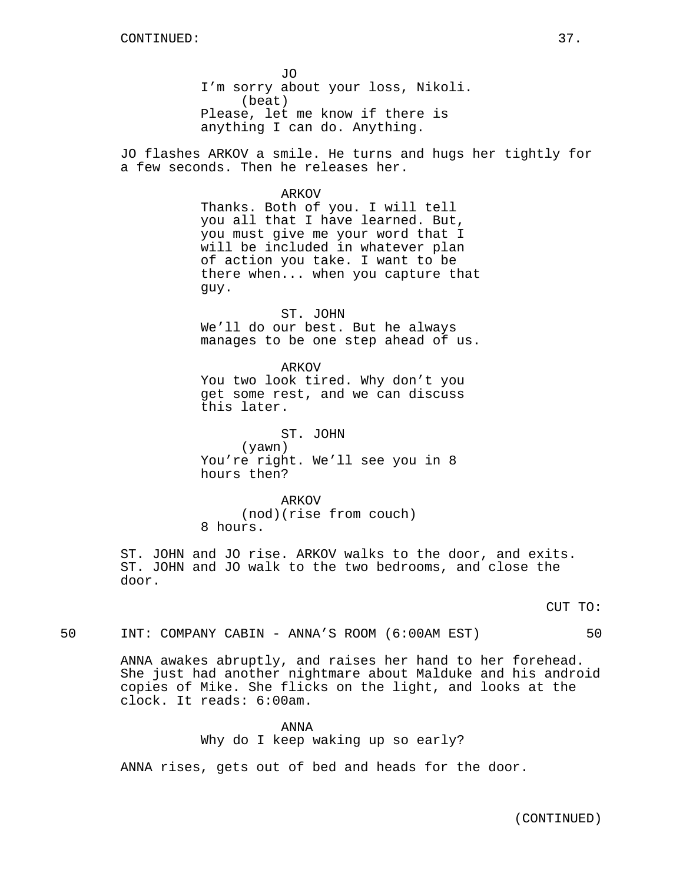CONTINUED:

JO
I'm sorry about your loss, Nikoli.
(beat)
Please, let me know if there is anything I can do. Anything.

JO flashes ARKOV a smile. He turns and hugs her tightly for a few seconds. Then he releases her.

ARKOV
Thanks. Both of you. I will tell you all that I have learned. But, you must give me your word that I will be included in whatever plan of action you take. I want to be there when... when you capture that guy.

ST. JOHN
We'll do our best. But he always manages to be one step ahead of us.

ARKOV
You two look tired. Why don't you get some rest, and we can discuss this later.

ST. JOHN
(yawn)
You're right. We'll see you in 8 hours then?

ARKOV
(nod)(rise from couch)
8 hours.

ST. JOHN and JO rise. ARKOV walks to the door, and exits. ST. JOHN and JO walk to the two bedrooms, and close the door.

CUT TO:

50 INT: COMPANY CABIN - ANNA'S ROOM (6:00AM EST) 50

ANNA awakes abruptly, and raises her hand to her forehead. She just had another nightmare about Malduke and his android copies of Mike. She flicks on the light, and looks at the clock. It reads: 6:00am.

ANNA
Why do I keep waking up so early?

ANNA rises, gets out of bed and heads for the door.

(CONTINUED)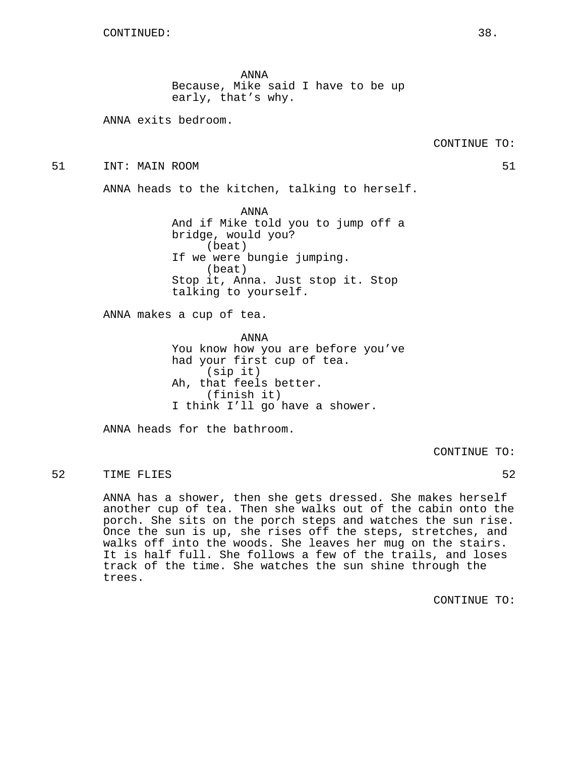ANNA

Because, Mike said I have to be up early, that's why.

ANNA exits bedroom.

CONTINUE TO:

51 INT: MAIN ROOM 51

ANNA heads to the kitchen, talking to herself.

ANNA

And if Mike told you to jump off a bridge, would you?

(beat)

If we were bungie jumping.

(beat)

Stop it, Anna. Just stop it. Stop talking to yourself.

ANNA makes a cup of tea.

ANNA

You know how you are before you've had your first cup of tea.

(sip it)

Ah, that feels better.

(finish it)

I think I'll go have a shower.

ANNA heads for the bathroom.

CONTINUE TO:

52 TIME FLIES 52

ANNA has a shower, then she gets dressed. She makes herself another cup of tea. Then she walks out of the cabin onto the porch. She sits on the porch steps and watches the sun rise. Once the sun is up, she rises off the steps, stretches, and walks off into the woods. She leaves her mug on the stairs. It is half full. She follows a few of the trails, and loses track of the time. She watches the sun shine through the trees.

CONTINUE TO: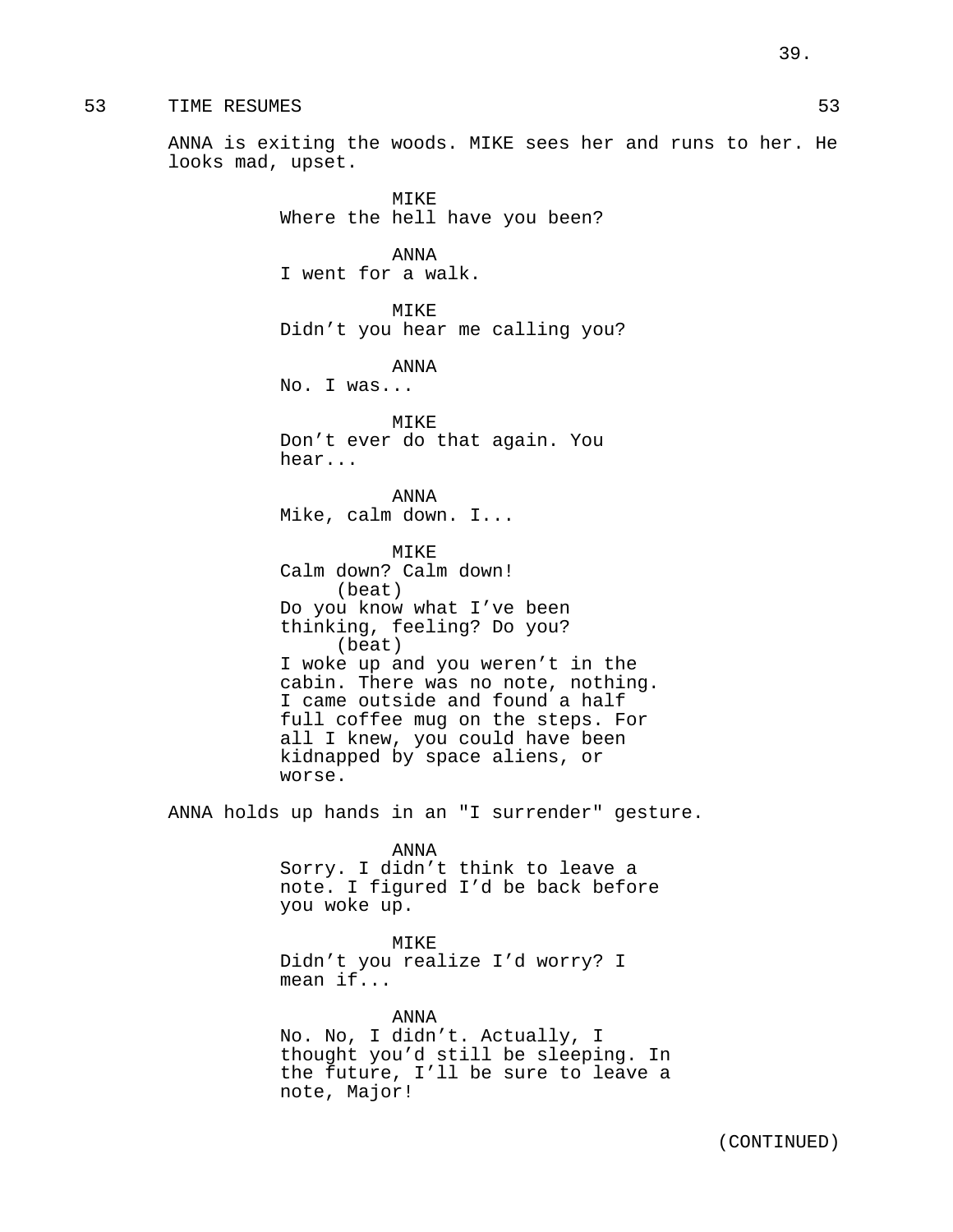53 TIME RESUMES 53

ANNA is exiting the woods. MIKE sees her and runs to her. He looks mad, upset.

MIKE
Where the hell have you been?

ANNA
I went for a walk.

MIKE
Didn't you hear me calling you?

ANNA
No. I was...

MIKE
Don't ever do that again. You hear...

ANNA
Mike, calm down. I...

MIKE
Calm down? Calm down!
(beat)
Do you know what I've been thinking, feeling? Do you?
(beat)
I woke up and you weren't in the cabin. There was no note, nothing. I came outside and found a half full coffee mug on the steps. For all I knew, you could have been kidnapped by space aliens, or worse.

ANNA holds up hands in an "I surrender" gesture.

ANNA
Sorry. I didn't think to leave a note. I figured I'd be back before you woke up.

MIKE
Didn't you realize I'd worry? I mean if...

ANNA
No. No, I didn't. Actually, I thought you'd still be sleeping. In the future, I'll be sure to leave a note, Major!

(CONTINUED)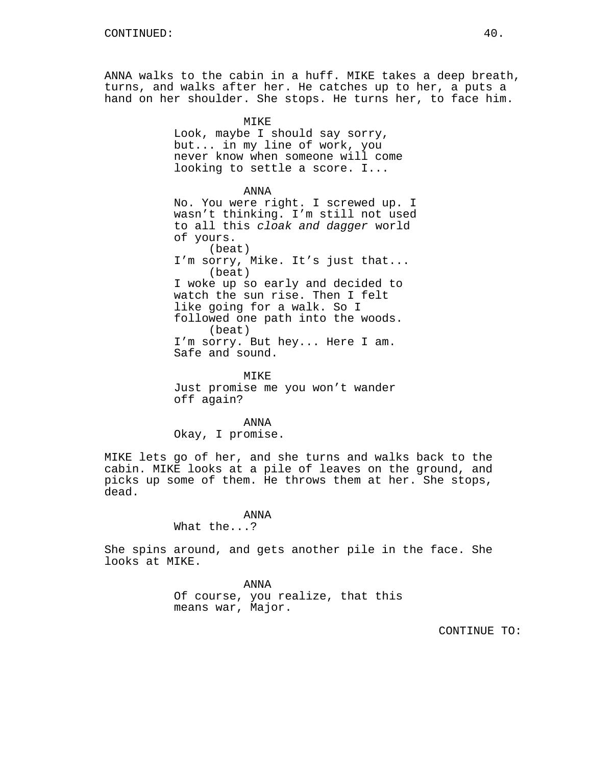CONTINUED:

ANNA walks to the cabin in a huff. MIKE takes a deep breath, turns, and walks after her. He catches up to her, a puts a hand on her shoulder. She stops. He turns her, to face him.

MIKE

Look, maybe I should say sorry, but... in my line of work, you never know when someone will come looking to settle a score. I...

ANNA

No. You were right. I screwed up. I wasn't thinking. I'm still not used to all this *cloak and dagger* world of yours.

(beat)

I'm sorry, Mike. It's just that...

(beat)

I woke up so early and decided to watch the sun rise. Then I felt like going for a walk. So I followed one path into the woods.

(beat)

I'm sorry. But hey... Here I am. Safe and sound.

MIKE

Just promise me you won't wander off again?

ANNA

Okay, I promise.

MIKE lets go of her, and she turns and walks back to the cabin. MIKE looks at a pile of leaves on the ground, and picks up some of them. He throws them at her. She stops, dead.

ANNA

What the...?

She spins around, and gets another pile in the face. She looks at MIKE.

ANNA

Of course, you realize, that this means war, Major.

CONTINUE TO: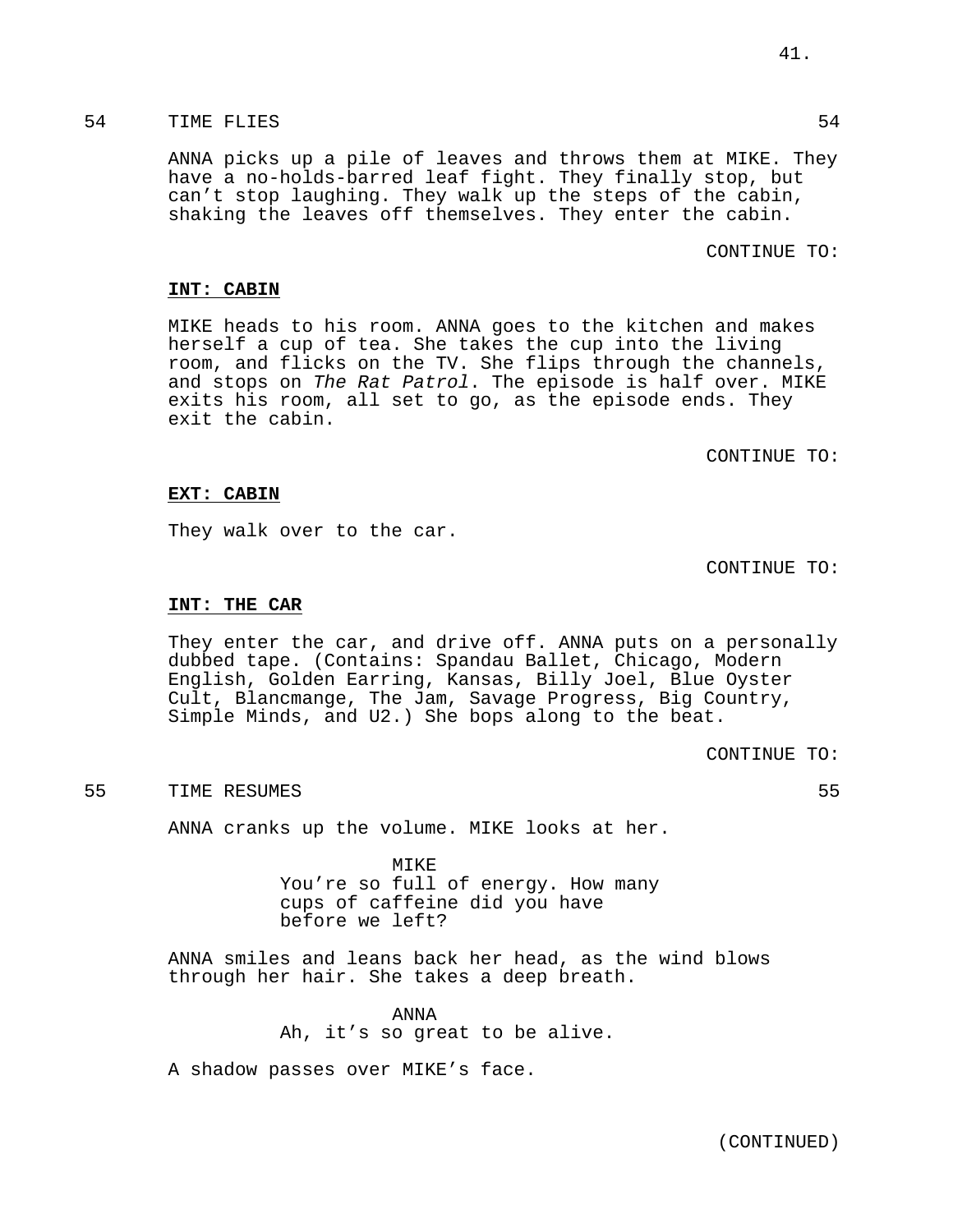54 TIME FLIES 54

ANNA picks up a pile of leaves and throws them at MIKE. They have a no-holds-barred leaf fight. They finally stop, but can't stop laughing. They walk up the steps of the cabin, shaking the leaves off themselves. They enter the cabin.

CONTINUE TO:

**INT: CABIN**

MIKE heads to his room. ANNA goes to the kitchen and makes herself a cup of tea. She takes the cup into the living room, and flicks on the TV. She flips through the channels, and stops on *The Rat Patrol*. The episode is half over. MIKE exits his room, all set to go, as the episode ends. They exit the cabin.

CONTINUE TO:

**EXT: CABIN**

They walk over to the car.

CONTINUE TO:

**INT: THE CAR**

They enter the car, and drive off. ANNA puts on a personally dubbed tape. (Contains: Spandau Ballet, Chicago, Modern English, Golden Earring, Kansas, Billy Joel, Blue Oyster Cult, Blancmange, The Jam, Savage Progress, Big Country, Simple Minds, and U2.) She bops along to the beat.

CONTINUE TO:

55 TIME RESUMES 55

ANNA cranks up the volume. MIKE looks at her.

MIKE
You're so full of energy. How many cups of caffeine did you have before we left?

ANNA smiles and leans back her head, as the wind blows through her hair. She takes a deep breath.

ANNA
Ah, it's so great to be alive.

A shadow passes over MIKE's face.

(CONTINUED)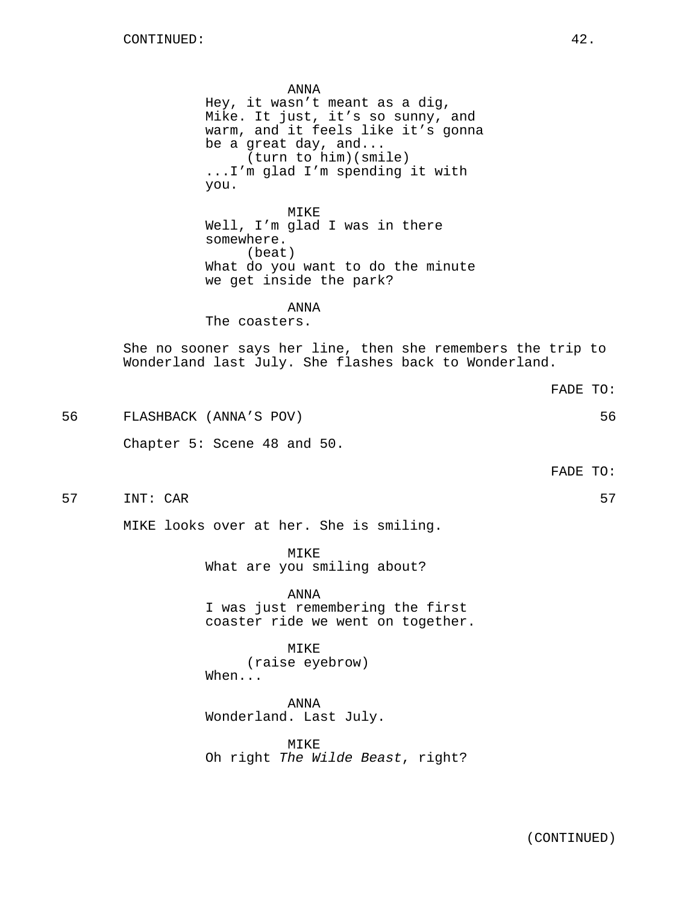CONTINUED:

ANNA
Hey, it wasn't meant as a dig, Mike. It just, it's so sunny, and warm, and it feels like it's gonna be a great day, and...
(turn to him)(smile)
...I'm glad I'm spending it with you.

MIKE
Well, I'm glad I was in there somewhere.
(beat)
What do you want to do the minute we get inside the park?

ANNA
The coasters.

She no sooner says her line, then she remembers the trip to Wonderland last July. She flashes back to Wonderland.

FADE TO:

56 FLASHBACK (ANNA'S POV) 56

Chapter 5: Scene 48 and 50.

FADE TO:

57 INT: CAR 57

MIKE looks over at her. She is smiling.

MIKE
What are you smiling about?

ANNA
I was just remembering the first coaster ride we went on together.

MIKE
(raise eyebrow)
When...

ANNA
Wonderland. Last July.

MIKE
Oh right *The Wilde Beast*, right?

(CONTINUED)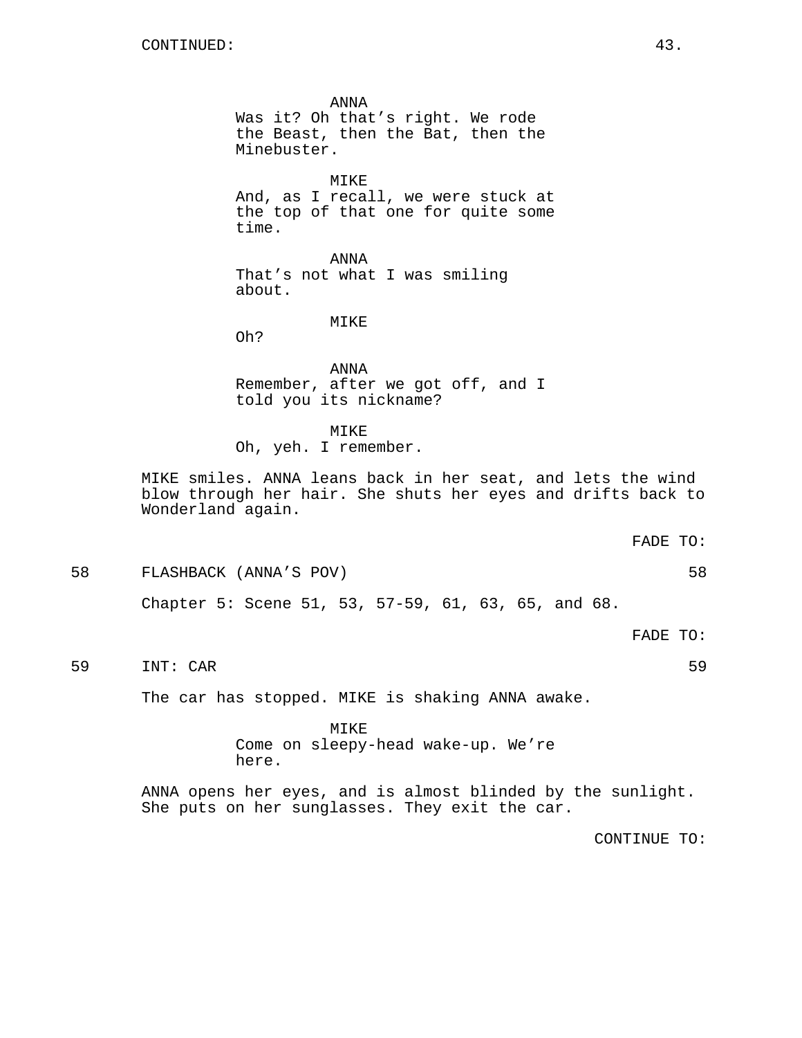CONTINUED:

ANNA
Was it? Oh that’s right. We rode the Beast, then the Bat, then the Minebuster.

MIKE
And, as I recall, we were stuck at the top of that one for quite some time.

ANNA
That’s not what I was smiling about.

MIKE
Oh?

ANNA
Remember, after we got off, and I told you its nickname?

MIKE
Oh, yeh. I remember.

MIKE smiles. ANNA leans back in her seat, and lets the wind blow through her hair. She shuts her eyes and drifts back to Wonderland again.

FADE TO:

58 FLASHBACK (ANNA’S POV) 58

Chapter 5: Scene 51, 53, 57-59, 61, 63, 65, and 68.

FADE TO:

59 INT: CAR 59

The car has stopped. MIKE is shaking ANNA awake.

MIKE
Come on sleepy-head wake-up. We’re here.

ANNA opens her eyes, and is almost blinded by the sunlight. She puts on her sunglasses. They exit the car.

CONTINUE TO: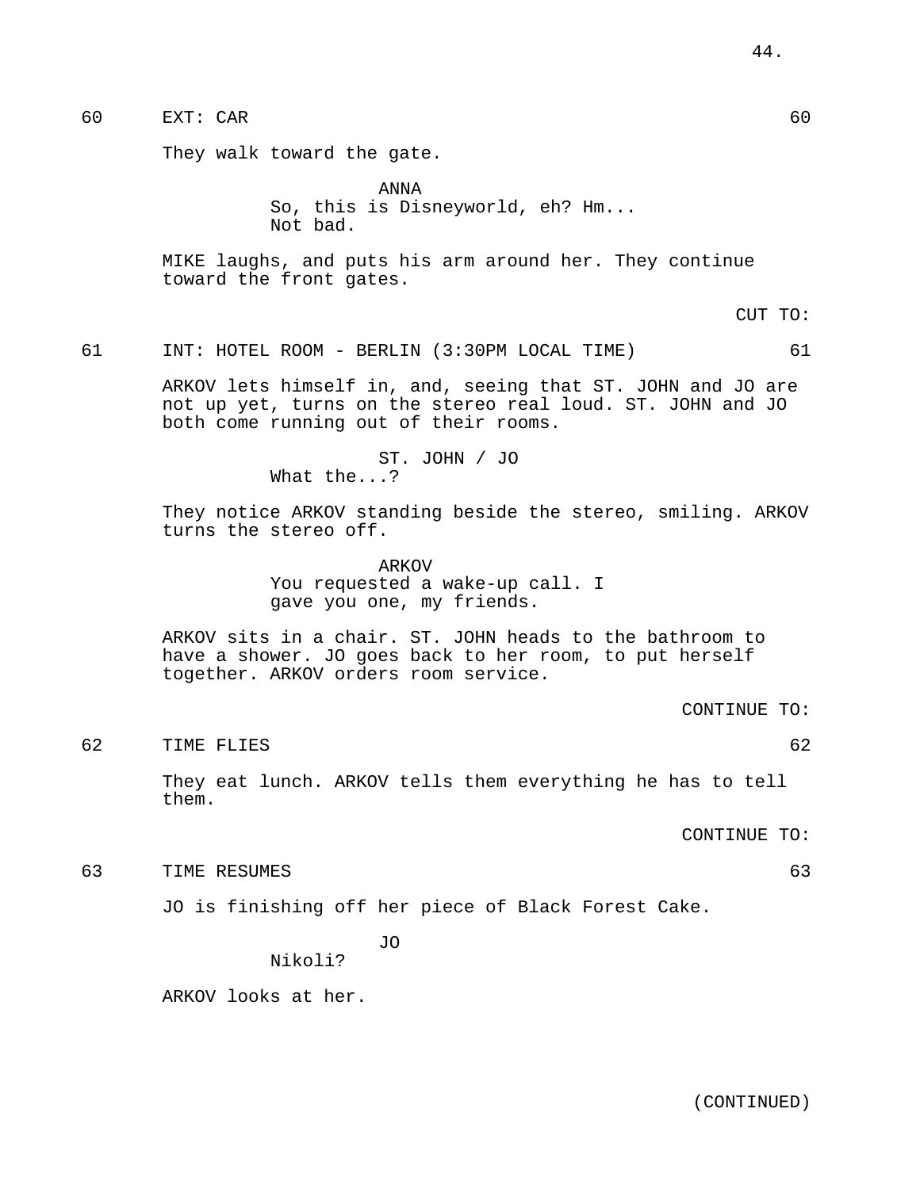60 EXT: CAR 60

They walk toward the gate.

ANNA
So, this is Disneyworld, eh? Hm...
Not bad.

MIKE laughs, and puts his arm around her. They continue toward the front gates.

CUT TO:

61 INT: HOTEL ROOM - BERLIN (3:30PM LOCAL TIME) 61

ARKOV lets himself in, and, seeing that ST. JOHN and JO are not up yet, turns on the stereo real loud. ST. JOHN and JO both come running out of their rooms.

ST. JOHN / JO
What the...?

They notice ARKOV standing beside the stereo, smiling. ARKOV turns the stereo off.

ARKOV
You requested a wake-up call. I
gave you one, my friends.

ARKOV sits in a chair. ST. JOHN heads to the bathroom to have a shower. JO goes back to her room, to put herself together. ARKOV orders room service.

CONTINUE TO:

62 TIME FLIES 62

They eat lunch. ARKOV tells them everything he has to tell them.

CONTINUE TO:

63 TIME RESUMES 63

JO is finishing off her piece of Black Forest Cake.

JO
Nikoli?

ARKOV looks at her.

(CONTINUED)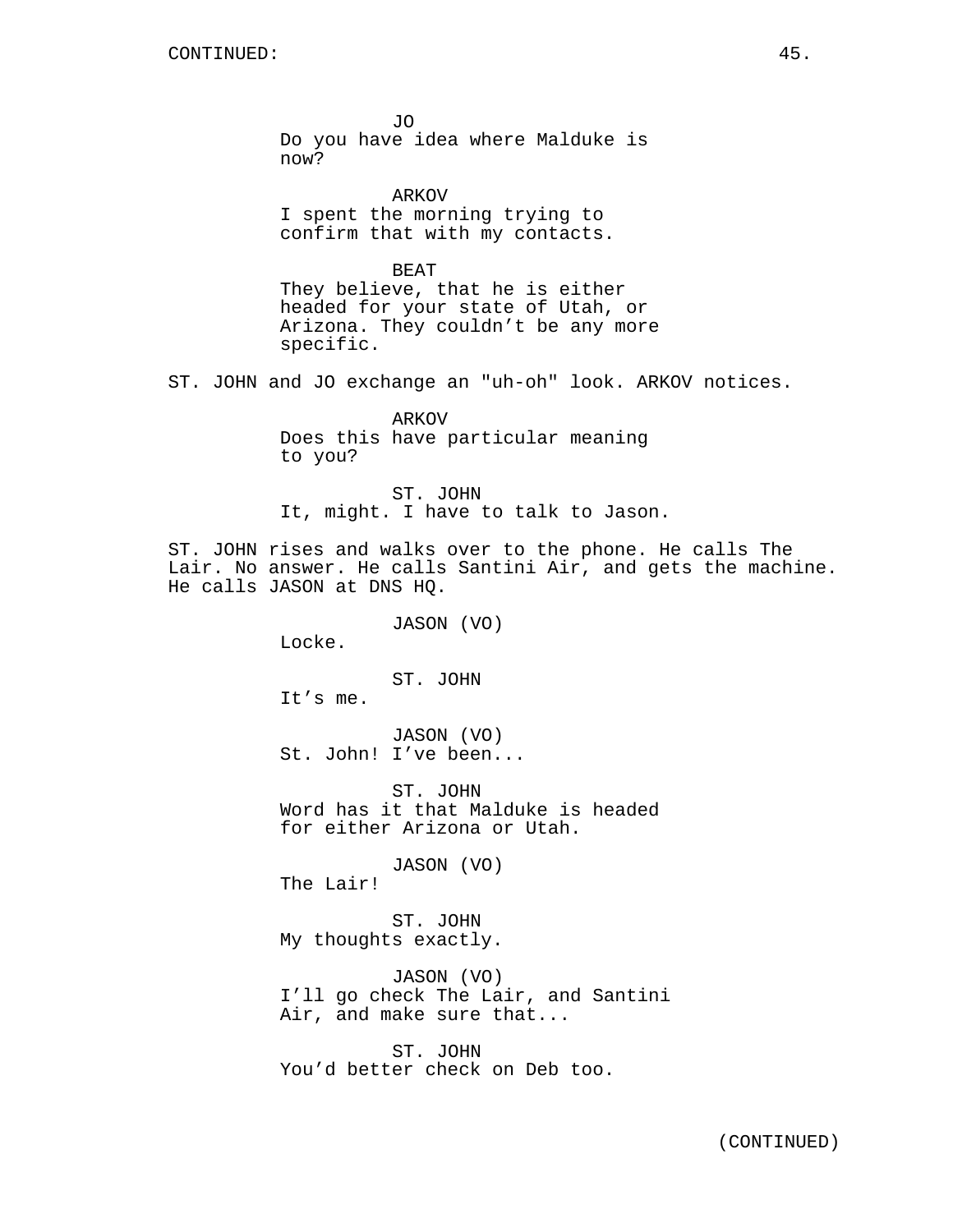CONTINUED:

JO
Do you have idea where Malduke is now?

ARKOV
I spent the morning trying to confirm that with my contacts.

BEAT
They believe, that he is either headed for your state of Utah, or Arizona. They couldn't be any more specific.

ST. JOHN and JO exchange an "uh-oh" look. ARKOV notices.

ARKOV
Does this have particular meaning to you?

ST. JOHN
It, might. I have to talk to Jason.

ST. JOHN rises and walks over to the phone. He calls The Lair. No answer. He calls Santini Air, and gets the machine. He calls JASON at DNS HQ.

JASON (VO)
Locke.

ST. JOHN
It's me.

JASON (VO)
St. John! I've been...

ST. JOHN
Word has it that Malduke is headed for either Arizona or Utah.

JASON (VO)
The Lair!

ST. JOHN
My thoughts exactly.

JASON (VO)
I'll go check The Lair, and Santini Air, and make sure that...

ST. JOHN
You'd better check on Deb too.

(CONTINUED)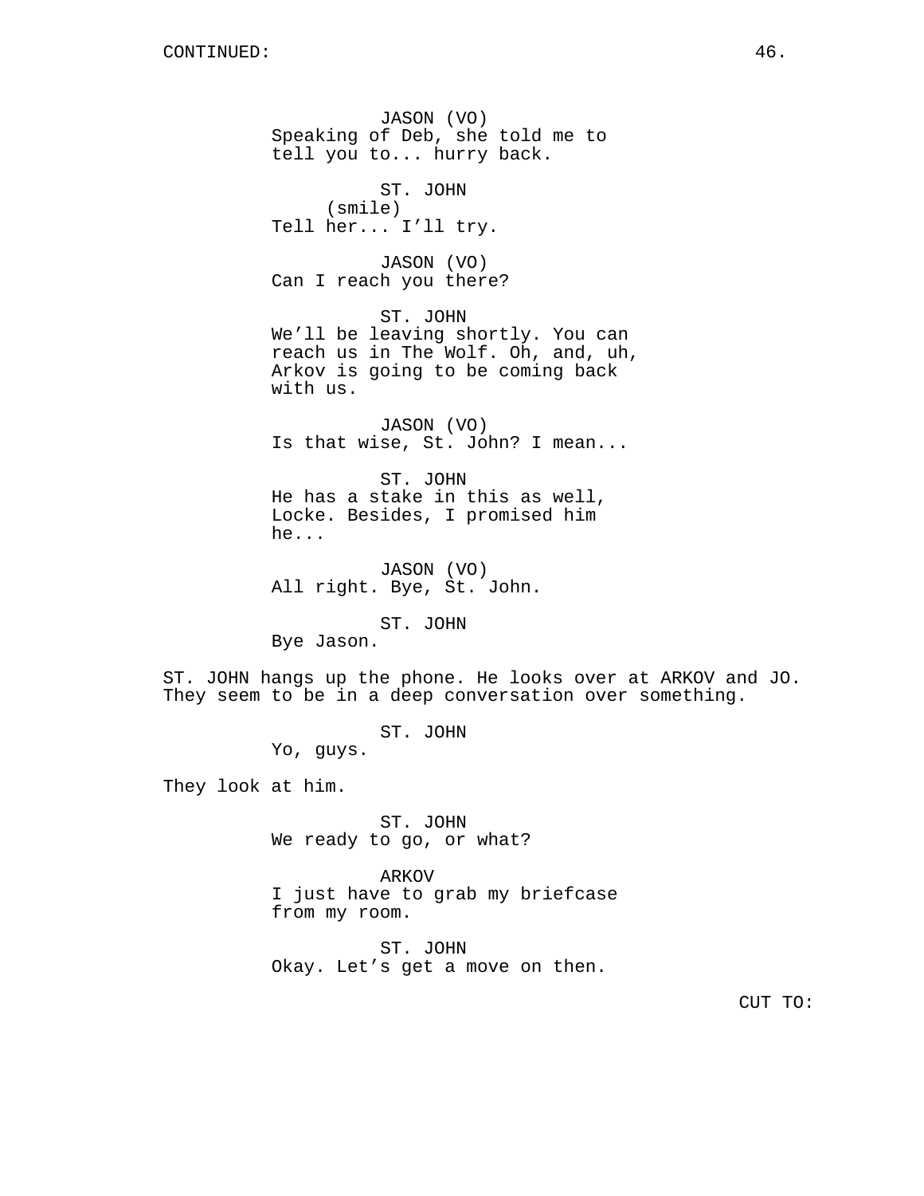CONTINUED:

JASON (VO)
Speaking of Deb, she told me to tell you to... hurry back.

ST. JOHN
(smile)
Tell her... I'll try.

JASON (VO)
Can I reach you there?

ST. JOHN
We'll be leaving shortly. You can reach us in The Wolf. Oh, and, uh, Arkov is going to be coming back with us.

JASON (VO)
Is that wise, St. John? I mean...

ST. JOHN
He has a stake in this as well, Locke. Besides, I promised him he...

JASON (VO)
All right. Bye, St. John.

ST. JOHN
Bye Jason.

ST. JOHN hangs up the phone. He looks over at ARKOV and JO. They seem to be in a deep conversation over something.

ST. JOHN
Yo, guys.

They look at him.

ST. JOHN
We ready to go, or what?

ARKOV
I just have to grab my briefcase from my room.

ST. JOHN
Okay. Let's get a move on then.

CUT TO: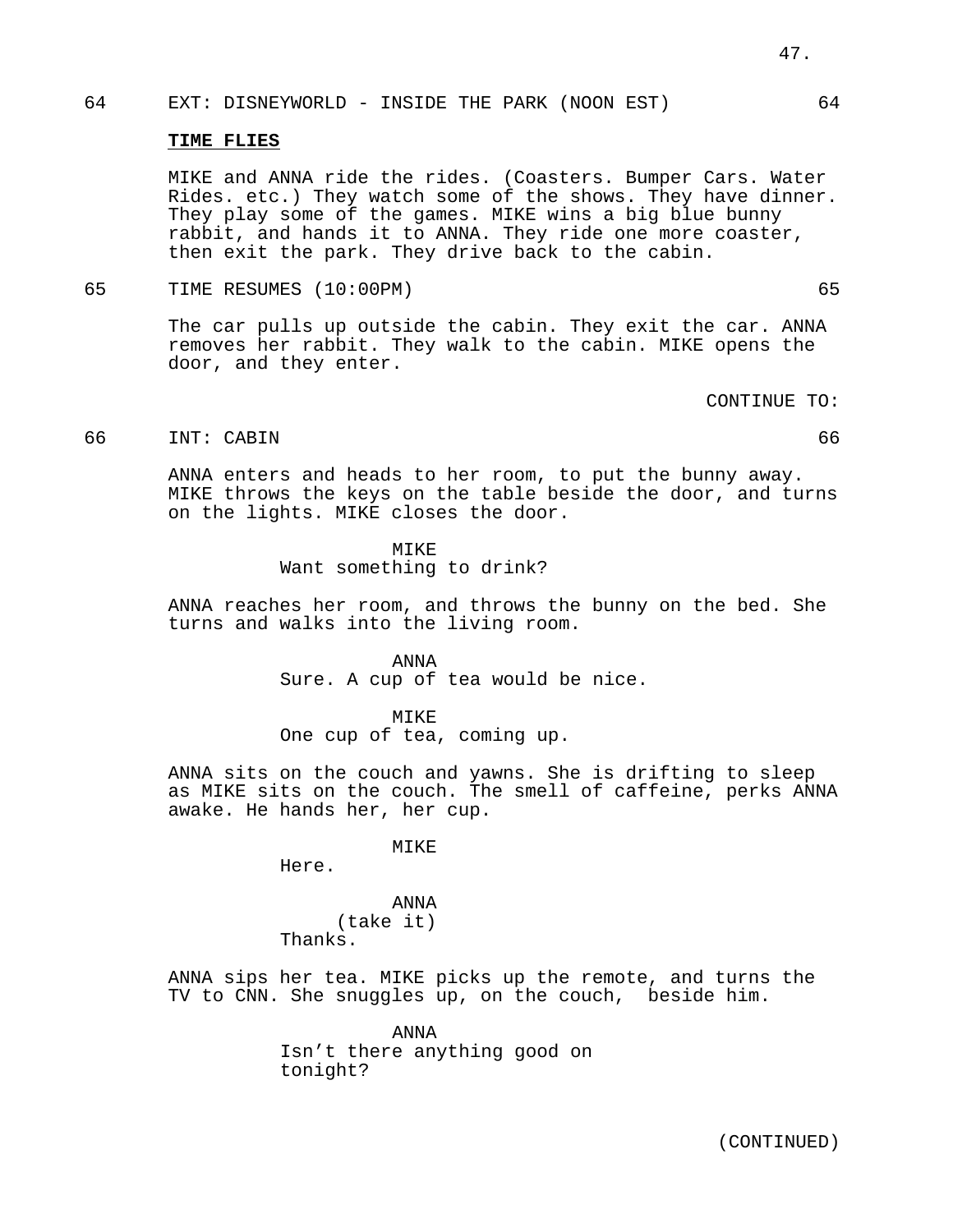64 EXT: DISNEYWORLD - INSIDE THE PARK (NOON EST) 64

**TIME FLIES**

MIKE and ANNA ride the rides. (Coasters. Bumper Cars. Water Rides. etc.) They watch some of the shows. They have dinner. They play some of the games. MIKE wins a big blue bunny rabbit, and hands it to ANNA. They ride one more coaster, then exit the park. They drive back to the cabin.

65 TIME RESUMES (10:00PM) 65

The car pulls up outside the cabin. They exit the car. ANNA removes her rabbit. They walk to the cabin. MIKE opens the door, and they enter.

CONTINUE TO:

66 INT: CABIN 66

ANNA enters and heads to her room, to put the bunny away. MIKE throws the keys on the table beside the door, and turns on the lights. MIKE closes the door.

MIKE
Want something to drink?

ANNA reaches her room, and throws the bunny on the bed. She turns and walks into the living room.

ANNA
Sure. A cup of tea would be nice.

MIKE
One cup of tea, coming up.

ANNA sits on the couch and yawns. She is drifting to sleep as MIKE sits on the couch. The smell of caffeine, perks ANNA awake. He hands her, her cup.

MIKE
Here.

ANNA
(take it)
Thanks.

ANNA sips her tea. MIKE picks up the remote, and turns the TV to CNN. She snuggles up, on the couch, beside him.

ANNA
Isn't there anything good on tonight?

(CONTINUED)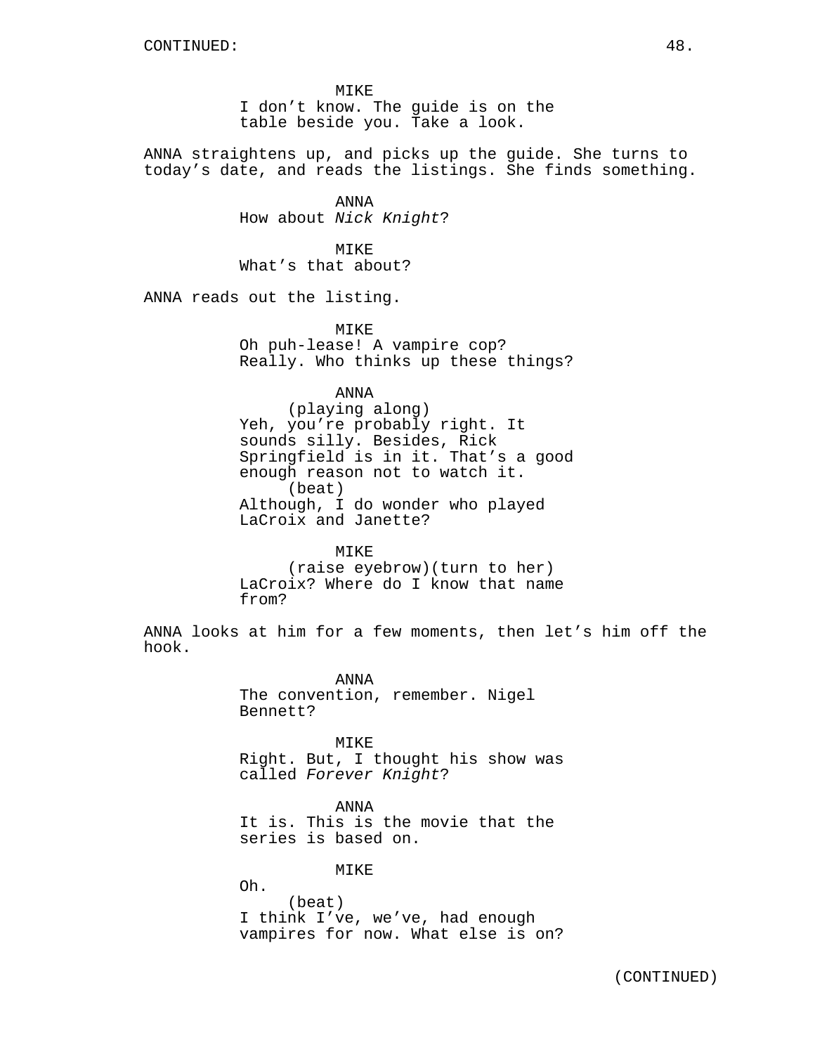MIKE
I don't know. The guide is on the table beside you. Take a look.

ANNA straightens up, and picks up the guide. She turns to today's date, and reads the listings. She finds something.

ANNA
How about *Nick Knight*?

MIKE
What's that about?

ANNA reads out the listing.

MIKE
Oh puh-lease! A vampire cop? Really. Who thinks up these things?

ANNA
(playing along)
Yeh, you're probably right. It sounds silly. Besides, Rick Springfield is in it. That's a good enough reason not to watch it.
(beat)
Although, I do wonder who played LaCroix and Janette?

MIKE
(raise eyebrow)(turn to her)
LaCroix? Where do I know that name from?

ANNA looks at him for a few moments, then let's him off the hook.

ANNA
The convention, remember. Nigel Bennett?

MIKE
Right. But, I thought his show was called *Forever Knight*?

ANNA
It is. This is the movie that the series is based on.

MIKE
Oh.
(beat)
I think I've, we've, had enough vampires for now. What else is on?

(CONTINUED)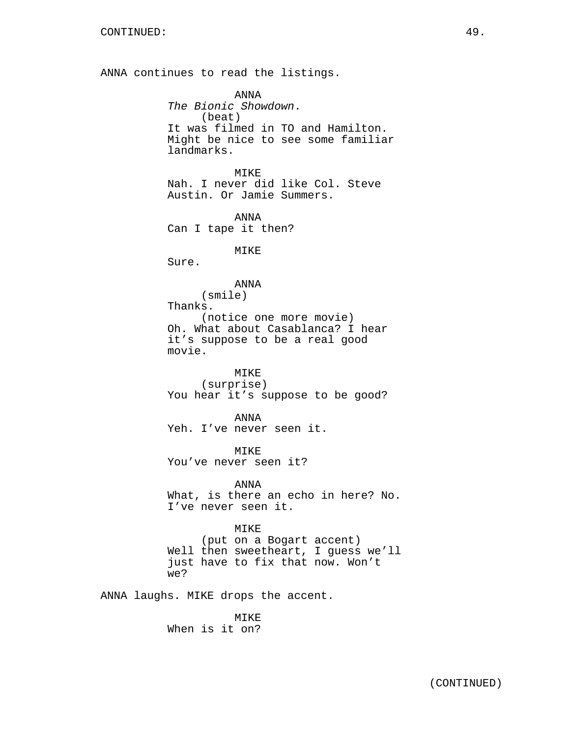CONTINUED:

ANNA continues to read the listings.

ANNA
*The Bionic Showdown*.
(beat)
It was filmed in TO and Hamilton. Might be nice to see some familiar landmarks.

MIKE
Nah. I never did like Col. Steve Austin. Or Jamie Summers.

ANNA
Can I tape it then?

MIKE
Sure.

ANNA
(smile)
Thanks.
(notice one more movie)
Oh. What about Casablanca? I hear it's suppose to be a real good movie.

MIKE
(surprise)
You hear it's suppose to be good?

ANNA
Yeh. I've never seen it.

MIKE
You've never seen it?

ANNA
What, is there an echo in here? No. I've never seen it.

MIKE
(put on a Bogart accent)
Well then sweetheart, I guess we'll just have to fix that now. Won't we?

ANNA laughs. MIKE drops the accent.

MIKE
When is it on?

(CONTINUED)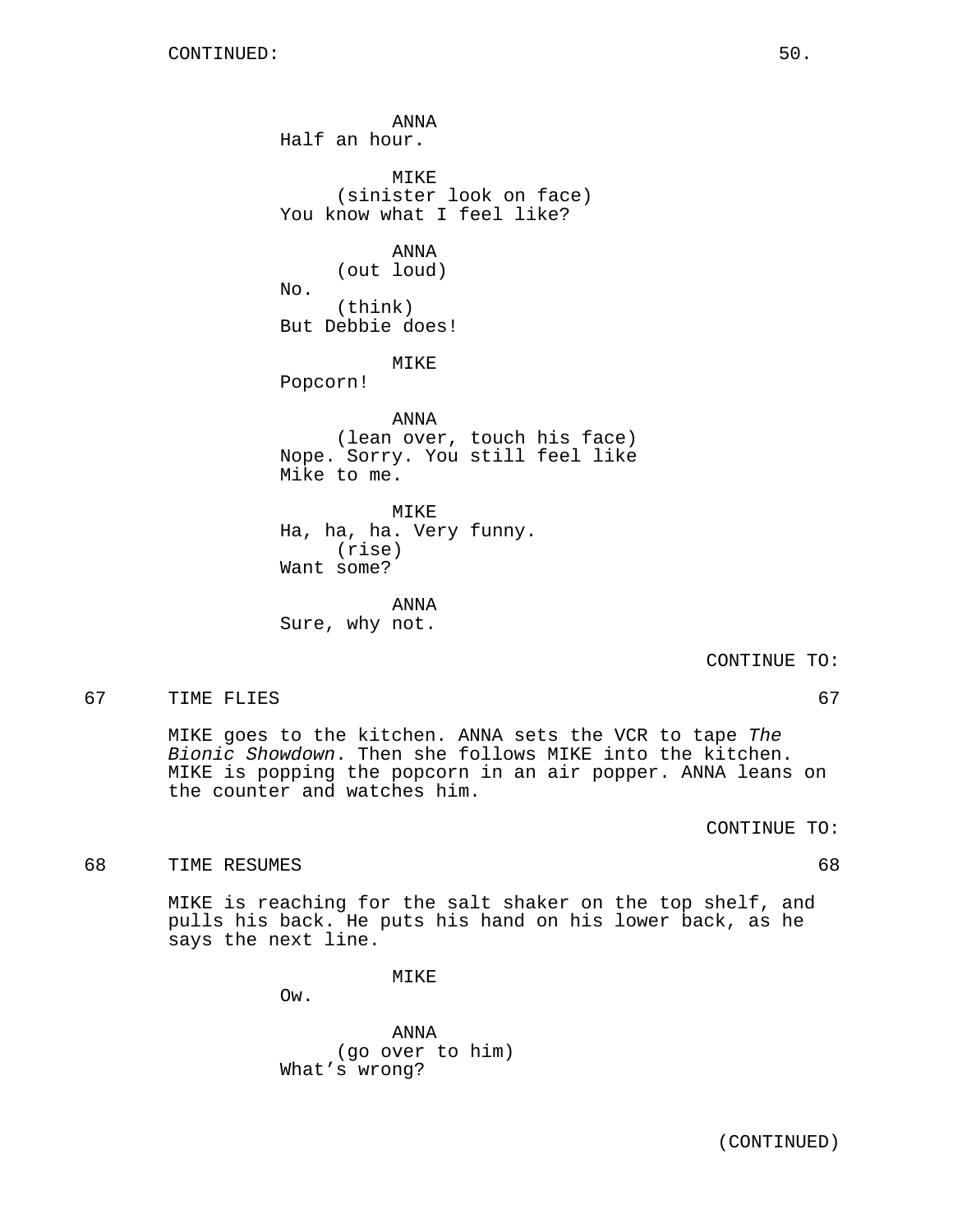CONTINUED:

ANNA
Half an hour.

MIKE
(sinister look on face)
You know what I feel like?

ANNA
(out loud)
No.
(think)
But Debbie does!

MIKE
Popcorn!

ANNA
(lean over, touch his face)
Nope. Sorry. You still feel like
Mike to me.

MIKE
Ha, ha, ha. Very funny.
(rise)
Want some?

ANNA
Sure, why not.

CONTINUE TO:

67 TIME FLIES 67

MIKE goes to the kitchen. ANNA sets the VCR to tape *The Bionic Showdown*. Then she follows MIKE into the kitchen. MIKE is popping the popcorn in an air popper. ANNA leans on the counter and watches him.

CONTINUE TO:

68 TIME RESUMES 68

MIKE is reaching for the salt shaker on the top shelf, and pulls his back. He puts his hand on his lower back, as he says the next line.

MIKE
Ow.

ANNA
(go over to him)
What's wrong?

(CONTINUED)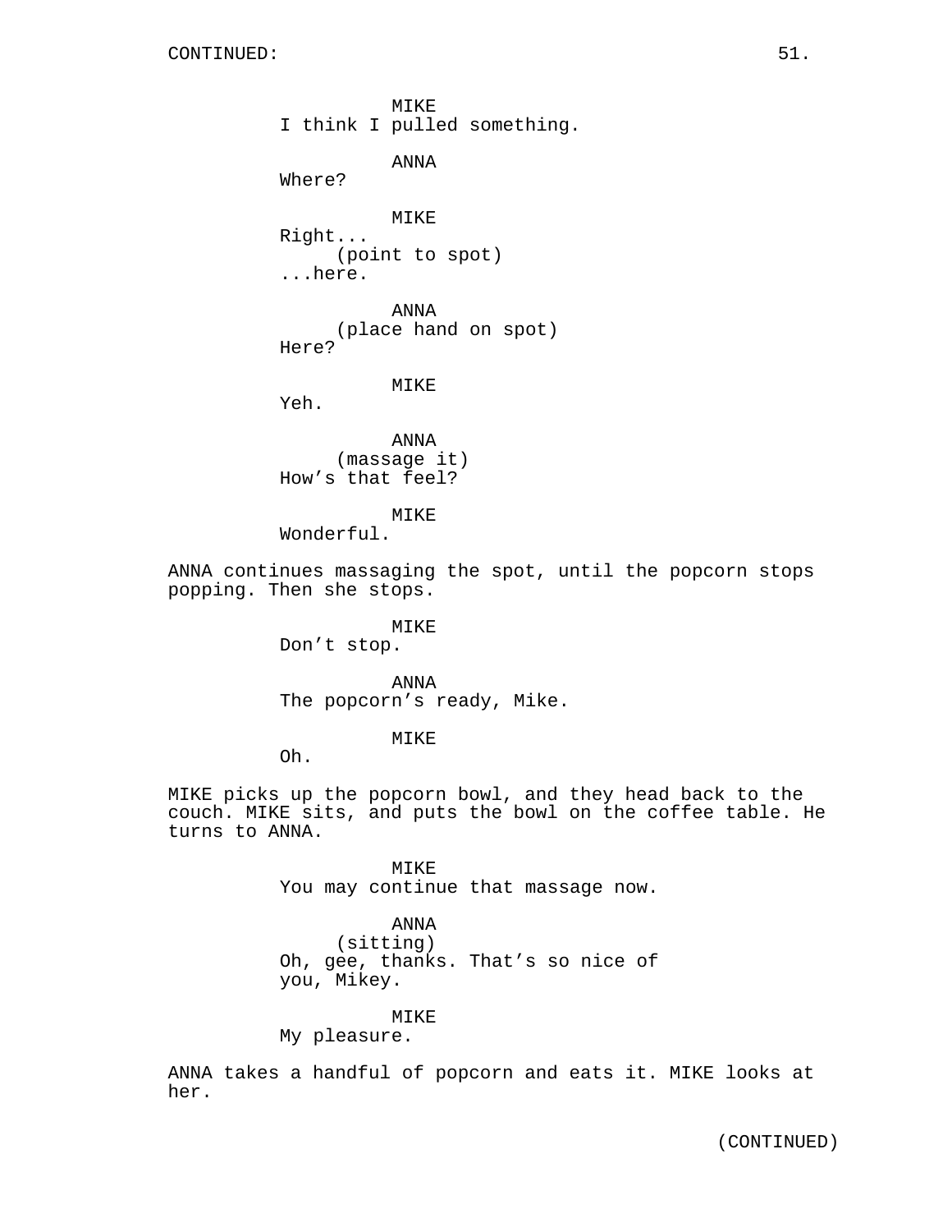CONTINUED:

MIKE
I think I pulled something.

ANNA
Where?

MIKE
Right...
(point to spot)
...here.

ANNA
(place hand on spot)
Here?

MIKE
Yeh.

ANNA
(massage it)
How's that feel?

MIKE
Wonderful.

ANNA continues massaging the spot, until the popcorn stops popping. Then she stops.

MIKE
Don't stop.

ANNA
The popcorn's ready, Mike.

MIKE
Oh.

MIKE picks up the popcorn bowl, and they head back to the couch. MIKE sits, and puts the bowl on the coffee table. He turns to ANNA.

MIKE
You may continue that massage now.

ANNA
(sitting)
Oh, gee, thanks. That's so nice of you, Mikey.

MIKE
My pleasure.

ANNA takes a handful of popcorn and eats it. MIKE looks at her.

(CONTINUED)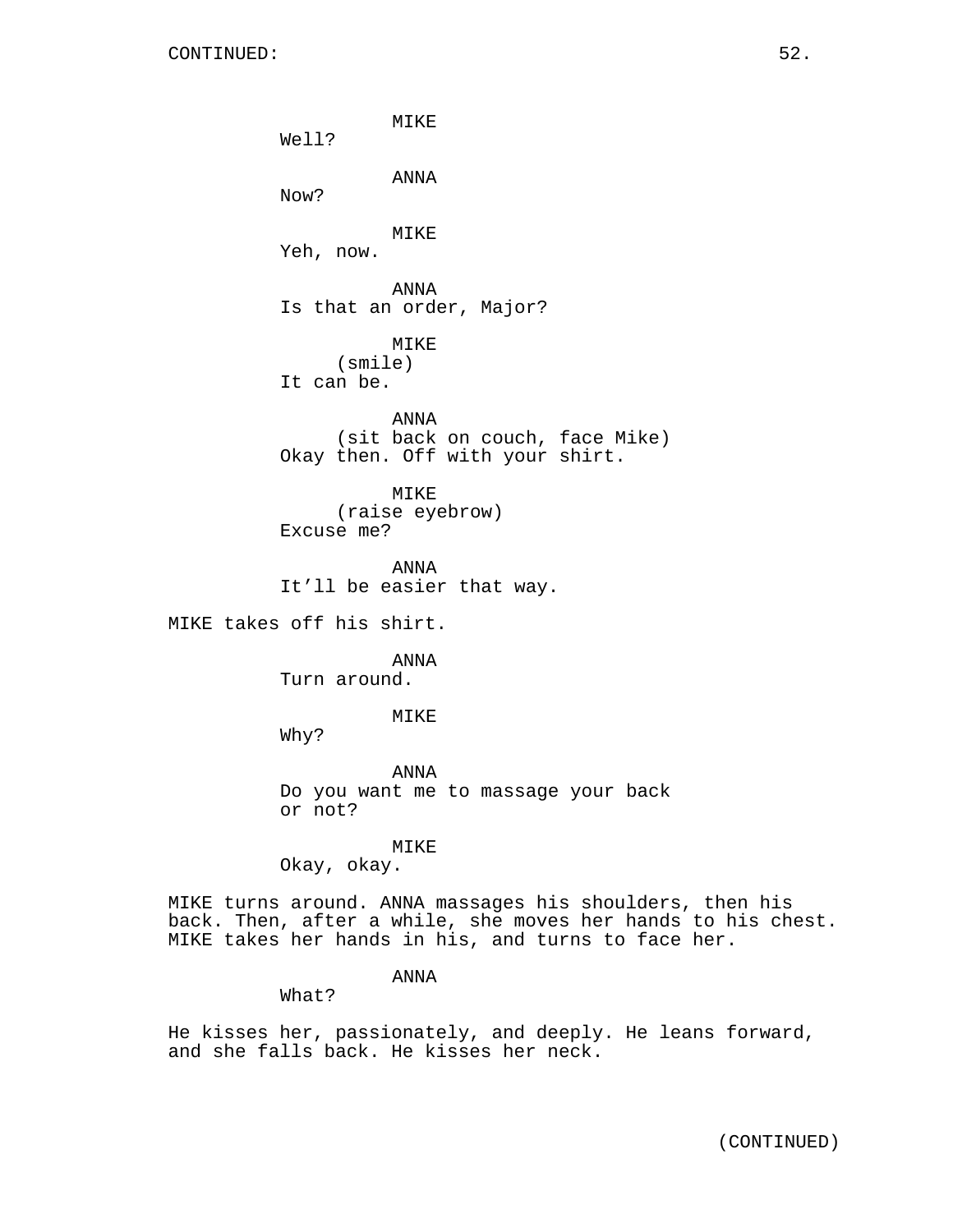MIKE
Well?

ANNA
Now?

MIKE
Yeh, now.

ANNA
Is that an order, Major?

MIKE
(smile)
It can be.

ANNA
(sit back on couch, face Mike)
Okay then. Off with your shirt.

MIKE
(raise eyebrow)
Excuse me?

ANNA
It'll be easier that way.

MIKE takes off his shirt.

ANNA
Turn around.

MIKE
Why?

ANNA
Do you want me to massage your back or not?

MIKE
Okay, okay.

MIKE turns around. ANNA massages his shoulders, then his back. Then, after a while, she moves her hands to his chest. MIKE takes her hands in his, and turns to face her.

ANNA
What?

He kisses her, passionately, and deeply. He leans forward, and she falls back. He kisses her neck.

(CONTINUED)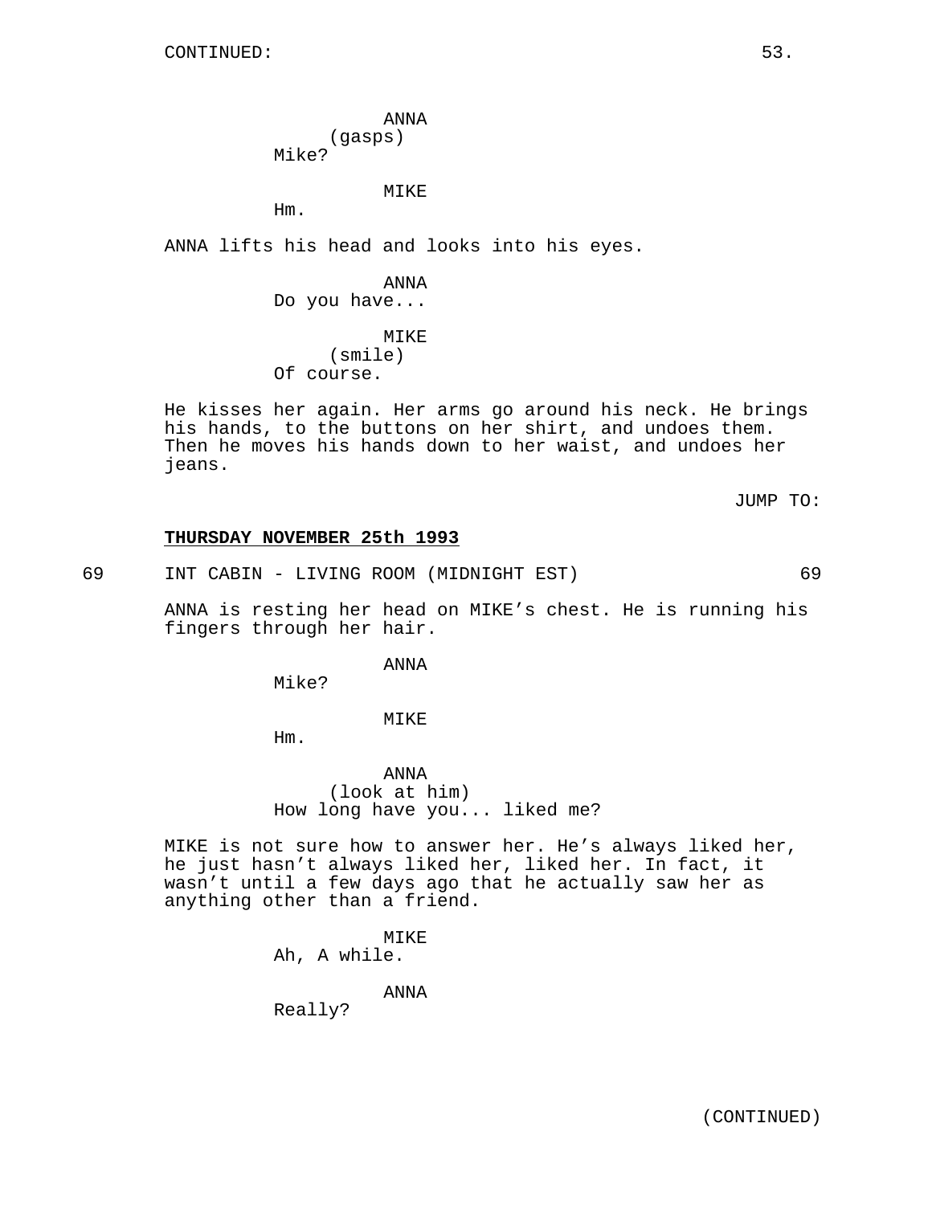CONTINUED:

ANNA
(gasps)
Mike?

MIKE
Hm.

ANNA lifts his head and looks into his eyes.

ANNA
Do you have...

MIKE
(smile)
Of course.

He kisses her again. Her arms go around his neck. He brings his hands, to the buttons on her shirt, and undoes them. Then he moves his hands down to her waist, and undoes her jeans.

JUMP TO:

**THURSDAY NOVEMBER 25th 1993**

69 INT CABIN - LIVING ROOM (MIDNIGHT EST) 69

ANNA is resting her head on MIKE's chest. He is running his fingers through her hair.

ANNA
Mike?

MIKE
Hm.

ANNA
(look at him)
How long have you... liked me?

MIKE is not sure how to answer her. He's always liked her, he just hasn't always liked her, liked her. In fact, it wasn't until a few days ago that he actually saw her as anything other than a friend.

MIKE
Ah, A while.

ANNA
Really?

(CONTINUED)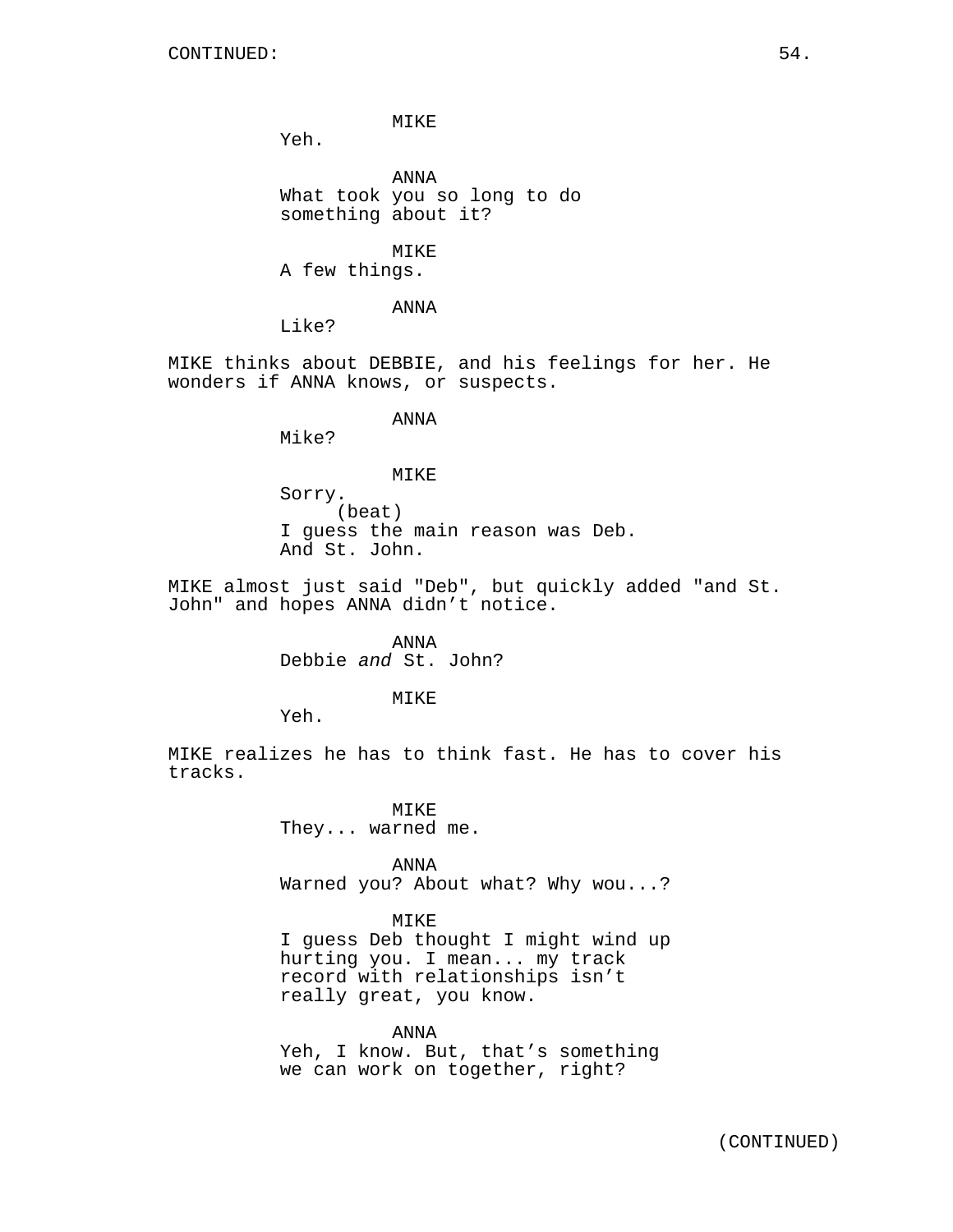MIKE
Yeh.

ANNA
What took you so long to do something about it?

MIKE
A few things.

ANNA
Like?

MIKE thinks about DEBBIE, and his feelings for her. He wonders if ANNA knows, or suspects.

ANNA
Mike?

MIKE
Sorry.
(beat)
I guess the main reason was Deb. And St. John.

MIKE almost just said "Deb", but quickly added "and St. John" and hopes ANNA didn't notice.

ANNA
Debbie *and* St. John?

MIKE
Yeh.

MIKE realizes he has to think fast. He has to cover his tracks.

MIKE
They... warned me.

ANNA
Warned you? About what? Why wou...?

MIKE
I guess Deb thought I might wind up hurting you. I mean... my track record with relationships isn't really great, you know.

ANNA
Yeh, I know. But, that's something we can work on together, right?

(CONTINUED)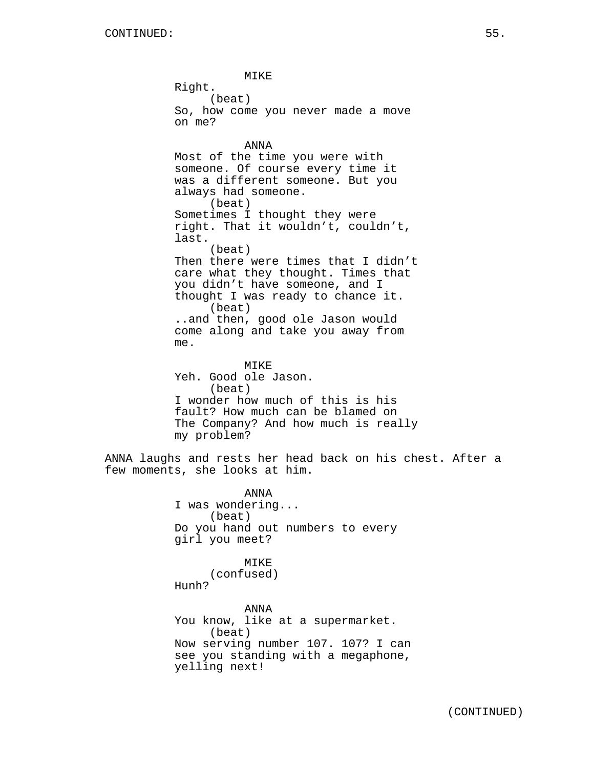CONTINUED:

MIKE
Right.
(beat)
So, how come you never made a move on me?

ANNA
Most of the time you were with someone. Of course every time it was a different someone. But you always had someone.
(beat)
Sometimes I thought they were right. That it wouldn't, couldn't, last.
(beat)
Then there were times that I didn't care what they thought. Times that you didn't have someone, and I thought I was ready to chance it.
(beat)
..and then, good ole Jason would come along and take you away from me.

MIKE
Yeh. Good ole Jason.
(beat)
I wonder how much of this is his fault? How much can be blamed on The Company? And how much is really my problem?

ANNA laughs and rests her head back on his chest. After a few moments, she looks at him.

ANNA
I was wondering...
(beat)
Do you hand out numbers to every girl you meet?

MIKE
(confused)
Hunh?

ANNA
You know, like at a supermarket.
(beat)
Now serving number 107. 107? I can see you standing with a megaphone, yelling next!

(CONTINUED)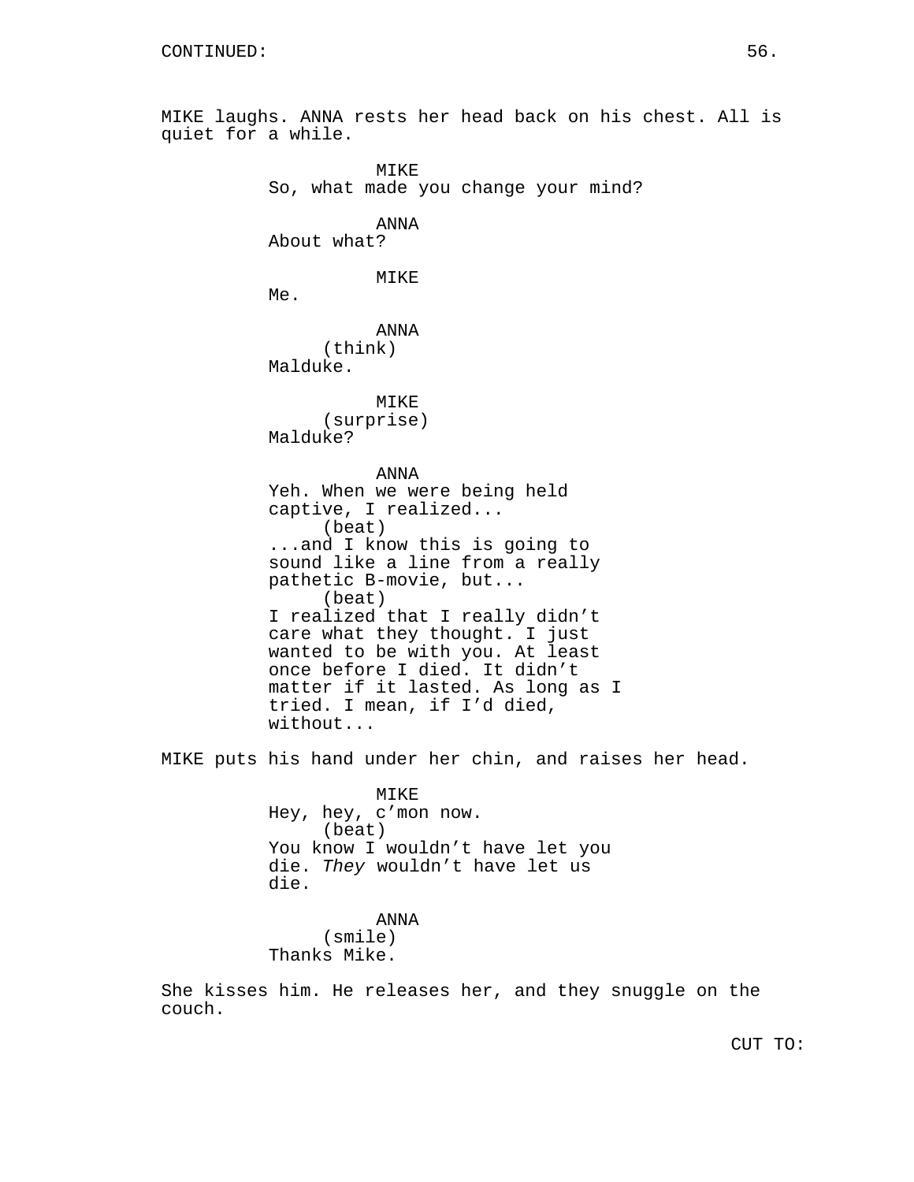CONTINUED:

MIKE laughs. ANNA rests her head back on his chest. All is quiet for a while.

MIKE
So, what made you change your mind?

ANNA
About what?

MIKE
Me.

ANNA
(think)
Malduke.

MIKE
(surprise)
Malduke?

ANNA
Yeh. When we were being held captive, I realized...
(beat)
...and I know this is going to sound like a line from a really pathetic B-movie, but...
(beat)
I realized that I really didn't care what they thought. I just wanted to be with you. At least once before I died. It didn't matter if it lasted. As long as I tried. I mean, if I'd died, without...

MIKE puts his hand under her chin, and raises her head.

MIKE
Hey, hey, c'mon now.
(beat)
You know I wouldn't have let you die. *They* wouldn't have let us die.

ANNA
(smile)
Thanks Mike.

She kisses him. He releases her, and they snuggle on the couch.

CUT TO: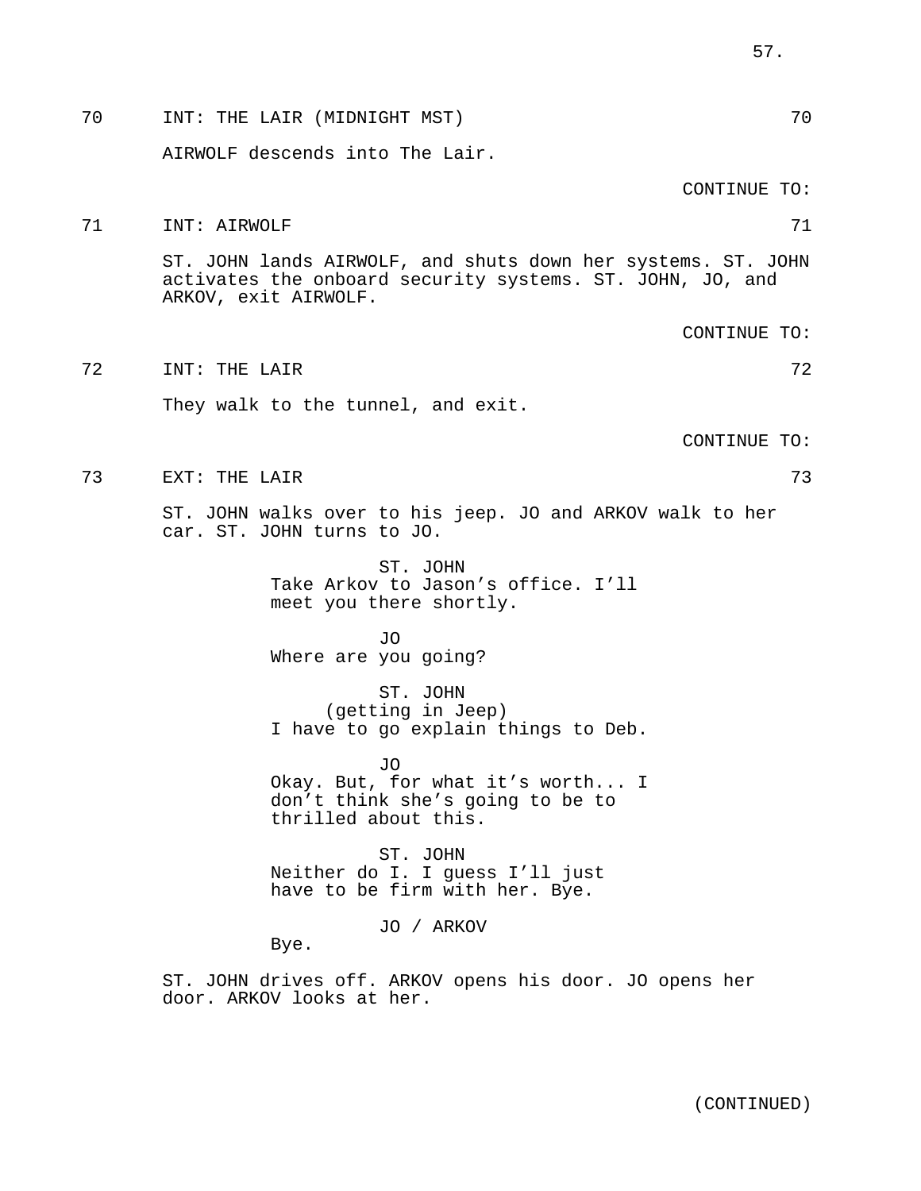70 INT: THE LAIR (MIDNIGHT MST) 70

AIRWOLF descends into The Lair.

CONTINUE TO:

71 INT: AIRWOLF 71

ST. JOHN lands AIRWOLF, and shuts down her systems. ST. JOHN activates the onboard security systems. ST. JOHN, JO, and ARKOV, exit AIRWOLF.

CONTINUE TO:

72 INT: THE LAIR 72

They walk to the tunnel, and exit.

CONTINUE TO:

73 EXT: THE LAIR 73

ST. JOHN walks over to his jeep. JO and ARKOV walk to her car. ST. JOHN turns to JO.

ST. JOHN
Take Arkov to Jason's office. I'll meet you there shortly.

JO
Where are you going?

ST. JOHN
(getting in Jeep)
I have to go explain things to Deb.

JO
Okay. But, for what it's worth... I don't think she's going to be to thrilled about this.

ST. JOHN
Neither do I. I guess I'll just have to be firm with her. Bye.

JO / ARKOV
Bye.

ST. JOHN drives off. ARKOV opens his door. JO opens her door. ARKOV looks at her.

(CONTINUED)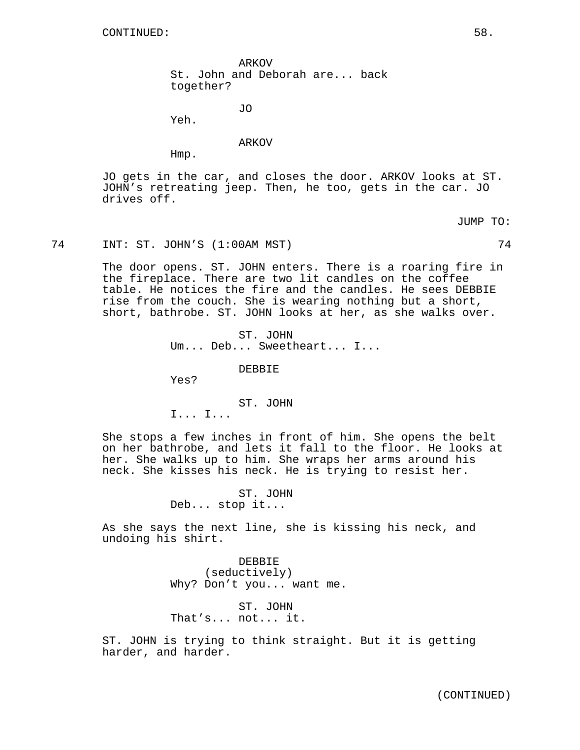CONTINUED:

ARKOV
St. John and Deborah are... back together?

JO
Yeh.

ARKOV
Hmp.

JO gets in the car, and closes the door. ARKOV looks at ST. JOHN's retreating jeep. Then, he too, gets in the car. JO drives off.

JUMP TO:

74 INT: ST. JOHN'S (1:00AM MST) 74

The door opens. ST. JOHN enters. There is a roaring fire in the fireplace. There are two lit candles on the coffee table. He notices the fire and the candles. He sees DEBBIE rise from the couch. She is wearing nothing but a short, short, bathrobe. ST. JOHN looks at her, as she walks over.

ST. JOHN
Um... Deb... Sweetheart... I...

DEBBIE
Yes?

ST. JOHN
I... I...

She stops a few inches in front of him. She opens the belt on her bathrobe, and lets it fall to the floor. He looks at her. She walks up to him. She wraps her arms around his neck. She kisses his neck. He is trying to resist her.

ST. JOHN
Deb... stop it...

As she says the next line, she is kissing his neck, and undoing his shirt.

DEBBIE
(seductively)
Why? Don't you... want me.

ST. JOHN
That's... not... it.

ST. JOHN is trying to think straight. But it is getting harder, and harder.

(CONTINUED)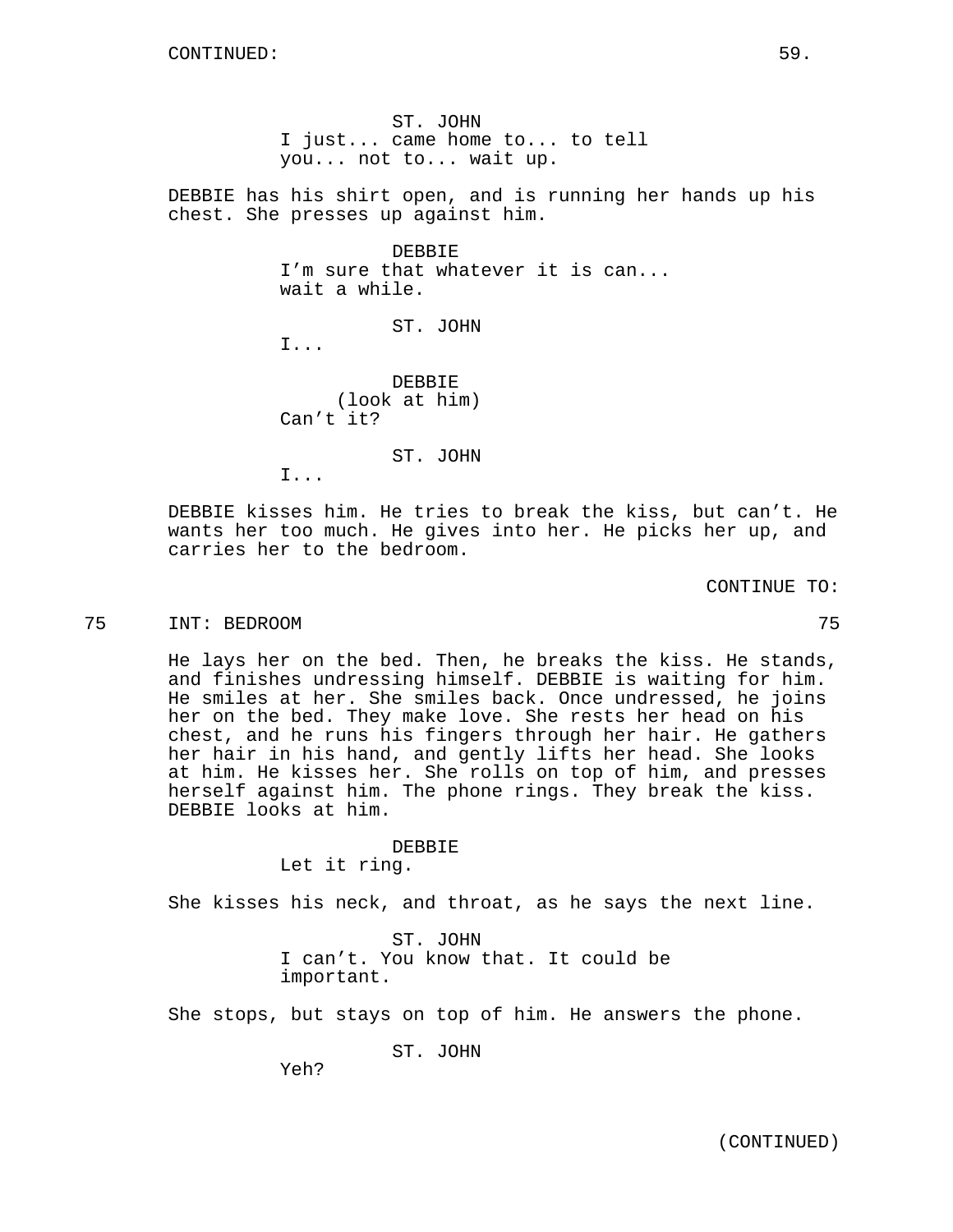CONTINUED:

ST. JOHN
I just... came home to... to tell you... not to... wait up.

DEBBIE has his shirt open, and is running her hands up his chest. She presses up against him.

DEBBIE
I'm sure that whatever it is can... wait a while.

ST. JOHN
I...

DEBBIE
(look at him)
Can't it?

ST. JOHN
I...

DEBBIE kisses him. He tries to break the kiss, but can't. He wants her too much. He gives into her. He picks her up, and carries her to the bedroom.

CONTINUE TO:

75 INT: BEDROOM 75

He lays her on the bed. Then, he breaks the kiss. He stands, and finishes undressing himself. DEBBIE is waiting for him. He smiles at her. She smiles back. Once undressed, he joins her on the bed. They make love. She rests her head on his chest, and he runs his fingers through her hair. He gathers her hair in his hand, and gently lifts her head. She looks at him. He kisses her. She rolls on top of him, and presses herself against him. The phone rings. They break the kiss. DEBBIE looks at him.

DEBBIE
Let it ring.

She kisses his neck, and throat, as he says the next line.

ST. JOHN
I can't. You know that. It could be important.

She stops, but stays on top of him. He answers the phone.

ST. JOHN
Yeh?

(CONTINUED)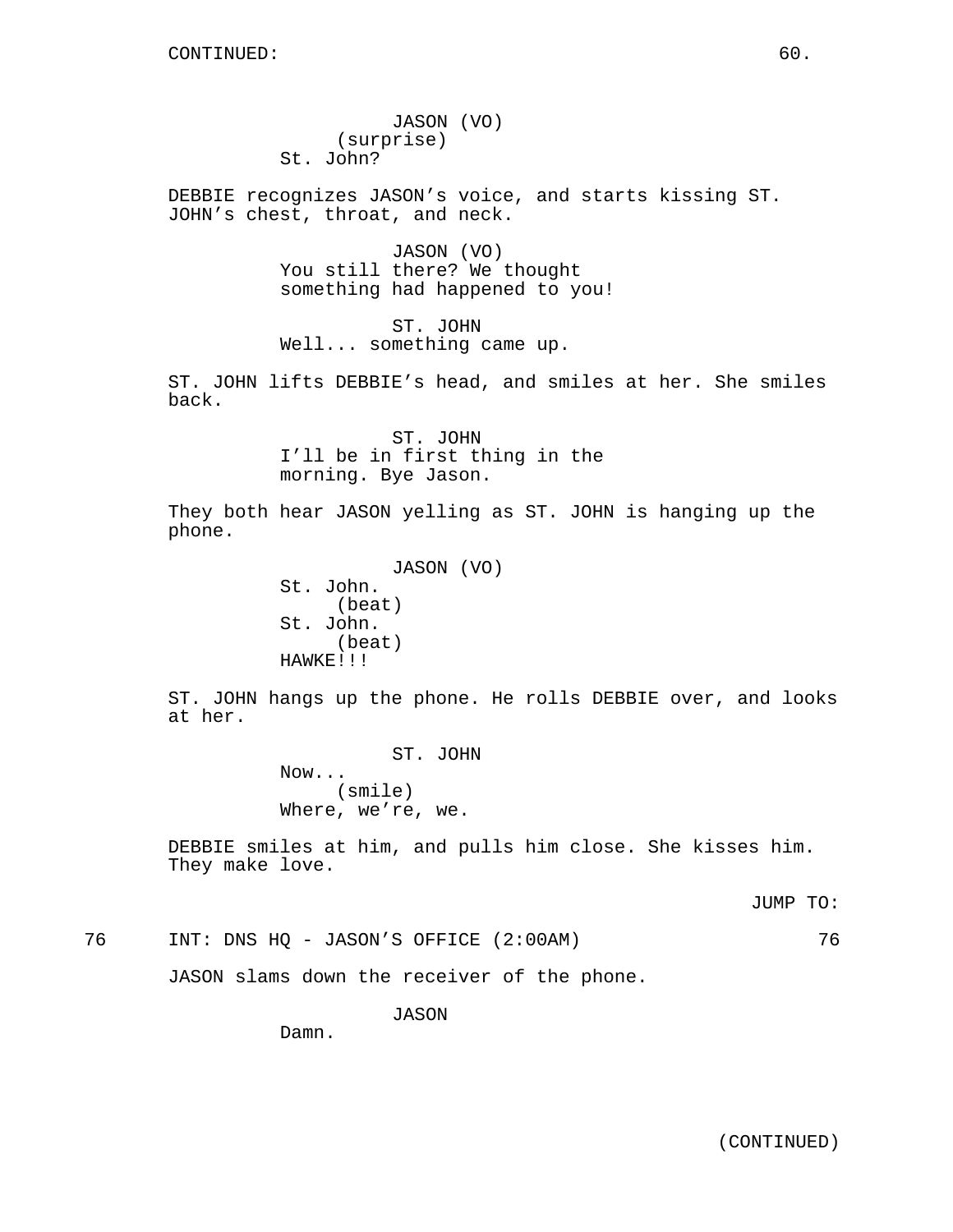CONTINUED:

JASON (VO)
(surprise)
St. John?

DEBBIE recognizes JASON's voice, and starts kissing ST. JOHN's chest, throat, and neck.

JASON (VO)
You still there? We thought something had happened to you!

ST. JOHN
Well... something came up.

ST. JOHN lifts DEBBIE's head, and smiles at her. She smiles back.

ST. JOHN
I'll be in first thing in the morning. Bye Jason.

They both hear JASON yelling as ST. JOHN is hanging up the phone.

JASON (VO)
St. John.
(beat)
St. John.
(beat)
HAWKE!!!

ST. JOHN hangs up the phone. He rolls DEBBIE over, and looks at her.

ST. JOHN
Now...
(smile)
Where, we're, we.

DEBBIE smiles at him, and pulls him close. She kisses him. They make love.

JUMP TO:

76 INT: DNS HQ - JASON'S OFFICE (2:00AM) 76

JASON slams down the receiver of the phone.

JASON
Damn.

(CONTINUED)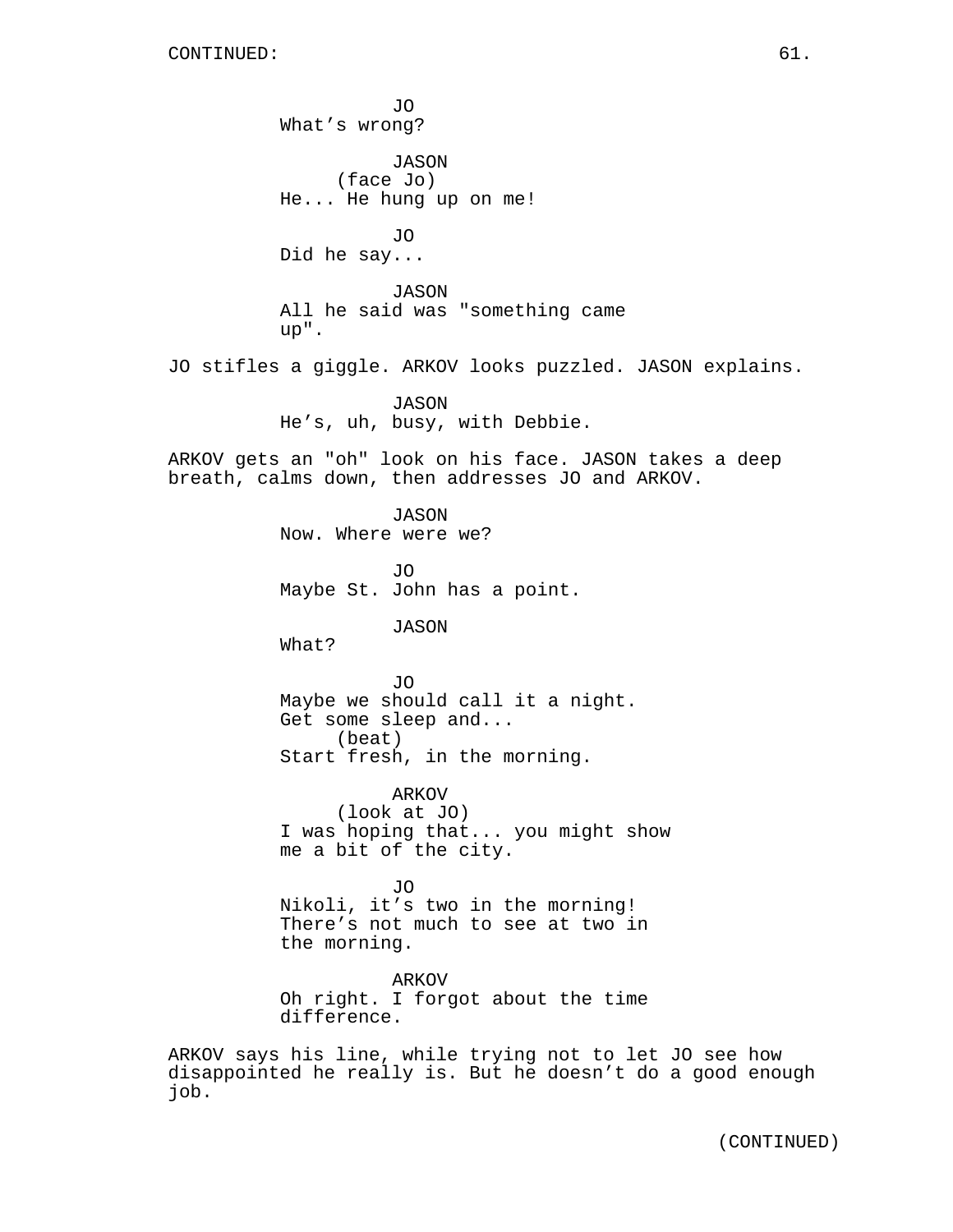CONTINUED:

JO
What's wrong?

JASON
(face Jo)
He... He hung up on me!

JO
Did he say...

JASON
All he said was "something came up".

JO stifles a giggle. ARKOV looks puzzled. JASON explains.

JASON
He's, uh, busy, with Debbie.

ARKOV gets an "oh" look on his face. JASON takes a deep breath, calms down, then addresses JO and ARKOV.

JASON
Now. Where were we?

JO
Maybe St. John has a point.

JASON
What?

JO
Maybe we should call it a night. Get some sleep and...
(beat)
Start fresh, in the morning.

ARKOV
(look at JO)
I was hoping that... you might show me a bit of the city.

JO
Nikoli, it's two in the morning! There's not much to see at two in the morning.

ARKOV
Oh right. I forgot about the time difference.

ARKOV says his line, while trying not to let JO see how disappointed he really is. But he doesn't do a good enough job.

(CONTINUED)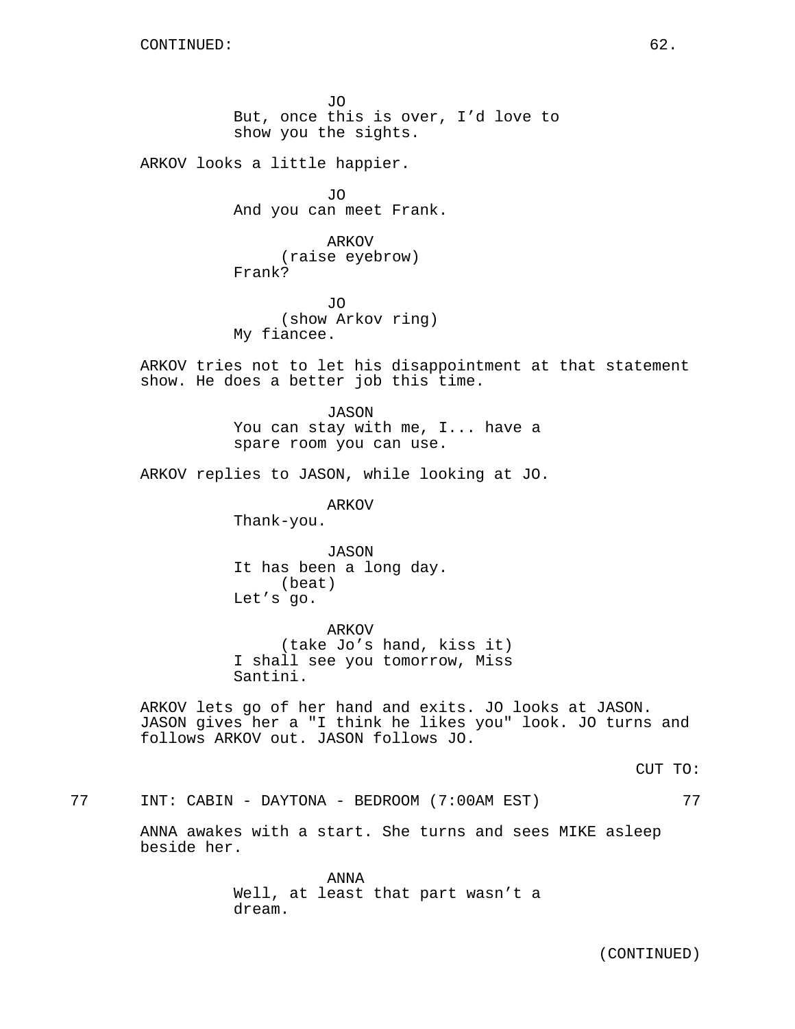JO
But, once this is over, I'd love to show you the sights.

ARKOV looks a little happier.

JO
And you can meet Frank.

ARKOV
(raise eyebrow)
Frank?

JO
(show Arkov ring)
My fiancee.

ARKOV tries not to let his disappointment at that statement show. He does a better job this time.

JASON
You can stay with me, I... have a spare room you can use.

ARKOV replies to JASON, while looking at JO.

ARKOV
Thank-you.

JASON
It has been a long day.
(beat)
Let's go.

ARKOV
(take Jo's hand, kiss it)
I shall see you tomorrow, Miss Santini.

ARKOV lets go of her hand and exits. JO looks at JASON. JASON gives her a "I think he likes you" look. JO turns and follows ARKOV out. JASON follows JO.

CUT TO:

77 INT: CABIN - DAYTONA - BEDROOM (7:00AM EST) 77

ANNA awakes with a start. She turns and sees MIKE asleep beside her.

ANNA
Well, at least that part wasn't a dream.

(CONTINUED)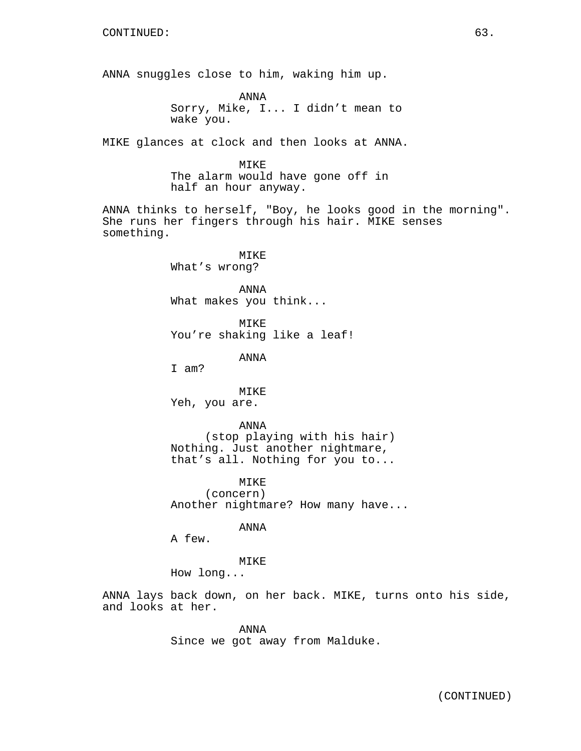CONTINUED:

ANNA snuggles close to him, waking him up.

ANNA
Sorry, Mike, I... I didn't mean to wake you.

MIKE glances at clock and then looks at ANNA.

MIKE
The alarm would have gone off in half an hour anyway.

ANNA thinks to herself, "Boy, he looks good in the morning". She runs her fingers through his hair. MIKE senses something.

MIKE
What's wrong?

ANNA
What makes you think...

MIKE
You're shaking like a leaf!

ANNA
I am?

MIKE
Yeh, you are.

ANNA
(stop playing with his hair)
Nothing. Just another nightmare, that's all. Nothing for you to...

MIKE
(concern)
Another nightmare? How many have...

ANNA
A few.

MIKE
How long...

ANNA lays back down, on her back. MIKE, turns onto his side, and looks at her.

ANNA
Since we got away from Malduke.

(CONTINUED)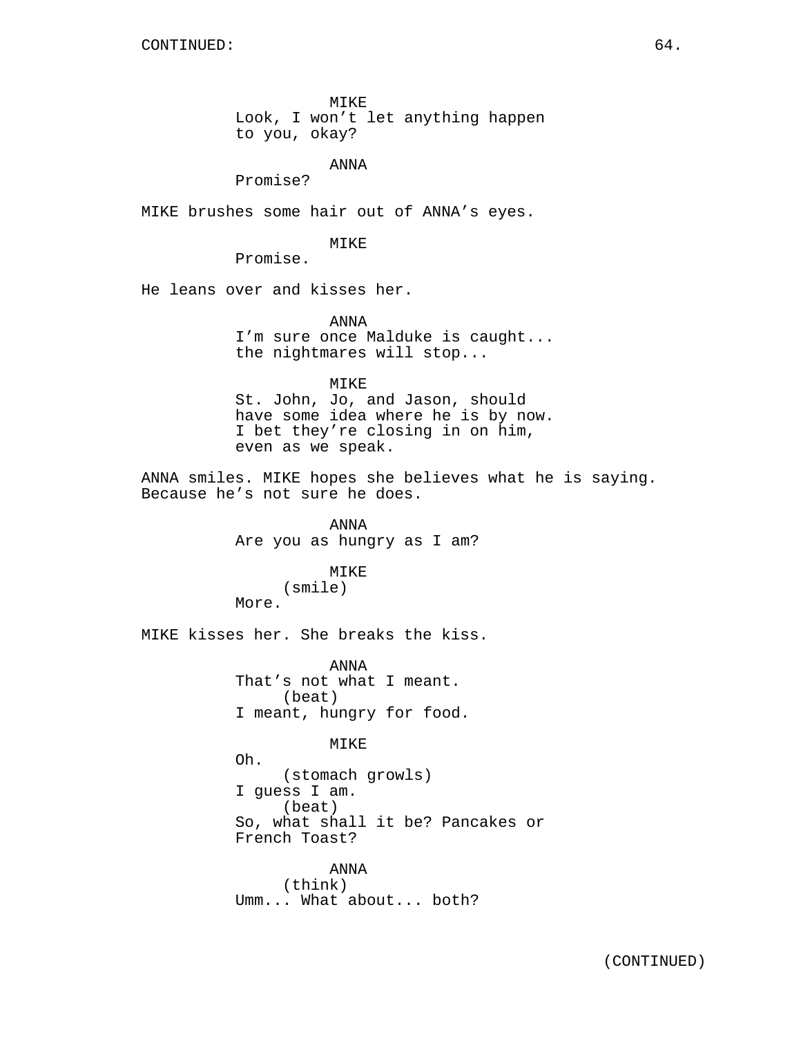CONTINUED:

MIKE
Look, I won't let anything happen to you, okay?

ANNA
Promise?

MIKE brushes some hair out of ANNA's eyes.

MIKE
Promise.

He leans over and kisses her.

ANNA
I'm sure once Malduke is caught... the nightmares will stop...

MIKE
St. John, Jo, and Jason, should have some idea where he is by now. I bet they're closing in on him, even as we speak.

ANNA smiles. MIKE hopes she believes what he is saying. Because he's not sure he does.

ANNA
Are you as hungry as I am?

MIKE
(smile)
More.

MIKE kisses her. She breaks the kiss.

ANNA
That's not what I meant.
(beat)
I meant, hungry for food.

MIKE
Oh.
(stomach growls)
I guess I am.
(beat)
So, what shall it be? Pancakes or French Toast?

ANNA
(think)
Umm... What about... both?

(CONTINUED)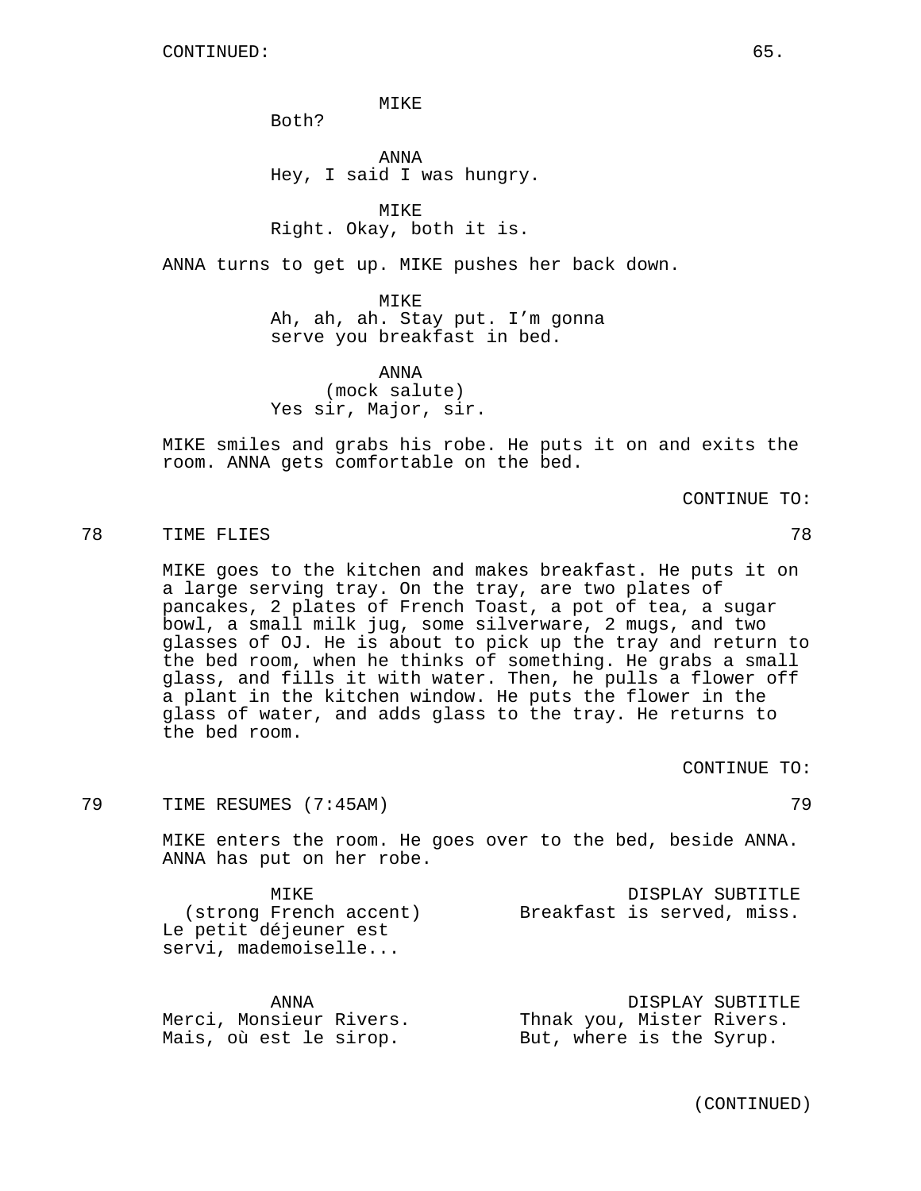CONTINUED:

MIKE
Both?

ANNA
Hey, I said I was hungry.

MIKE
Right. Okay, both it is.

ANNA turns to get up. MIKE pushes her back down.

MIKE
Ah, ah, ah. Stay put. I'm gonna serve you breakfast in bed.

ANNA
(mock salute)
Yes sir, Major, sir.

MIKE smiles and grabs his robe. He puts it on and exits the room. ANNA gets comfortable on the bed.

CONTINUE TO:

78 TIME FLIES 78

MIKE goes to the kitchen and makes breakfast. He puts it on a large serving tray. On the tray, are two plates of pancakes, 2 plates of French Toast, a pot of tea, a sugar bowl, a small milk jug, some silverware, 2 mugs, and two glasses of OJ. He is about to pick up the tray and return to the bed room, when he thinks of something. He grabs a small glass, and fills it with water. Then, he pulls a flower off a plant in the kitchen window. He puts the flower in the glass of water, and adds glass to the tray. He returns to the bed room.

CONTINUE TO:

79 TIME RESUMES (7:45AM) 79

MIKE enters the room. He goes over to the bed, beside ANNA. ANNA has put on her robe.

| MIKE | DISPLAY SUBTITLE |
|---|---|
| (strong French accent) Le petit déjeuner est servi, mademoiselle... | Breakfast is served, miss. |

| ANNA | DISPLAY SUBTITLE |
|---|---|
| Merci, Monsieur Rivers. Mais, où est le sirop. | Thnak you, Mister Rivers. But, where is the Syrup. |

(CONTINUED)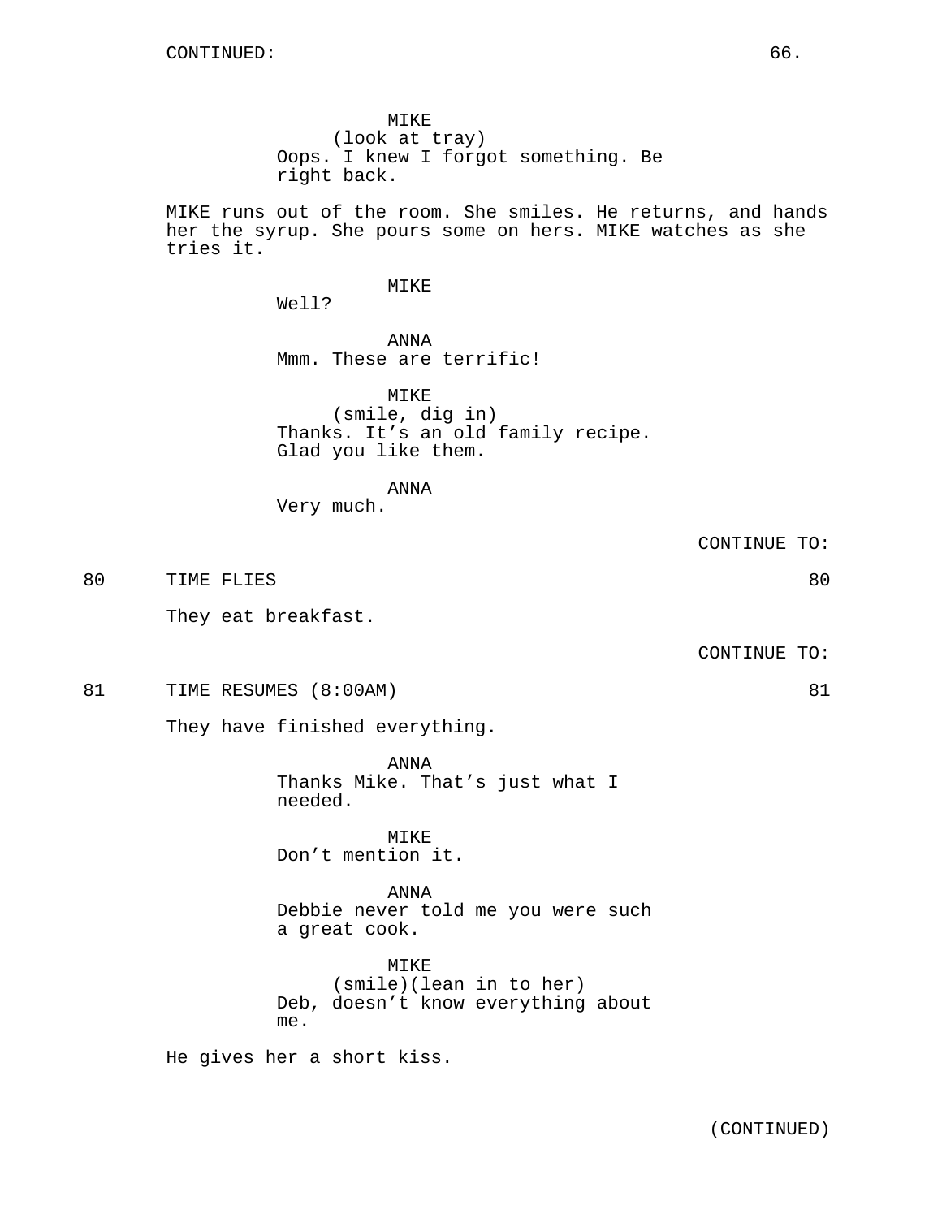CONTINUED:

MIKE
(look at tray)
Oops. I knew I forgot something. Be right back.

MIKE runs out of the room. She smiles. He returns, and hands her the syrup. She pours some on hers. MIKE watches as she tries it.

MIKE
Well?

ANNA
Mmm. These are terrific!

MIKE
(smile, dig in)
Thanks. It’s an old family recipe. Glad you like them.

ANNA
Very much.

CONTINUE TO:

80 TIME FLIES 80

They eat breakfast.

CONTINUE TO:

81 TIME RESUMES (8:00AM) 81

They have finished everything.

ANNA
Thanks Mike. That’s just what I needed.

MIKE
Don’t mention it.

ANNA
Debbie never told me you were such a great cook.

MIKE
(smile)(lean in to her)
Deb, doesn’t know everything about me.

He gives her a short kiss.

(CONTINUED)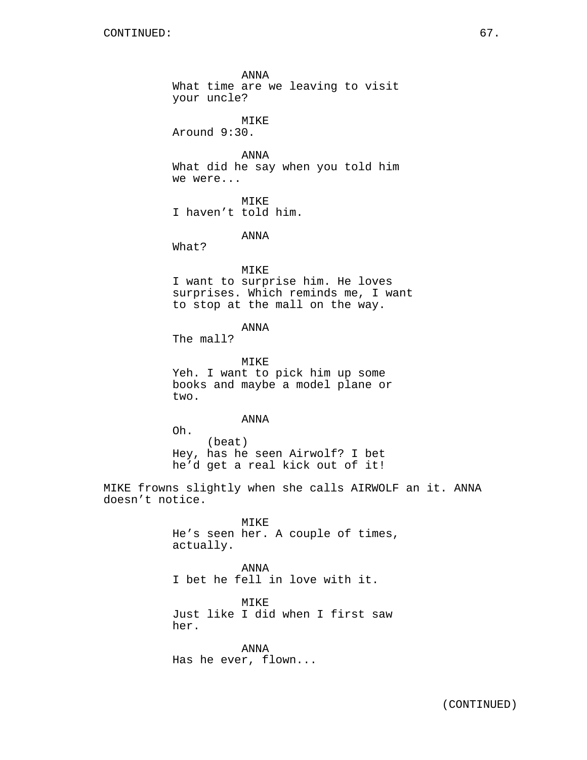ANNA
What time are we leaving to visit your uncle?

MIKE
Around 9:30.

ANNA
What did he say when you told him we were...

MIKE
I haven't told him.

ANNA
What?

MIKE
I want to surprise him. He loves surprises. Which reminds me, I want to stop at the mall on the way.

ANNA
The mall?

MIKE
Yeh. I want to pick him up some books and maybe a model plane or two.

ANNA
Oh.
(beat)
Hey, has he seen Airwolf? I bet he'd get a real kick out of it!

MIKE frowns slightly when she calls AIRWOLF an it. ANNA doesn't notice.

MIKE
He's seen her. A couple of times, actually.

ANNA
I bet he fell in love with it.

MIKE
Just like I did when I first saw her.

ANNA
Has he ever, flown...

(CONTINUED)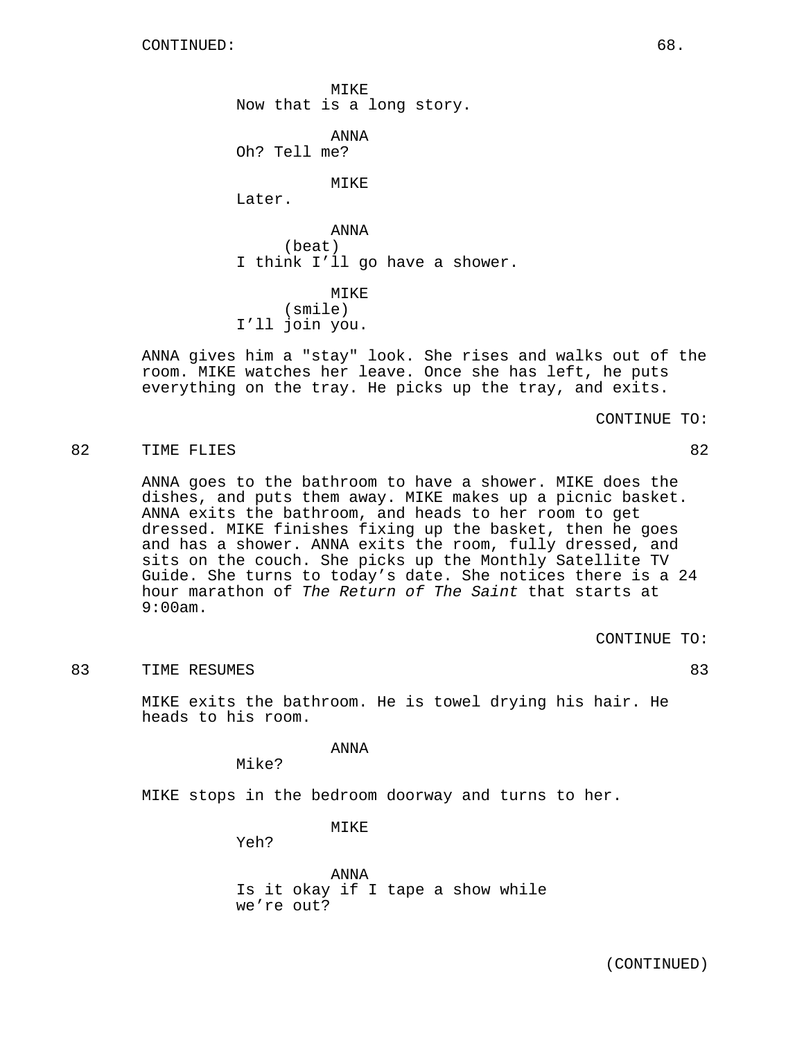CONTINUED:

MIKE
Now that is a long story.

ANNA
Oh? Tell me?

MIKE
Later.

ANNA
(beat)
I think I'll go have a shower.

MIKE
(smile)
I'll join you.

ANNA gives him a "stay" look. She rises and walks out of the room. MIKE watches her leave. Once she has left, he puts everything on the tray. He picks up the tray, and exits.

CONTINUE TO:

82 TIME FLIES 82

ANNA goes to the bathroom to have a shower. MIKE does the dishes, and puts them away. MIKE makes up a picnic basket. ANNA exits the bathroom, and heads to her room to get dressed. MIKE finishes fixing up the basket, then he goes and has a shower. ANNA exits the room, fully dressed, and sits on the couch. She picks up the Monthly Satellite TV Guide. She turns to today's date. She notices there is a 24 hour marathon of *The Return of The Saint* that starts at 9:00am.

CONTINUE TO:

83 TIME RESUMES 83

MIKE exits the bathroom. He is towel drying his hair. He heads to his room.

ANNA
Mike?

MIKE stops in the bedroom doorway and turns to her.

MIKE
Yeh?

ANNA
Is it okay if I tape a show while we're out?

(CONTINUED)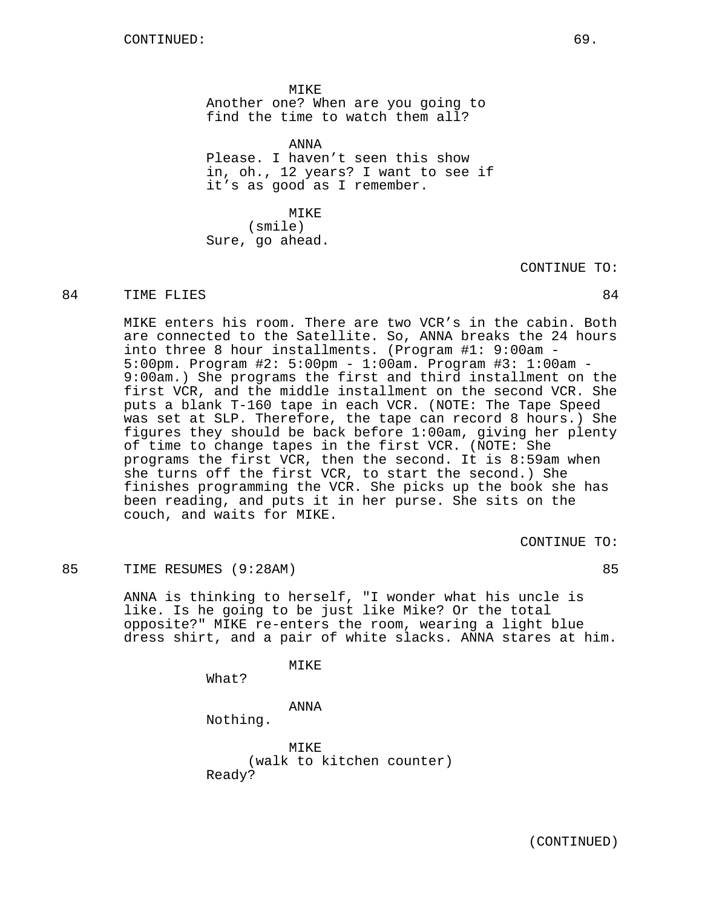CONTINUED:

MIKE
Another one? When are you going to find the time to watch them all?

ANNA
Please. I haven't seen this show in, oh., 12 years? I want to see if it's as good as I remember.

MIKE
(smile)
Sure, go ahead.

CONTINUE TO:

84 TIME FLIES 84

MIKE enters his room. There are two VCR's in the cabin. Both are connected to the Satellite. So, ANNA breaks the 24 hours into three 8 hour installments. (Program #1: 9:00am - 5:00pm. Program #2: 5:00pm - 1:00am. Program #3: 1:00am - 9:00am.) She programs the first and third installment on the first VCR, and the middle installment on the second VCR. She puts a blank T-160 tape in each VCR. (NOTE: The Tape Speed was set at SLP. Therefore, the tape can record 8 hours.) She figures they should be back before 1:00am, giving her plenty of time to change tapes in the first VCR. (NOTE: She programs the first VCR, then the second. It is 8:59am when she turns off the first VCR, to start the second.) She finishes programming the VCR. She picks up the book she has been reading, and puts it in her purse. She sits on the couch, and waits for MIKE.

CONTINUE TO:

85 TIME RESUMES (9:28AM) 85

ANNA is thinking to herself, "I wonder what his uncle is like. Is he going to be just like Mike? Or the total opposite?" MIKE re-enters the room, wearing a light blue dress shirt, and a pair of white slacks. ANNA stares at him.

MIKE
What?

ANNA
Nothing.

MIKE
(walk to kitchen counter)
Ready?

(CONTINUED)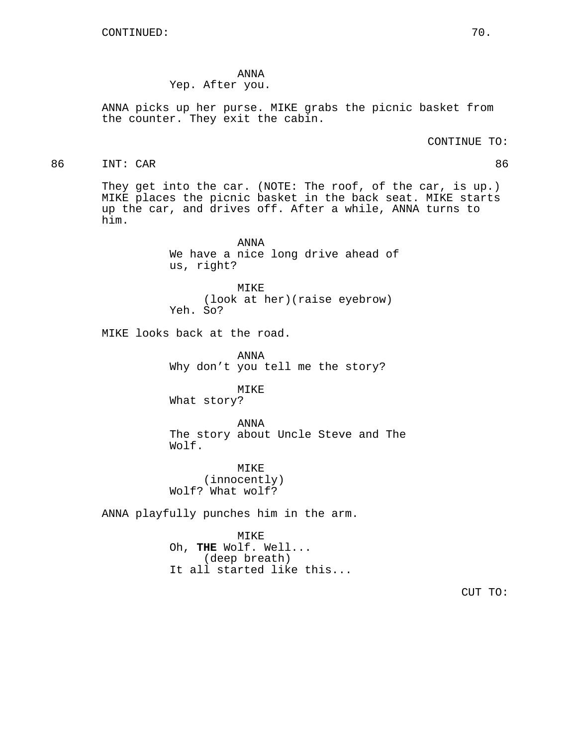CONTINUED:

ANNA
Yep. After you.

ANNA picks up her purse. MIKE grabs the picnic basket from the counter. They exit the cabin.

CONTINUE TO:

86 INT: CAR 86

They get into the car. (NOTE: The roof, of the car, is up.) MIKE places the picnic basket in the back seat. MIKE starts up the car, and drives off. After a while, ANNA turns to him.

ANNA
We have a nice long drive ahead of us, right?

MIKE
(look at her)(raise eyebrow)
Yeh. So?

MIKE looks back at the road.

ANNA
Why don't you tell me the story?

MIKE
What story?

ANNA
The story about Uncle Steve and The Wolf.

MIKE
(innocently)
Wolf? What wolf?

ANNA playfully punches him in the arm.

MIKE
Oh, **THE** Wolf. Well...
(deep breath)
It all started like this...

CUT TO: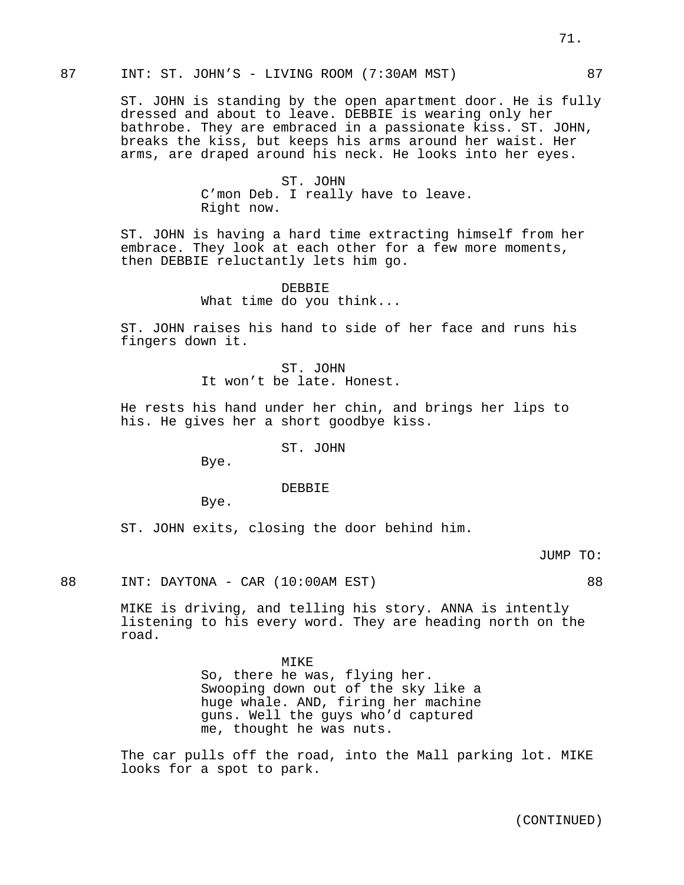87 INT: ST. JOHN'S - LIVING ROOM (7:30AM MST) 87

ST. JOHN is standing by the open apartment door. He is fully dressed and about to leave. DEBBIE is wearing only her bathrobe. They are embraced in a passionate kiss. ST. JOHN, breaks the kiss, but keeps his arms around her waist. Her arms, are draped around his neck. He looks into her eyes.

ST. JOHN
C'mon Deb. I really have to leave. Right now.

ST. JOHN is having a hard time extracting himself from her embrace. They look at each other for a few more moments, then DEBBIE reluctantly lets him go.

DEBBIE
What time do you think...

ST. JOHN raises his hand to side of her face and runs his fingers down it.

ST. JOHN
It won't be late. Honest.

He rests his hand under her chin, and brings her lips to his. He gives her a short goodbye kiss.

ST. JOHN
Bye.

DEBBIE
Bye.

ST. JOHN exits, closing the door behind him.

JUMP TO:

88 INT: DAYTONA - CAR (10:00AM EST) 88

MIKE is driving, and telling his story. ANNA is intently listening to his every word. They are heading north on the road.

MIKE
So, there he was, flying her. Swooping down out of the sky like a huge whale. AND, firing her machine guns. Well the guys who'd captured me, thought he was nuts.

The car pulls off the road, into the Mall parking lot. MIKE looks for a spot to park.

(CONTINUED)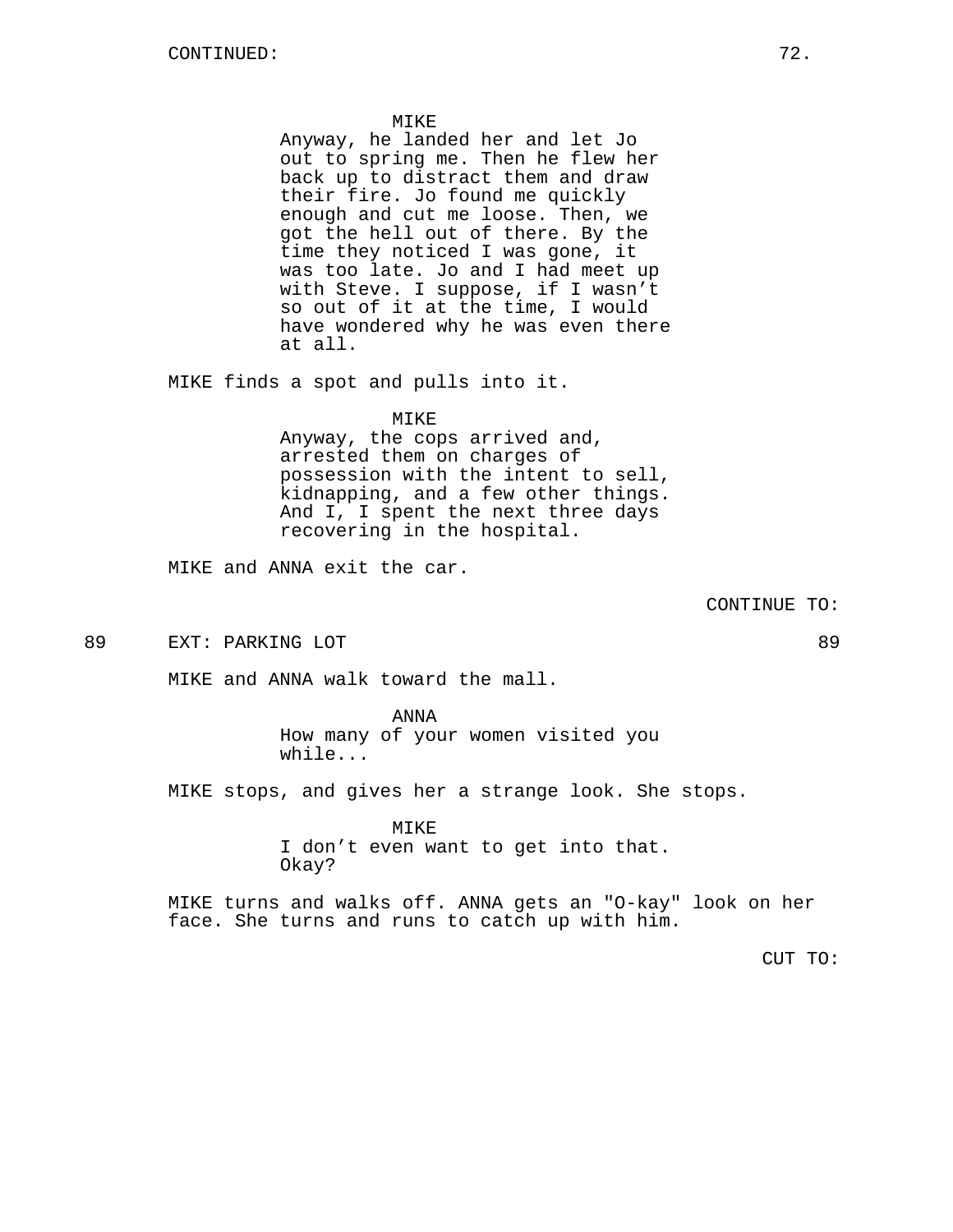CONTINUED:

MIKE

Anyway, he landed her and let Jo out to spring me. Then he flew her back up to distract them and draw their fire. Jo found me quickly enough and cut me loose. Then, we got the hell out of there. By the time they noticed I was gone, it was too late. Jo and I had meet up with Steve. I suppose, if I wasn't so out of it at the time, I would have wondered why he was even there at all.

MIKE finds a spot and pulls into it.

MIKE

Anyway, the cops arrived and, arrested them on charges of possession with the intent to sell, kidnapping, and a few other things. And I, I spent the next three days recovering in the hospital.

MIKE and ANNA exit the car.

CONTINUE TO:

89 EXT: PARKING LOT 89

MIKE and ANNA walk toward the mall.

ANNA

How many of your women visited you while...

MIKE stops, and gives her a strange look. She stops.

MIKE

I don't even want to get into that. Okay?

MIKE turns and walks off. ANNA gets an "O-kay" look on her face. She turns and runs to catch up with him.

CUT TO: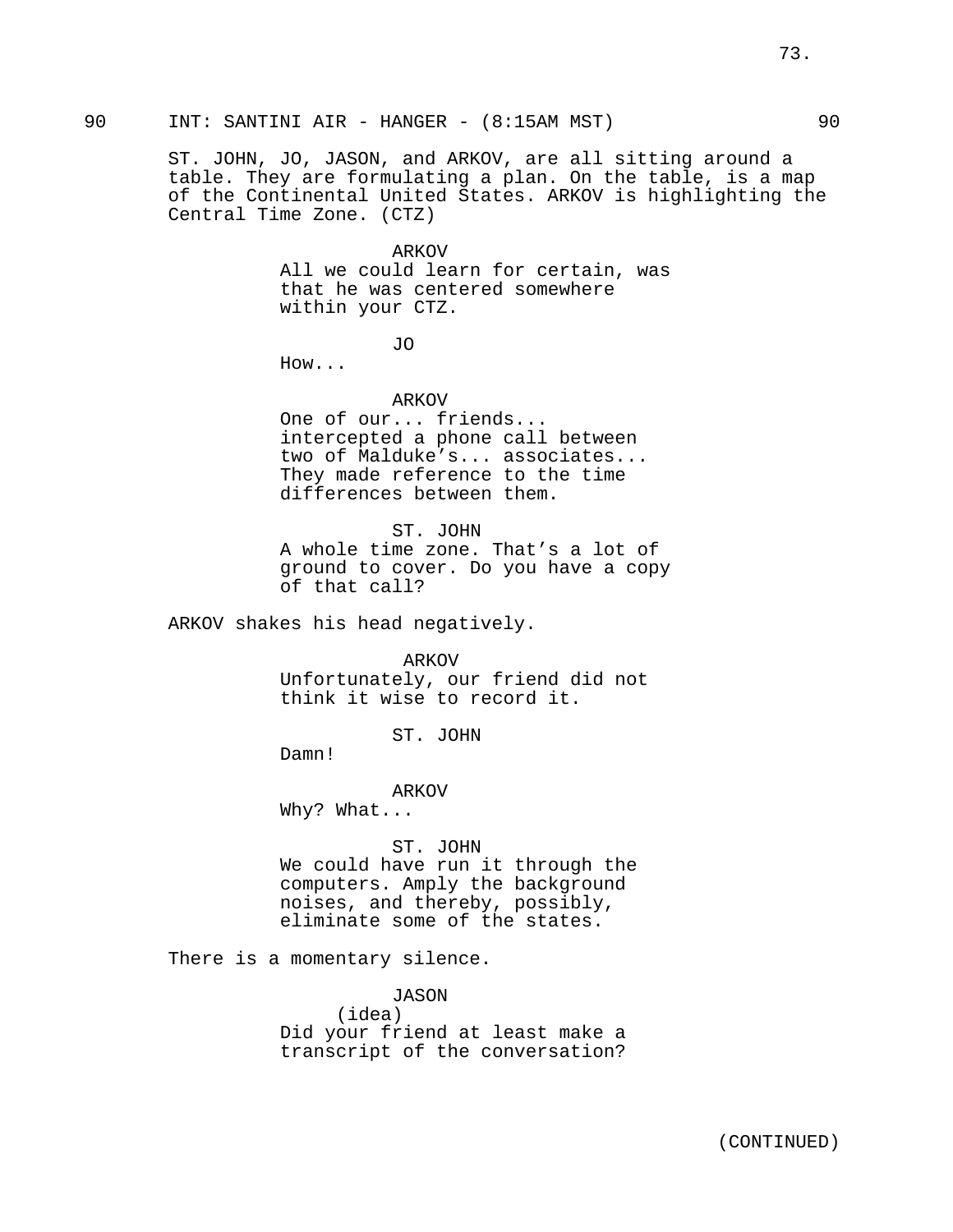90 INT: SANTINI AIR - HANGER - (8:15AM MST) 90

ST. JOHN, JO, JASON, and ARKOV, are all sitting around a table. They are formulating a plan. On the table, is a map of the Continental United States. ARKOV is highlighting the Central Time Zone. (CTZ)

ARKOV
All we could learn for certain, was that he was centered somewhere within your CTZ.

JO
How...

ARKOV
One of our... friends... intercepted a phone call between two of Malduke's... associates... They made reference to the time differences between them.

ST. JOHN
A whole time zone. That's a lot of ground to cover. Do you have a copy of that call?

ARKOV shakes his head negatively.

ARKOV
Unfortunately, our friend did not think it wise to record it.

ST. JOHN
Damn!

ARKOV
Why? What...

ST. JOHN
We could have run it through the computers. Amply the background noises, and thereby, possibly, eliminate some of the states.

There is a momentary silence.

JASON
(idea)
Did your friend at least make a transcript of the conversation?

(CONTINUED)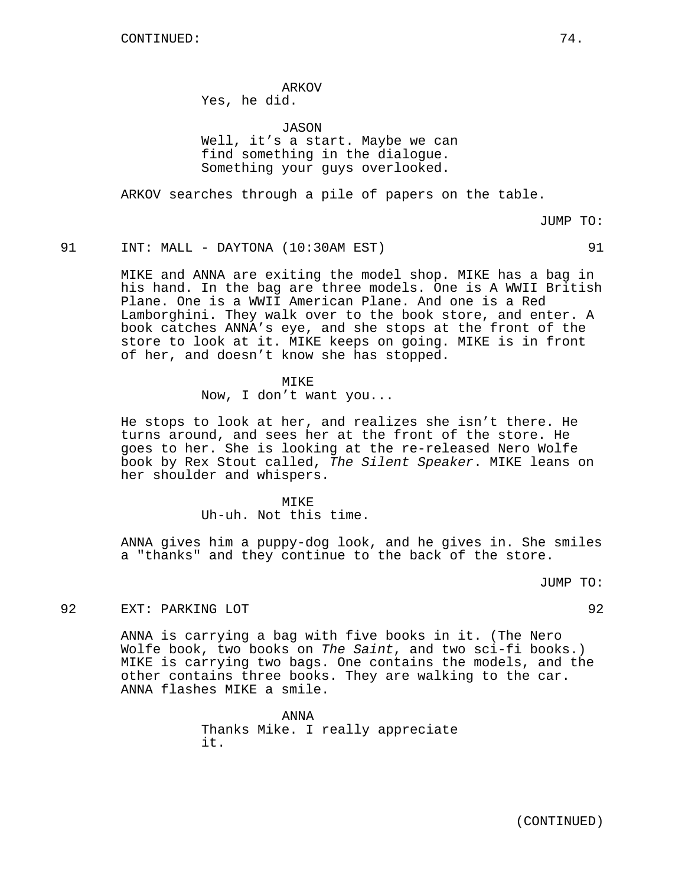CONTINUED:

ARKOV
Yes, he did.

JASON
Well, it's a start. Maybe we can find something in the dialogue. Something your guys overlooked.

ARKOV searches through a pile of papers on the table.

JUMP TO:

91 INT: MALL - DAYTONA (10:30AM EST) 91

MIKE and ANNA are exiting the model shop. MIKE has a bag in his hand. In the bag are three models. One is A WWII British Plane. One is a WWII American Plane. And one is a Red Lamborghini. They walk over to the book store, and enter. A book catches ANNA's eye, and she stops at the front of the store to look at it. MIKE keeps on going. MIKE is in front of her, and doesn't know she has stopped.

MIKE
Now, I don't want you...

He stops to look at her, and realizes she isn't there. He turns around, and sees her at the front of the store. He goes to her. She is looking at the re-released Nero Wolfe book by Rex Stout called, *The Silent Speaker*. MIKE leans on her shoulder and whispers.

MIKE
Uh-uh. Not this time.

ANNA gives him a puppy-dog look, and he gives in. She smiles a "thanks" and they continue to the back of the store.

JUMP TO:

92 EXT: PARKING LOT 92

ANNA is carrying a bag with five books in it. (The Nero Wolfe book, two books on *The Saint*, and two sci-fi books.) MIKE is carrying two bags. One contains the models, and the other contains three books. They are walking to the car. ANNA flashes MIKE a smile.

ANNA
Thanks Mike. I really appreciate it.

(CONTINUED)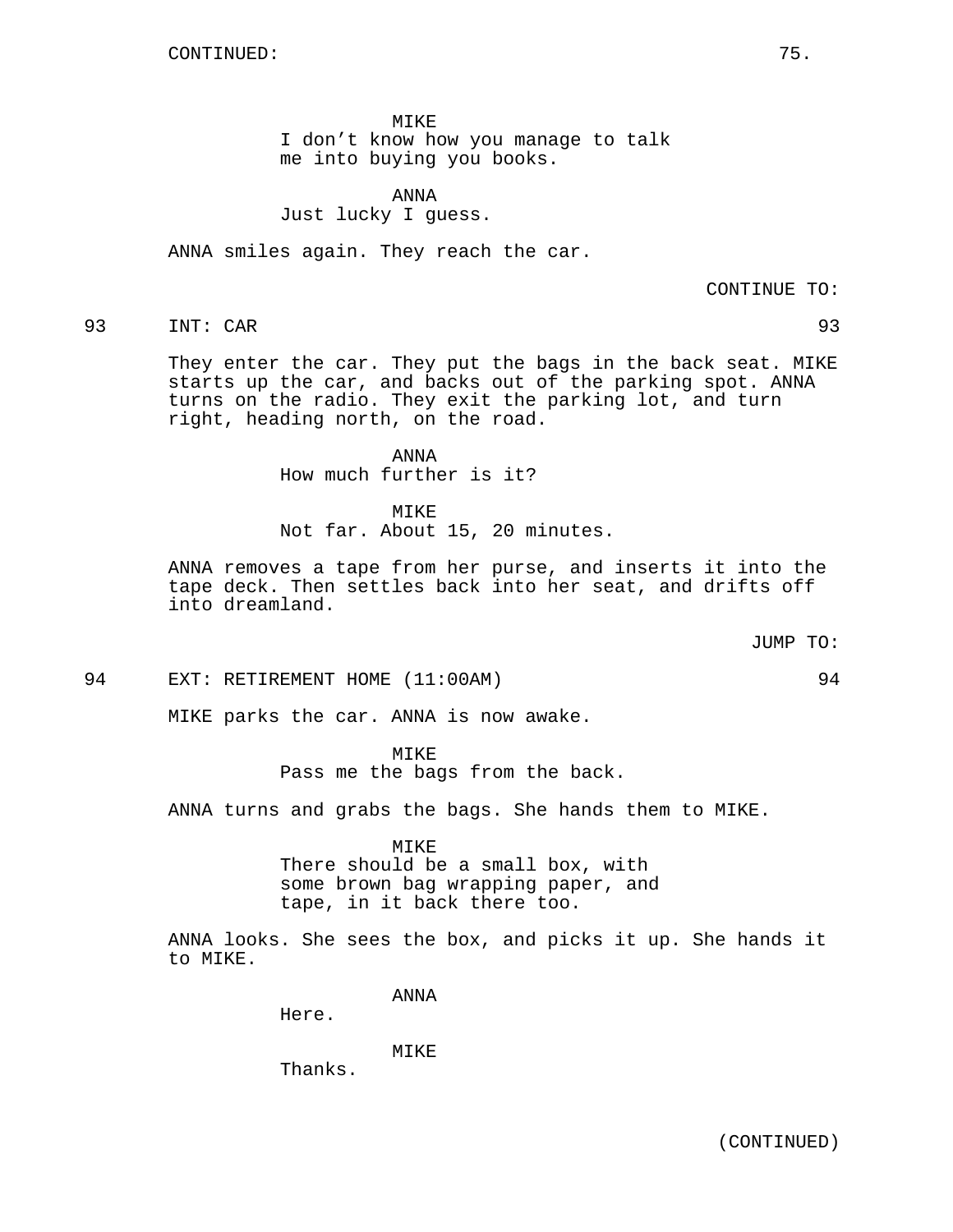CONTINUED:

MIKE
I don't know how you manage to talk me into buying you books.

ANNA
Just lucky I guess.

ANNA smiles again. They reach the car.

CONTINUE TO:

93 INT: CAR 93

They enter the car. They put the bags in the back seat. MIKE starts up the car, and backs out of the parking spot. ANNA turns on the radio. They exit the parking lot, and turn right, heading north, on the road.

ANNA
How much further is it?

MIKE
Not far. About 15, 20 minutes.

ANNA removes a tape from her purse, and inserts it into the tape deck. Then settles back into her seat, and drifts off into dreamland.

JUMP TO:

94 EXT: RETIREMENT HOME (11:00AM) 94

MIKE parks the car. ANNA is now awake.

MIKE
Pass me the bags from the back.

ANNA turns and grabs the bags. She hands them to MIKE.

MIKE
There should be a small box, with some brown bag wrapping paper, and tape, in it back there too.

ANNA looks. She sees the box, and picks it up. She hands it to MIKE.

ANNA
Here.

MIKE
Thanks.

(CONTINUED)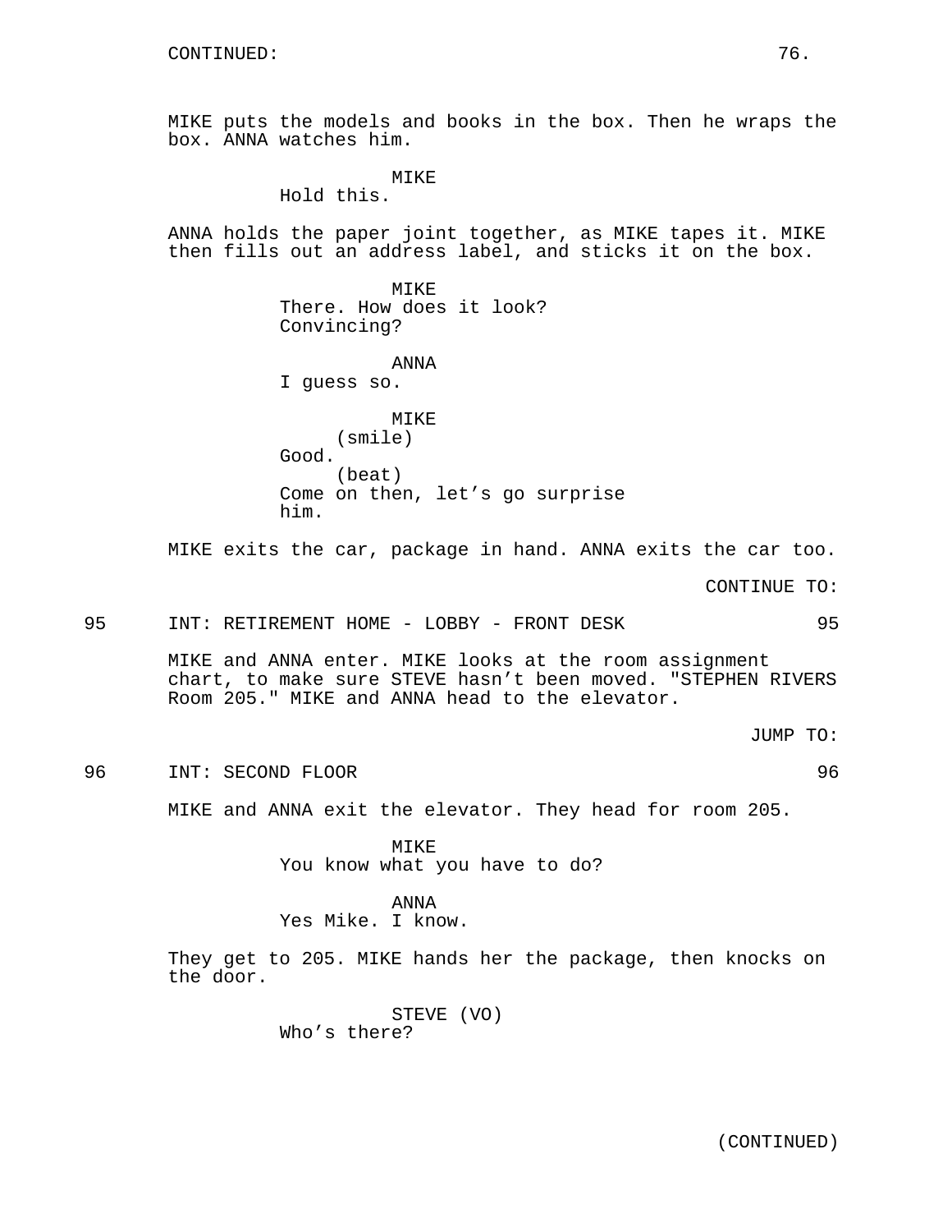CONTINUED:

MIKE puts the models and books in the box. Then he wraps the box. ANNA watches him.

MIKE
Hold this.

ANNA holds the paper joint together, as MIKE tapes it. MIKE then fills out an address label, and sticks it on the box.

MIKE
There. How does it look? Convincing?

ANNA
I guess so.

MIKE
(smile)
Good.
(beat)
Come on then, let's go surprise him.

MIKE exits the car, package in hand. ANNA exits the car too.

CONTINUE TO:

95 INT: RETIREMENT HOME - LOBBY - FRONT DESK 95

MIKE and ANNA enter. MIKE looks at the room assignment chart, to make sure STEVE hasn't been moved. "STEPHEN RIVERS Room 205." MIKE and ANNA head to the elevator.

JUMP TO:

96 INT: SECOND FLOOR 96

MIKE and ANNA exit the elevator. They head for room 205.

MIKE
You know what you have to do?

ANNA
Yes Mike. I know.

They get to 205. MIKE hands her the package, then knocks on the door.

STEVE (VO)
Who's there?

(CONTINUED)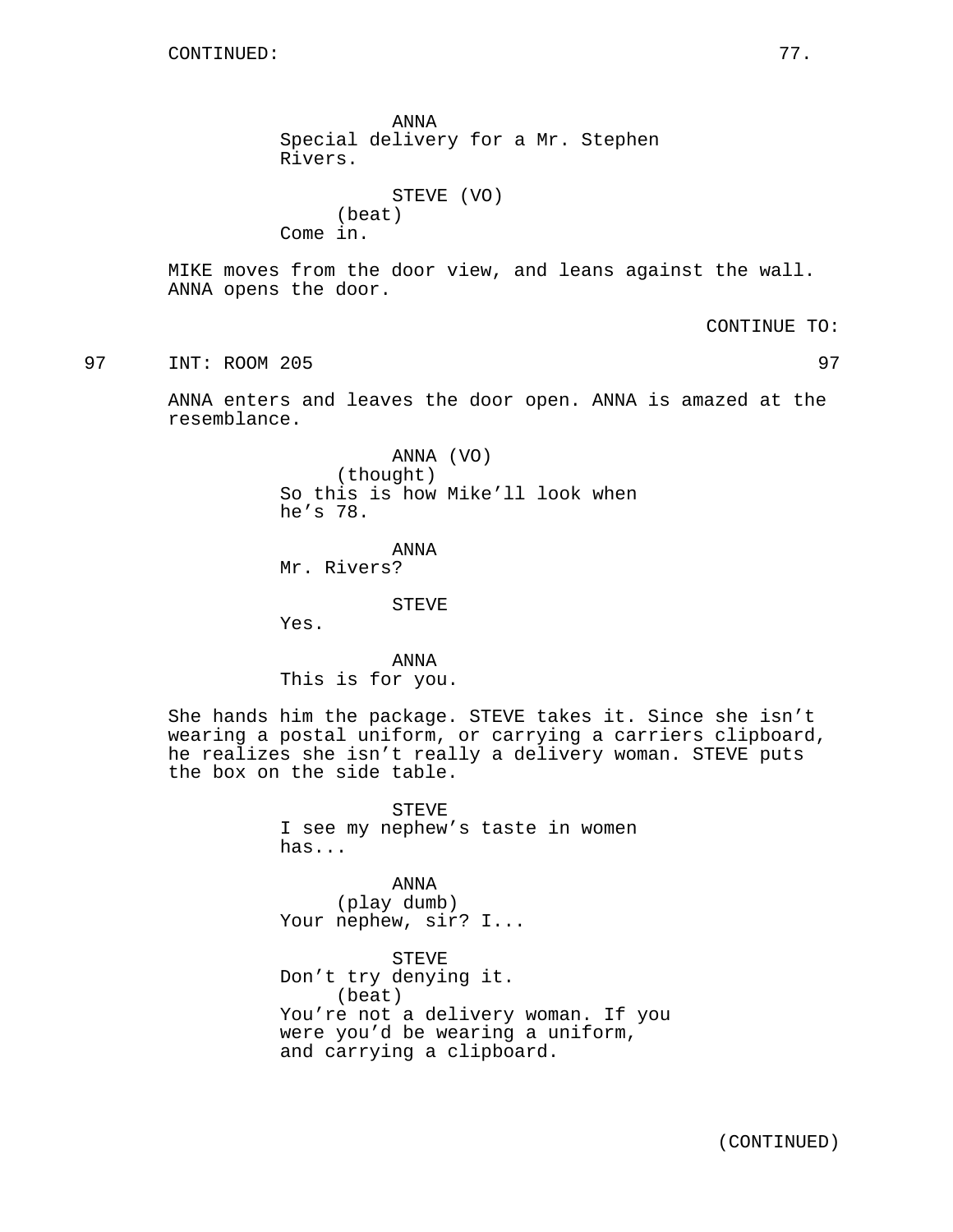CONTINUED:

ANNA
Special delivery for a Mr. Stephen Rivers.

STEVE (VO)
(beat)
Come in.

MIKE moves from the door view, and leans against the wall. ANNA opens the door.

CONTINUE TO:

97 INT: ROOM 205 97

ANNA enters and leaves the door open. ANNA is amazed at the resemblance.

ANNA (VO)
(thought)
So this is how Mike'll look when he's 78.

ANNA
Mr. Rivers?

STEVE
Yes.

ANNA
This is for you.

She hands him the package. STEVE takes it. Since she isn't wearing a postal uniform, or carrying a carriers clipboard, he realizes she isn't really a delivery woman. STEVE puts the box on the side table.

STEVE
I see my nephew's taste in women has...

ANNA
(play dumb)
Your nephew, sir? I...

STEVE
Don't try denying it.
(beat)
You're not a delivery woman. If you were you'd be wearing a uniform, and carrying a clipboard.

(CONTINUED)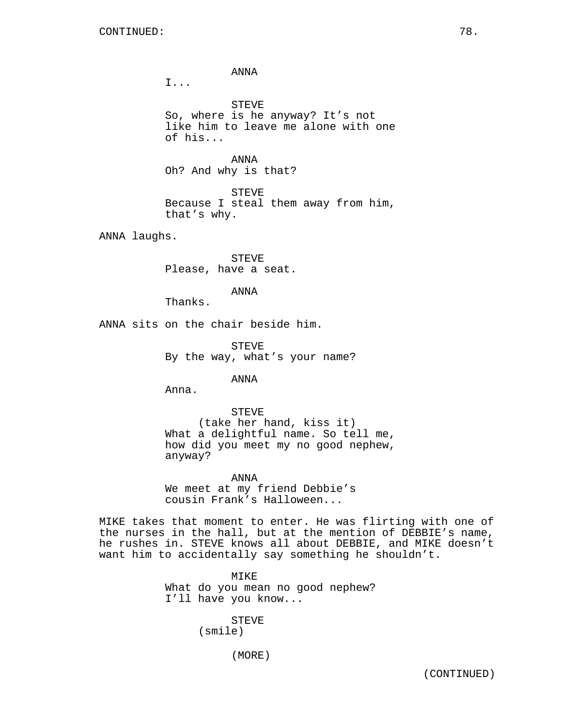ANNA
I...

STEVE
So, where is he anyway? It's not like him to leave me alone with one of his...

ANNA
Oh? And why is that?

STEVE
Because I steal them away from him, that's why.

ANNA laughs.

STEVE
Please, have a seat.

ANNA
Thanks.

ANNA sits on the chair beside him.

STEVE
By the way, what's your name?

ANNA
Anna.

STEVE
(take her hand, kiss it)
What a delightful name. So tell me, how did you meet my no good nephew, anyway?

ANNA
We meet at my friend Debbie's cousin Frank's Halloween...

MIKE takes that moment to enter. He was flirting with one of the nurses in the hall, but at the mention of DEBBIE's name, he rushes in. STEVE knows all about DEBBIE, and MIKE doesn't want him to accidentally say something he shouldn't.

MIKE
What do you mean no good nephew? I'll have you know...

STEVE
(smile)

(MORE)

(CONTINUED)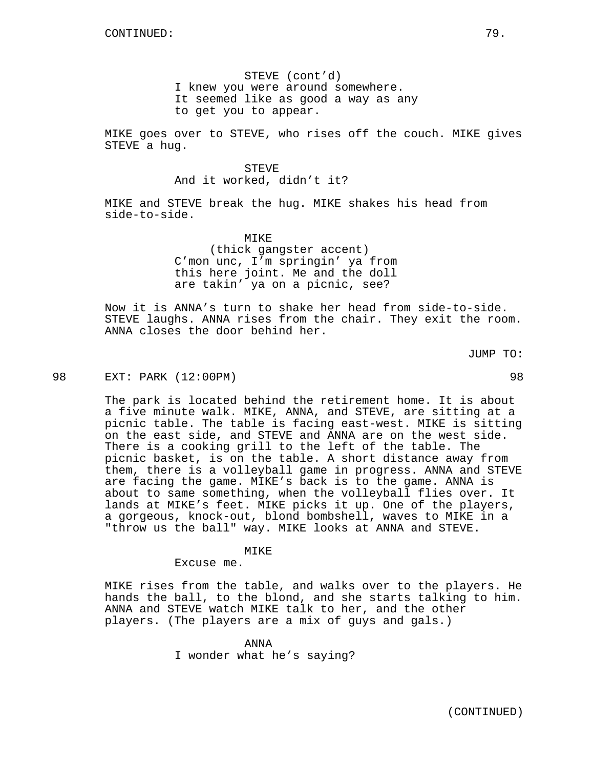STEVE (cont'd)
I knew you were around somewhere. It seemed like as good a way as any to get you to appear.

MIKE goes over to STEVE, who rises off the couch. MIKE gives STEVE a hug.

STEVE
And it worked, didn't it?

MIKE and STEVE break the hug. MIKE shakes his head from side-to-side.

MIKE
(thick gangster accent)
C'mon unc, I'm springin' ya from this here joint. Me and the doll are takin' ya on a picnic, see?

Now it is ANNA's turn to shake her head from side-to-side. STEVE laughs. ANNA rises from the chair. They exit the room. ANNA closes the door behind her.

JUMP TO:

98 EXT: PARK (12:00PM) 98

The park is located behind the retirement home. It is about a five minute walk. MIKE, ANNA, and STEVE, are sitting at a picnic table. The table is facing east-west. MIKE is sitting on the east side, and STEVE and ANNA are on the west side. There is a cooking grill to the left of the table. The picnic basket, is on the table. A short distance away from them, there is a volleyball game in progress. ANNA and STEVE are facing the game. MIKE's back is to the game. ANNA is about to same something, when the volleyball flies over. It lands at MIKE's feet. MIKE picks it up. One of the players, a gorgeous, knock-out, blond bombshell, waves to MIKE in a "throw us the ball" way. MIKE looks at ANNA and STEVE.

MIKE
Excuse me.

MIKE rises from the table, and walks over to the players. He hands the ball, to the blond, and she starts talking to him. ANNA and STEVE watch MIKE talk to her, and the other players. (The players are a mix of guys and gals.)

ANNA
I wonder what he's saying?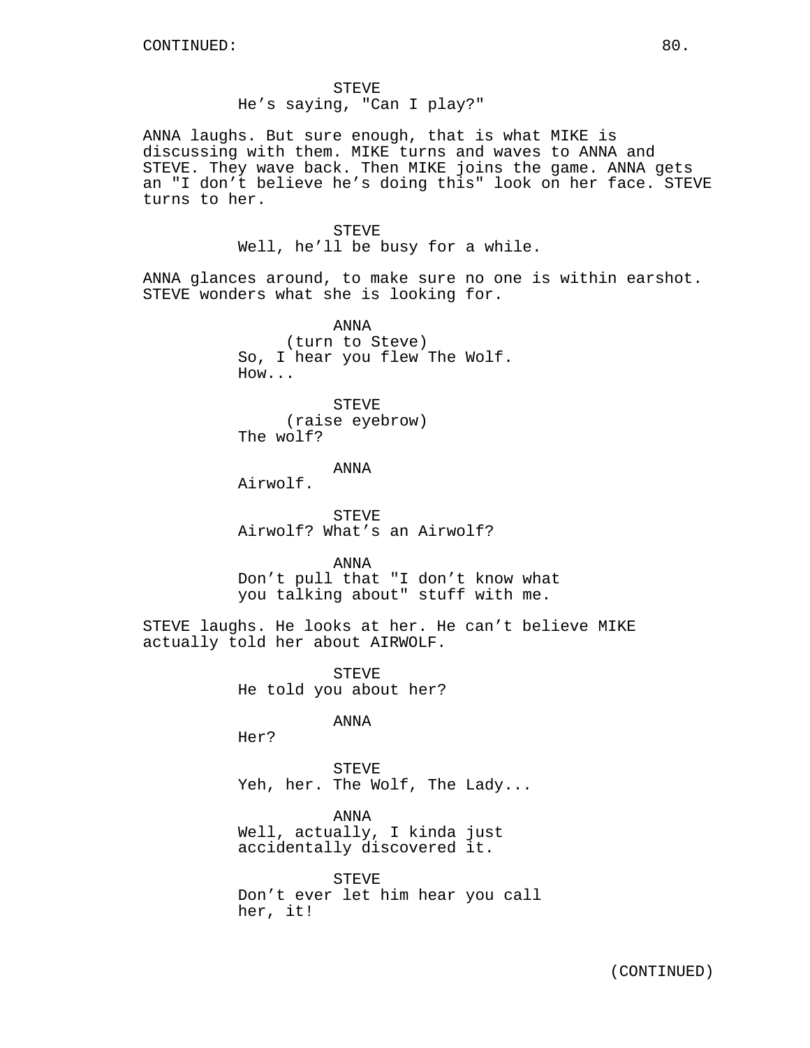CONTINUED:

STEVE
He’s saying, "Can I play?"

ANNA laughs. But sure enough, that is what MIKE is discussing with them. MIKE turns and waves to ANNA and STEVE. They wave back. Then MIKE joins the game. ANNA gets an "I don’t believe he’s doing this" look on her face. STEVE turns to her.

STEVE
Well, he’ll be busy for a while.

ANNA glances around, to make sure no one is within earshot. STEVE wonders what she is looking for.

ANNA
(turn to Steve)
So, I hear you flew The Wolf. How...

STEVE
(raise eyebrow)
The wolf?

ANNA
Airwolf.

STEVE
Airwolf? What’s an Airwolf?

ANNA
Don’t pull that "I don’t know what you talking about" stuff with me.

STEVE laughs. He looks at her. He can’t believe MIKE actually told her about AIRWOLF.

STEVE
He told you about her?

ANNA
Her?

STEVE
Yeh, her. The Wolf, The Lady...

ANNA
Well, actually, I kinda just accidentally discovered it.

STEVE
Don’t ever let him hear you call her, it!

(CONTINUED)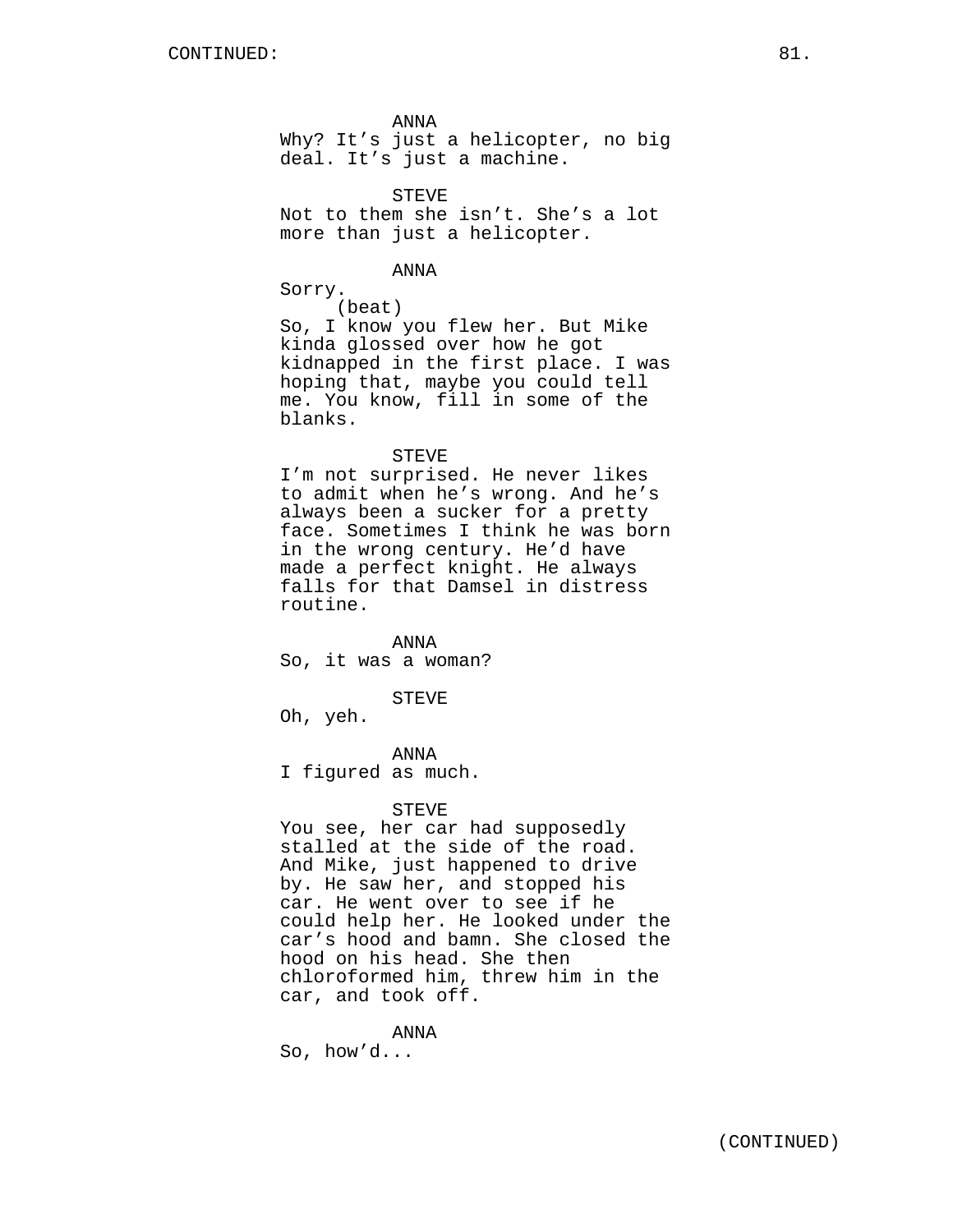CONTINUED:

ANNA
Why? It's just a helicopter, no big deal. It's just a machine.

STEVE
Not to them she isn't. She's a lot more than just a helicopter.

ANNA
Sorry.
(beat)
So, I know you flew her. But Mike kinda glossed over how he got kidnapped in the first place. I was hoping that, maybe you could tell me. You know, fill in some of the blanks.

STEVE
I'm not surprised. He never likes to admit when he's wrong. And he's always been a sucker for a pretty face. Sometimes I think he was born in the wrong century. He'd have made a perfect knight. He always falls for that Damsel in distress routine.

ANNA
So, it was a woman?

STEVE
Oh, yeh.

ANNA
I figured as much.

STEVE
You see, her car had supposedly stalled at the side of the road. And Mike, just happened to drive by. He saw her, and stopped his car. He went over to see if he could help her. He looked under the car's hood and bamn. She closed the hood on his head. She then chloroformed him, threw him in the car, and took off.

ANNA
So, how'd...

(CONTINUED)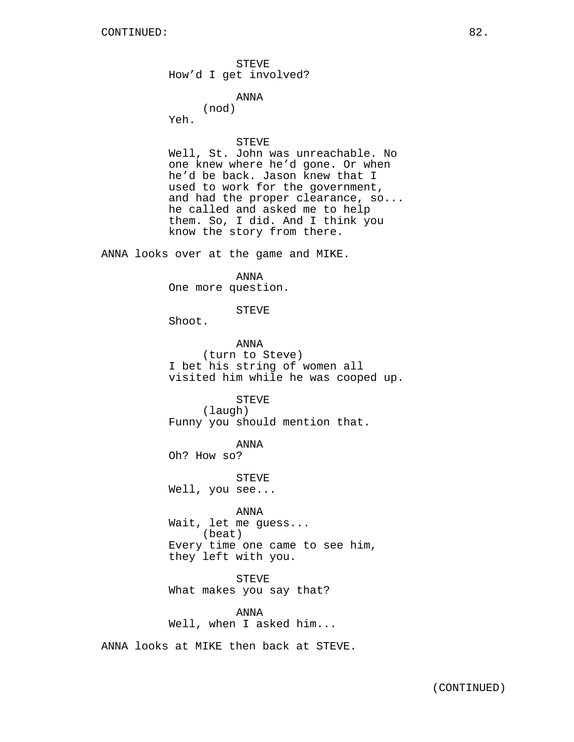STEVE
How'd I get involved?

ANNA
(nod)
Yeh.

STEVE
Well, St. John was unreachable. No one knew where he'd gone. Or when he'd be back. Jason knew that I used to work for the government, and had the proper clearance, so... he called and asked me to help them. So, I did. And I think you know the story from there.

ANNA looks over at the game and MIKE.

ANNA
One more question.

STEVE
Shoot.

ANNA
(turn to Steve)
I bet his string of women all visited him while he was cooped up.

STEVE
(laugh)
Funny you should mention that.

ANNA
Oh? How so?

STEVE
Well, you see...

ANNA
Wait, let me guess...
(beat)
Every time one came to see him, they left with you.

STEVE
What makes you say that?

ANNA
Well, when I asked him...

ANNA looks at MIKE then back at STEVE.

(CONTINUED)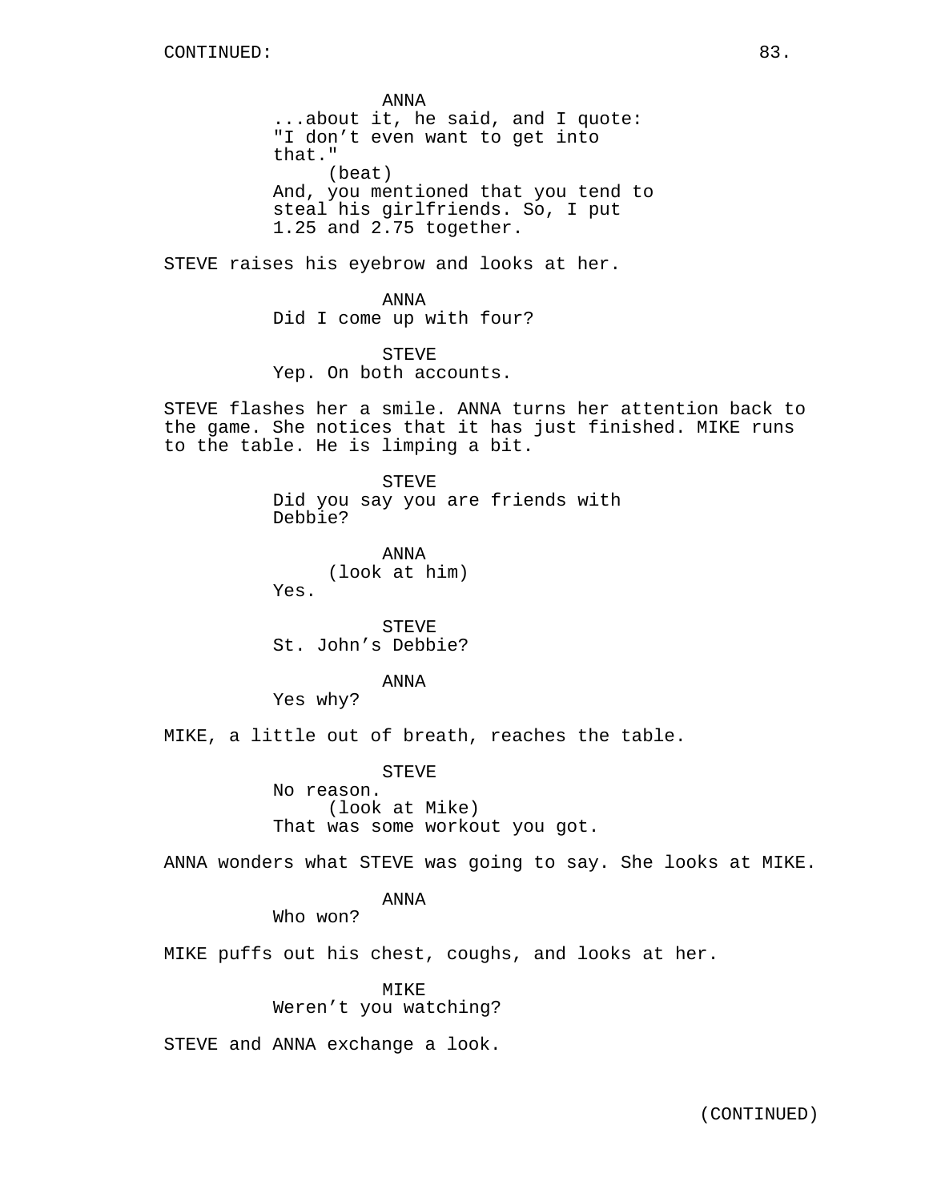ANNA
...about it, he said, and I quote: "I don't even want to get into that."
(beat)
And, you mentioned that you tend to steal his girlfriends. So, I put 1.25 and 2.75 together.

STEVE raises his eyebrow and looks at her.

ANNA
Did I come up with four?

STEVE
Yep. On both accounts.

STEVE flashes her a smile. ANNA turns her attention back to the game. She notices that it has just finished. MIKE runs to the table. He is limping a bit.

STEVE
Did you say you are friends with Debbie?

ANNA
(look at him)
Yes.

STEVE
St. John's Debbie?

ANNA
Yes why?

MIKE, a little out of breath, reaches the table.

STEVE
No reason.
(look at Mike)
That was some workout you got.

ANNA wonders what STEVE was going to say. She looks at MIKE.

ANNA
Who won?

MIKE puffs out his chest, coughs, and looks at her.

MIKE
Weren't you watching?

STEVE and ANNA exchange a look.

(CONTINUED)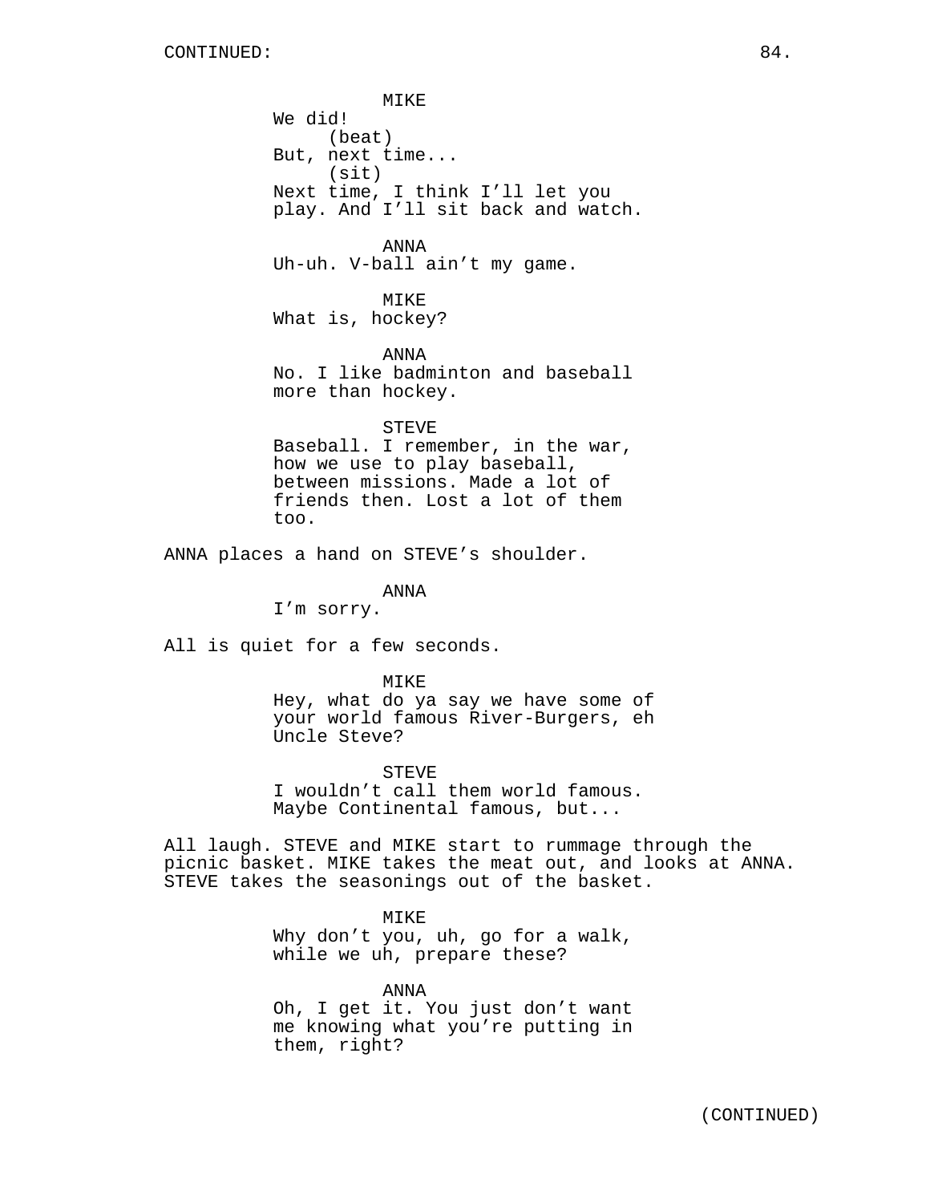CONTINUED:

MIKE
We did!
(beat)
But, next time...
(sit)
Next time, I think I'll let you play. And I'll sit back and watch.

ANNA
Uh-uh. V-ball ain't my game.

MIKE
What is, hockey?

ANNA
No. I like badminton and baseball more than hockey.

STEVE
Baseball. I remember, in the war, how we use to play baseball, between missions. Made a lot of friends then. Lost a lot of them too.

ANNA places a hand on STEVE's shoulder.

ANNA
I'm sorry.

All is quiet for a few seconds.

MIKE
Hey, what do ya say we have some of your world famous River-Burgers, eh Uncle Steve?

STEVE
I wouldn't call them world famous. Maybe Continental famous, but...

All laugh. STEVE and MIKE start to rummage through the picnic basket. MIKE takes the meat out, and looks at ANNA. STEVE takes the seasonings out of the basket.

MIKE
Why don't you, uh, go for a walk, while we uh, prepare these?

ANNA
Oh, I get it. You just don't want me knowing what you're putting in them, right?

(CONTINUED)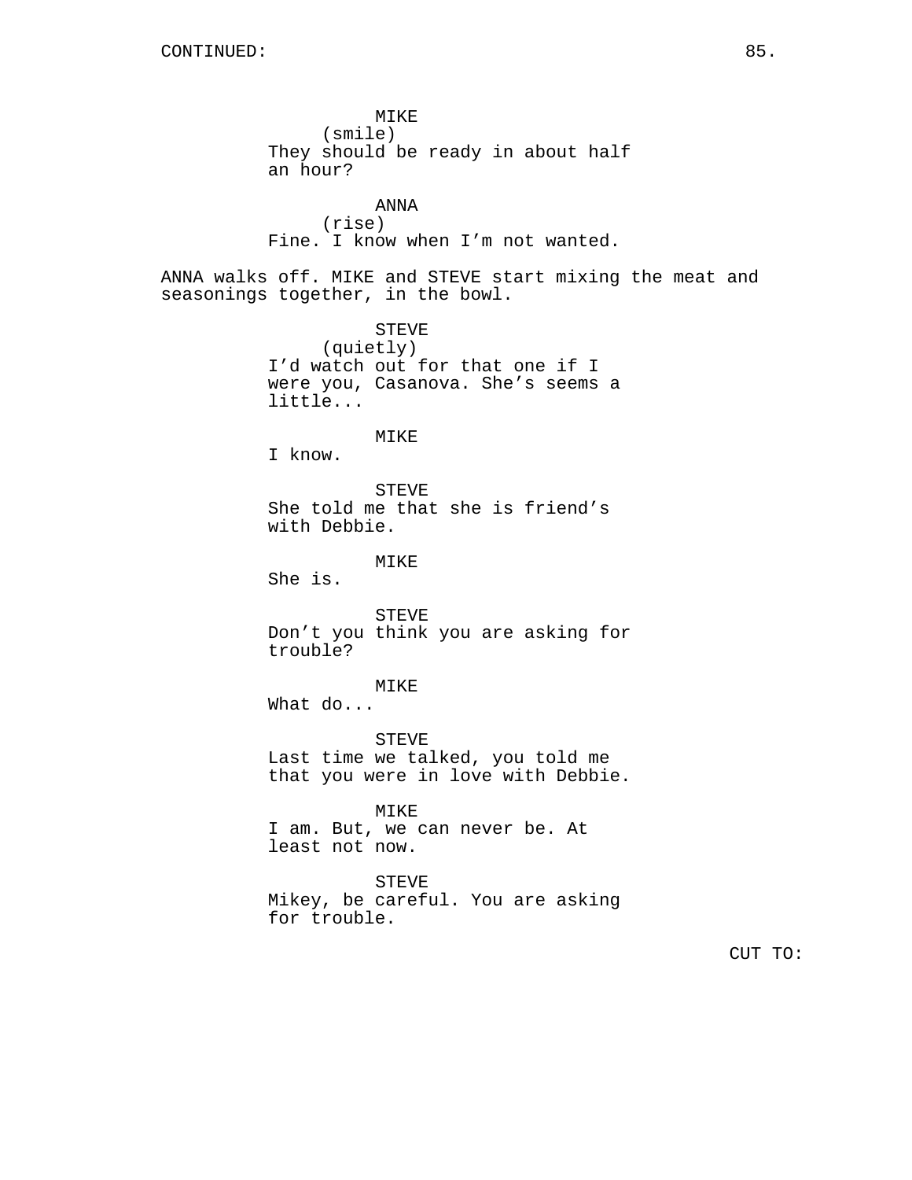CONTINUED:

MIKE
(smile)
They should be ready in about half an hour?

ANNA
(rise)
Fine. I know when I'm not wanted.

ANNA walks off. MIKE and STEVE start mixing the meat and seasonings together, in the bowl.

STEVE
(quietly)
I'd watch out for that one if I were you, Casanova. She's seems a little...

MIKE
I know.

STEVE
She told me that she is friend's with Debbie.

MIKE
She is.

STEVE
Don't you think you are asking for trouble?

MIKE
What do...

STEVE
Last time we talked, you told me that you were in love with Debbie.

MIKE
I am. But, we can never be. At least not now.

STEVE
Mikey, be careful. You are asking for trouble.

CUT TO: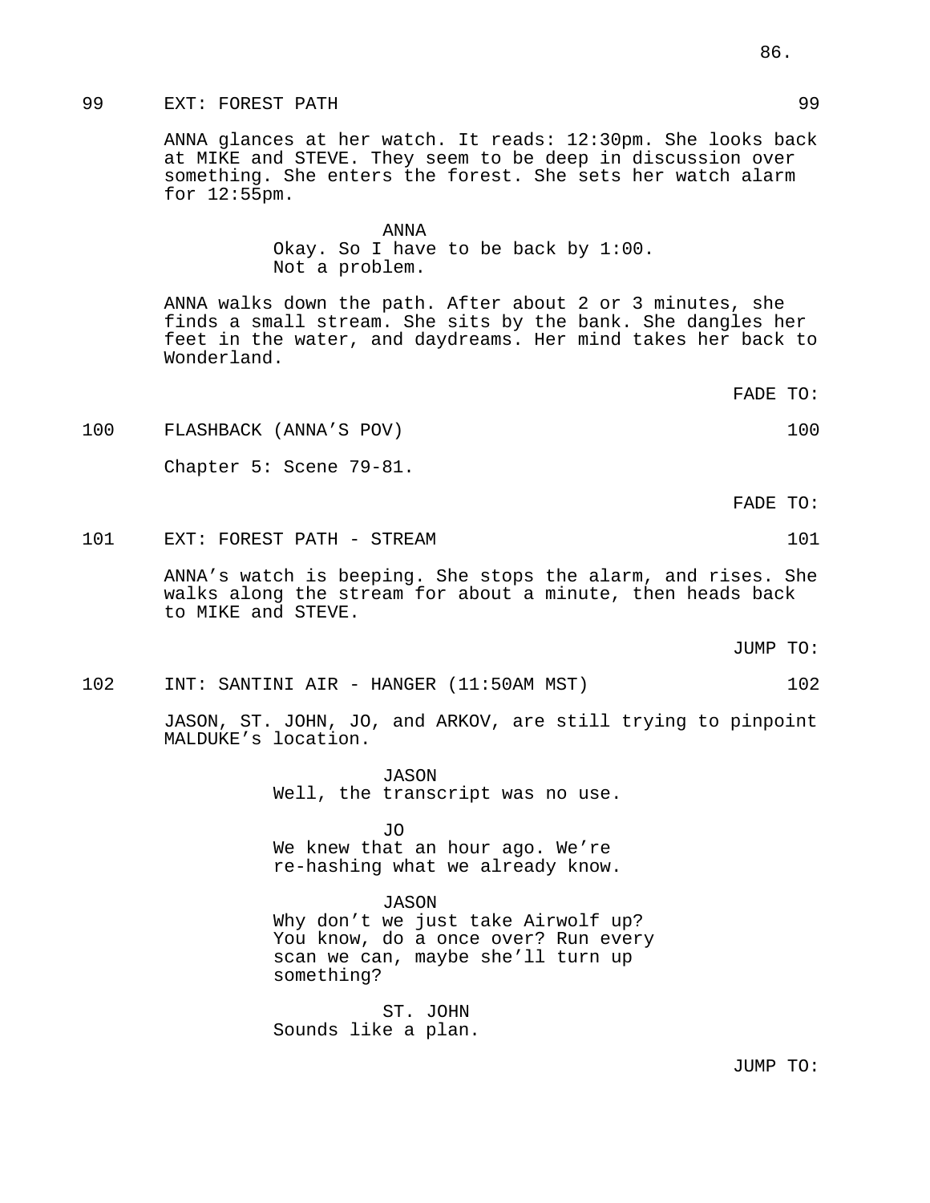99 EXT: FOREST PATH 99

ANNA glances at her watch. It reads: 12:30pm. She looks back at MIKE and STEVE. They seem to be deep in discussion over something. She enters the forest. She sets her watch alarm for 12:55pm.

ANNA
Okay. So I have to be back by 1:00. Not a problem.

ANNA walks down the path. After about 2 or 3 minutes, she finds a small stream. She sits by the bank. She dangles her feet in the water, and daydreams. Her mind takes her back to Wonderland.

FADE TO:

100 FLASHBACK (ANNA'S POV) 100

Chapter 5: Scene 79-81.

FADE TO:

101 EXT: FOREST PATH - STREAM 101

ANNA's watch is beeping. She stops the alarm, and rises. She walks along the stream for about a minute, then heads back to MIKE and STEVE.

JUMP TO:

102 INT: SANTINI AIR - HANGER (11:50AM MST) 102

JASON, ST. JOHN, JO, and ARKOV, are still trying to pinpoint MALDUKE's location.

JASON
Well, the transcript was no use.

JO
We knew that an hour ago. We're re-hashing what we already know.

JASON
Why don't we just take Airwolf up? You know, do a once over? Run every scan we can, maybe she'll turn up something?

ST. JOHN
Sounds like a plan.

JUMP TO: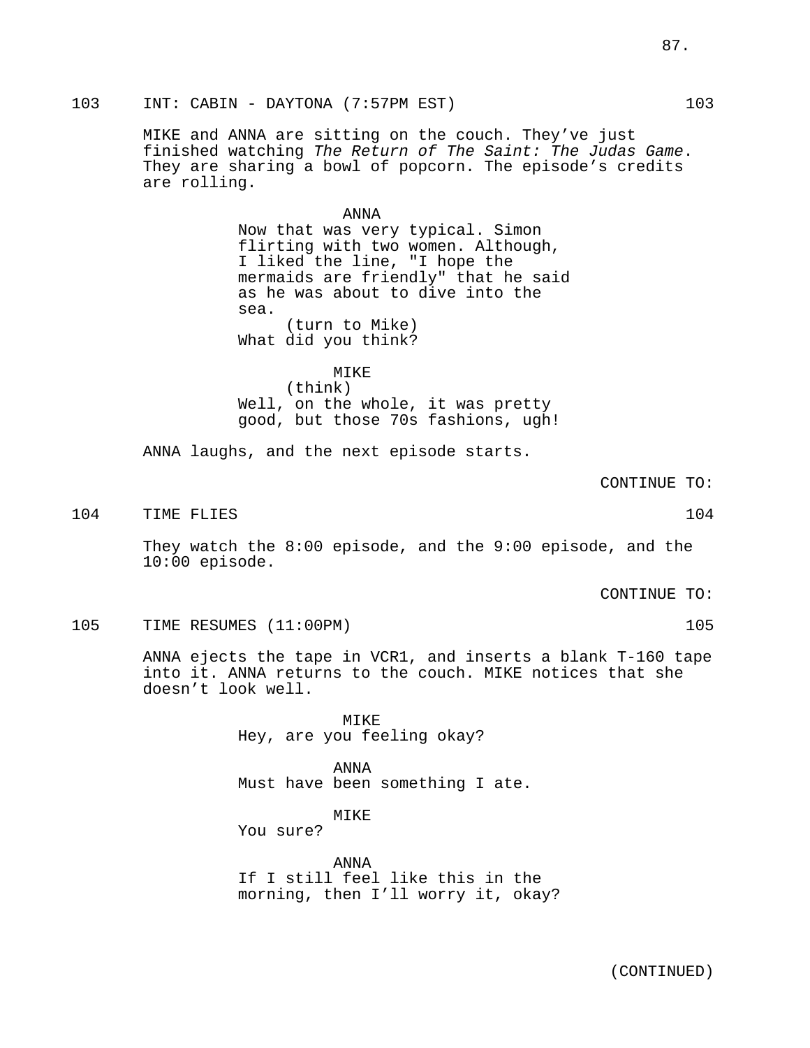103 INT: CABIN - DAYTONA (7:57PM EST) 103

MIKE and ANNA are sitting on the couch. They've just finished watching *The Return of The Saint: The Judas Game*. They are sharing a bowl of popcorn. The episode's credits are rolling.

ANNA
Now that was very typical. Simon flirting with two women. Although, I liked the line, "I hope the mermaids are friendly" that he said as he was about to dive into the sea.
(turn to Mike)
What did you think?

MIKE
(think)
Well, on the whole, it was pretty good, but those 70s fashions, ugh!

ANNA laughs, and the next episode starts.

CONTINUE TO:

104 TIME FLIES 104

They watch the 8:00 episode, and the 9:00 episode, and the 10:00 episode.

CONTINUE TO:

105 TIME RESUMES (11:00PM) 105

ANNA ejects the tape in VCR1, and inserts a blank T-160 tape into it. ANNA returns to the couch. MIKE notices that she doesn't look well.

MIKE
Hey, are you feeling okay?

ANNA
Must have been something I ate.

MIKE
You sure?

ANNA
If I still feel like this in the morning, then I'll worry it, okay?

(CONTINUED)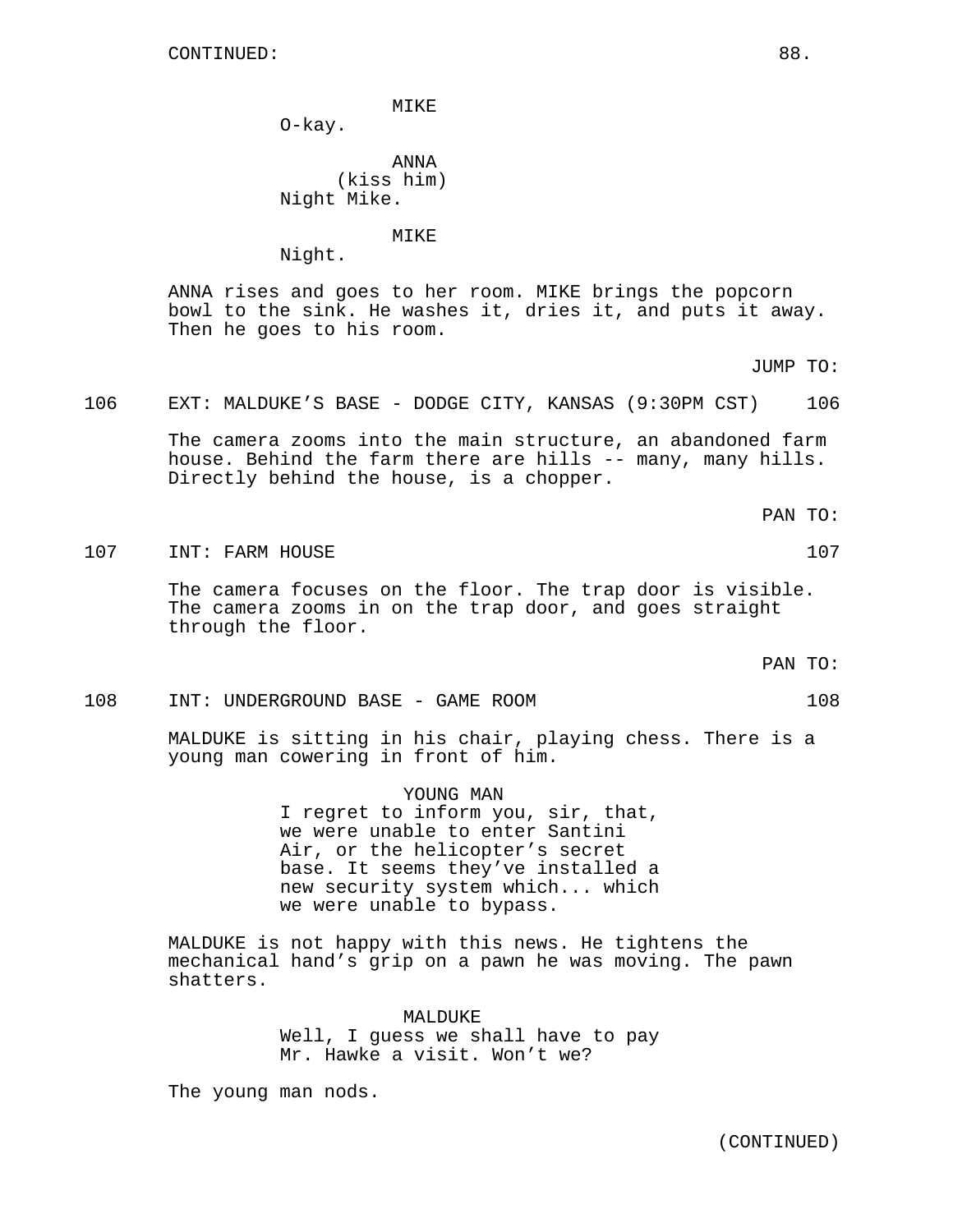CONTINUED:

MIKE
O-kay.

ANNA
(kiss him)
Night Mike.

MIKE
Night.

ANNA rises and goes to her room. MIKE brings the popcorn bowl to the sink. He washes it, dries it, and puts it away. Then he goes to his room.

JUMP TO:

106 EXT: MALDUKE'S BASE - DODGE CITY, KANSAS (9:30PM CST) 106

The camera zooms into the main structure, an abandoned farm house. Behind the farm there are hills -- many, many hills. Directly behind the house, is a chopper.

PAN TO:

107 INT: FARM HOUSE 107

The camera focuses on the floor. The trap door is visible. The camera zooms in on the trap door, and goes straight through the floor.

PAN TO:

108 INT: UNDERGROUND BASE - GAME ROOM 108

MALDUKE is sitting in his chair, playing chess. There is a young man cowering in front of him.

YOUNG MAN
I regret to inform you, sir, that, we were unable to enter Santini Air, or the helicopter's secret base. It seems they've installed a new security system which... which we were unable to bypass.

MALDUKE is not happy with this news. He tightens the mechanical hand's grip on a pawn he was moving. The pawn shatters.

MALDUKE
Well, I guess we shall have to pay Mr. Hawke a visit. Won't we?

The young man nods.

(CONTINUED)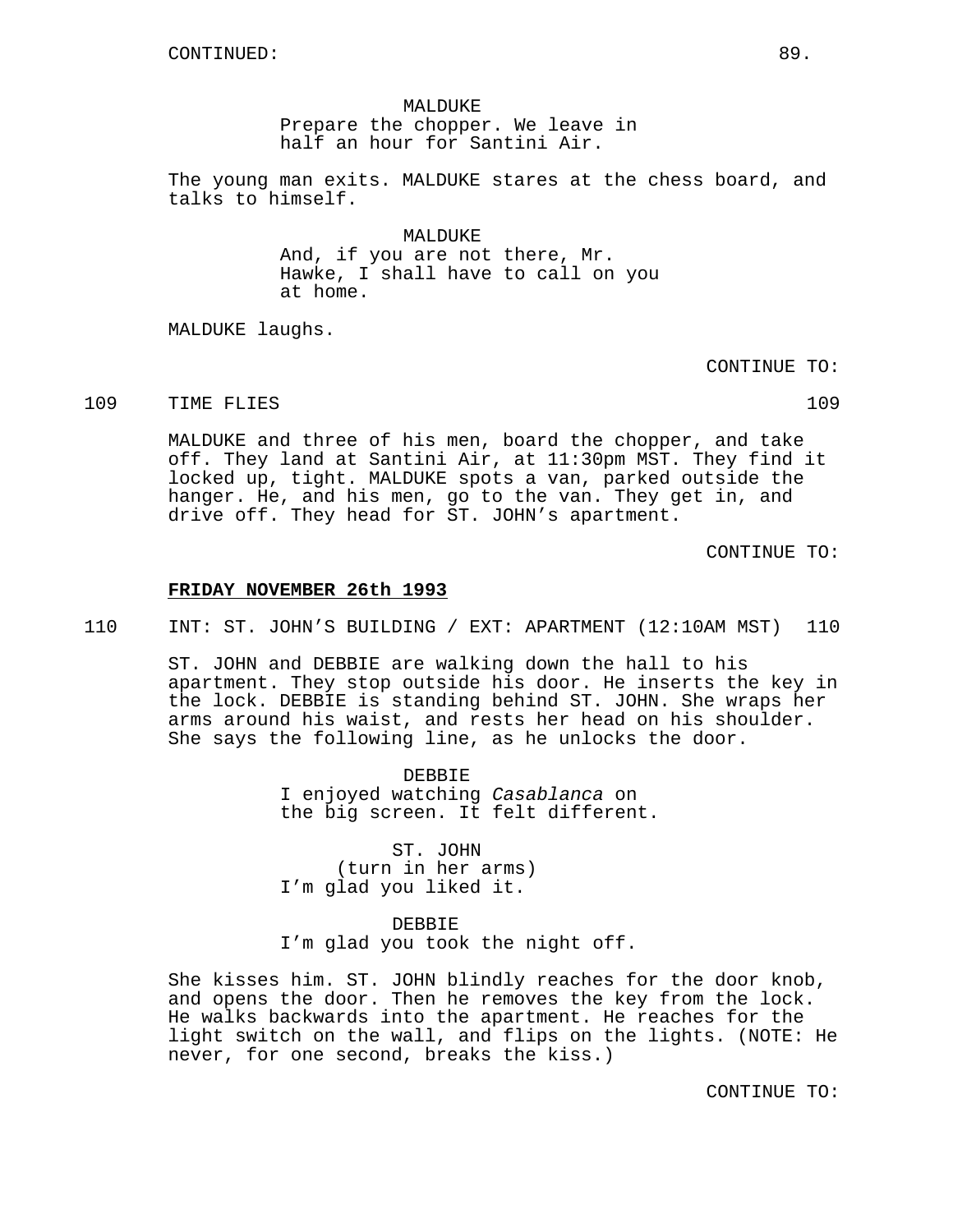CONTINUED:

MALDUKE
Prepare the chopper. We leave in half an hour for Santini Air.

The young man exits. MALDUKE stares at the chess board, and talks to himself.

MALDUKE
And, if you are not there, Mr. Hawke, I shall have to call on you at home.

MALDUKE laughs.

CONTINUE TO:

109 TIME FLIES 109

MALDUKE and three of his men, board the chopper, and take off. They land at Santini Air, at 11:30pm MST. They find it locked up, tight. MALDUKE spots a van, parked outside the hanger. He, and his men, go to the van. They get in, and drive off. They head for ST. JOHN's apartment.

CONTINUE TO:

**FRIDAY NOVEMBER 26th 1993**

110 INT: ST. JOHN'S BUILDING / EXT: APARTMENT (12:10AM MST) 110

ST. JOHN and DEBBIE are walking down the hall to his apartment. They stop outside his door. He inserts the key in the lock. DEBBIE is standing behind ST. JOHN. She wraps her arms around his waist, and rests her head on his shoulder. She says the following line, as he unlocks the door.

DEBBIE
I enjoyed watching *Casablanca* on the big screen. It felt different.

ST. JOHN
(turn in her arms)
I'm glad you liked it.

DEBBIE
I'm glad you took the night off.

She kisses him. ST. JOHN blindly reaches for the door knob, and opens the door. Then he removes the key from the lock. He walks backwards into the apartment. He reaches for the light switch on the wall, and flips on the lights. (NOTE: He never, for one second, breaks the kiss.)

CONTINUE TO: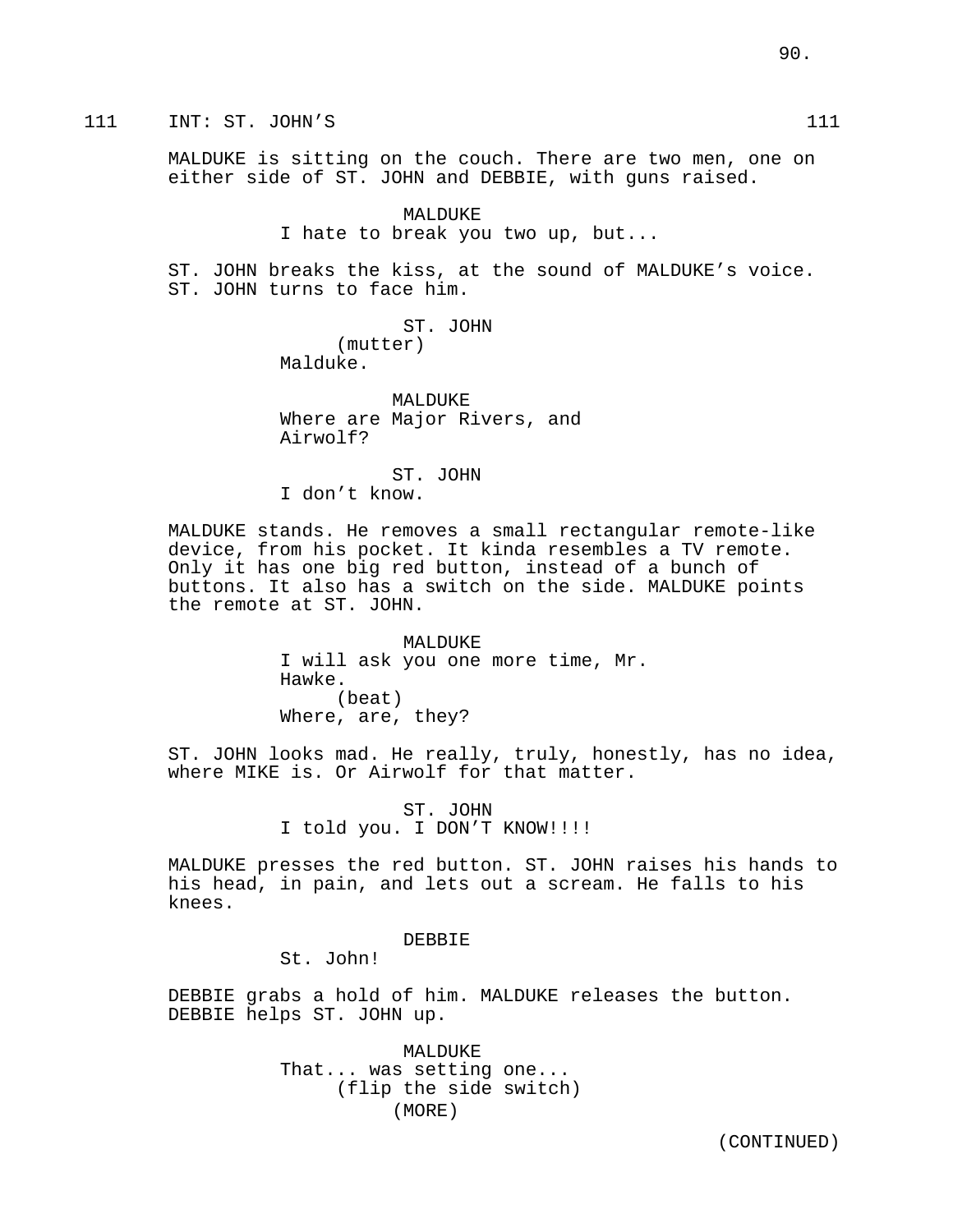111 INT: ST. JOHN'S 111

MALDUKE is sitting on the couch. There are two men, one on either side of ST. JOHN and DEBBIE, with guns raised.

MALDUKE
I hate to break you two up, but...

ST. JOHN breaks the kiss, at the sound of MALDUKE's voice. ST. JOHN turns to face him.

ST. JOHN
(mutter)
Malduke.

MALDUKE
Where are Major Rivers, and Airwolf?

ST. JOHN
I don't know.

MALDUKE stands. He removes a small rectangular remote-like device, from his pocket. It kinda resembles a TV remote. Only it has one big red button, instead of a bunch of buttons. It also has a switch on the side. MALDUKE points the remote at ST. JOHN.

MALDUKE
I will ask you one more time, Mr. Hawke.
(beat)
Where, are, they?

ST. JOHN looks mad. He really, truly, honestly, has no idea, where MIKE is. Or Airwolf for that matter.

ST. JOHN
I told you. I DON'T KNOW!!!!

MALDUKE presses the red button. ST. JOHN raises his hands to his head, in pain, and lets out a scream. He falls to his knees.

DEBBIE
St. John!

DEBBIE grabs a hold of him. MALDUKE releases the button. DEBBIE helps ST. JOHN up.

MALDUKE
That... was setting one...
(flip the side switch)
(MORE)

(CONTINUED)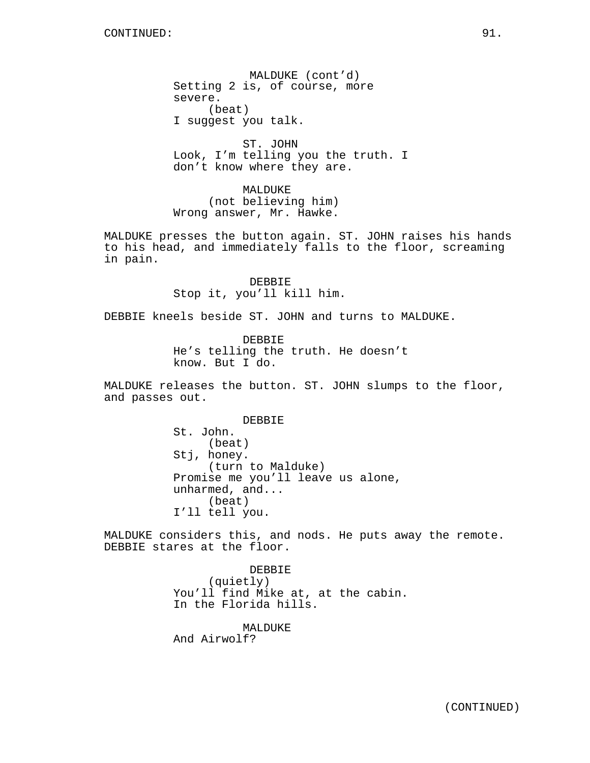CONTINUED:

MALDUKE (cont'd)
Setting 2 is, of course, more severe.
(beat)
I suggest you talk.

ST. JOHN
Look, I'm telling you the truth. I don't know where they are.

MALDUKE
(not believing him)
Wrong answer, Mr. Hawke.

MALDUKE presses the button again. ST. JOHN raises his hands to his head, and immediately falls to the floor, screaming in pain.

DEBBIE
Stop it, you'll kill him.

DEBBIE kneels beside ST. JOHN and turns to MALDUKE.

DEBBIE
He's telling the truth. He doesn't know. But I do.

MALDUKE releases the button. ST. JOHN slumps to the floor, and passes out.

DEBBIE
St. John.
(beat)
Stj, honey.
(turn to Malduke)
Promise me you'll leave us alone, unharmed, and...
(beat)
I'll tell you.

MALDUKE considers this, and nods. He puts away the remote. DEBBIE stares at the floor.

DEBBIE
(quietly)
You'll find Mike at, at the cabin. In the Florida hills.

MALDUKE
And Airwolf?

(CONTINUED)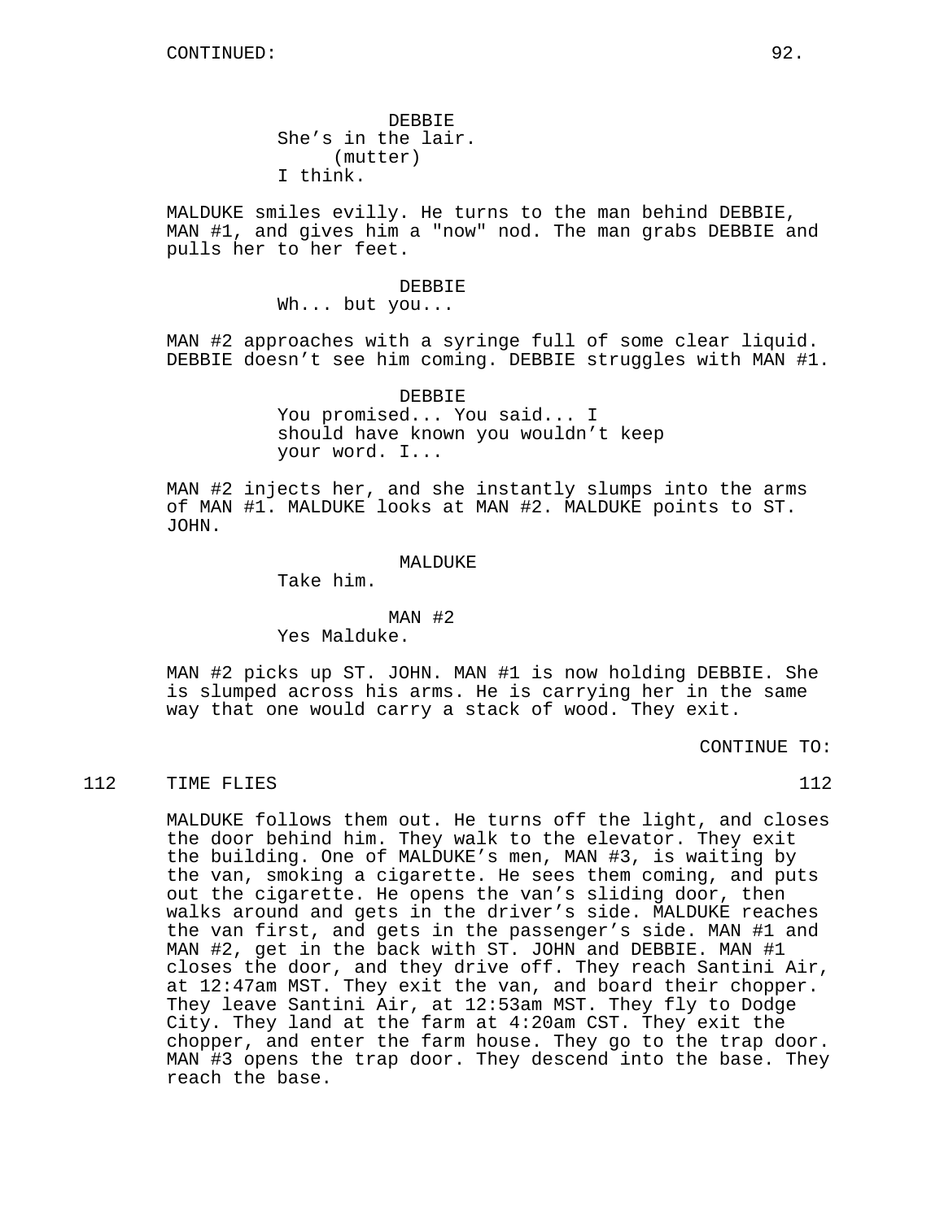CONTINUED:

DEBBIE
She's in the lair.
(mutter)
I think.

MALDUKE smiles evilly. He turns to the man behind DEBBIE, MAN #1, and gives him a "now" nod. The man grabs DEBBIE and pulls her to her feet.

DEBBIE
Wh... but you...

MAN #2 approaches with a syringe full of some clear liquid. DEBBIE doesn't see him coming. DEBBIE struggles with MAN #1.

DEBBIE
You promised... You said... I should have known you wouldn't keep your word. I...

MAN #2 injects her, and she instantly slumps into the arms of MAN #1. MALDUKE looks at MAN #2. MALDUKE points to ST. JOHN.

MALDUKE
Take him.

MAN #2
Yes Malduke.

MAN #2 picks up ST. JOHN. MAN #1 is now holding DEBBIE. She is slumped across his arms. He is carrying her in the same way that one would carry a stack of wood. They exit.

CONTINUE TO:

112 TIME FLIES 112

MALDUKE follows them out. He turns off the light, and closes the door behind him. They walk to the elevator. They exit the building. One of MALDUKE's men, MAN #3, is waiting by the van, smoking a cigarette. He sees them coming, and puts out the cigarette. He opens the van's sliding door, then walks around and gets in the driver's side. MALDUKE reaches the van first, and gets in the passenger's side. MAN #1 and MAN #2, get in the back with ST. JOHN and DEBBIE. MAN #1 closes the door, and they drive off. They reach Santini Air, at 12:47am MST. They exit the van, and board their chopper. They leave Santini Air, at 12:53am MST. They fly to Dodge City. They land at the farm at 4:20am CST. They exit the chopper, and enter the farm house. They go to the trap door. MAN #3 opens the trap door. They descend into the base. They reach the base.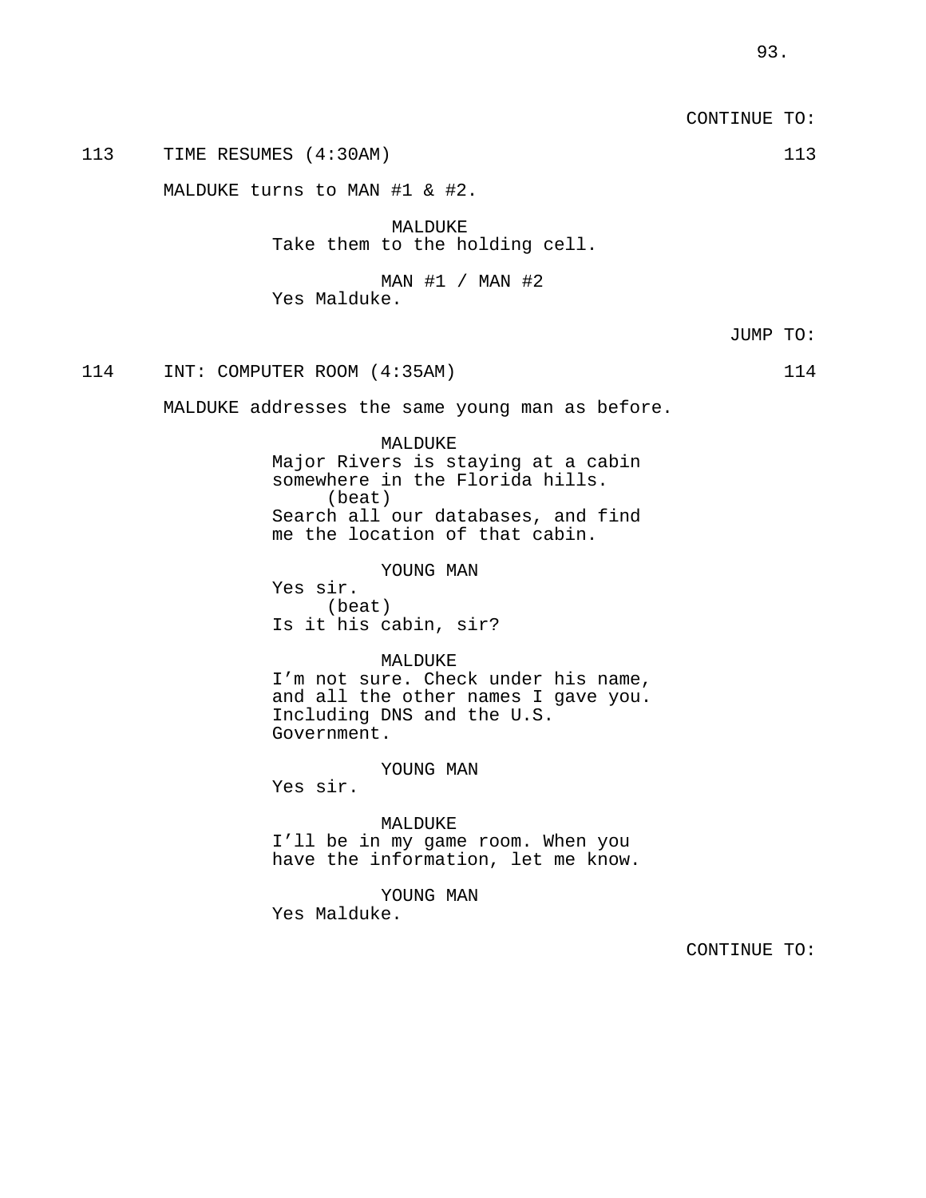CONTINUE TO:

113 TIME RESUMES (4:30AM) 113

MALDUKE turns to MAN #1 & #2.

MALDUKE
Take them to the holding cell.

MAN #1 / MAN #2
Yes Malduke.

JUMP TO:

114 INT: COMPUTER ROOM (4:35AM) 114

MALDUKE addresses the same young man as before.

MALDUKE
Major Rivers is staying at a cabin somewhere in the Florida hills.
(beat)
Search all our databases, and find me the location of that cabin.

YOUNG MAN
Yes sir.
(beat)
Is it his cabin, sir?

MALDUKE
I'm not sure. Check under his name, and all the other names I gave you. Including DNS and the U.S. Government.

YOUNG MAN
Yes sir.

MALDUKE
I'll be in my game room. When you have the information, let me know.

YOUNG MAN
Yes Malduke.

CONTINUE TO: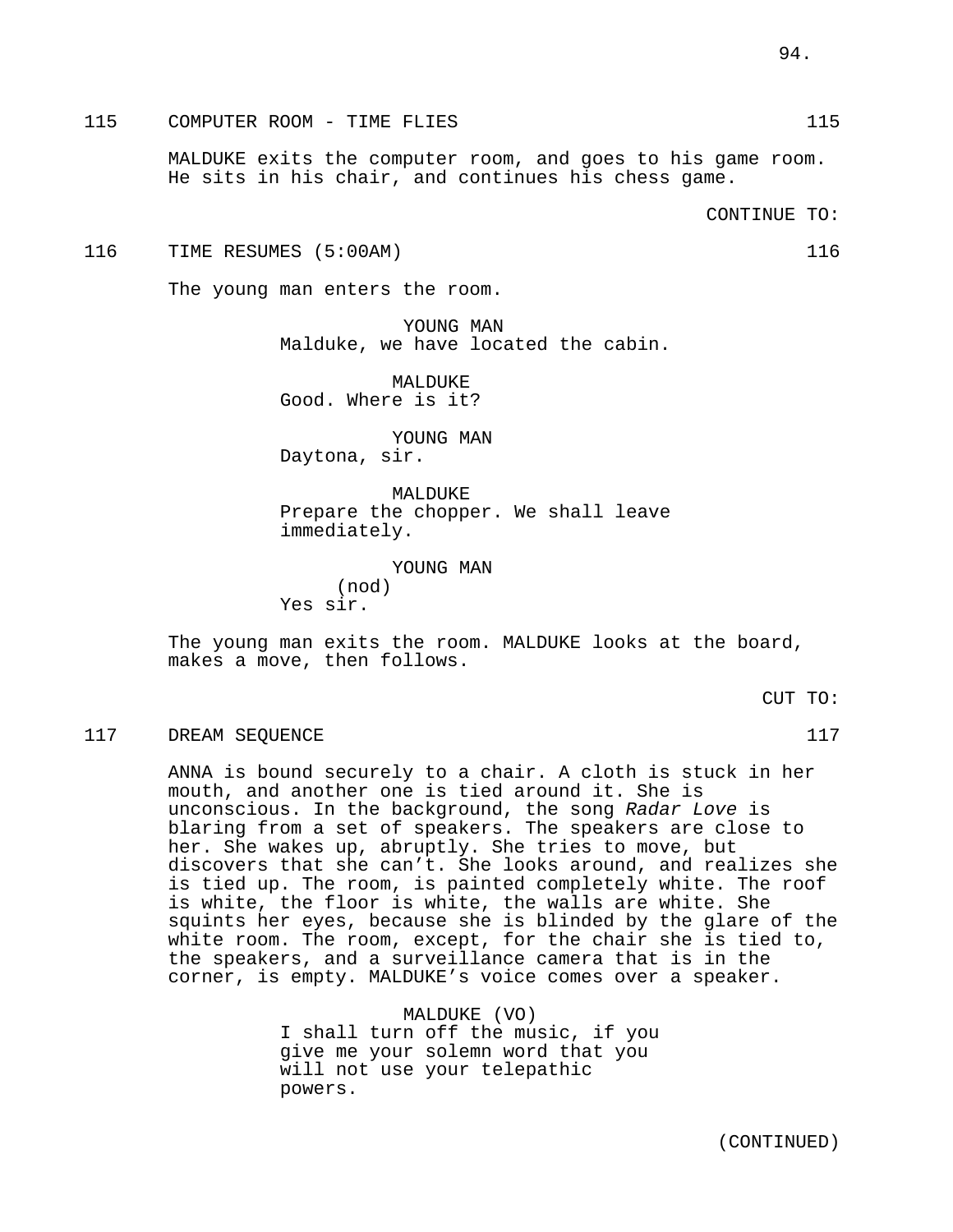115 COMPUTER ROOM - TIME FLIES 115

MALDUKE exits the computer room, and goes to his game room. He sits in his chair, and continues his chess game.

CONTINUE TO:

116 TIME RESUMES (5:00AM) 116

The young man enters the room.

YOUNG MAN
Malduke, we have located the cabin.

MALDUKE
Good. Where is it?

YOUNG MAN
Daytona, sir.

MALDUKE
Prepare the chopper. We shall leave immediately.

YOUNG MAN
(nod)
Yes sir.

The young man exits the room. MALDUKE looks at the board, makes a move, then follows.

CUT TO:

117 DREAM SEQUENCE 117

ANNA is bound securely to a chair. A cloth is stuck in her mouth, and another one is tied around it. She is unconscious. In the background, the song *Radar Love* is blaring from a set of speakers. The speakers are close to her. She wakes up, abruptly. She tries to move, but discovers that she can't. She looks around, and realizes she is tied up. The room, is painted completely white. The roof is white, the floor is white, the walls are white. She squints her eyes, because she is blinded by the glare of the white room. The room, except, for the chair she is tied to, the speakers, and a surveillance camera that is in the corner, is empty. MALDUKE's voice comes over a speaker.

MALDUKE (VO)
I shall turn off the music, if you give me your solemn word that you will not use your telepathic powers.

(CONTINUED)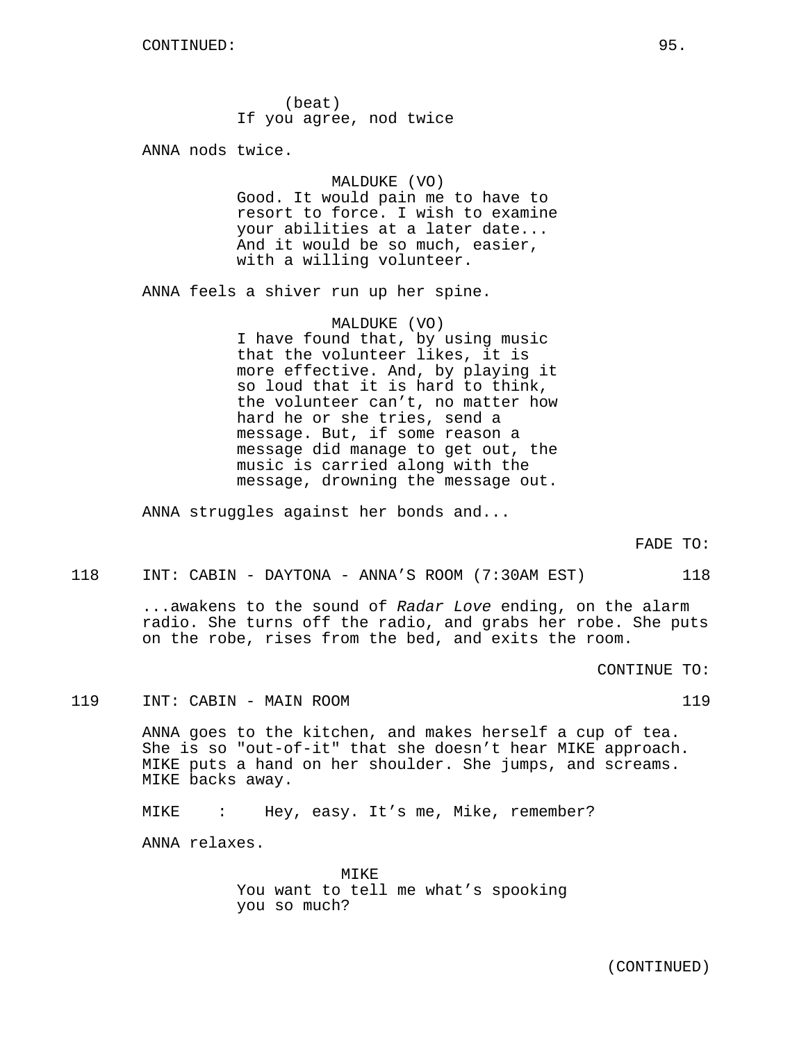CONTINUED:

(beat)
If you agree, nod twice

ANNA nods twice.

MALDUKE (VO)
Good. It would pain me to have to resort to force. I wish to examine your abilities at a later date... And it would be so much, easier, with a willing volunteer.

ANNA feels a shiver run up her spine.

MALDUKE (VO)
I have found that, by using music that the volunteer likes, it is more effective. And, by playing it so loud that it is hard to think, the volunteer can't, no matter how hard he or she tries, send a message. But, if some reason a message did manage to get out, the music is carried along with the message, drowning the message out.

ANNA struggles against her bonds and...

FADE TO:

118 INT: CABIN - DAYTONA - ANNA'S ROOM (7:30AM EST) 118

...awakens to the sound of *Radar Love* ending, on the alarm radio. She turns off the radio, and grabs her robe. She puts on the robe, rises from the bed, and exits the room.

CONTINUE TO:

119 INT: CABIN - MAIN ROOM 119

ANNA goes to the kitchen, and makes herself a cup of tea. She is so "out-of-it" that she doesn't hear MIKE approach. MIKE puts a hand on her shoulder. She jumps, and screams. MIKE backs away.

MIKE : Hey, easy. It's me, Mike, remember?

ANNA relaxes.

MIKE
You want to tell me what's spooking you so much?

(CONTINUED)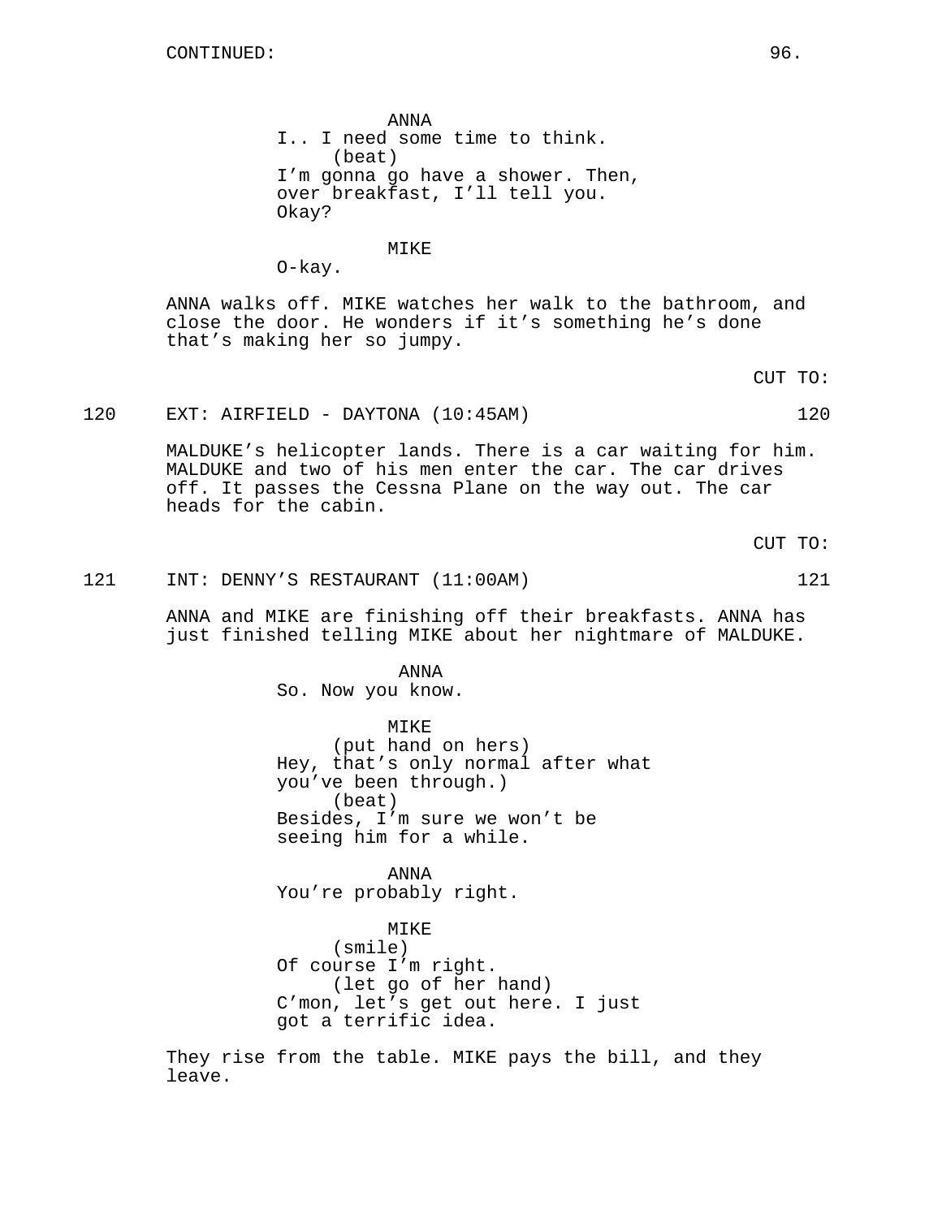CONTINUED:

ANNA
I.. I need some time to think.
(beat)
I'm gonna go have a shower. Then, over breakfast, I'll tell you. Okay?

MIKE
O-kay.

ANNA walks off. MIKE watches her walk to the bathroom, and close the door. He wonders if it's something he's done that's making her so jumpy.

CUT TO:

120 EXT: AIRFIELD - DAYTONA (10:45AM) 120

MALDUKE's helicopter lands. There is a car waiting for him. MALDUKE and two of his men enter the car. The car drives off. It passes the Cessna Plane on the way out. The car heads for the cabin.

CUT TO:

121 INT: DENNY'S RESTAURANT (11:00AM) 121

ANNA and MIKE are finishing off their breakfasts. ANNA has just finished telling MIKE about her nightmare of MALDUKE.

ANNA
So. Now you know.

MIKE
(put hand on hers)
Hey, that's only normal after what you've been through.)
(beat)
Besides, I'm sure we won't be seeing him for a while.

ANNA
You're probably right.

MIKE
(smile)
Of course I'm right.
(let go of her hand)
C'mon, let's get out here. I just got a terrific idea.

They rise from the table. MIKE pays the bill, and they leave.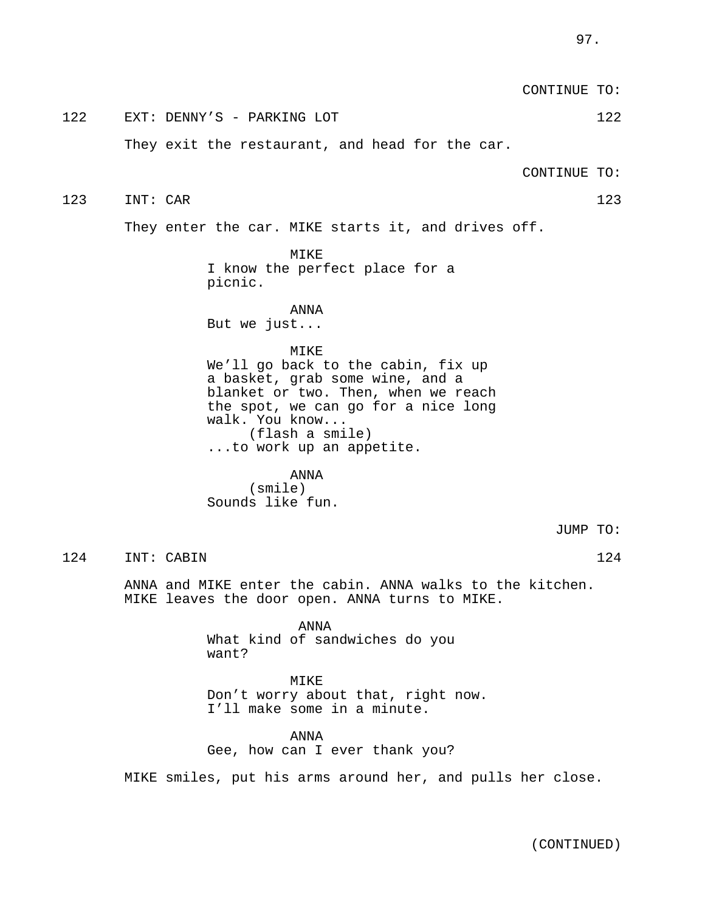CONTINUE TO:

122 EXT: DENNY’S - PARKING LOT 122

They exit the restaurant, and head for the car.

CONTINUE TO:

123 INT: CAR 123

They enter the car. MIKE starts it, and drives off.

MIKE
I know the perfect place for a picnic.

ANNA
But we just...

MIKE
We’ll go back to the cabin, fix up a basket, grab some wine, and a blanket or two. Then, when we reach the spot, we can go for a nice long walk. You know...
(flash a smile)
...to work up an appetite.

ANNA
(smile)
Sounds like fun.

JUMP TO:

124 INT: CABIN 124

ANNA and MIKE enter the cabin. ANNA walks to the kitchen. MIKE leaves the door open. ANNA turns to MIKE.

ANNA
What kind of sandwiches do you want?

MIKE
Don’t worry about that, right now. I’ll make some in a minute.

ANNA
Gee, how can I ever thank you?

MIKE smiles, put his arms around her, and pulls her close.

(CONTINUED)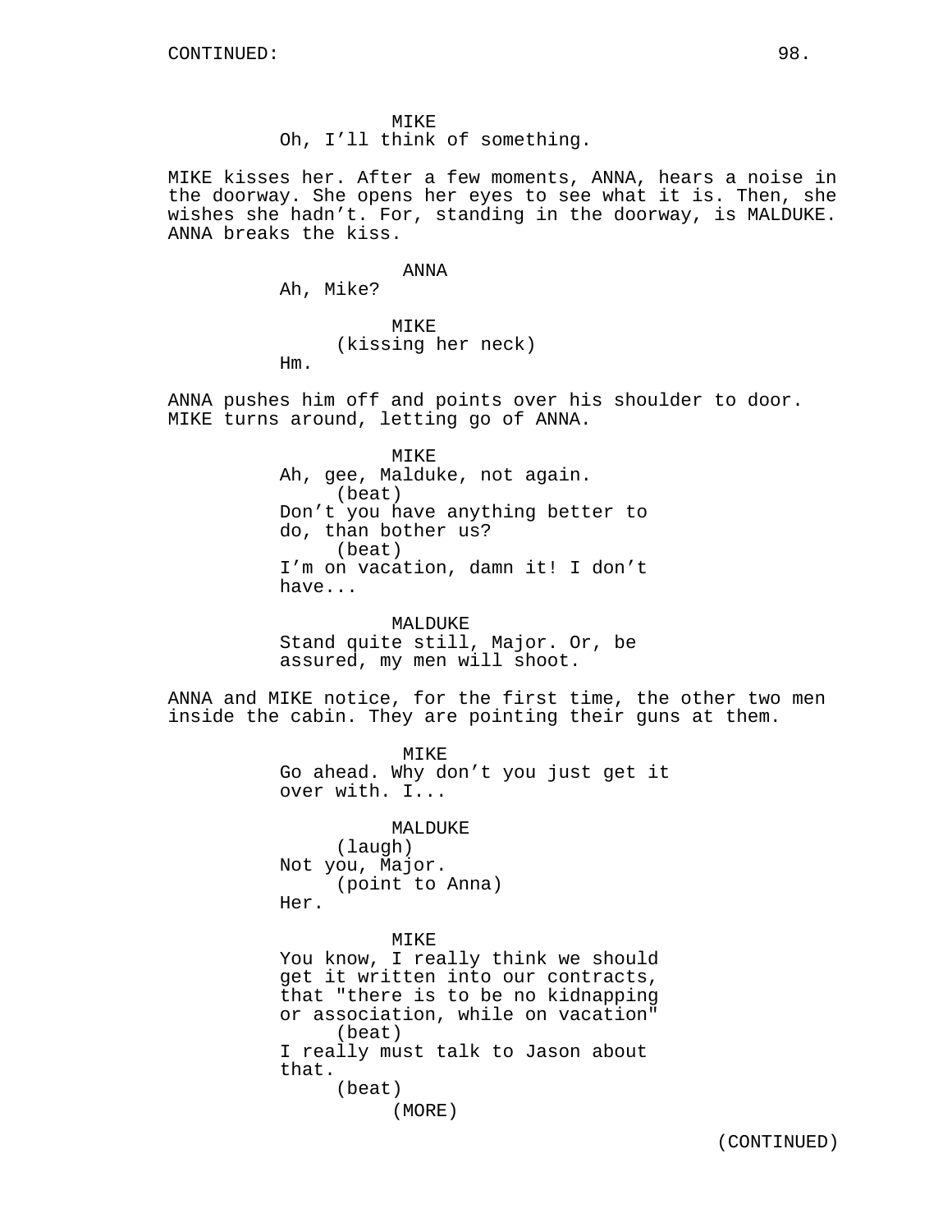MIKE
Oh, I'll think of something.

MIKE kisses her. After a few moments, ANNA, hears a noise in the doorway. She opens her eyes to see what it is. Then, she wishes she hadn't. For, standing in the doorway, is MALDUKE. ANNA breaks the kiss.

ANNA
Ah, Mike?

MIKE
(kissing her neck)
Hm.

ANNA pushes him off and points over his shoulder to door. MIKE turns around, letting go of ANNA.

MIKE
Ah, gee, Malduke, not again.
(beat)
Don't you have anything better to do, than bother us?
(beat)
I'm on vacation, damn it! I don't have...

MALDUKE
Stand quite still, Major. Or, be assured, my men will shoot.

ANNA and MIKE notice, for the first time, the other two men inside the cabin. They are pointing their guns at them.

MIKE
Go ahead. Why don't you just get it over with. I...

MALDUKE
(laugh)
Not you, Major.
(point to Anna)
Her.

MIKE
You know, I really think we should get it written into our contracts, that "there is to be no kidnapping or association, while on vacation"
(beat)
I really must talk to Jason about that.
(beat)
(MORE)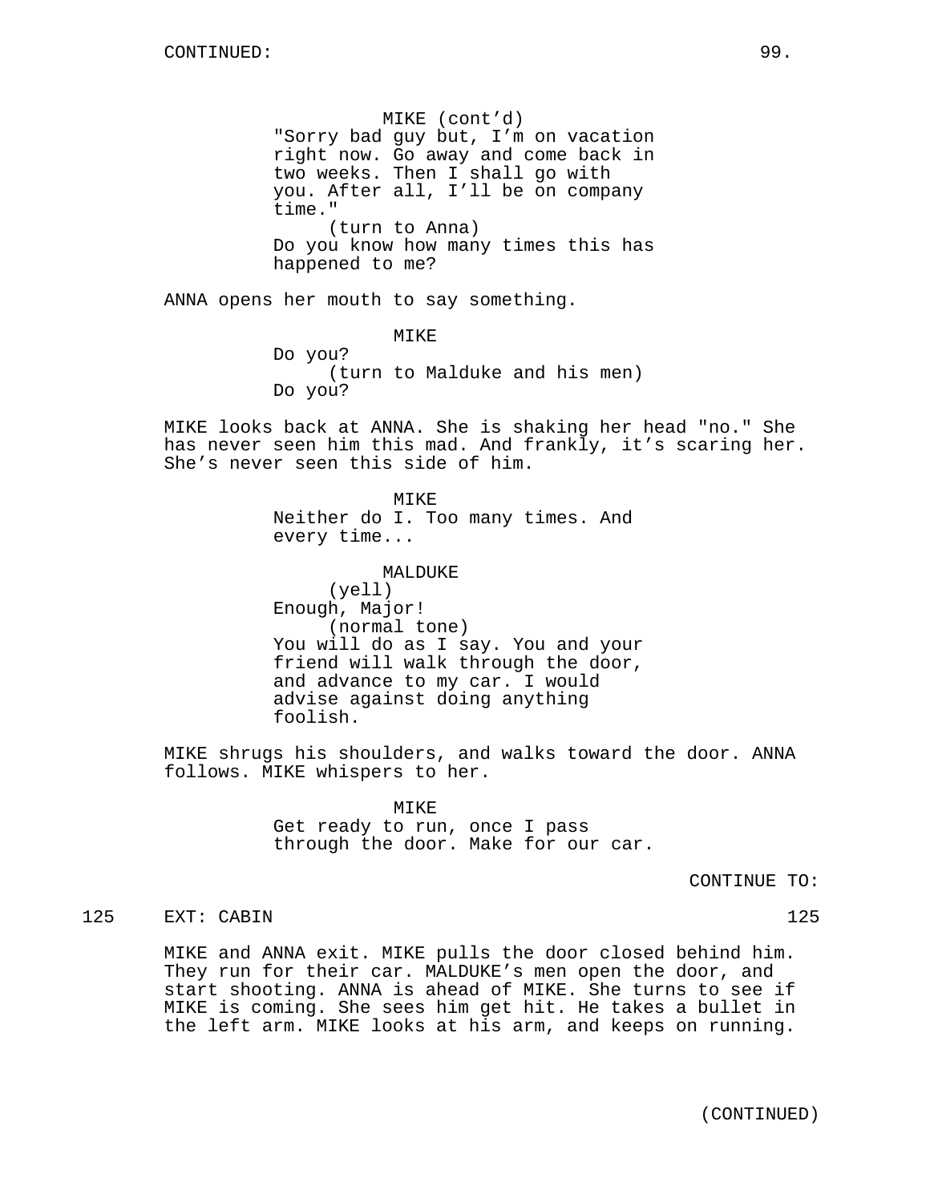CONTINUED:

MIKE (cont'd)
"Sorry bad guy but, I'm on vacation right now. Go away and come back in two weeks. Then I shall go with you. After all, I'll be on company time."
(turn to Anna)
Do you know how many times this has happened to me?

ANNA opens her mouth to say something.

MIKE
Do you?
(turn to Malduke and his men)
Do you?

MIKE looks back at ANNA. She is shaking her head "no." She has never seen him this mad. And frankly, it's scaring her. She's never seen this side of him.

MIKE
Neither do I. Too many times. And every time...

MALDUKE
(yell)
Enough, Major!
(normal tone)
You will do as I say. You and your friend will walk through the door, and advance to my car. I would advise against doing anything foolish.

MIKE shrugs his shoulders, and walks toward the door. ANNA follows. MIKE whispers to her.

MIKE
Get ready to run, once I pass through the door. Make for our car.

CONTINUE TO:

125 EXT: CABIN 125

MIKE and ANNA exit. MIKE pulls the door closed behind him. They run for their car. MALDUKE's men open the door, and start shooting. ANNA is ahead of MIKE. She turns to see if MIKE is coming. She sees him get hit. He takes a bullet in the left arm. MIKE looks at his arm, and keeps on running.

(CONTINUED)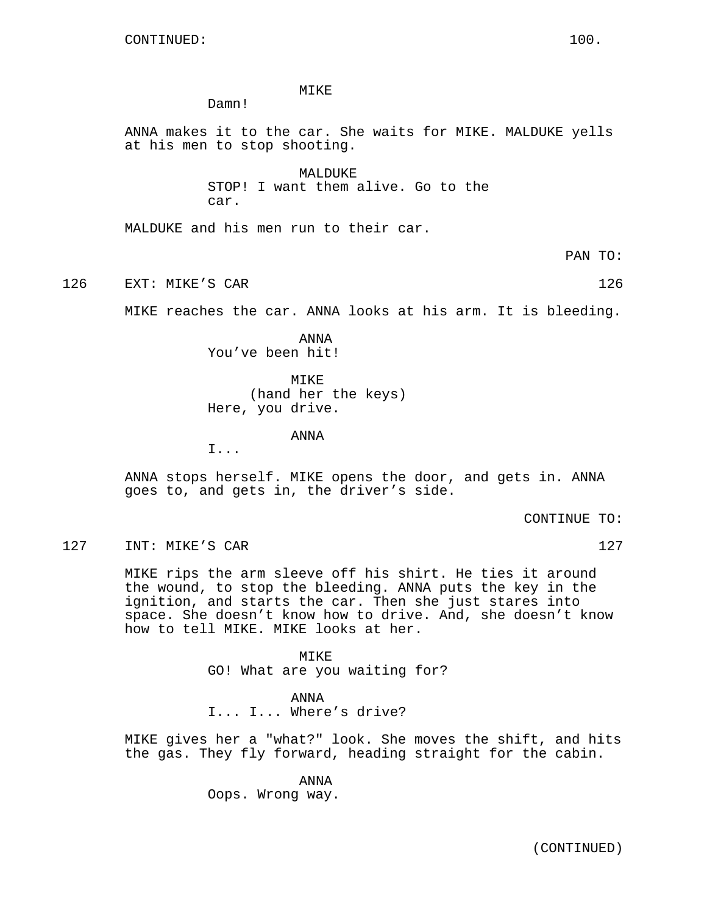CONTINUED:

MIKE
Damn!

ANNA makes it to the car. She waits for MIKE. MALDUKE yells at his men to stop shooting.

MALDUKE
STOP! I want them alive. Go to the car.

MALDUKE and his men run to their car.

PAN TO:

126 EXT: MIKE'S CAR 126

MIKE reaches the car. ANNA looks at his arm. It is bleeding.

ANNA
You've been hit!

MIKE
(hand her the keys)
Here, you drive.

ANNA
I...

ANNA stops herself. MIKE opens the door, and gets in. ANNA goes to, and gets in, the driver's side.

CONTINUE TO:

127 INT: MIKE'S CAR 127

MIKE rips the arm sleeve off his shirt. He ties it around the wound, to stop the bleeding. ANNA puts the key in the ignition, and starts the car. Then she just stares into space. She doesn't know how to drive. And, she doesn't know how to tell MIKE. MIKE looks at her.

MIKE
GO! What are you waiting for?

ANNA
I... I... Where's drive?

MIKE gives her a "what?" look. She moves the shift, and hits the gas. They fly forward, heading straight for the cabin.

ANNA
Oops. Wrong way.

(CONTINUED)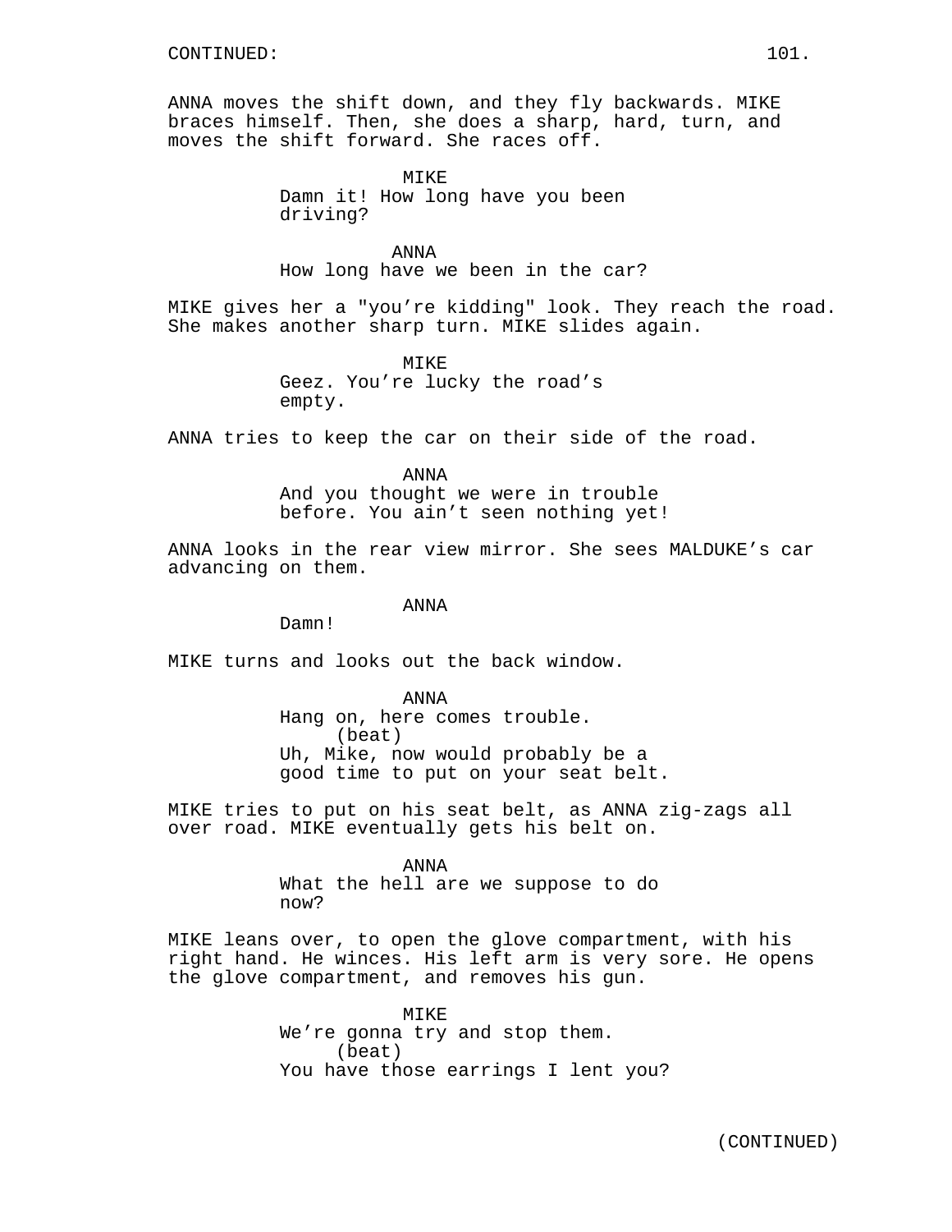CONTINUED:

ANNA moves the shift down, and they fly backwards. MIKE braces himself. Then, she does a sharp, hard, turn, and moves the shift forward. She races off.

MIKE
Damn it! How long have you been driving?

ANNA
How long have we been in the car?

MIKE gives her a "you're kidding" look. They reach the road. She makes another sharp turn. MIKE slides again.

MIKE
Geez. You're lucky the road's empty.

ANNA tries to keep the car on their side of the road.

ANNA
And you thought we were in trouble before. You ain't seen nothing yet!

ANNA looks in the rear view mirror. She sees MALDUKE's car advancing on them.

ANNA
Damn!

MIKE turns and looks out the back window.

ANNA
Hang on, here comes trouble.
(beat)
Uh, Mike, now would probably be a good time to put on your seat belt.

MIKE tries to put on his seat belt, as ANNA zig-zags all over road. MIKE eventually gets his belt on.

ANNA
What the hell are we suppose to do now?

MIKE leans over, to open the glove compartment, with his right hand. He winces. His left arm is very sore. He opens the glove compartment, and removes his gun.

MIKE
We're gonna try and stop them.
(beat)
You have those earrings I lent you?

(CONTINUED)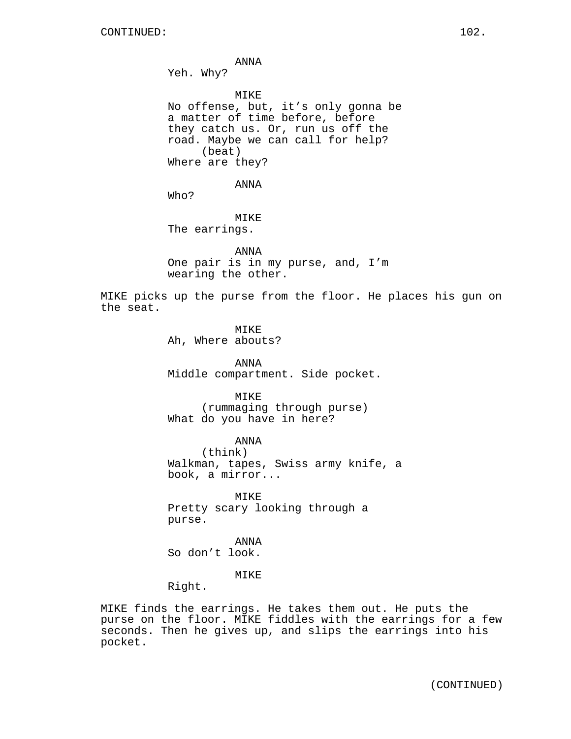CONTINUED:

ANNA
Yeh. Why?

MIKE
No offense, but, it's only gonna be a matter of time before, before they catch us. Or, run us off the road. Maybe we can call for help?
(beat)
Where are they?

ANNA
Who?

MIKE
The earrings.

ANNA
One pair is in my purse, and, I'm wearing the other.

MIKE picks up the purse from the floor. He places his gun on the seat.

MIKE
Ah, Where abouts?

ANNA
Middle compartment. Side pocket.

MIKE
(rummaging through purse)
What do you have in here?

ANNA
(think)
Walkman, tapes, Swiss army knife, a book, a mirror...

MIKE
Pretty scary looking through a purse.

ANNA
So don't look.

MIKE
Right.

MIKE finds the earrings. He takes them out. He puts the purse on the floor. MIKE fiddles with the earrings for a few seconds. Then he gives up, and slips the earrings into his pocket.

(CONTINUED)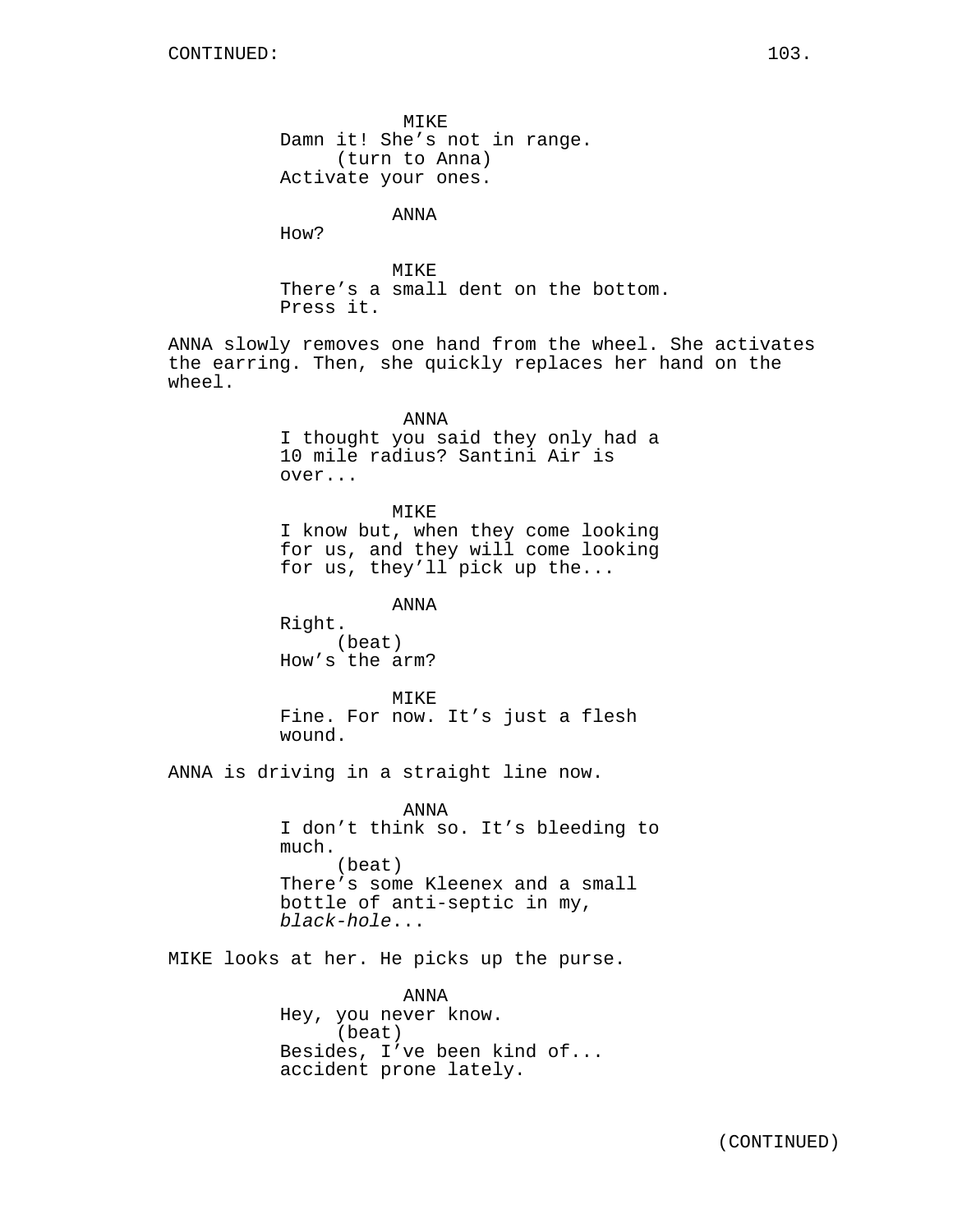CONTINUED:

MIKE
Damn it! She's not in range.
(turn to Anna)
Activate your ones.

ANNA
How?

MIKE
There's a small dent on the bottom.
Press it.

ANNA slowly removes one hand from the wheel. She activates the earring. Then, she quickly replaces her hand on the wheel.

ANNA
I thought you said they only had a
10 mile radius? Santini Air is
over...

MIKE
I know but, when they come looking
for us, and they will come looking
for us, they'll pick up the...

ANNA
Right.
(beat)
How's the arm?

MIKE
Fine. For now. It's just a flesh
wound.

ANNA is driving in a straight line now.

ANNA
I don't think so. It's bleeding to
much.
(beat)
There's some Kleenex and a small
bottle of anti-septic in my,
*black-hole*...

MIKE looks at her. He picks up the purse.

ANNA
Hey, you never know.
(beat)
Besides, I've been kind of...
accident prone lately.

(CONTINUED)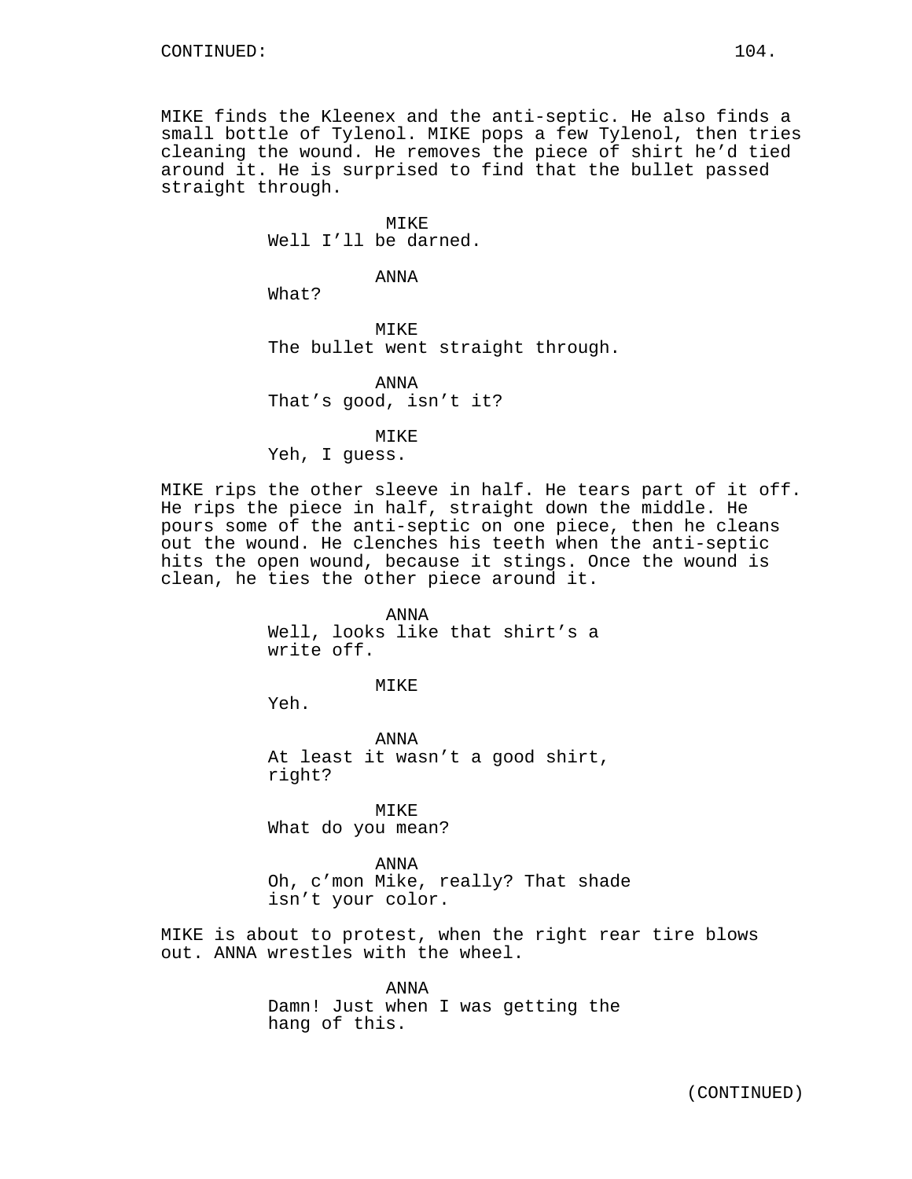CONTINUED:

MIKE finds the Kleenex and the anti-septic. He also finds a small bottle of Tylenol. MIKE pops a few Tylenol, then tries cleaning the wound. He removes the piece of shirt he'd tied around it. He is surprised to find that the bullet passed straight through.

MIKE
Well I'll be darned.

ANNA
What?

MIKE
The bullet went straight through.

ANNA
That's good, isn't it?

MIKE
Yeh, I guess.

MIKE rips the other sleeve in half. He tears part of it off. He rips the piece in half, straight down the middle. He pours some of the anti-septic on one piece, then he cleans out the wound. He clenches his teeth when the anti-septic hits the open wound, because it stings. Once the wound is clean, he ties the other piece around it.

ANNA
Well, looks like that shirt's a write off.

MIKE
Yeh.

ANNA
At least it wasn't a good shirt, right?

MIKE
What do you mean?

ANNA
Oh, c'mon Mike, really? That shade isn't your color.

MIKE is about to protest, when the right rear tire blows out. ANNA wrestles with the wheel.

ANNA
Damn! Just when I was getting the hang of this.

(CONTINUED)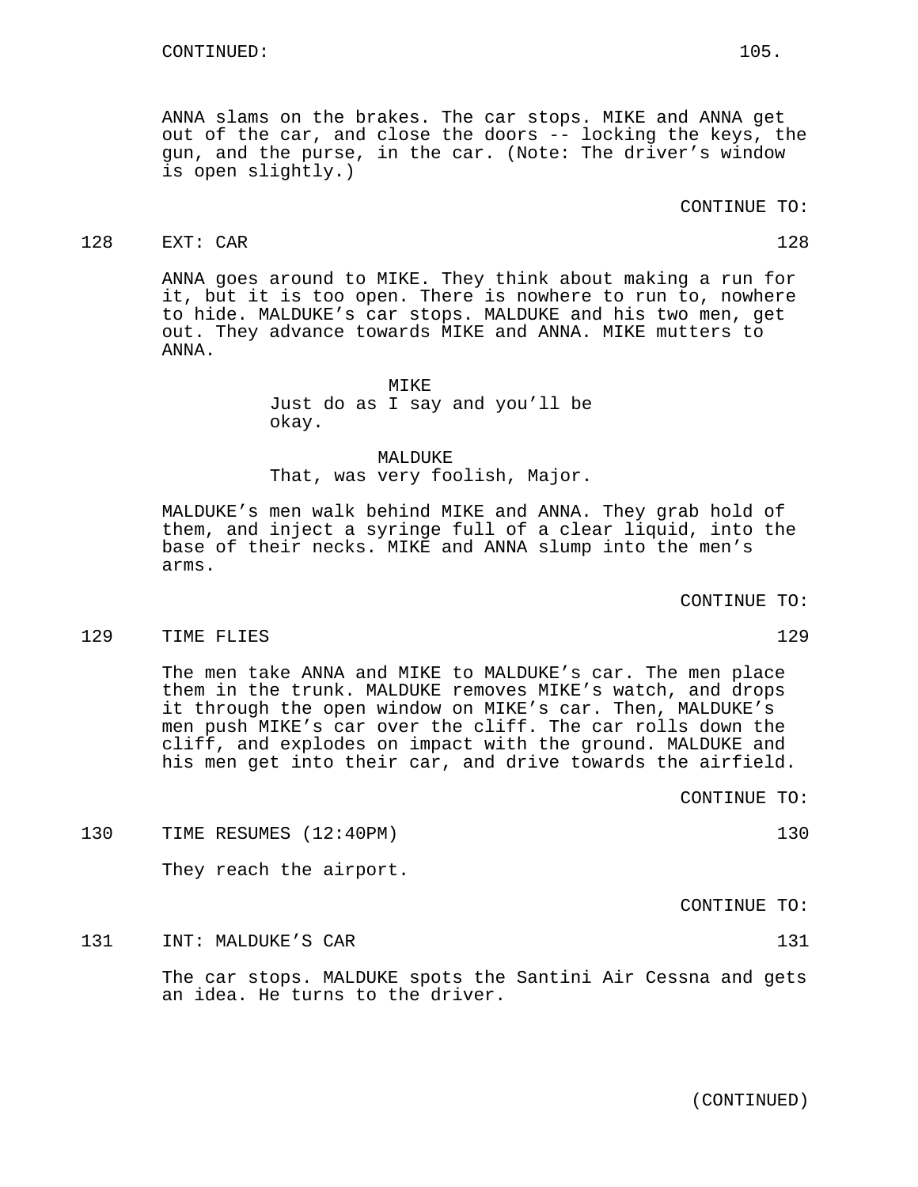CONTINUED:

ANNA slams on the brakes. The car stops. MIKE and ANNA get out of the car, and close the doors -- locking the keys, the gun, and the purse, in the car. (Note: The driver's window is open slightly.)

CONTINUE TO:

128 EXT: CAR 128

ANNA goes around to MIKE. They think about making a run for it, but it is too open. There is nowhere to run to, nowhere to hide. MALDUKE's car stops. MALDUKE and his two men, get out. They advance towards MIKE and ANNA. MIKE mutters to ANNA.

MIKE
Just do as I say and you'll be okay.

MALDUKE
That, was very foolish, Major.

MALDUKE's men walk behind MIKE and ANNA. They grab hold of them, and inject a syringe full of a clear liquid, into the base of their necks. MIKE and ANNA slump into the men's arms.

CONTINUE TO:

129 TIME FLIES 129

The men take ANNA and MIKE to MALDUKE's car. The men place them in the trunk. MALDUKE removes MIKE's watch, and drops it through the open window on MIKE's car. Then, MALDUKE's men push MIKE's car over the cliff. The car rolls down the cliff, and explodes on impact with the ground. MALDUKE and his men get into their car, and drive towards the airfield.

CONTINUE TO:

130 TIME RESUMES (12:40PM) 130

They reach the airport.

CONTINUE TO:

131 INT: MALDUKE'S CAR 131

The car stops. MALDUKE spots the Santini Air Cessna and gets an idea. He turns to the driver.

(CONTINUED)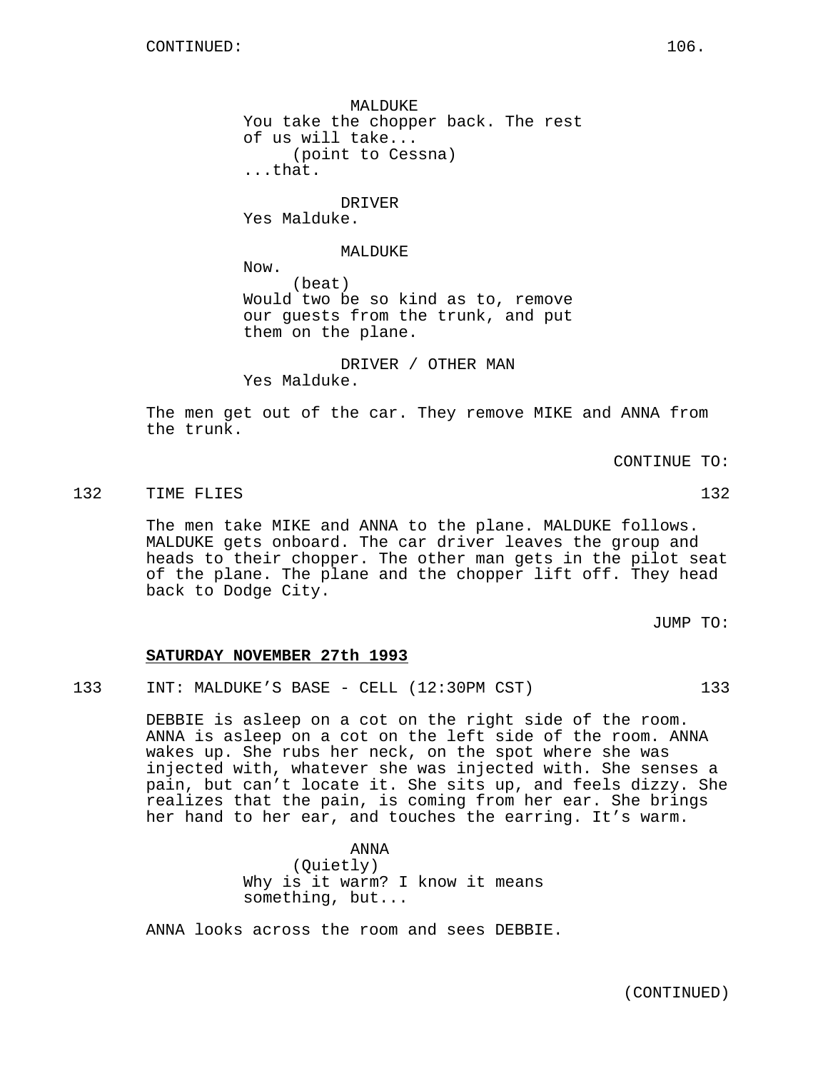CONTINUED:

MALDUKE
You take the chopper back. The rest of us will take...
(point to Cessna)
...that.

DRIVER
Yes Malduke.

MALDUKE
Now.
(beat)
Would two be so kind as to, remove our guests from the trunk, and put them on the plane.

DRIVER / OTHER MAN
Yes Malduke.

The men get out of the car. They remove MIKE and ANNA from the trunk.

CONTINUE TO:

132 TIME FLIES 132

The men take MIKE and ANNA to the plane. MALDUKE follows. MALDUKE gets onboard. The car driver leaves the group and heads to their chopper. The other man gets in the pilot seat of the plane. The plane and the chopper lift off. They head back to Dodge City.

JUMP TO:

**SATURDAY NOVEMBER 27th 1993**

133 INT: MALDUKE'S BASE - CELL (12:30PM CST) 133

DEBBIE is asleep on a cot on the right side of the room. ANNA is asleep on a cot on the left side of the room. ANNA wakes up. She rubs her neck, on the spot where she was injected with, whatever she was injected with. She senses a pain, but can't locate it. She sits up, and feels dizzy. She realizes that the pain, is coming from her ear. She brings her hand to her ear, and touches the earring. It's warm.

ANNA
(Quietly)
Why is it warm? I know it means something, but...

ANNA looks across the room and sees DEBBIE.

(CONTINUED)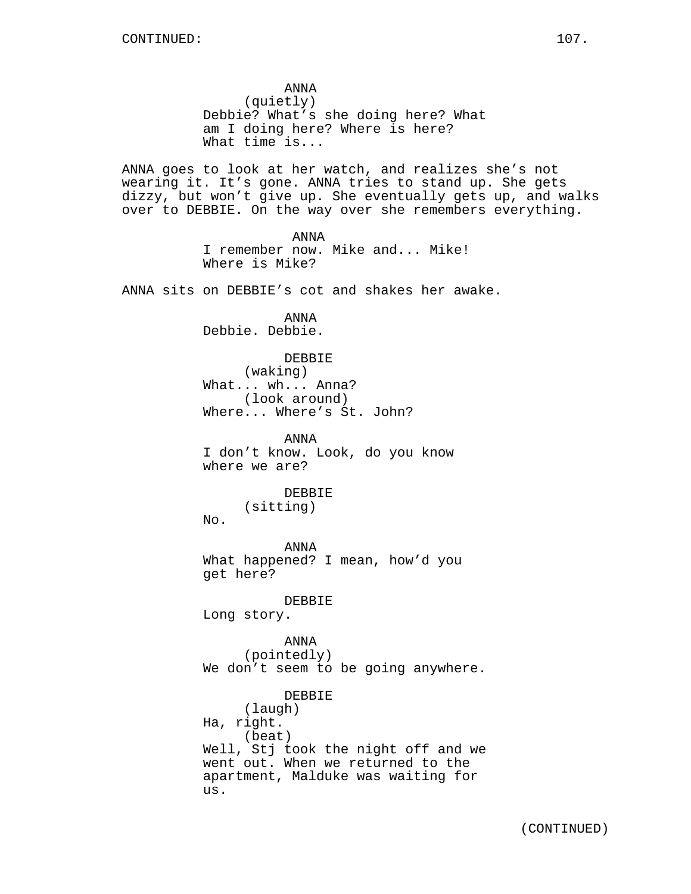ANNA
(quietly)
Debbie? What's she doing here? What am I doing here? Where is here? What time is...

ANNA goes to look at her watch, and realizes she's not wearing it. It's gone. ANNA tries to stand up. She gets dizzy, but won't give up. She eventually gets up, and walks over to DEBBIE. On the way over she remembers everything.

ANNA
I remember now. Mike and... Mike! Where is Mike?

ANNA sits on DEBBIE's cot and shakes her awake.

ANNA
Debbie. Debbie.

DEBBIE
(waking)
What... wh... Anna?
(look around)
Where... Where's St. John?

ANNA
I don't know. Look, do you know where we are?

DEBBIE
(sitting)
No.

ANNA
What happened? I mean, how'd you get here?

DEBBIE
Long story.

ANNA
(pointedly)
We don't seem to be going anywhere.

DEBBIE
(laugh)
Ha, right.
(beat)
Well, Stj took the night off and we went out. When we returned to the apartment, Malduke was waiting for us.

(CONTINUED)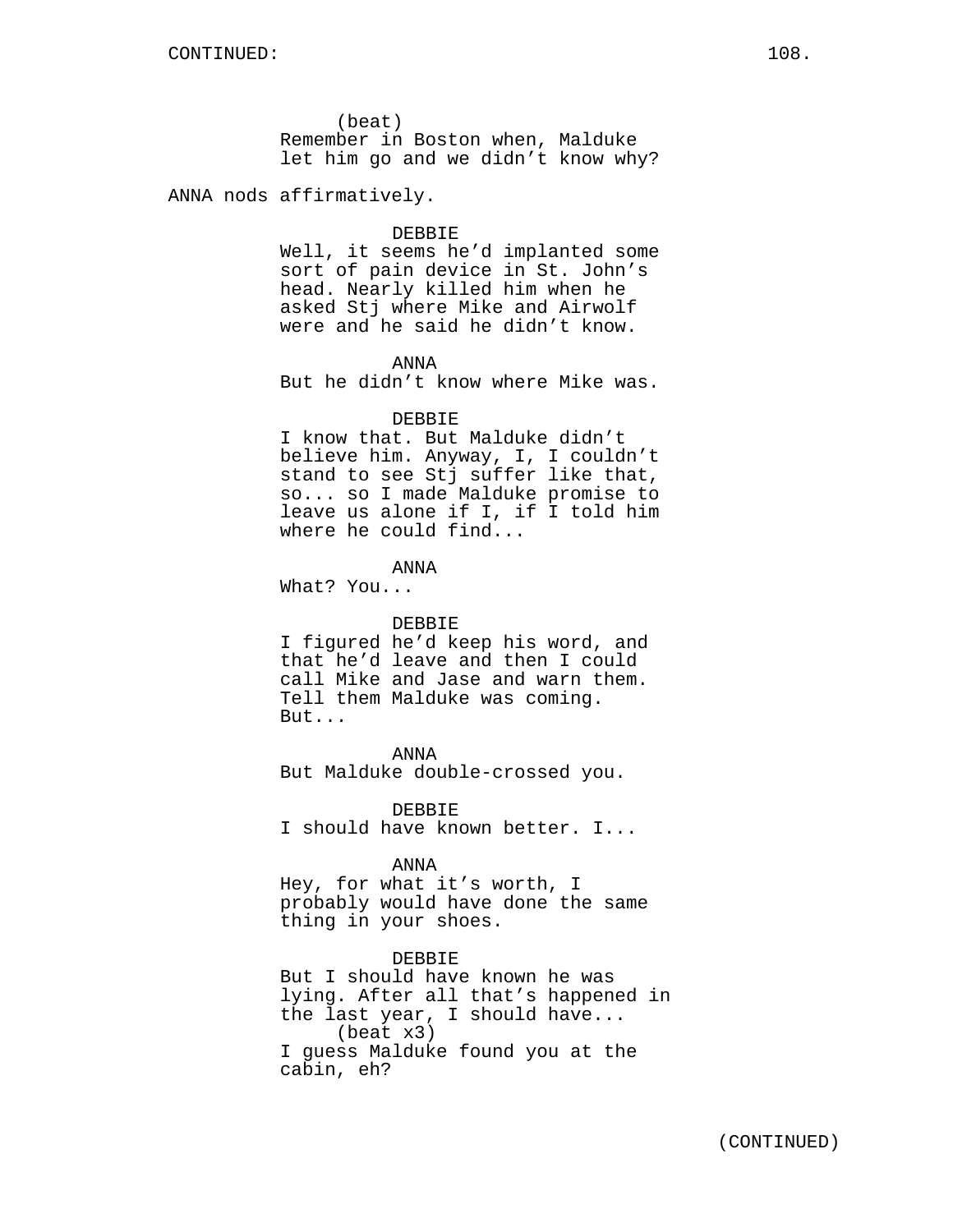(beat)
Remember in Boston when, Malduke let him go and we didn't know why?

ANNA nods affirmatively.

DEBBIE
Well, it seems he'd implanted some sort of pain device in St. John's head. Nearly killed him when he asked Stj where Mike and Airwolf were and he said he didn't know.

ANNA
But he didn't know where Mike was.

DEBBIE
I know that. But Malduke didn't believe him. Anyway, I, I couldn't stand to see Stj suffer like that, so... so I made Malduke promise to leave us alone if I, if I told him where he could find...

ANNA
What? You...

DEBBIE
I figured he'd keep his word, and that he'd leave and then I could call Mike and Jase and warn them. Tell them Malduke was coming. But...

ANNA
But Malduke double-crossed you.

DEBBIE
I should have known better. I...

ANNA
Hey, for what it's worth, I probably would have done the same thing in your shoes.

DEBBIE
But I should have known he was lying. After all that's happened in the last year, I should have...
(beat x3)
I guess Malduke found you at the cabin, eh?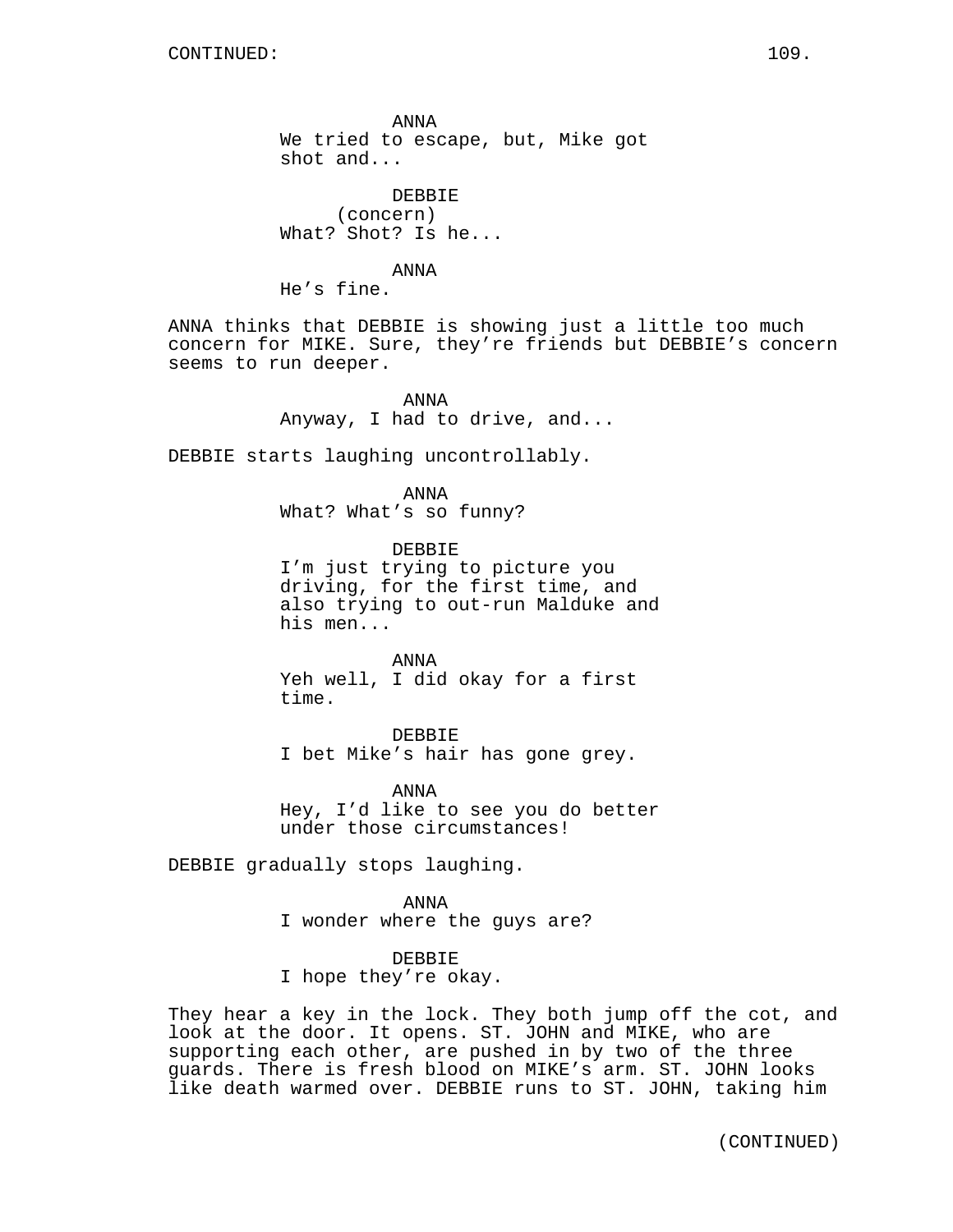CONTINUED:

ANNA
We tried to escape, but, Mike got shot and...

DEBBIE
(concern)
What? Shot? Is he...

ANNA
He’s fine.

ANNA thinks that DEBBIE is showing just a little too much concern for MIKE. Sure, they’re friends but DEBBIE’s concern seems to run deeper.

ANNA
Anyway, I had to drive, and...

DEBBIE starts laughing uncontrollably.

ANNA
What? What’s so funny?

DEBBIE
I’m just trying to picture you driving, for the first time, and also trying to out-run Malduke and his men...

ANNA
Yeh well, I did okay for a first time.

DEBBIE
I bet Mike’s hair has gone grey.

ANNA
Hey, I’d like to see you do better under those circumstances!

DEBBIE gradually stops laughing.

ANNA
I wonder where the guys are?

DEBBIE
I hope they’re okay.

They hear a key in the lock. They both jump off the cot, and look at the door. It opens. ST. JOHN and MIKE, who are supporting each other, are pushed in by two of the three guards. There is fresh blood on MIKE’s arm. ST. JOHN looks like death warmed over. DEBBIE runs to ST. JOHN, taking him

(CONTINUED)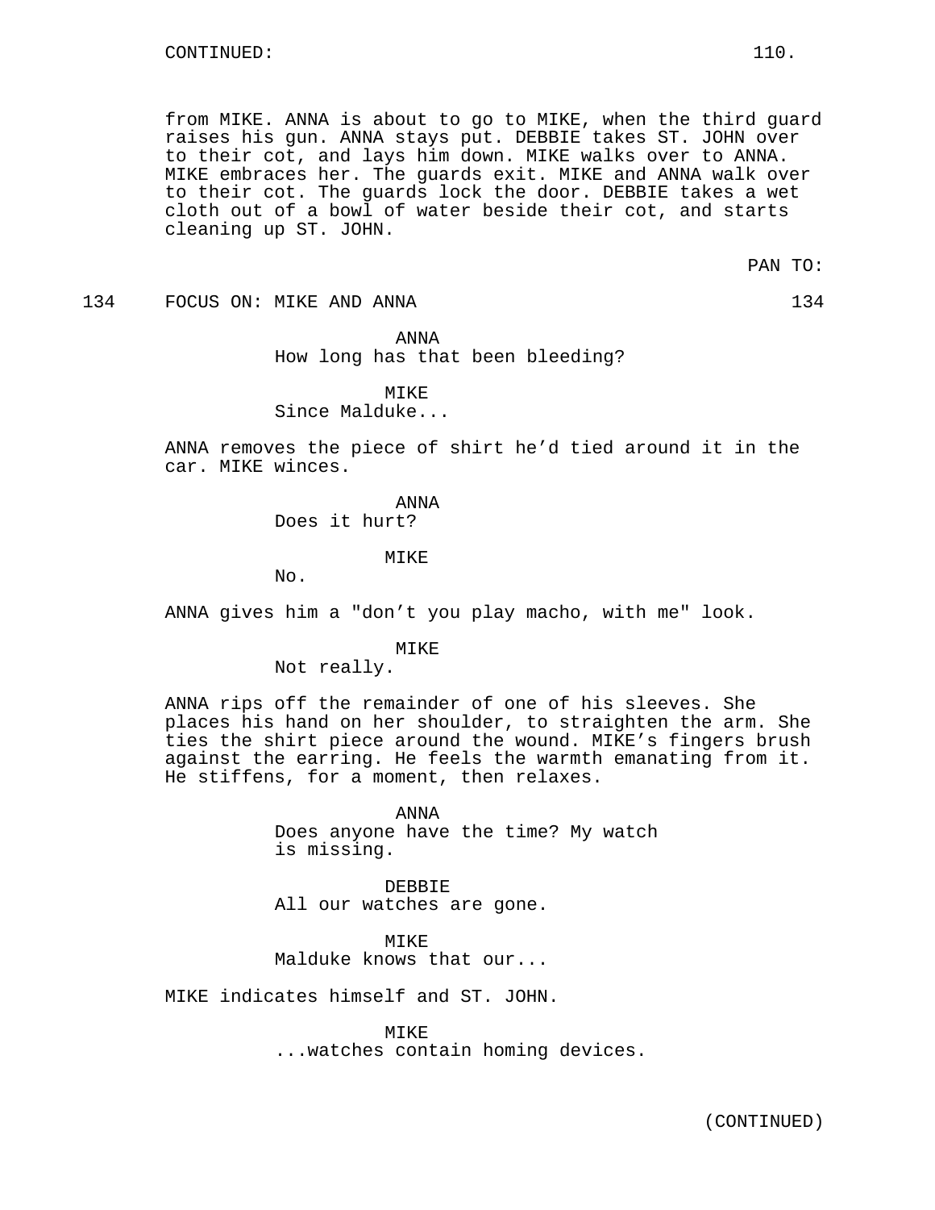CONTINUED:

from MIKE. ANNA is about to go to MIKE, when the third guard raises his gun. ANNA stays put. DEBBIE takes ST. JOHN over to their cot, and lays him down. MIKE walks over to ANNA. MIKE embraces her. The guards exit. MIKE and ANNA walk over to their cot. The guards lock the door. DEBBIE takes a wet cloth out of a bowl of water beside their cot, and starts cleaning up ST. JOHN.

PAN TO:

134 FOCUS ON: MIKE AND ANNA 134

ANNA
How long has that been bleeding?

MIKE
Since Malduke...

ANNA removes the piece of shirt he'd tied around it in the car. MIKE winces.

ANNA
Does it hurt?

MIKE
No.

ANNA gives him a "don't you play macho, with me" look.

MIKE
Not really.

ANNA rips off the remainder of one of his sleeves. She places his hand on her shoulder, to straighten the arm. She ties the shirt piece around the wound. MIKE's fingers brush against the earring. He feels the warmth emanating from it. He stiffens, for a moment, then relaxes.

ANNA
Does anyone have the time? My watch is missing.

DEBBIE
All our watches are gone.

MIKE
Malduke knows that our...

MIKE indicates himself and ST. JOHN.

MIKE
...watches contain homing devices.

(CONTINUED)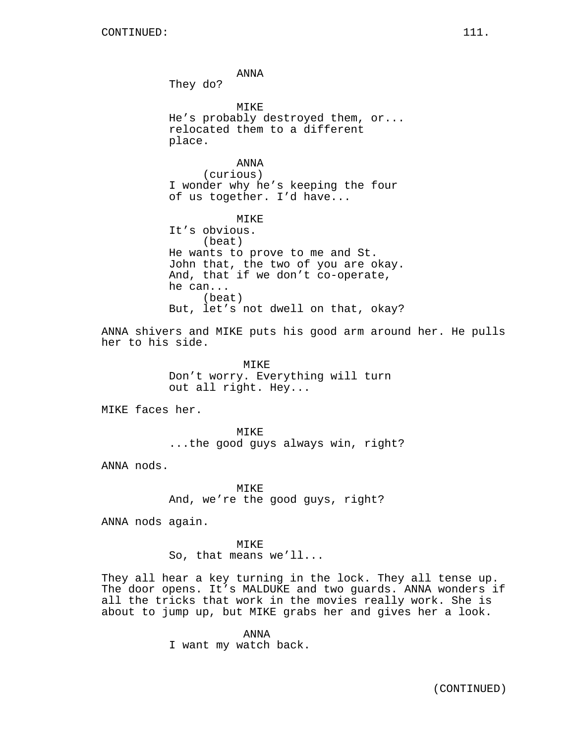CONTINUED:

ANNA
They do?

MIKE
He's probably destroyed them, or... relocated them to a different place.

ANNA
(curious)
I wonder why he's keeping the four of us together. I'd have...

MIKE
It's obvious.
(beat)
He wants to prove to me and St. John that, the two of you are okay. And, that if we don't co-operate, he can...
(beat)
But, let's not dwell on that, okay?

ANNA shivers and MIKE puts his good arm around her. He pulls her to his side.

MIKE
Don't worry. Everything will turn out all right. Hey...

MIKE faces her.

MIKE
...the good guys always win, right?

ANNA nods.

MIKE
And, we're the good guys, right?

ANNA nods again.

MIKE
So, that means we'll...

They all hear a key turning in the lock. They all tense up. The door opens. It's MALDUKE and two guards. ANNA wonders if all the tricks that work in the movies really work. She is about to jump up, but MIKE grabs her and gives her a look.

ANNA
I want my watch back.

(CONTINUED)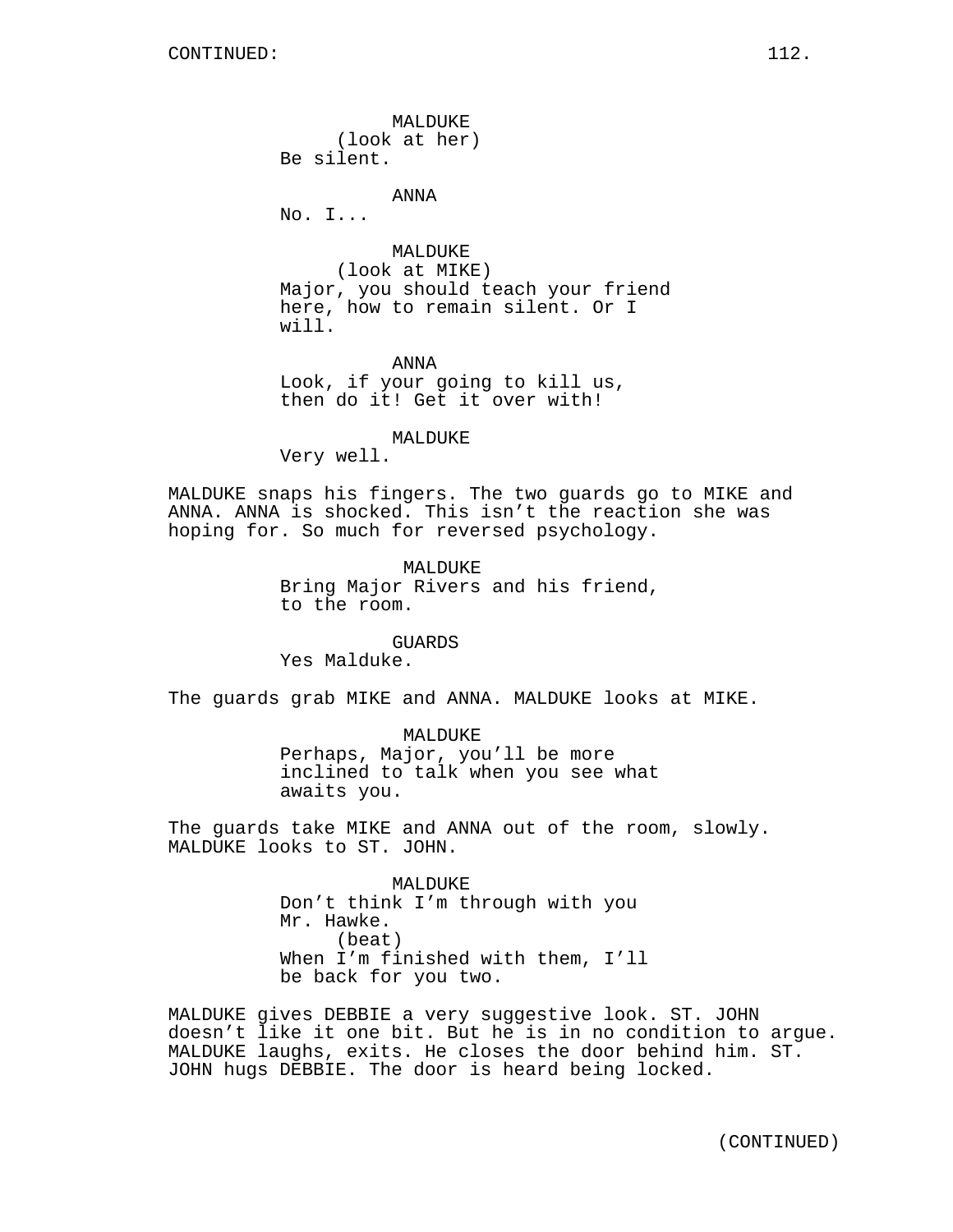CONTINUED:

MALDUKE
(look at her)
Be silent.

ANNA
No. I...

MALDUKE
(look at MIKE)
Major, you should teach your friend here, how to remain silent. Or I will.

ANNA
Look, if your going to kill us, then do it! Get it over with!

MALDUKE
Very well.

MALDUKE snaps his fingers. The two guards go to MIKE and ANNA. ANNA is shocked. This isn't the reaction she was hoping for. So much for reversed psychology.

MALDUKE
Bring Major Rivers and his friend, to the room.

GUARDS
Yes Malduke.

The guards grab MIKE and ANNA. MALDUKE looks at MIKE.

MALDUKE
Perhaps, Major, you'll be more inclined to talk when you see what awaits you.

The guards take MIKE and ANNA out of the room, slowly. MALDUKE looks to ST. JOHN.

MALDUKE
Don't think I'm through with you Mr. Hawke.
(beat)
When I'm finished with them, I'll be back for you two.

MALDUKE gives DEBBIE a very suggestive look. ST. JOHN doesn't like it one bit. But he is in no condition to argue. MALDUKE laughs, exits. He closes the door behind him. ST. JOHN hugs DEBBIE. The door is heard being locked.

(CONTINUED)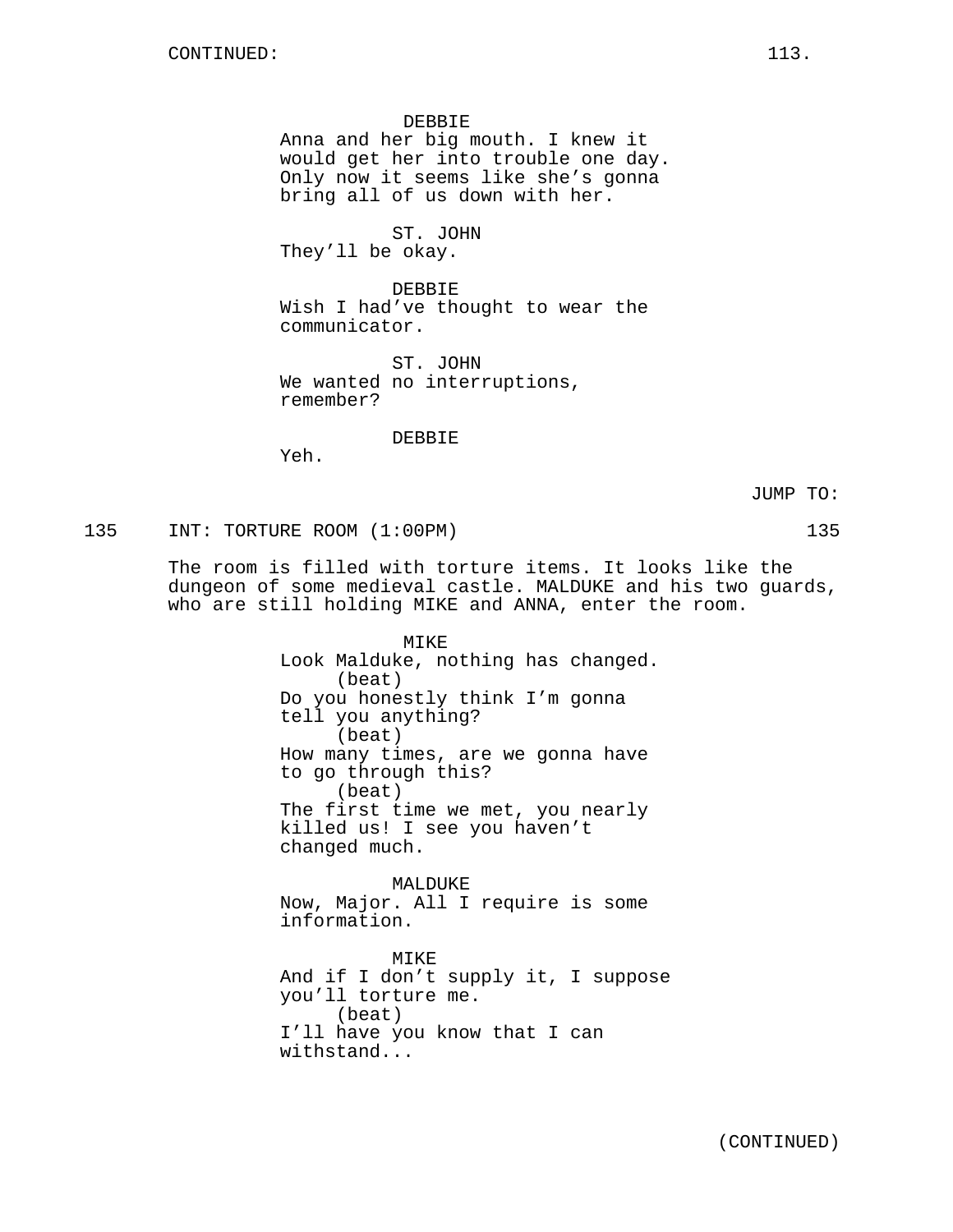CONTINUED:

DEBBIE
Anna and her big mouth. I knew it would get her into trouble one day. Only now it seems like she's gonna bring all of us down with her.

ST. JOHN
They'll be okay.

DEBBIE
Wish I had've thought to wear the communicator.

ST. JOHN
We wanted no interruptions, remember?

DEBBIE
Yeh.

JUMP TO:

135 INT: TORTURE ROOM (1:00PM) 135

The room is filled with torture items. It looks like the dungeon of some medieval castle. MALDUKE and his two guards, who are still holding MIKE and ANNA, enter the room.

MIKE
Look Malduke, nothing has changed.
(beat)
Do you honestly think I'm gonna tell you anything?
(beat)
How many times, are we gonna have to go through this?
(beat)
The first time we met, you nearly killed us! I see you haven't changed much.

MALDUKE
Now, Major. All I require is some information.

MIKE
And if I don't supply it, I suppose you'll torture me.
(beat)
I'll have you know that I can withstand...

(CONTINUED)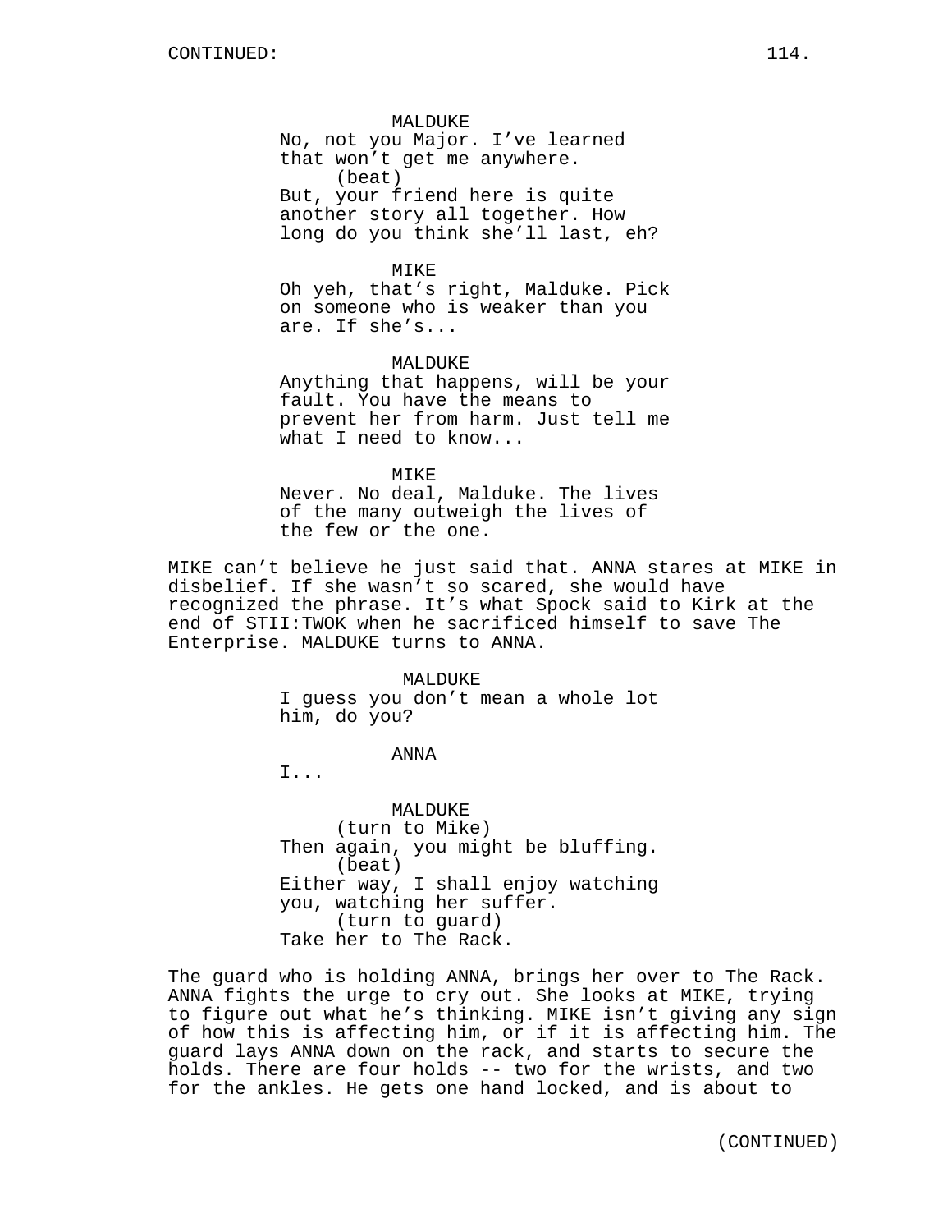MALDUKE
No, not you Major. I've learned that won't get me anywhere.
(beat)
But, your friend here is quite another story all together. How long do you think she'll last, eh?

MIKE
Oh yeh, that's right, Malduke. Pick on someone who is weaker than you are. If she's...

MALDUKE
Anything that happens, will be your fault. You have the means to prevent her from harm. Just tell me what I need to know...

MIKE
Never. No deal, Malduke. The lives of the many outweigh the lives of the few or the one.

MIKE can't believe he just said that. ANNA stares at MIKE in disbelief. If she wasn't so scared, she would have recognized the phrase. It's what Spock said to Kirk at the end of STII:TWOK when he sacrificed himself to save The Enterprise. MALDUKE turns to ANNA.

MALDUKE
I guess you don't mean a whole lot him, do you?

ANNA
I...

MALDUKE
(turn to Mike)
Then again, you might be bluffing.
(beat)
Either way, I shall enjoy watching you, watching her suffer.
(turn to guard)
Take her to The Rack.

The guard who is holding ANNA, brings her over to The Rack. ANNA fights the urge to cry out. She looks at MIKE, trying to figure out what he's thinking. MIKE isn't giving any sign of how this is affecting him, or if it is affecting him. The guard lays ANNA down on the rack, and starts to secure the holds. There are four holds -- two for the wrists, and two for the ankles. He gets one hand locked, and is about to

(CONTINUED)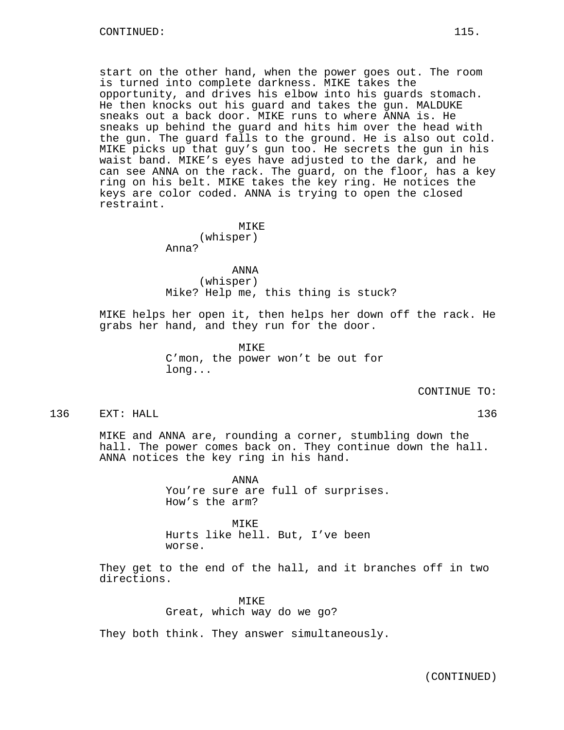CONTINUED:

start on the other hand, when the power goes out. The room is turned into complete darkness. MIKE takes the opportunity, and drives his elbow into his guards stomach. He then knocks out his guard and takes the gun. MALDUKE sneaks out a back door. MIKE runs to where ANNA is. He sneaks up behind the guard and hits him over the head with the gun. The guard falls to the ground. He is also out cold. MIKE picks up that guy's gun too. He secrets the gun in his waist band. MIKE's eyes have adjusted to the dark, and he can see ANNA on the rack. The guard, on the floor, has a key ring on his belt. MIKE takes the key ring. He notices the keys are color coded. ANNA is trying to open the closed restraint.

MIKE
(whisper)
Anna?

ANNA
(whisper)
Mike? Help me, this thing is stuck?

MIKE helps her open it, then helps her down off the rack. He grabs her hand, and they run for the door.

MIKE
C'mon, the power won't be out for long...

CONTINUE TO:

136 EXT: HALL 136

MIKE and ANNA are, rounding a corner, stumbling down the hall. The power comes back on. They continue down the hall. ANNA notices the key ring in his hand.

ANNA
You're sure are full of surprises. How's the arm?

MIKE
Hurts like hell. But, I've been worse.

They get to the end of the hall, and it branches off in two directions.

MIKE
Great, which way do we go?

They both think. They answer simultaneously.

(CONTINUED)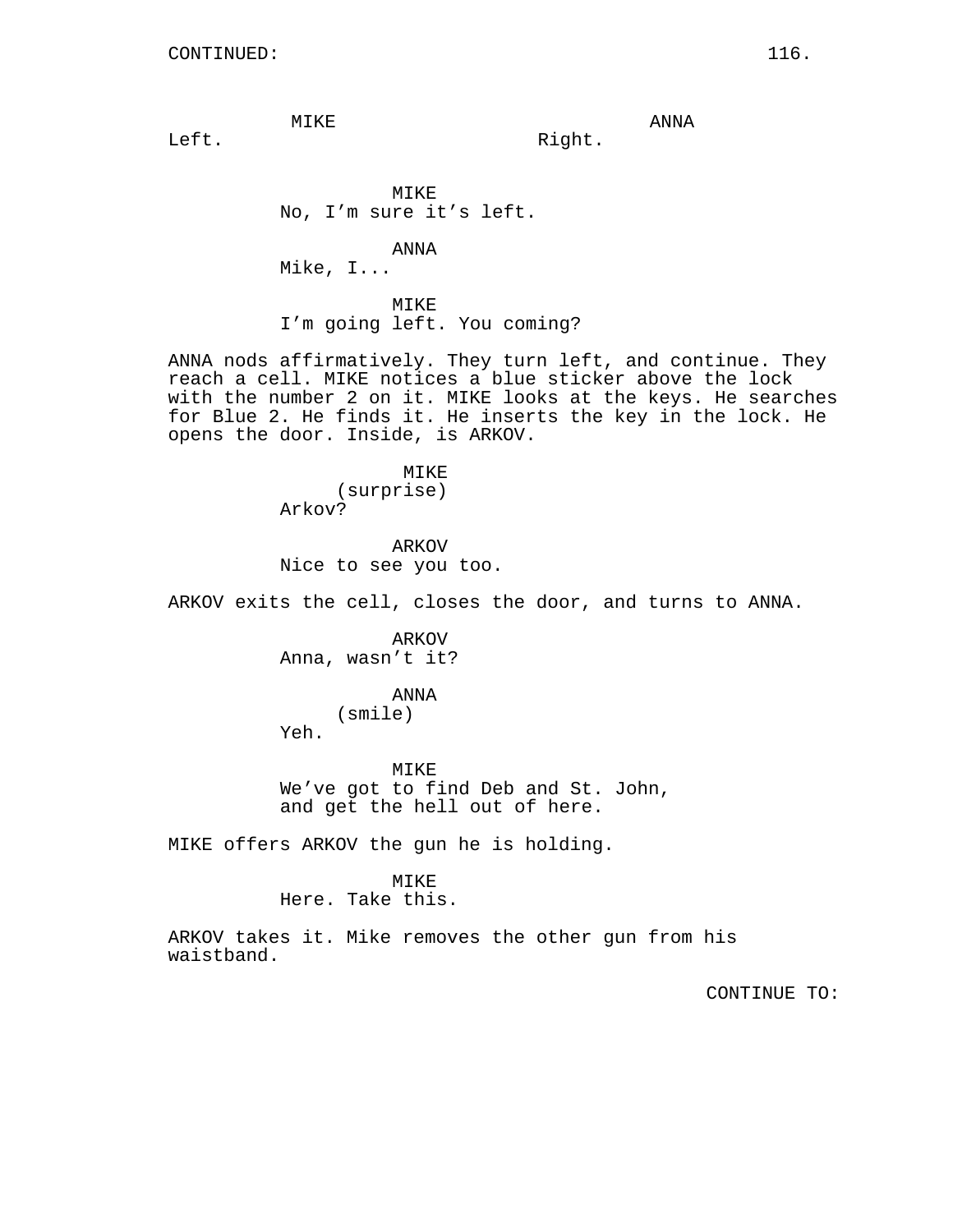CONTINUED:

MIKE
Left.

ANNA
Right.

MIKE
No, I'm sure it's left.

ANNA
Mike, I...

MIKE
I'm going left. You coming?

ANNA nods affirmatively. They turn left, and continue. They reach a cell. MIKE notices a blue sticker above the lock with the number 2 on it. MIKE looks at the keys. He searches for Blue 2. He finds it. He inserts the key in the lock. He opens the door. Inside, is ARKOV.

MIKE
(surprise)
Arkov?

ARKOV
Nice to see you too.

ARKOV exits the cell, closes the door, and turns to ANNA.

ARKOV
Anna, wasn't it?

ANNA
(smile)
Yeh.

MIKE
We've got to find Deb and St. John, and get the hell out of here.

MIKE offers ARKOV the gun he is holding.

MIKE
Here. Take this.

ARKOV takes it. Mike removes the other gun from his waistband.

CONTINUE TO: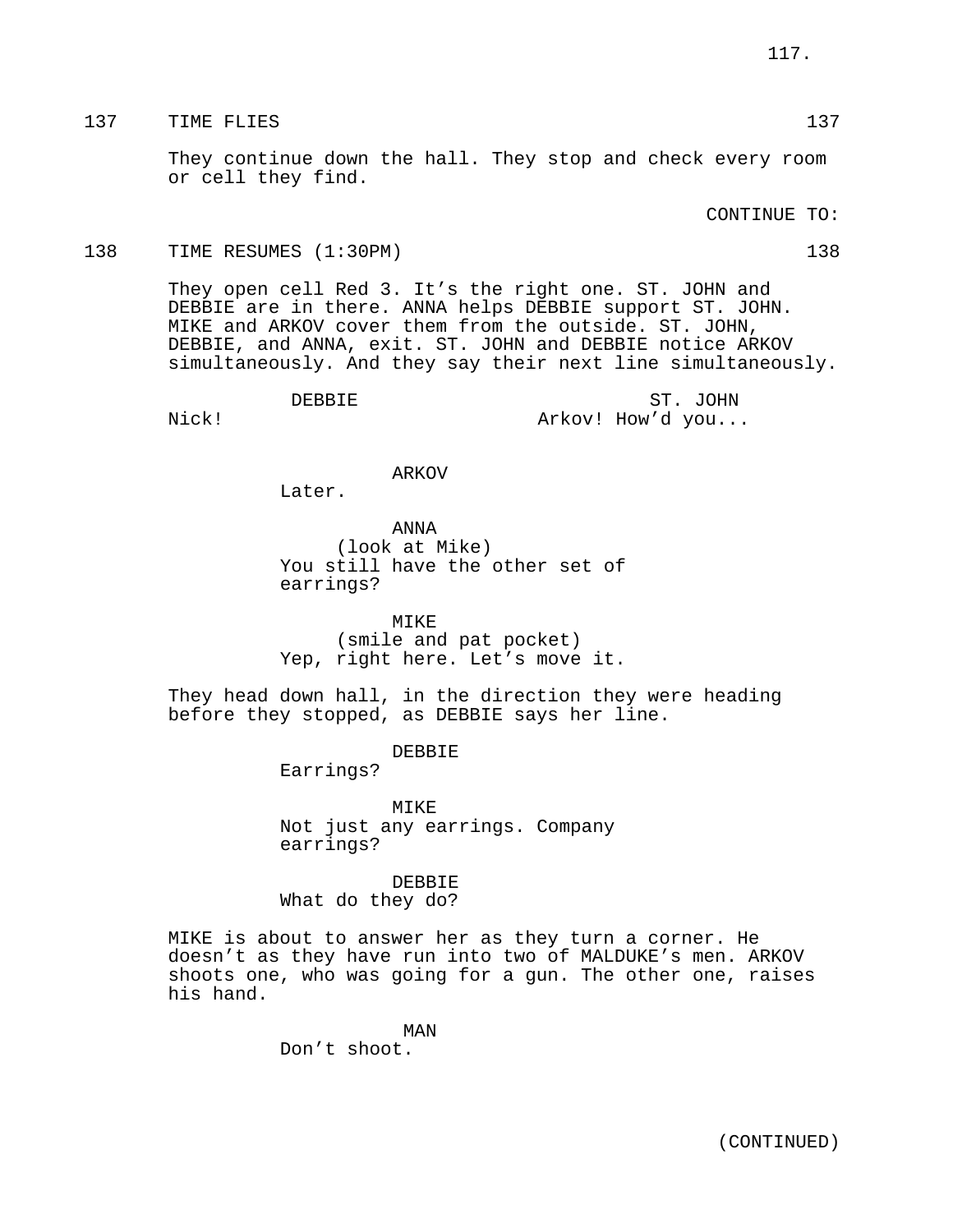137 TIME FLIES 137

They continue down the hall. They stop and check every room or cell they find.

CONTINUE TO:

138 TIME RESUMES (1:30PM) 138

They open cell Red 3. It's the right one. ST. JOHN and DEBBIE are in there. ANNA helps DEBBIE support ST. JOHN. MIKE and ARKOV cover them from the outside. ST. JOHN, DEBBIE, and ANNA, exit. ST. JOHN and DEBBIE notice ARKOV simultaneously. And they say their next line simultaneously.

DEBBIE
Nick!

ST. JOHN
Arkov! How'd you...

ARKOV
Later.

ANNA
(look at Mike)
You still have the other set of earrings?

MIKE
(smile and pat pocket)
Yep, right here. Let's move it.

They head down hall, in the direction they were heading before they stopped, as DEBBIE says her line.

DEBBIE
Earrings?

MIKE
Not just any earrings. Company earrings?

DEBBIE
What do they do?

MIKE is about to answer her as they turn a corner. He doesn't as they have run into two of MALDUKE's men. ARKOV shoots one, who was going for a gun. The other one, raises his hand.

MAN
Don't shoot.

(CONTINUED)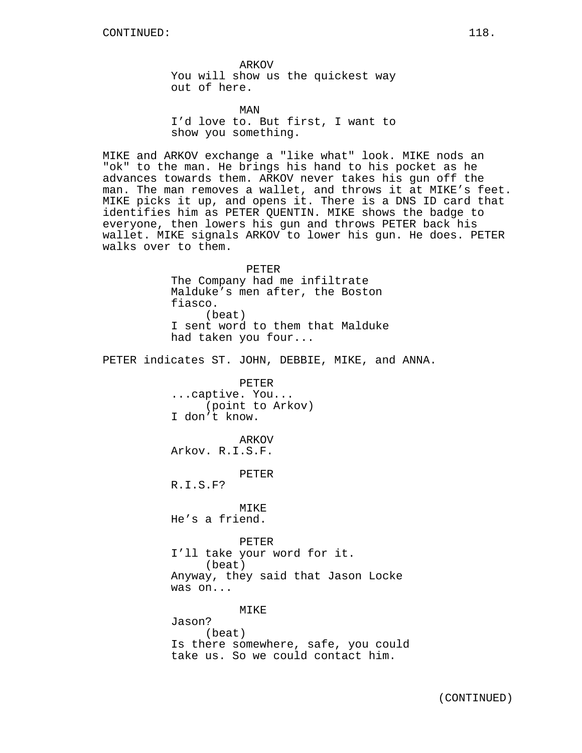ARKOV
You will show us the quickest way out of here.

MAN
I'd love to. But first, I want to show you something.

MIKE and ARKOV exchange a "like what" look. MIKE nods an "ok" to the man. He brings his hand to his pocket as he advances towards them. ARKOV never takes his gun off the man. The man removes a wallet, and throws it at MIKE's feet. MIKE picks it up, and opens it. There is a DNS ID card that identifies him as PETER QUENTIN. MIKE shows the badge to everyone, then lowers his gun and throws PETER back his wallet. MIKE signals ARKOV to lower his gun. He does. PETER walks over to them.

PETER
The Company had me infiltrate Malduke's men after, the Boston fiasco.
(beat)
I sent word to them that Malduke had taken you four...

PETER indicates ST. JOHN, DEBBIE, MIKE, and ANNA.

PETER
...captive. You...
(point to Arkov)
I don't know.

ARKOV
Arkov. R.I.S.F.

PETER
R.I.S.F?

MIKE
He's a friend.

PETER
I'll take your word for it.
(beat)
Anyway, they said that Jason Locke was on...

MIKE
Jason?
(beat)
Is there somewhere, safe, you could take us. So we could contact him.

(CONTINUED)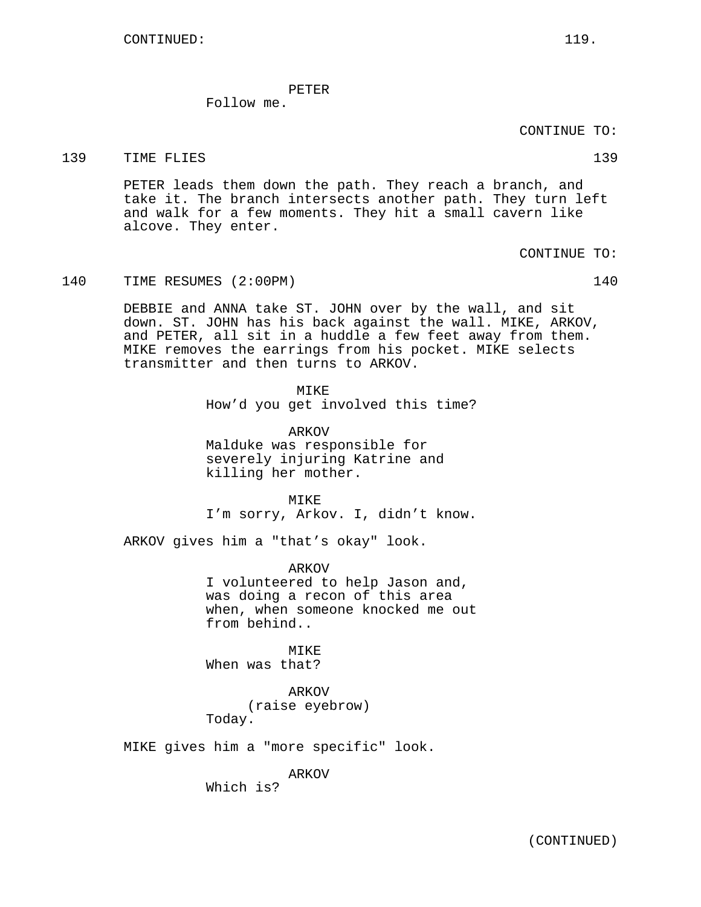CONTINUED:

PETER
Follow me.

CONTINUE TO:

139 TIME FLIES 139

PETER leads them down the path. They reach a branch, and take it. The branch intersects another path. They turn left and walk for a few moments. They hit a small cavern like alcove. They enter.

CONTINUE TO:

140 TIME RESUMES (2:00PM) 140

DEBBIE and ANNA take ST. JOHN over by the wall, and sit down. ST. JOHN has his back against the wall. MIKE, ARKOV, and PETER, all sit in a huddle a few feet away from them. MIKE removes the earrings from his pocket. MIKE selects transmitter and then turns to ARKOV.

MIKE
How'd you get involved this time?

ARKOV
Malduke was responsible for severely injuring Katrine and killing her mother.

MIKE
I'm sorry, Arkov. I, didn't know.

ARKOV gives him a "that's okay" look.

ARKOV
I volunteered to help Jason and, was doing a recon of this area when, when someone knocked me out from behind..

MIKE
When was that?

ARKOV
(raise eyebrow)
Today.

MIKE gives him a "more specific" look.

ARKOV
Which is?

(CONTINUED)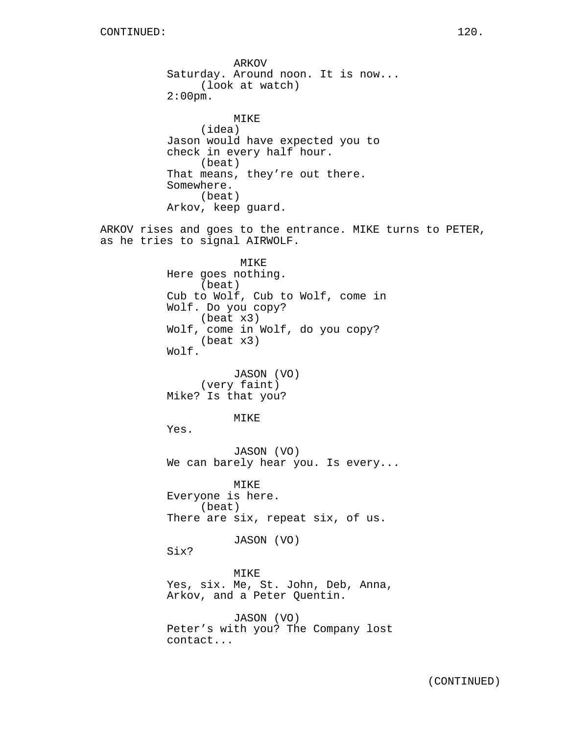CONTINUED:

ARKOV
Saturday. Around noon. It is now...
(look at watch)
2:00pm.

MIKE
(idea)
Jason would have expected you to
check in every half hour.
(beat)
That means, they're out there.
Somewhere.
(beat)
Arkov, keep guard.

ARKOV rises and goes to the entrance. MIKE turns to PETER, as he tries to signal AIRWOLF.

MIKE
Here goes nothing.
(beat)
Cub to Wolf, Cub to Wolf, come in
Wolf. Do you copy?
(beat x3)
Wolf, come in Wolf, do you copy?
(beat x3)
Wolf.

JASON (VO)
(very faint)
Mike? Is that you?

MIKE
Yes.

JASON (VO)
We can barely hear you. Is every...

MIKE
Everyone is here.
(beat)
There are six, repeat six, of us.

JASON (VO)
Six?

MIKE
Yes, six. Me, St. John, Deb, Anna,
Arkov, and a Peter Quentin.

JASON (VO)
Peter's with you? The Company lost
contact...

(CONTINUED)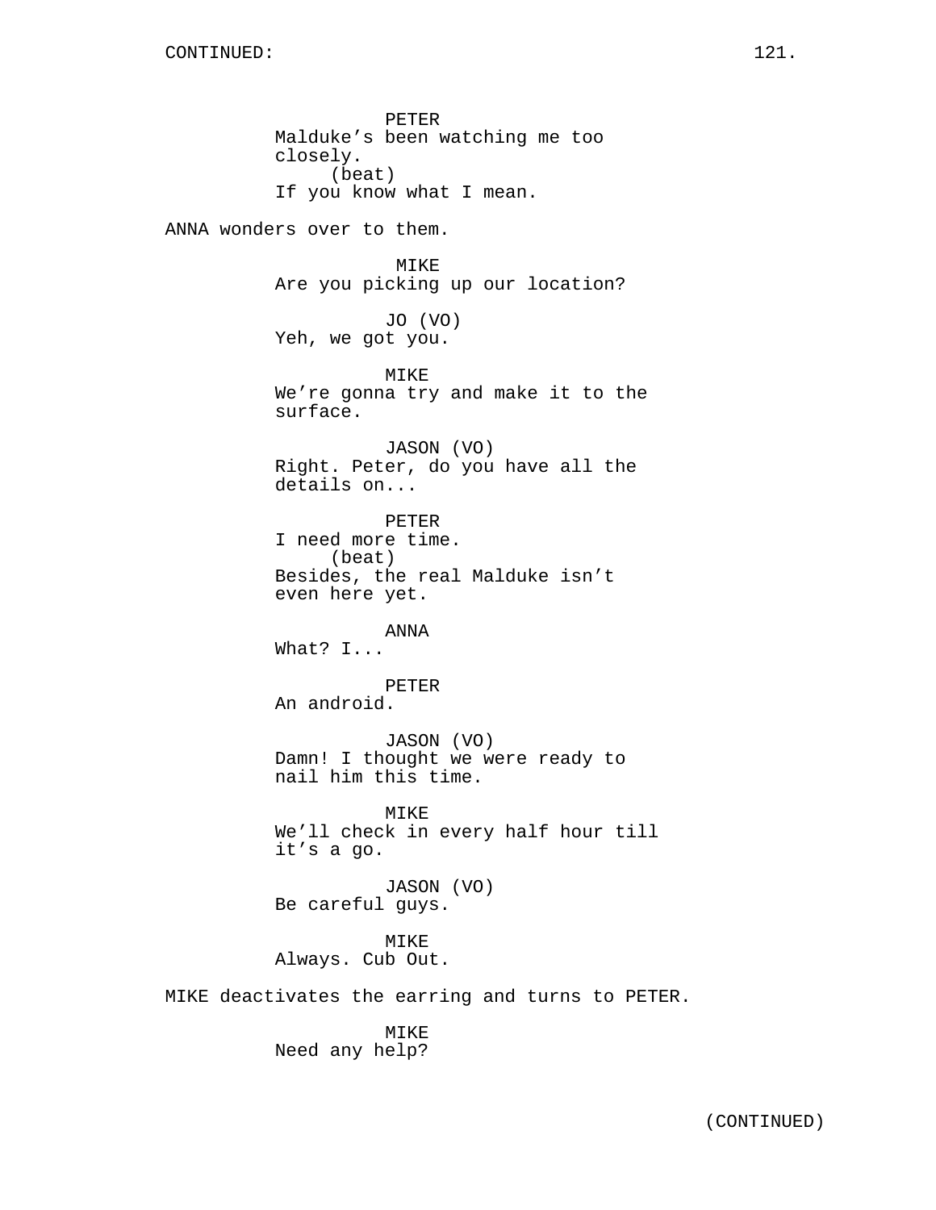CONTINUED:

PETER
Malduke's been watching me too closely.
(beat)
If you know what I mean.

ANNA wonders over to them.

MIKE
Are you picking up our location?

JO (VO)
Yeh, we got you.

MIKE
We're gonna try and make it to the surface.

JASON (VO)
Right. Peter, do you have all the details on...

PETER
I need more time.
(beat)
Besides, the real Malduke isn't even here yet.

ANNA
What? I...

PETER
An android.

JASON (VO)
Damn! I thought we were ready to nail him this time.

MIKE
We'll check in every half hour till it's a go.

JASON (VO)
Be careful guys.

MIKE
Always. Cub Out.

MIKE deactivates the earring and turns to PETER.

MIKE
Need any help?

(CONTINUED)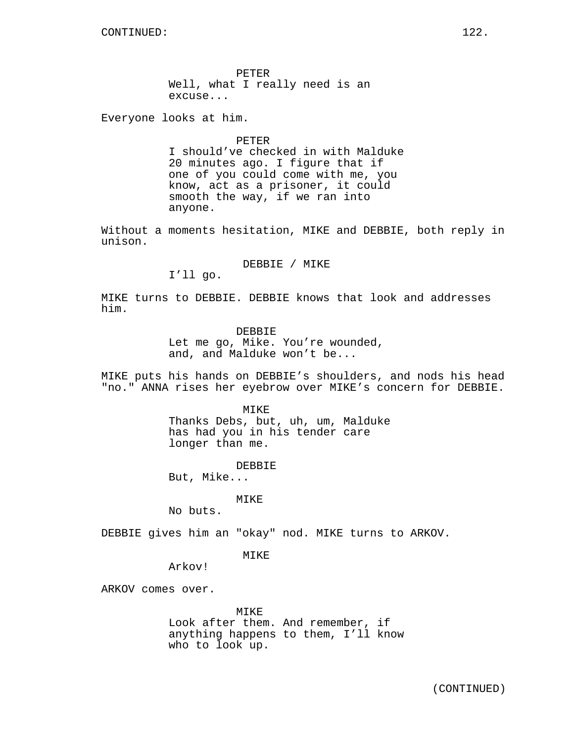CONTINUED:

PETER
Well, what I really need is an excuse...

Everyone looks at him.

PETER
I should've checked in with Malduke 20 minutes ago. I figure that if one of you could come with me, you know, act as a prisoner, it could smooth the way, if we ran into anyone.

Without a moments hesitation, MIKE and DEBBIE, both reply in unison.

DEBBIE / MIKE
I'll go.

MIKE turns to DEBBIE. DEBBIE knows that look and addresses him.

DEBBIE
Let me go, Mike. You're wounded, and, and Malduke won't be...

MIKE puts his hands on DEBBIE's shoulders, and nods his head "no." ANNA rises her eyebrow over MIKE's concern for DEBBIE.

MIKE
Thanks Debs, but, uh, um, Malduke has had you in his tender care longer than me.

DEBBIE
But, Mike...

MIKE
No buts.

DEBBIE gives him an "okay" nod. MIKE turns to ARKOV.

MIKE
Arkov!

ARKOV comes over.

MIKE
Look after them. And remember, if anything happens to them, I'll know who to look up.

(CONTINUED)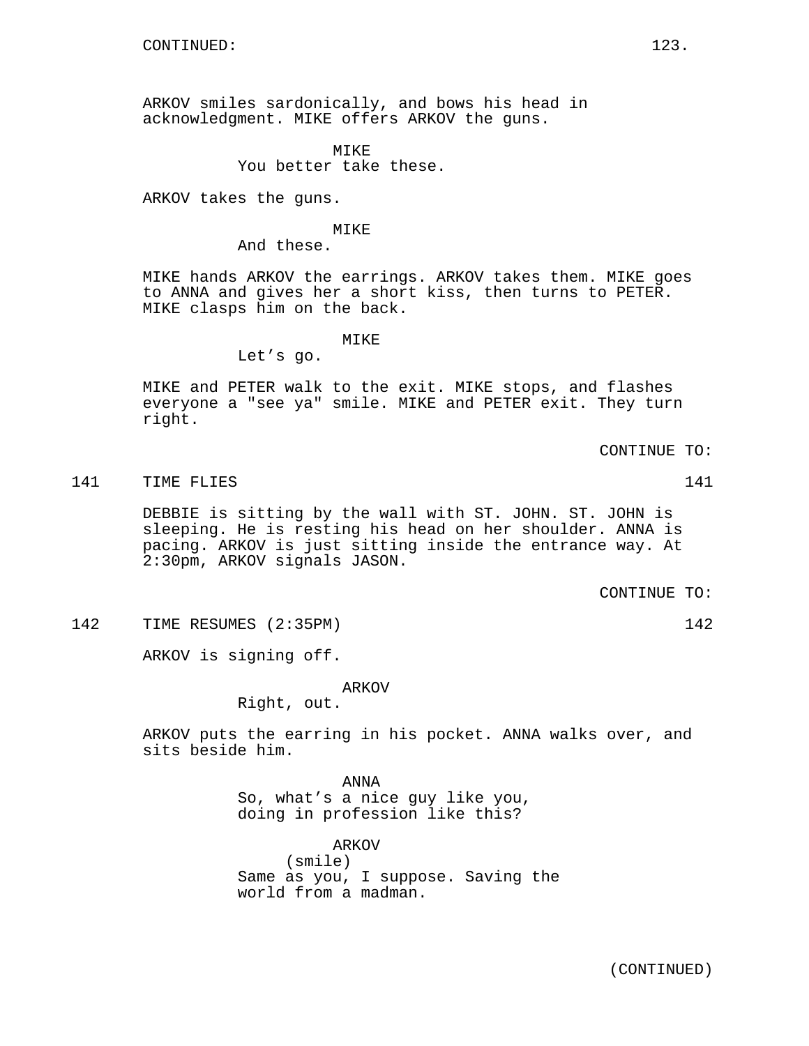CONTINUED:

ARKOV smiles sardonically, and bows his head in acknowledgment. MIKE offers ARKOV the guns.

MIKE
You better take these.

ARKOV takes the guns.

MIKE
And these.

MIKE hands ARKOV the earrings. ARKOV takes them. MIKE goes to ANNA and gives her a short kiss, then turns to PETER. MIKE clasps him on the back.

MIKE
Let’s go.

MIKE and PETER walk to the exit. MIKE stops, and flashes everyone a "see ya" smile. MIKE and PETER exit. They turn right.

CONTINUE TO:

141 TIME FLIES 141

DEBBIE is sitting by the wall with ST. JOHN. ST. JOHN is sleeping. He is resting his head on her shoulder. ANNA is pacing. ARKOV is just sitting inside the entrance way. At 2:30pm, ARKOV signals JASON.

CONTINUE TO:

142 TIME RESUMES (2:35PM) 142

ARKOV is signing off.

ARKOV
Right, out.

ARKOV puts the earring in his pocket. ANNA walks over, and sits beside him.

ANNA
So, what’s a nice guy like you, doing in profession like this?

ARKOV
(smile)
Same as you, I suppose. Saving the world from a madman.

(CONTINUED)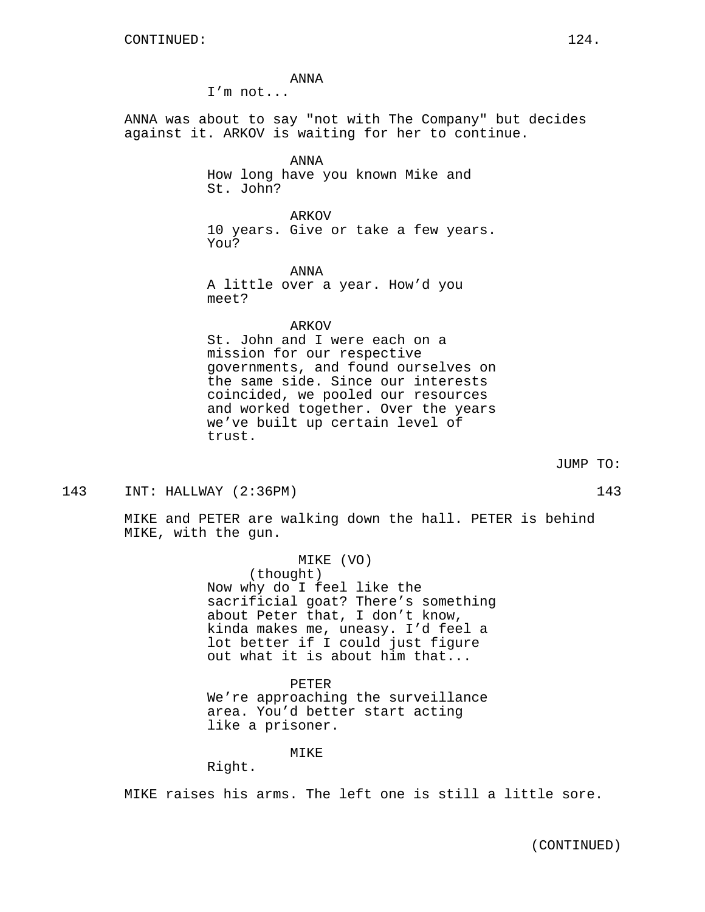ANNA
I'm not...

ANNA was about to say "not with The Company" but decides against it. ARKOV is waiting for her to continue.

ANNA
How long have you known Mike and St. John?

ARKOV
10 years. Give or take a few years. You?

ANNA
A little over a year. How'd you meet?

ARKOV
St. John and I were each on a mission for our respective governments, and found ourselves on the same side. Since our interests coincided, we pooled our resources and worked together. Over the years we've built up certain level of trust.

JUMP TO:

143 INT: HALLWAY (2:36PM) 143

MIKE and PETER are walking down the hall. PETER is behind MIKE, with the gun.

MIKE (VO)
(thought)
Now why do I feel like the sacrificial goat? There's something about Peter that, I don't know, kinda makes me, uneasy. I'd feel a lot better if I could just figure out what it is about him that...

PETER
We're approaching the surveillance area. You'd better start acting like a prisoner.

MIKE
Right.

MIKE raises his arms. The left one is still a little sore.

(CONTINUED)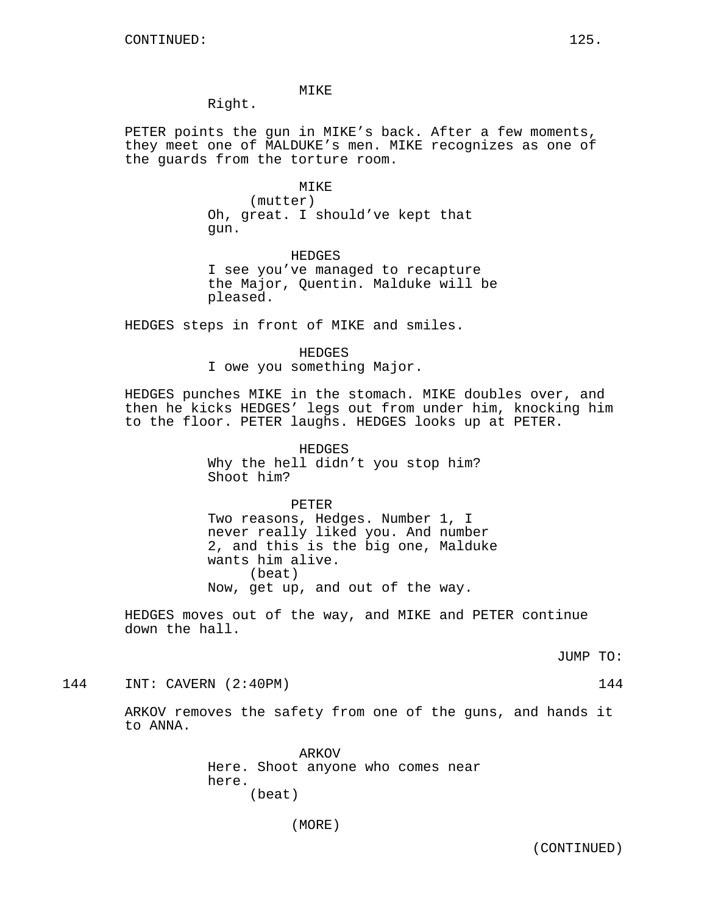CONTINUED:

MIKE
Right.

PETER points the gun in MIKE's back. After a few moments, they meet one of MALDUKE's men. MIKE recognizes as one of the guards from the torture room.

MIKE
(mutter)
Oh, great. I should've kept that gun.

HEDGES
I see you've managed to recapture the Major, Quentin. Malduke will be pleased.

HEDGES steps in front of MIKE and smiles.

HEDGES
I owe you something Major.

HEDGES punches MIKE in the stomach. MIKE doubles over, and then he kicks HEDGES' legs out from under him, knocking him to the floor. PETER laughs. HEDGES looks up at PETER.

HEDGES
Why the hell didn't you stop him? Shoot him?

PETER
Two reasons, Hedges. Number 1, I never really liked you. And number 2, and this is the big one, Malduke wants him alive.
(beat)
Now, get up, and out of the way.

HEDGES moves out of the way, and MIKE and PETER continue down the hall.

JUMP TO:

144 INT: CAVERN (2:40PM) 144

ARKOV removes the safety from one of the guns, and hands it to ANNA.

ARKOV
Here. Shoot anyone who comes near here.
(beat)

(MORE)

(CONTINUED)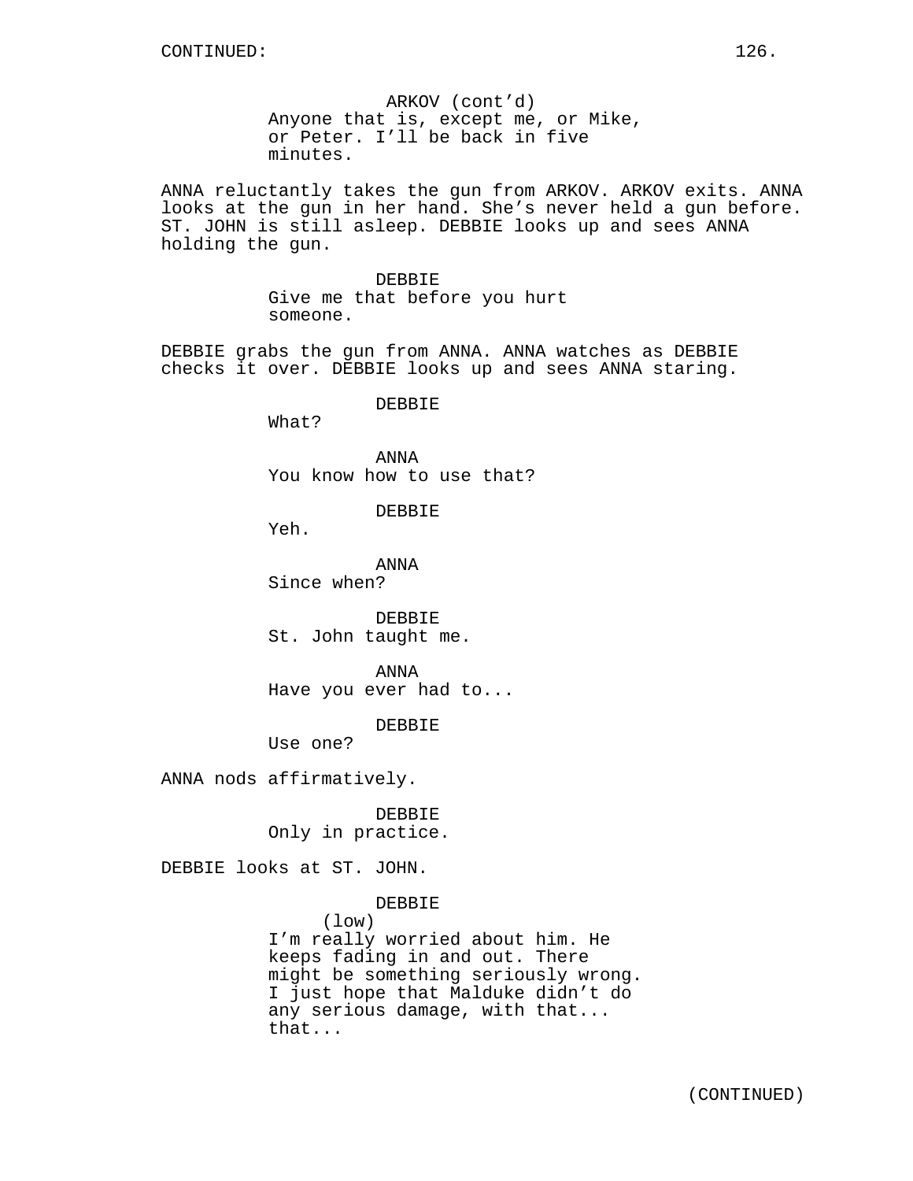CONTINUED:

ARKOV (cont'd)
Anyone that is, except me, or Mike, or Peter. I'll be back in five minutes.

ANNA reluctantly takes the gun from ARKOV. ARKOV exits. ANNA looks at the gun in her hand. She's never held a gun before. ST. JOHN is still asleep. DEBBIE looks up and sees ANNA holding the gun.

DEBBIE
Give me that before you hurt someone.

DEBBIE grabs the gun from ANNA. ANNA watches as DEBBIE checks it over. DEBBIE looks up and sees ANNA staring.

DEBBIE
What?

ANNA
You know how to use that?

DEBBIE
Yeh.

ANNA
Since when?

DEBBIE
St. John taught me.

ANNA
Have you ever had to...

DEBBIE
Use one?

ANNA nods affirmatively.

DEBBIE
Only in practice.

DEBBIE looks at ST. JOHN.

DEBBIE
(low)
I'm really worried about him. He keeps fading in and out. There might be something seriously wrong. I just hope that Malduke didn't do any serious damage, with that... that...

(CONTINUED)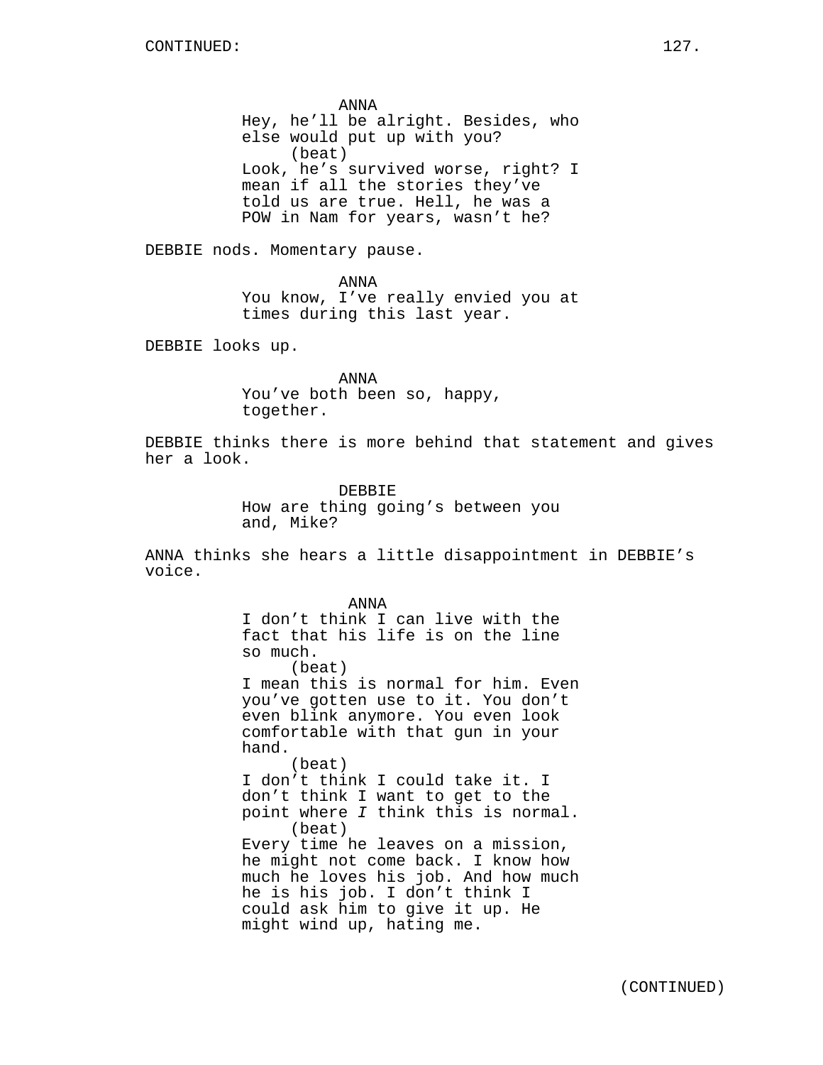CONTINUED:

ANNA
Hey, he'll be alright. Besides, who else would put up with you?
(beat)
Look, he's survived worse, right? I mean if all the stories they've told us are true. Hell, he was a POW in Nam for years, wasn't he?

DEBBIE nods. Momentary pause.

ANNA
You know, I've really envied you at times during this last year.

DEBBIE looks up.

ANNA
You've both been so, happy, together.

DEBBIE thinks there is more behind that statement and gives her a look.

DEBBIE
How are thing going's between you and, Mike?

ANNA thinks she hears a little disappointment in DEBBIE's voice.

ANNA
I don't think I can live with the fact that his life is on the line so much.
(beat)
I mean this is normal for him. Even you've gotten use to it. You don't even blink anymore. You even look comfortable with that gun in your hand.
(beat)
I don't think I could take it. I don't think I want to get to the point where *I* think this is normal.
(beat)
Every time he leaves on a mission, he might not come back. I know how much he loves his job. And how much he is his job. I don't think I could ask him to give it up. He might wind up, hating me.

(CONTINUED)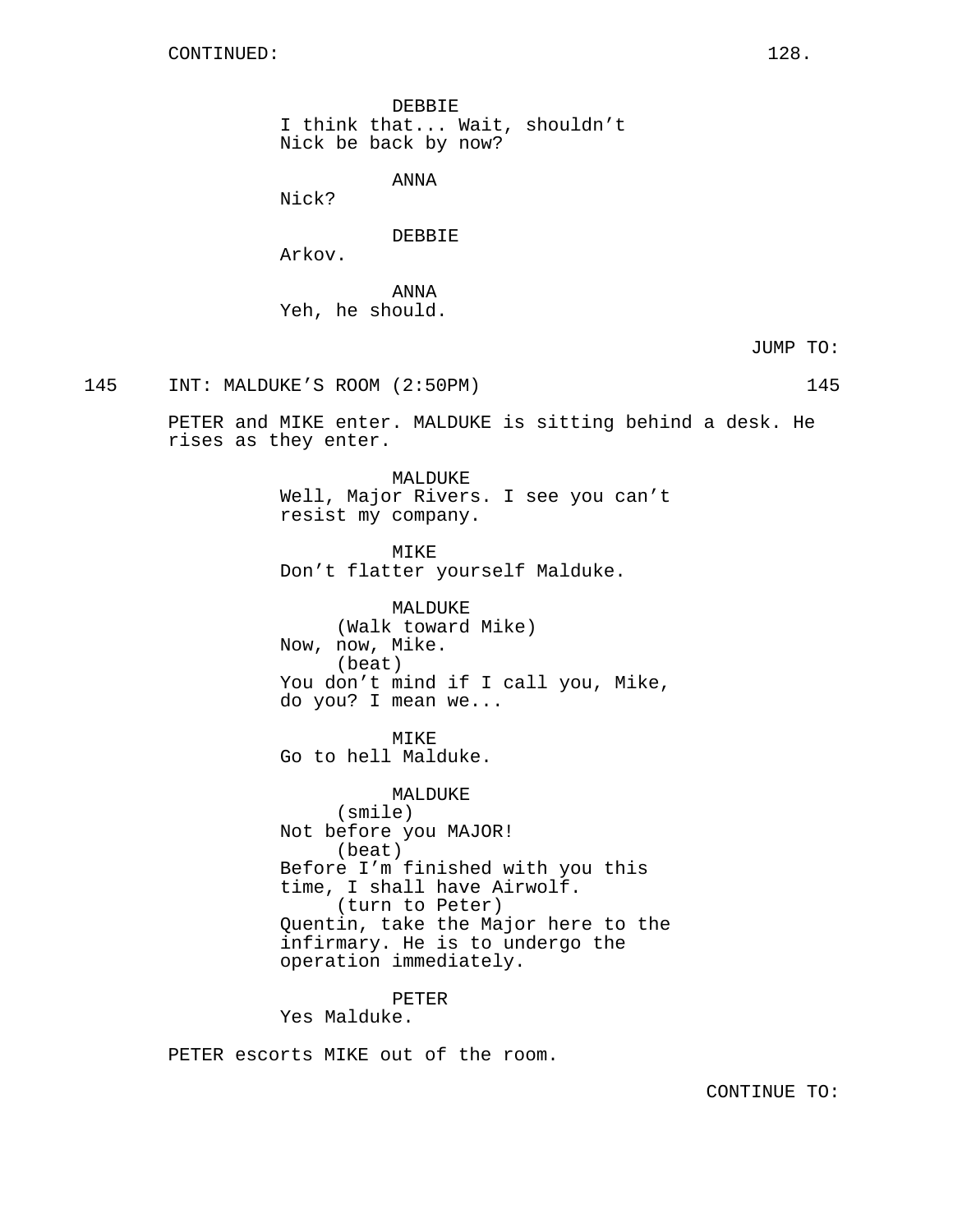CONTINUED:

DEBBIE
I think that... Wait, shouldn't Nick be back by now?

ANNA
Nick?

DEBBIE
Arkov.

ANNA
Yeh, he should.

JUMP TO:

145 INT: MALDUKE'S ROOM (2:50PM) 145

PETER and MIKE enter. MALDUKE is sitting behind a desk. He rises as they enter.

MALDUKE
Well, Major Rivers. I see you can't resist my company.

MIKE
Don't flatter yourself Malduke.

MALDUKE
(Walk toward Mike)
Now, now, Mike.
(beat)
You don't mind if I call you, Mike, do you? I mean we...

MIKE
Go to hell Malduke.

MALDUKE
(smile)
Not before you MAJOR!
(beat)
Before I'm finished with you this time, I shall have Airwolf.
(turn to Peter)
Quentin, take the Major here to the infirmary. He is to undergo the operation immediately.

PETER
Yes Malduke.

PETER escorts MIKE out of the room.

CONTINUE TO: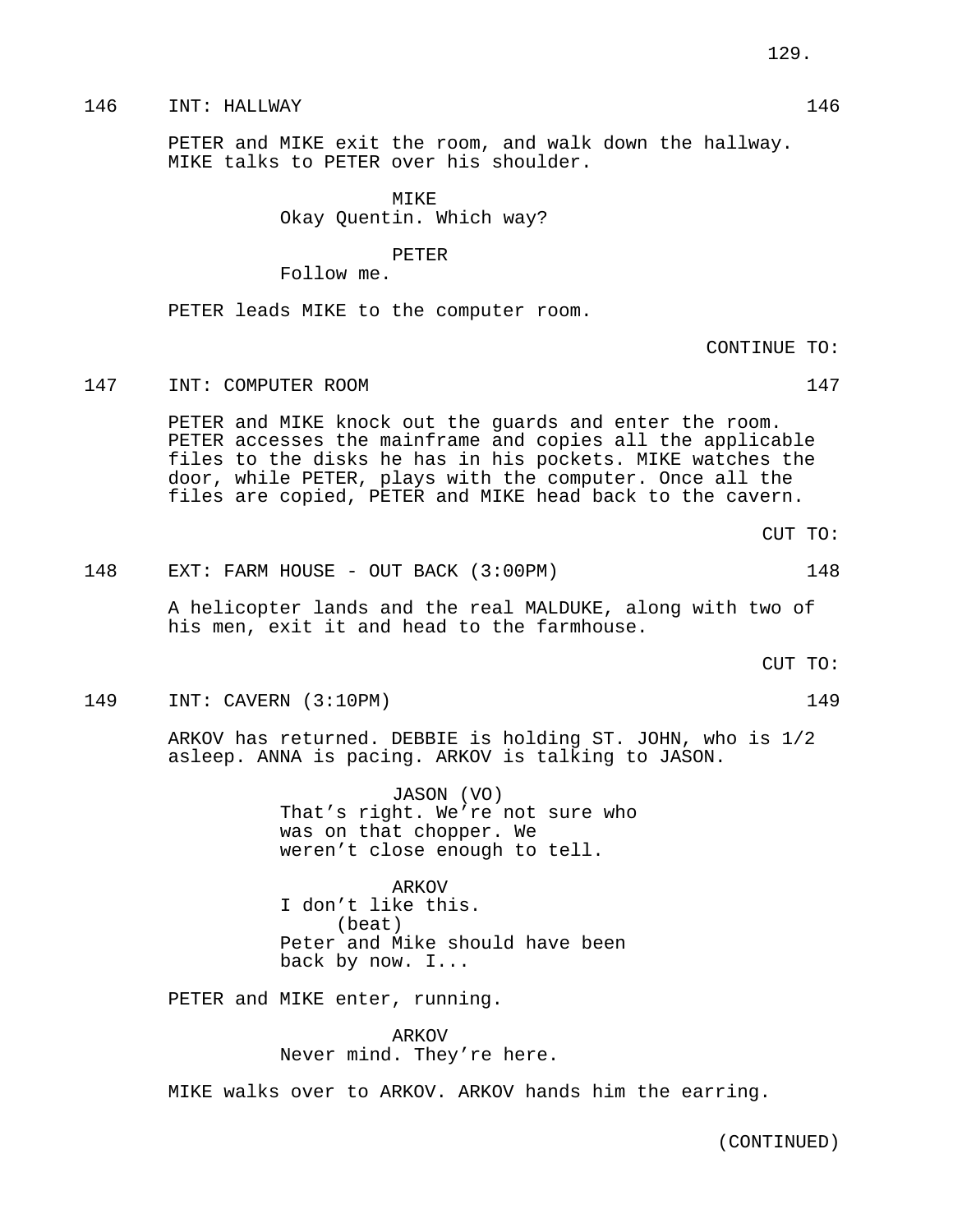146 INT: HALLWAY 146

PETER and MIKE exit the room, and walk down the hallway. MIKE talks to PETER over his shoulder.

MIKE
Okay Quentin. Which way?

PETER
Follow me.

PETER leads MIKE to the computer room.

CONTINUE TO:

147 INT: COMPUTER ROOM 147

PETER and MIKE knock out the guards and enter the room. PETER accesses the mainframe and copies all the applicable files to the disks he has in his pockets. MIKE watches the door, while PETER, plays with the computer. Once all the files are copied, PETER and MIKE head back to the cavern.

CUT TO:

148 EXT: FARM HOUSE - OUT BACK (3:00PM) 148

A helicopter lands and the real MALDUKE, along with two of his men, exit it and head to the farmhouse.

CUT TO:

149 INT: CAVERN (3:10PM) 149

ARKOV has returned. DEBBIE is holding ST. JOHN, who is 1/2 asleep. ANNA is pacing. ARKOV is talking to JASON.

JASON (VO)
That's right. We're not sure who was on that chopper. We weren't close enough to tell.

ARKOV
I don't like this.
(beat)
Peter and Mike should have been back by now. I...

PETER and MIKE enter, running.

ARKOV
Never mind. They're here.

MIKE walks over to ARKOV. ARKOV hands him the earring.

(CONTINUED)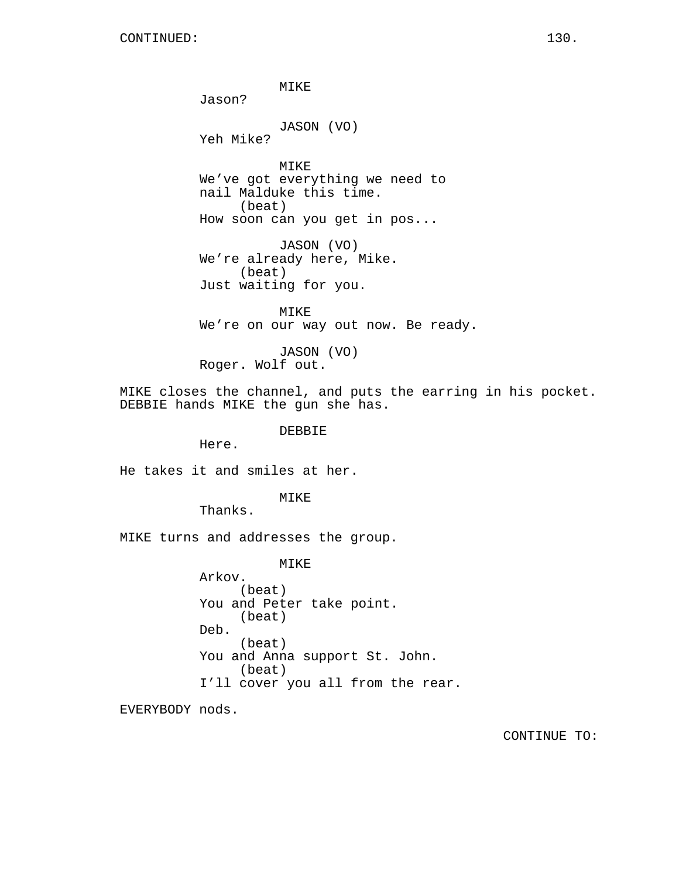CONTINUED:

MIKE
Jason?

JASON (VO)
Yeh Mike?

MIKE
We’ve got everything we need to nail Malduke this time.
(beat)
How soon can you get in pos...

JASON (VO)
We’re already here, Mike.
(beat)
Just waiting for you.

MIKE
We’re on our way out now. Be ready.

JASON (VO)
Roger. Wolf out.

MIKE closes the channel, and puts the earring in his pocket. DEBBIE hands MIKE the gun she has.

DEBBIE
Here.

He takes it and smiles at her.

MIKE
Thanks.

MIKE turns and addresses the group.

MIKE
Arkov.
(beat)
You and Peter take point.
(beat)
Deb.
(beat)
You and Anna support St. John.
(beat)
I’ll cover you all from the rear.

EVERYBODY nods.

CONTINUE TO: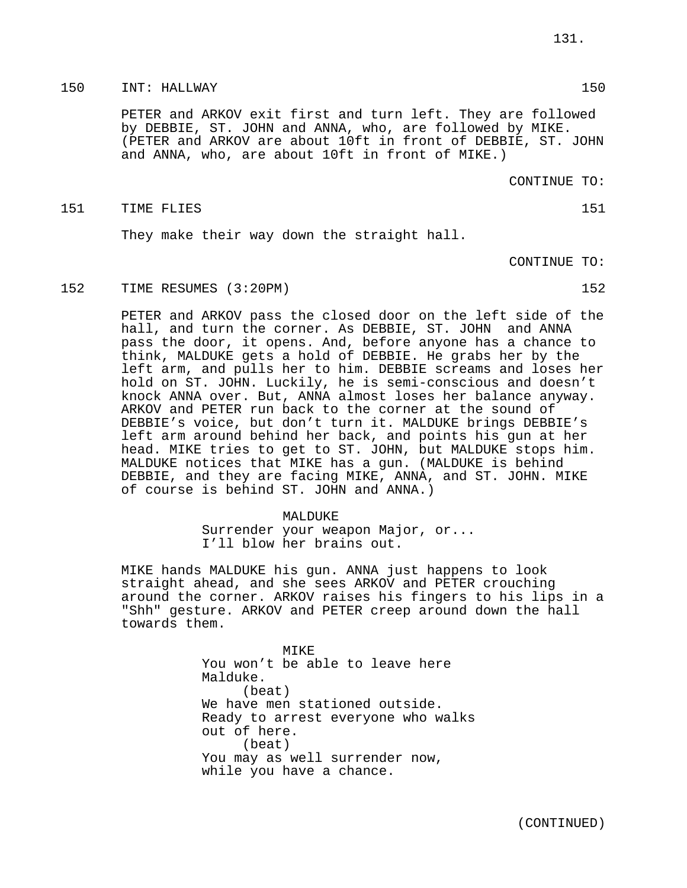150 INT: HALLWAY 150

PETER and ARKOV exit first and turn left. They are followed by DEBBIE, ST. JOHN and ANNA, who, are followed by MIKE. (PETER and ARKOV are about 10ft in front of DEBBIE, ST. JOHN and ANNA, who, are about 10ft in front of MIKE.)

CONTINUE TO:

151 TIME FLIES 151

They make their way down the straight hall.

CONTINUE TO:

152 TIME RESUMES (3:20PM) 152

PETER and ARKOV pass the closed door on the left side of the hall, and turn the corner. As DEBBIE, ST. JOHN and ANNA pass the door, it opens. And, before anyone has a chance to think, MALDUKE gets a hold of DEBBIE. He grabs her by the left arm, and pulls her to him. DEBBIE screams and loses her hold on ST. JOHN. Luckily, he is semi-conscious and doesn't knock ANNA over. But, ANNA almost loses her balance anyway. ARKOV and PETER run back to the corner at the sound of DEBBIE's voice, but don't turn it. MALDUKE brings DEBBIE's left arm around behind her back, and points his gun at her head. MIKE tries to get to ST. JOHN, but MALDUKE stops him. MALDUKE notices that MIKE has a gun. (MALDUKE is behind DEBBIE, and they are facing MIKE, ANNA, and ST. JOHN. MIKE of course is behind ST. JOHN and ANNA.)

MALDUKE
Surrender your weapon Major, or...
I'll blow her brains out.

MIKE hands MALDUKE his gun. ANNA just happens to look straight ahead, and she sees ARKOV and PETER crouching around the corner. ARKOV raises his fingers to his lips in a "Shh" gesture. ARKOV and PETER creep around down the hall towards them.

MIKE
You won't be able to leave here
Malduke.
(beat)
We have men stationed outside.
Ready to arrest everyone who walks
out of here.
(beat)
You may as well surrender now,
while you have a chance.

(CONTINUED)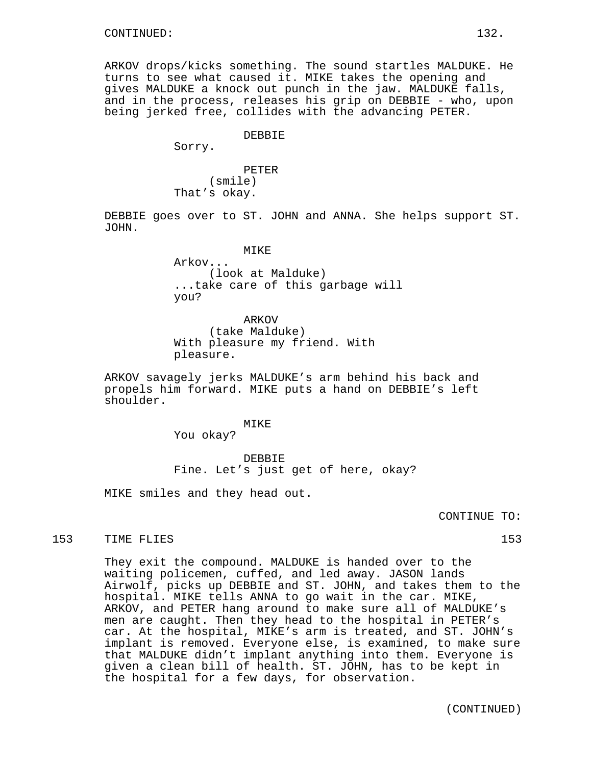CONTINUED:

ARKOV drops/kicks something. The sound startles MALDUKE. He turns to see what caused it. MIKE takes the opening and gives MALDUKE a knock out punch in the jaw. MALDUKE falls, and in the process, releases his grip on DEBBIE - who, upon being jerked free, collides with the advancing PETER.

DEBBIE
Sorry.

PETER
(smile)
That's okay.

DEBBIE goes over to ST. JOHN and ANNA. She helps support ST. JOHN.

MIKE
Arkov...
(look at Malduke)
...take care of this garbage will you?

ARKOV
(take Malduke)
With pleasure my friend. With pleasure.

ARKOV savagely jerks MALDUKE's arm behind his back and propels him forward. MIKE puts a hand on DEBBIE's left shoulder.

MIKE
You okay?

DEBBIE
Fine. Let's just get of here, okay?

MIKE smiles and they head out.

CONTINUE TO:

153 TIME FLIES 153

They exit the compound. MALDUKE is handed over to the waiting policemen, cuffed, and led away. JASON lands Airwolf, picks up DEBBIE and ST. JOHN, and takes them to the hospital. MIKE tells ANNA to go wait in the car. MIKE, ARKOV, and PETER hang around to make sure all of MALDUKE's men are caught. Then they head to the hospital in PETER's car. At the hospital, MIKE's arm is treated, and ST. JOHN's implant is removed. Everyone else, is examined, to make sure that MALDUKE didn't implant anything into them. Everyone is given a clean bill of health. ST. JOHN, has to be kept in the hospital for a few days, for observation.

(CONTINUED)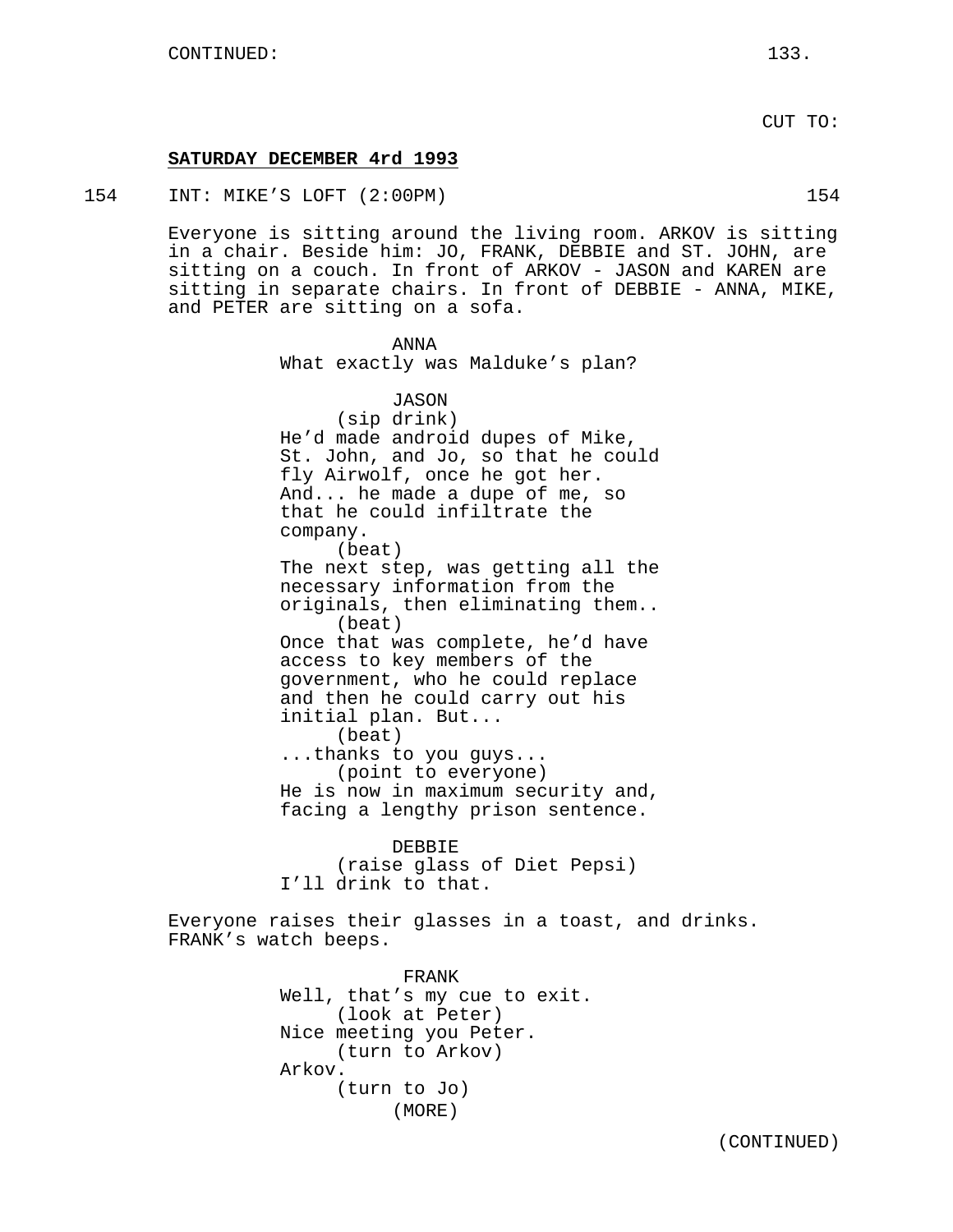CONTINUED:

CUT TO:

**SATURDAY DECEMBER 4rd 1993**

154 INT: MIKE'S LOFT (2:00PM) 154

Everyone is sitting around the living room. ARKOV is sitting in a chair. Beside him: JO, FRANK, DEBBIE and ST. JOHN, are sitting on a couch. In front of ARKOV - JASON and KAREN are sitting in separate chairs. In front of DEBBIE - ANNA, MIKE, and PETER are sitting on a sofa.

ANNA
What exactly was Malduke's plan?

JASON
(sip drink)
He'd made android dupes of Mike, St. John, and Jo, so that he could fly Airwolf, once he got her. And... he made a dupe of me, so that he could infiltrate the company.
(beat)
The next step, was getting all the necessary information from the originals, then eliminating them..
(beat)
Once that was complete, he'd have access to key members of the government, who he could replace and then he could carry out his initial plan. But...
(beat)
...thanks to you guys...
(point to everyone)
He is now in maximum security and, facing a lengthy prison sentence.

DEBBIE
(raise glass of Diet Pepsi)
I'll drink to that.

Everyone raises their glasses in a toast, and drinks. FRANK's watch beeps.

FRANK
Well, that's my cue to exit.
(look at Peter)
Nice meeting you Peter.
(turn to Arkov)
Arkov.
(turn to Jo)
(MORE)

(CONTINUED)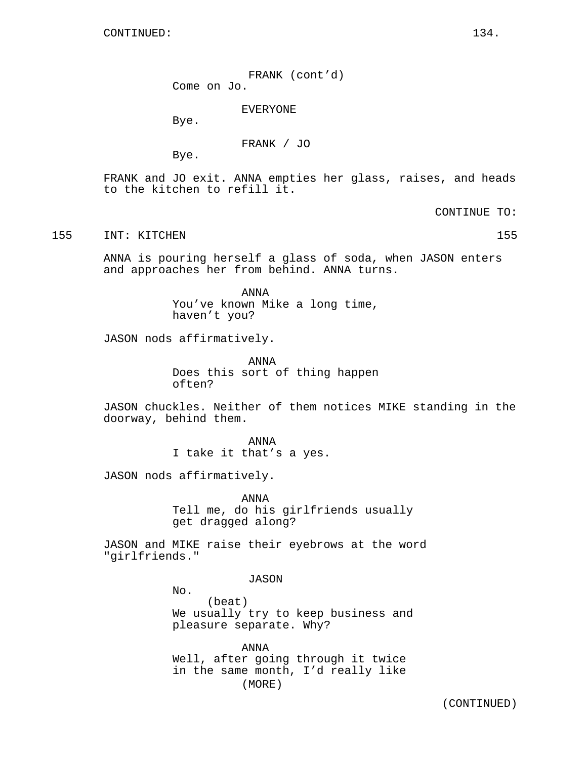CONTINUED:

FRANK (cont'd)
Come on Jo.

EVERYONE
Bye.

FRANK / JO
Bye.

FRANK and JO exit. ANNA empties her glass, raises, and heads to the kitchen to refill it.

CONTINUE TO:

155 INT: KITCHEN 155

ANNA is pouring herself a glass of soda, when JASON enters and approaches her from behind. ANNA turns.

ANNA
You've known Mike a long time, haven't you?

JASON nods affirmatively.

ANNA
Does this sort of thing happen often?

JASON chuckles. Neither of them notices MIKE standing in the doorway, behind them.

ANNA
I take it that's a yes.

JASON nods affirmatively.

ANNA
Tell me, do his girlfriends usually get dragged along?

JASON and MIKE raise their eyebrows at the word "girlfriends."

JASON
No.
(beat)
We usually try to keep business and pleasure separate. Why?

ANNA
Well, after going through it twice in the same month, I'd really like
(MORE)

(CONTINUED)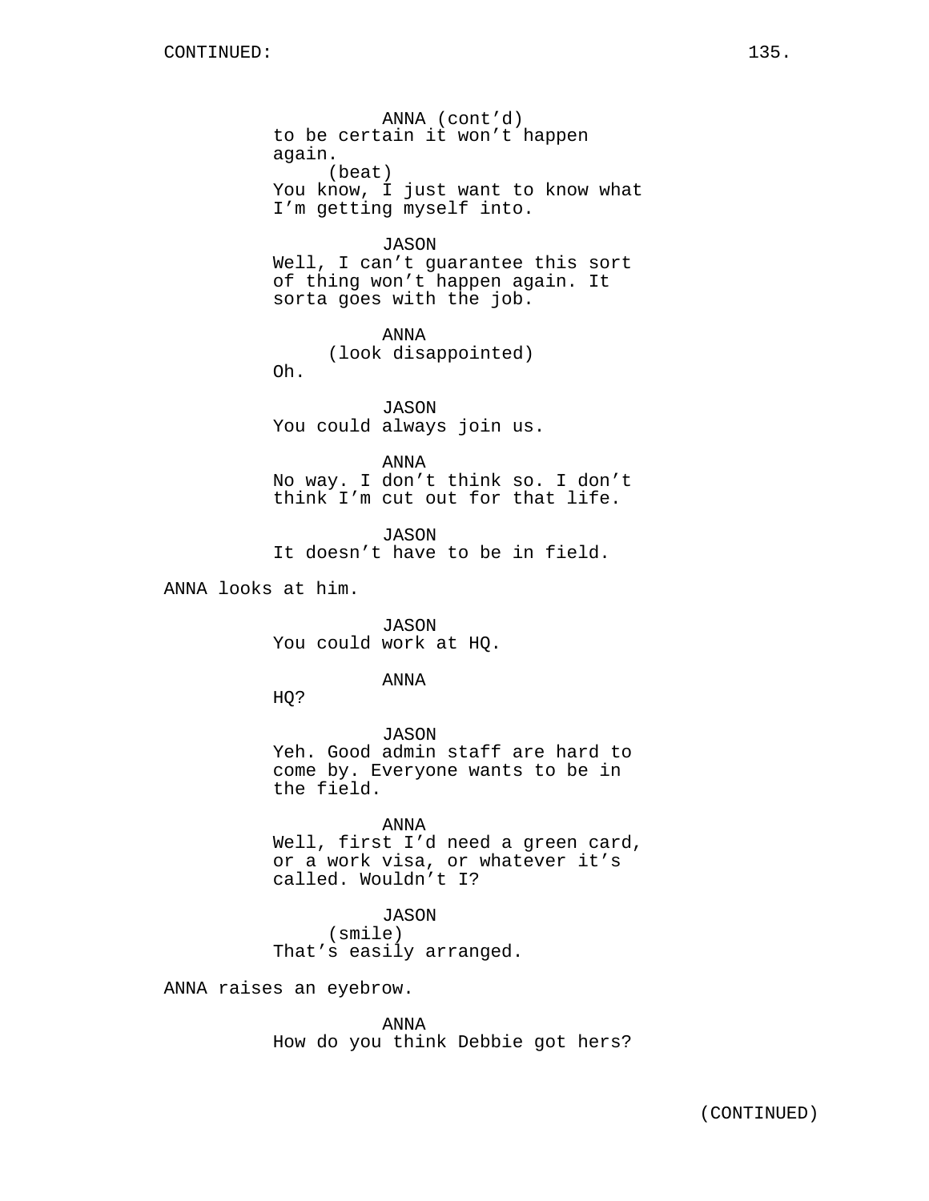ANNA (cont'd)
to be certain it won't happen again.
(beat)
You know, I just want to know what I'm getting myself into.

JASON
Well, I can't guarantee this sort of thing won't happen again. It sorta goes with the job.

ANNA
(look disappointed)
Oh.

JASON
You could always join us.

ANNA
No way. I don't think so. I don't think I'm cut out for that life.

JASON
It doesn't have to be in field.

ANNA looks at him.

JASON
You could work at HQ.

ANNA
HQ?

JASON
Yeh. Good admin staff are hard to come by. Everyone wants to be in the field.

ANNA
Well, first I'd need a green card, or a work visa, or whatever it's called. Wouldn't I?

JASON
(smile)
That's easily arranged.

ANNA raises an eyebrow.

ANNA
How do you think Debbie got hers?

(CONTINUED)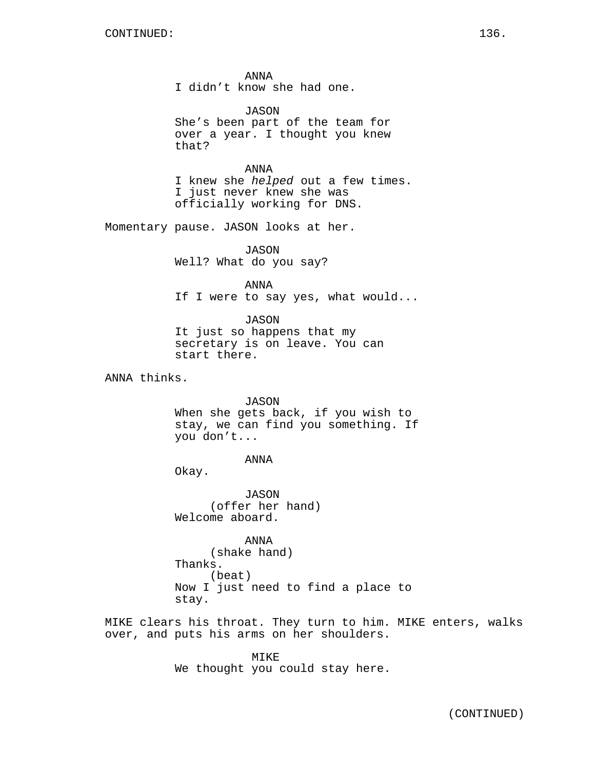ANNA
I didn't know she had one.

JASON
She's been part of the team for over a year. I thought you knew that?

ANNA
I knew she *helped* out a few times. I just never knew she was officially working for DNS.

Momentary pause. JASON looks at her.

JASON
Well? What do you say?

ANNA
If I were to say yes, what would...

JASON
It just so happens that my secretary is on leave. You can start there.

ANNA thinks.

JASON
When she gets back, if you wish to stay, we can find you something. If you don't...

ANNA
Okay.

JASON
(offer her hand)
Welcome aboard.

ANNA
(shake hand)
Thanks.
(beat)
Now I just need to find a place to stay.

MIKE clears his throat. They turn to him. MIKE enters, walks over, and puts his arms on her shoulders.

MIKE
We thought you could stay here.

(CONTINUED)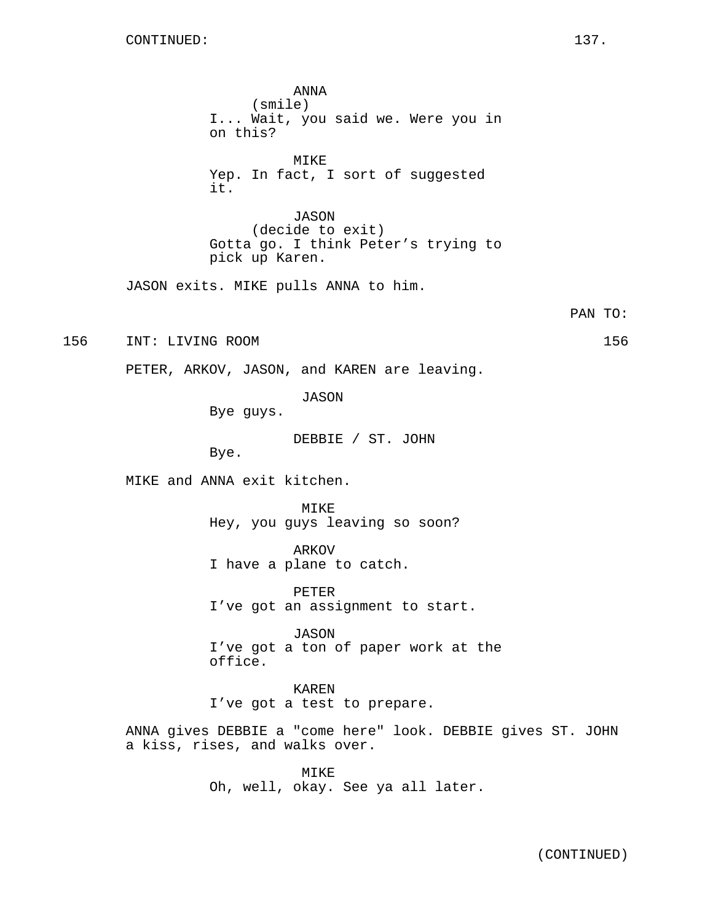CONTINUED:

ANNA
(smile)
I... Wait, you said we. Were you in on this?

MIKE
Yep. In fact, I sort of suggested it.

JASON
(decide to exit)
Gotta go. I think Peter's trying to pick up Karen.

JASON exits. MIKE pulls ANNA to him.

PAN TO:

156 INT: LIVING ROOM 156

PETER, ARKOV, JASON, and KAREN are leaving.

JASON
Bye guys.

DEBBIE / ST. JOHN
Bye.

MIKE and ANNA exit kitchen.

MIKE
Hey, you guys leaving so soon?

ARKOV
I have a plane to catch.

PETER
I've got an assignment to start.

JASON
I've got a ton of paper work at the office.

KAREN
I've got a test to prepare.

ANNA gives DEBBIE a "come here" look. DEBBIE gives ST. JOHN a kiss, rises, and walks over.

MIKE
Oh, well, okay. See ya all later.

(CONTINUED)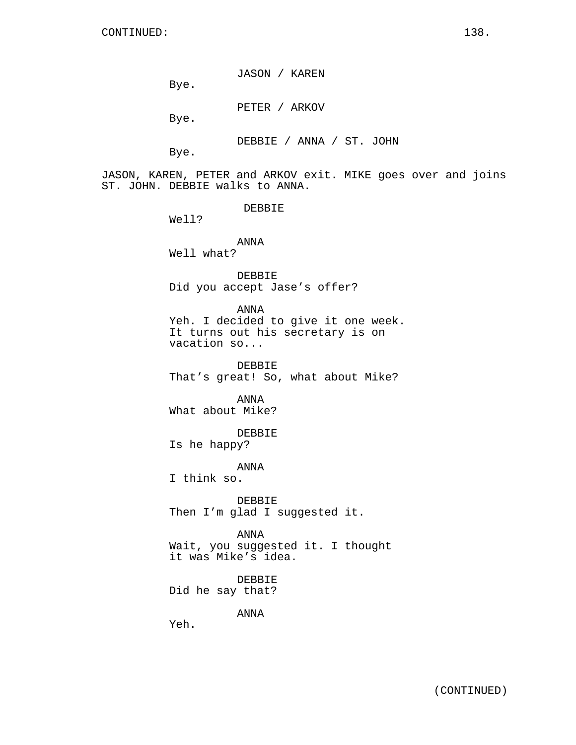CONTINUED:

JASON / KAREN
Bye.

PETER / ARKOV
Bye.

DEBBIE / ANNA / ST. JOHN
Bye.

JASON, KAREN, PETER and ARKOV exit. MIKE goes over and joins ST. JOHN. DEBBIE walks to ANNA.

DEBBIE
Well?

ANNA
Well what?

DEBBIE
Did you accept Jase's offer?

ANNA
Yeh. I decided to give it one week. It turns out his secretary is on vacation so...

DEBBIE
That's great! So, what about Mike?

ANNA
What about Mike?

DEBBIE
Is he happy?

ANNA
I think so.

DEBBIE
Then I'm glad I suggested it.

ANNA
Wait, you suggested it. I thought it was Mike's idea.

DEBBIE
Did he say that?

ANNA
Yeh.

(CONTINUED)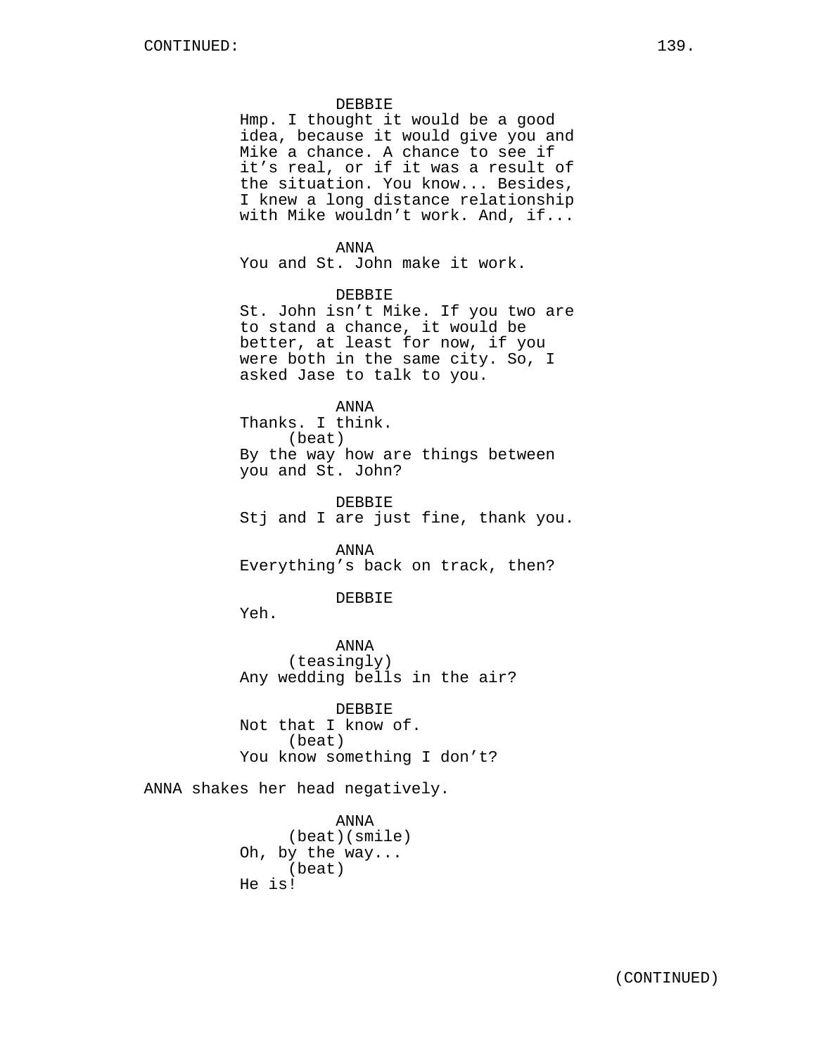CONTINUED:

DEBBIE
Hmp. I thought it would be a good idea, because it would give you and Mike a chance. A chance to see if it's real, or if it was a result of the situation. You know... Besides, I knew a long distance relationship with Mike wouldn't work. And, if...

ANNA
You and St. John make it work.

DEBBIE
St. John isn't Mike. If you two are to stand a chance, it would be better, at least for now, if you were both in the same city. So, I asked Jase to talk to you.

ANNA
Thanks. I think.
(beat)
By the way how are things between you and St. John?

DEBBIE
Stj and I are just fine, thank you.

ANNA
Everything's back on track, then?

DEBBIE
Yeh.

ANNA
(teasingly)
Any wedding bells in the air?

DEBBIE
Not that I know of.
(beat)
You know something I don't?

ANNA shakes her head negatively.

ANNA
(beat)(smile)
Oh, by the way...
(beat)
He is!

(CONTINUED)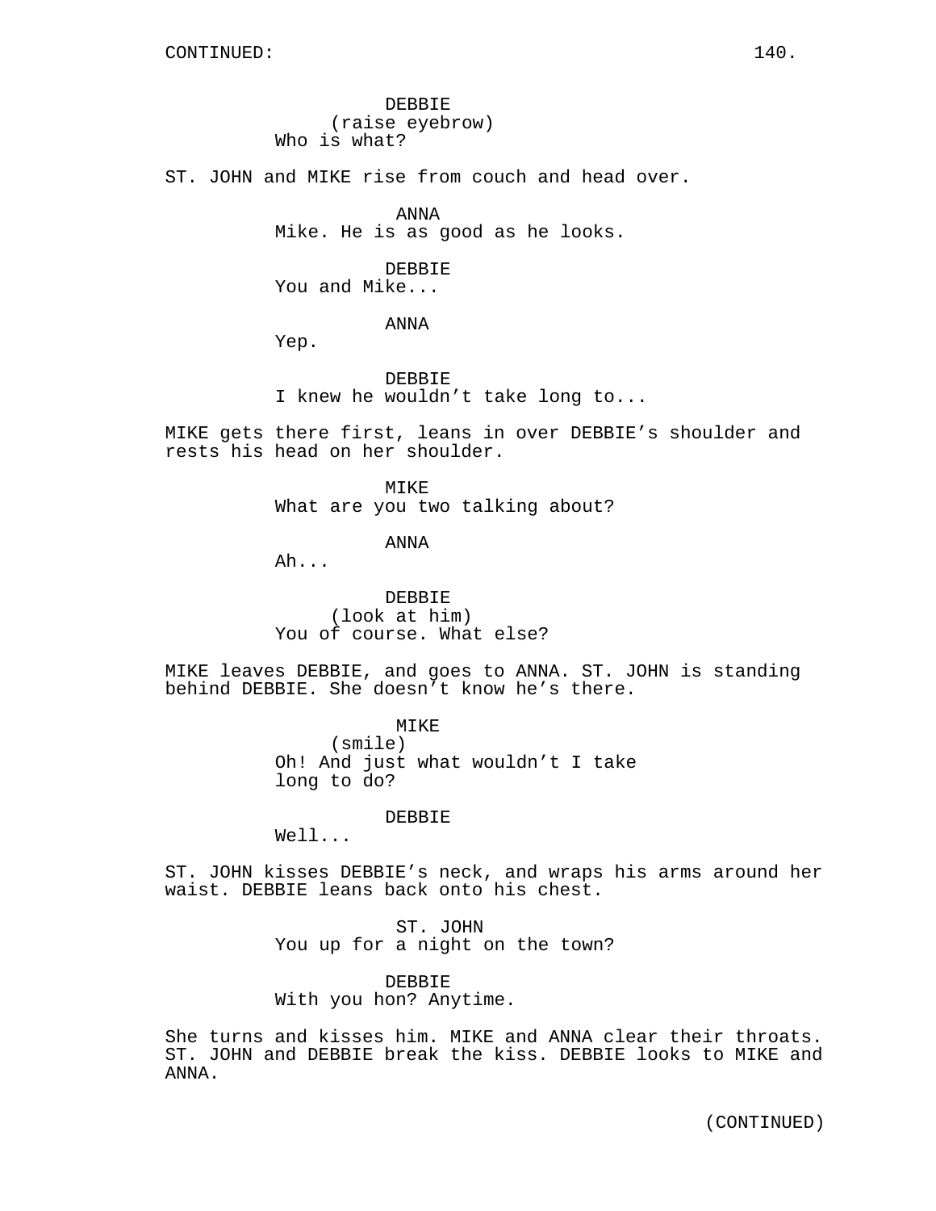CONTINUED:

DEBBIE
(raise eyebrow)
Who is what?

ST. JOHN and MIKE rise from couch and head over.

ANNA
Mike. He is as good as he looks.

DEBBIE
You and Mike...

ANNA
Yep.

DEBBIE
I knew he wouldn't take long to...

MIKE gets there first, leans in over DEBBIE's shoulder and rests his head on her shoulder.

MIKE
What are you two talking about?

ANNA
Ah...

DEBBIE
(look at him)
You of course. What else?

MIKE leaves DEBBIE, and goes to ANNA. ST. JOHN is standing behind DEBBIE. She doesn't know he's there.

MIKE
(smile)
Oh! And just what wouldn't I take long to do?

DEBBIE
Well...

ST. JOHN kisses DEBBIE's neck, and wraps his arms around her waist. DEBBIE leans back onto his chest.

ST. JOHN
You up for a night on the town?

DEBBIE
With you hon? Anytime.

She turns and kisses him. MIKE and ANNA clear their throats. ST. JOHN and DEBBIE break the kiss. DEBBIE looks to MIKE and ANNA.

(CONTINUED)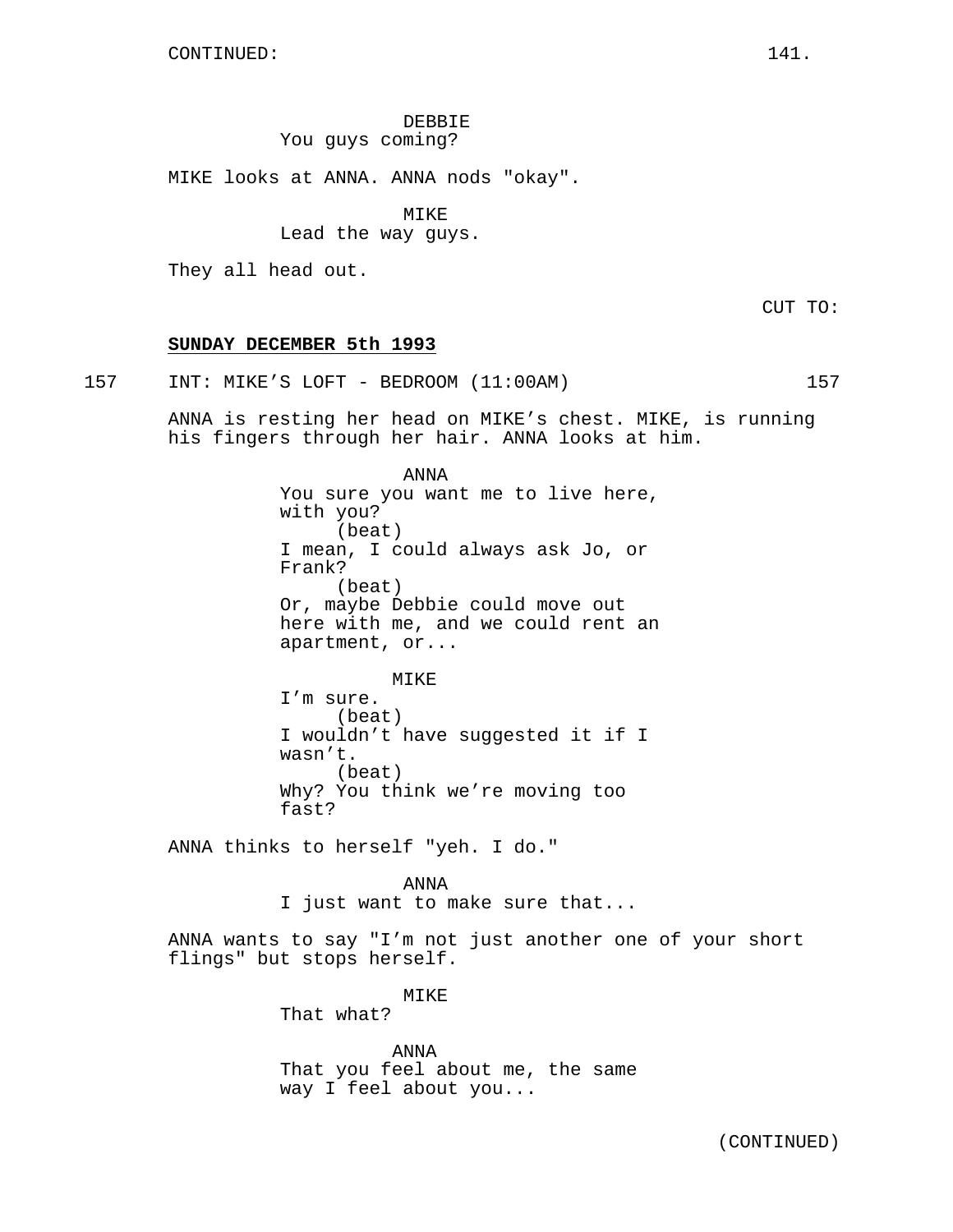CONTINUED:

DEBBIE
You guys coming?

MIKE looks at ANNA. ANNA nods "okay".

MIKE
Lead the way guys.

They all head out.

CUT TO:

**SUNDAY DECEMBER 5th 1993**

157 INT: MIKE'S LOFT - BEDROOM (11:00AM) 157

ANNA is resting her head on MIKE's chest. MIKE, is running his fingers through her hair. ANNA looks at him.

ANNA
You sure you want me to live here, with you?
(beat)
I mean, I could always ask Jo, or Frank?
(beat)
Or, maybe Debbie could move out here with me, and we could rent an apartment, or...

MIKE
I'm sure.
(beat)
I wouldn't have suggested it if I wasn't.
(beat)
Why? You think we're moving too fast?

ANNA thinks to herself "yeh. I do."

ANNA
I just want to make sure that...

ANNA wants to say "I'm not just another one of your short flings" but stops herself.

MIKE
That what?

ANNA
That you feel about me, the same way I feel about you...

(CONTINUED)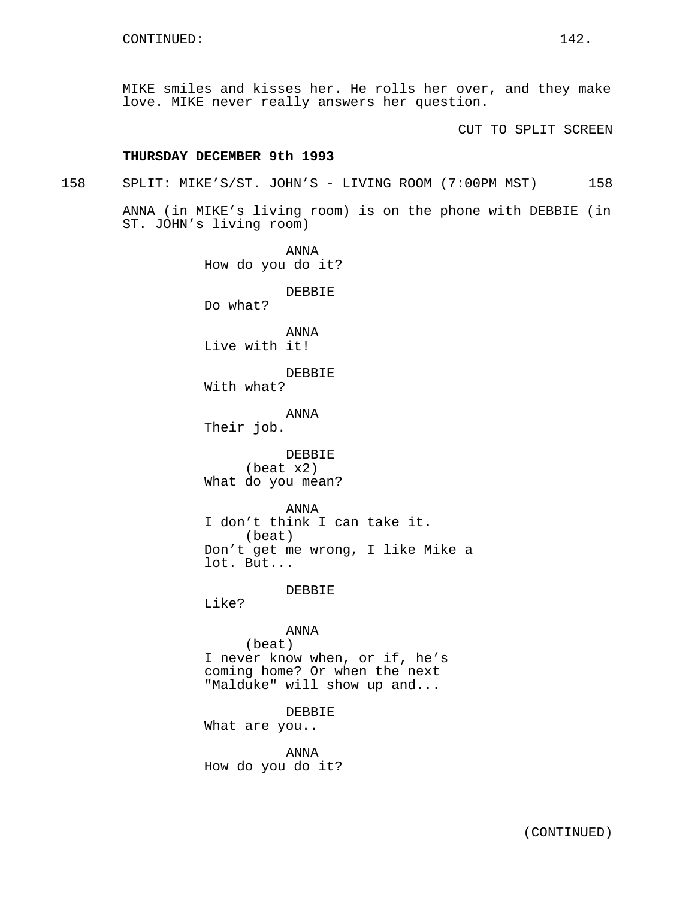CONTINUED:

MIKE smiles and kisses her. He rolls her over, and they make love. MIKE never really answers her question.

CUT TO SPLIT SCREEN

**THURSDAY DECEMBER 9th 1993**

158 SPLIT: MIKE'S/ST. JOHN'S - LIVING ROOM (7:00PM MST) 158

ANNA (in MIKE's living room) is on the phone with DEBBIE (in ST. JOHN's living room)

ANNA
How do you do it?

DEBBIE
Do what?

ANNA
Live with it!

DEBBIE
With what?

ANNA
Their job.

DEBBIE
(beat x2)
What do you mean?

ANNA
I don't think I can take it.
(beat)
Don't get me wrong, I like Mike a lot. But...

DEBBIE
Like?

ANNA
(beat)
I never know when, or if, he's coming home? Or when the next "Malduke" will show up and...

DEBBIE
What are you..

ANNA
How do you do it?

(CONTINUED)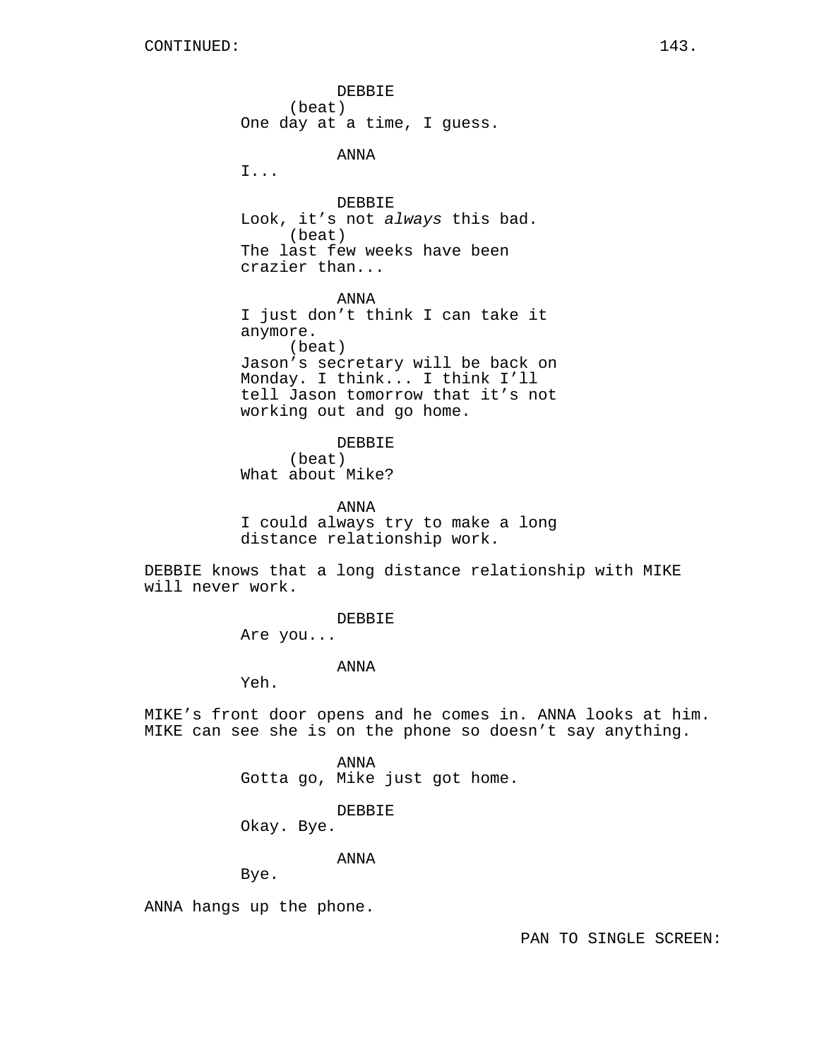CONTINUED:

DEBBIE
(beat)
One day at a time, I guess.

ANNA
I...

DEBBIE
Look, it's not *always* this bad.
(beat)
The last few weeks have been crazier than...

ANNA
I just don't think I can take it anymore.
(beat)
Jason's secretary will be back on Monday. I think... I think I'll tell Jason tomorrow that it's not working out and go home.

DEBBIE
(beat)
What about Mike?

ANNA
I could always try to make a long distance relationship work.

DEBBIE knows that a long distance relationship with MIKE will never work.

DEBBIE
Are you...

ANNA
Yeh.

MIKE's front door opens and he comes in. ANNA looks at him. MIKE can see she is on the phone so doesn't say anything.

ANNA
Gotta go, Mike just got home.

DEBBIE
Okay. Bye.

ANNA
Bye.

ANNA hangs up the phone.

PAN TO SINGLE SCREEN: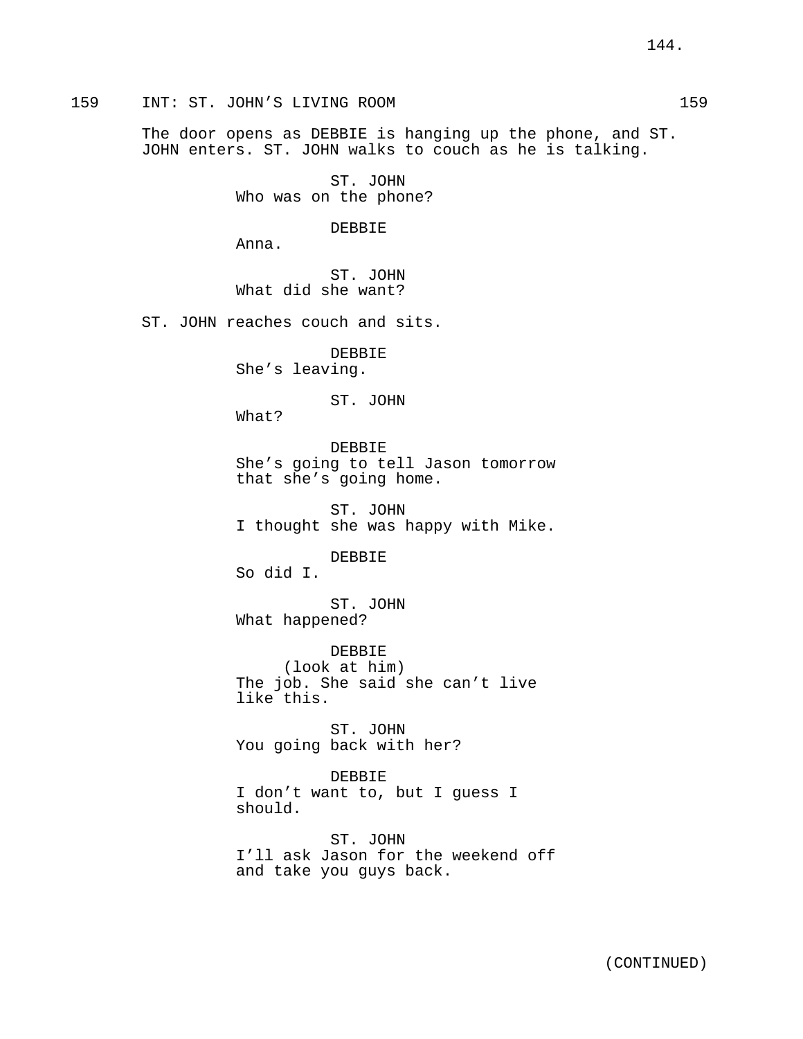159 INT: ST. JOHN'S LIVING ROOM 159

The door opens as DEBBIE is hanging up the phone, and ST. JOHN enters. ST. JOHN walks to couch as he is talking.

ST. JOHN
Who was on the phone?

DEBBIE
Anna.

ST. JOHN
What did she want?

ST. JOHN reaches couch and sits.

DEBBIE
She's leaving.

ST. JOHN
What?

DEBBIE
She's going to tell Jason tomorrow that she's going home.

ST. JOHN
I thought she was happy with Mike.

DEBBIE
So did I.

ST. JOHN
What happened?

DEBBIE
(look at him)
The job. She said she can't live like this.

ST. JOHN
You going back with her?

DEBBIE
I don't want to, but I guess I should.

ST. JOHN
I'll ask Jason for the weekend off and take you guys back.

(CONTINUED)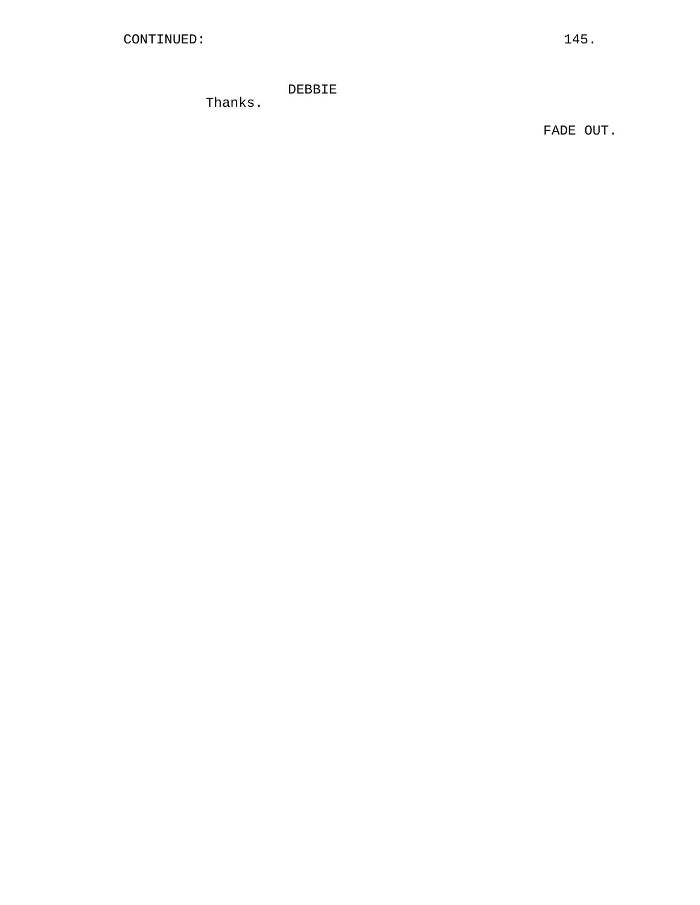CONTINUED:

DEBBIE
Thanks.

FADE OUT.